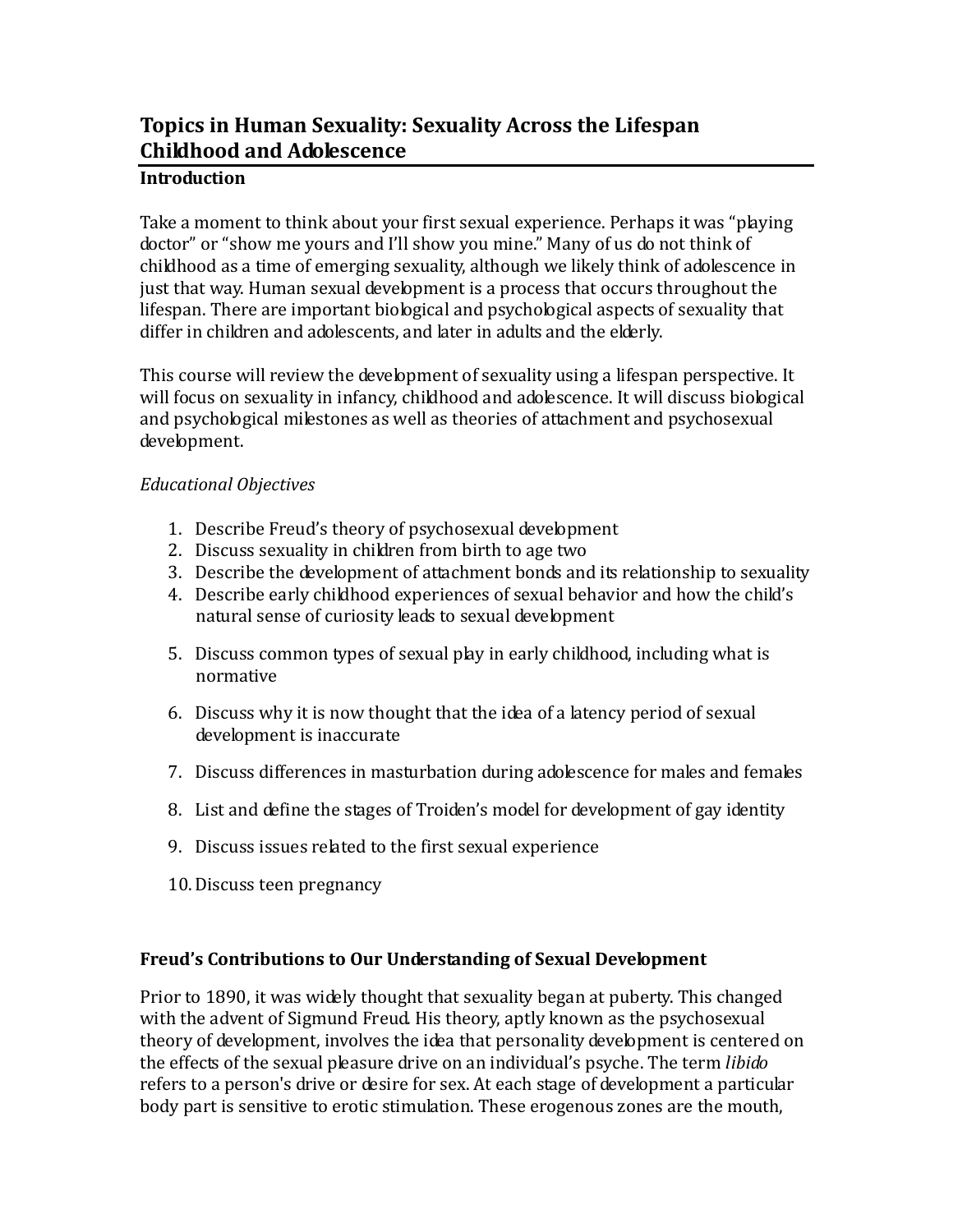# Topics in Human Sexuality: Sexuality Across the Lifespan Childhood and Adolescence

## Introduction

Take a moment to think about your first sexual experience. Perhaps it was "playing doctor" or "show me yours and I'll show you mine." Many of us do not think of childhood as a time of emerging sexuality, although we likely think of adolescence in just that way. Human sexual development is a process that occurs throughout the lifespan. There are important biological and psychological aspects of sexuality that differ in children and adolescents, and later in adults and the elderly.

This course will review the development of sexuality using a lifespan perspective. It will focus on sexuality in infancy, childhood and adolescence. It will discuss biological and psychological milestones as well as theories of attachment and psychosexual development.

*Educational Objectives*

1. Describe Freud's theory of psychosexual development
2. Discuss sexuality in children from birth to age two
3. Describe the development of attachment bonds and its relationship to sexuality
4. Describe early childhood experiences of sexual behavior and how the child's natural sense of curiosity leads to sexual development
5. Discuss common types of sexual play in early childhood, including what is normative
6. Discuss why it is now thought that the idea of a latency period of sexual development is inaccurate
7. Discuss differences in masturbation during adolescence for males and females
8. List and define the stages of Troiden's model for development of gay identity
9. Discuss issues related to the first sexual experience
10. Discuss teen pregnancy

## Freud's Contributions to Our Understanding of Sexual Development

Prior to 1890, it was widely thought that sexuality began at puberty. This changed with the advent of Sigmund Freud. His theory, aptly known as the psychosexual theory of development, involves the idea that personality development is centered on the effects of the sexual pleasure drive on an individual's psyche. The term *libido* refers to a person's drive or desire for sex. At each stage of development a particular body part is sensitive to erotic stimulation. These erogenous zones are the mouth,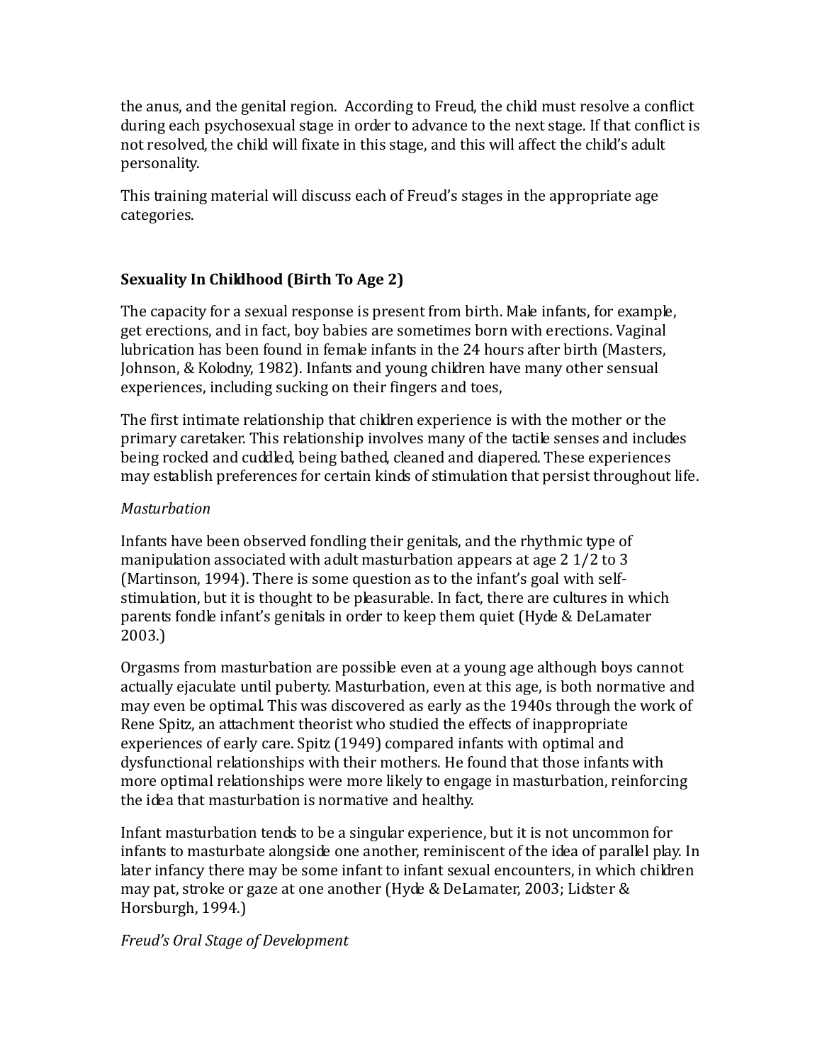the anus, and the genital region. According to Freud, the child must resolve a conflict during each psychosexual stage in order to advance to the next stage. If that conflict is not resolved, the child will fixate in this stage, and this will affect the child's adult personality.

This training material will discuss each of Freud's stages in the appropriate age categories.

**Sexuality In Childhood (Birth To Age 2)**

The capacity for a sexual response is present from birth. Male infants, for example, get erections, and in fact, boy babies are sometimes born with erections. Vaginal lubrication has been found in female infants in the 24 hours after birth (Masters, Johnson, & Kolodny, 1982). Infants and young children have many other sensual experiences, including sucking on their fingers and toes,

The first intimate relationship that children experience is with the mother or the primary caretaker. This relationship involves many of the tactile senses and includes being rocked and cuddled, being bathed, cleaned and diapered. These experiences may establish preferences for certain kinds of stimulation that persist throughout life.

*Masturbation*

Infants have been observed fondling their genitals, and the rhythmic type of manipulation associated with adult masturbation appears at age 2 1/2 to 3 (Martinson, 1994). There is some question as to the infant's goal with self-stimulation, but it is thought to be pleasurable. In fact, there are cultures in which parents fondle infant's genitals in order to keep them quiet (Hyde & DeLamater 2003.)

Orgasms from masturbation are possible even at a young age although boys cannot actually ejaculate until puberty. Masturbation, even at this age, is both normative and may even be optimal. This was discovered as early as the 1940s through the work of Rene Spitz, an attachment theorist who studied the effects of inappropriate experiences of early care. Spitz (1949) compared infants with optimal and dysfunctional relationships with their mothers. He found that those infants with more optimal relationships were more likely to engage in masturbation, reinforcing the idea that masturbation is normative and healthy.

Infant masturbation tends to be a singular experience, but it is not uncommon for infants to masturbate alongside one another, reminiscent of the idea of parallel play. In later infancy there may be some infant to infant sexual encounters, in which children may pat, stroke or gaze at one another (Hyde & DeLamater, 2003; Lidster & Horsburgh, 1994.)

*Freud's Oral Stage of Development*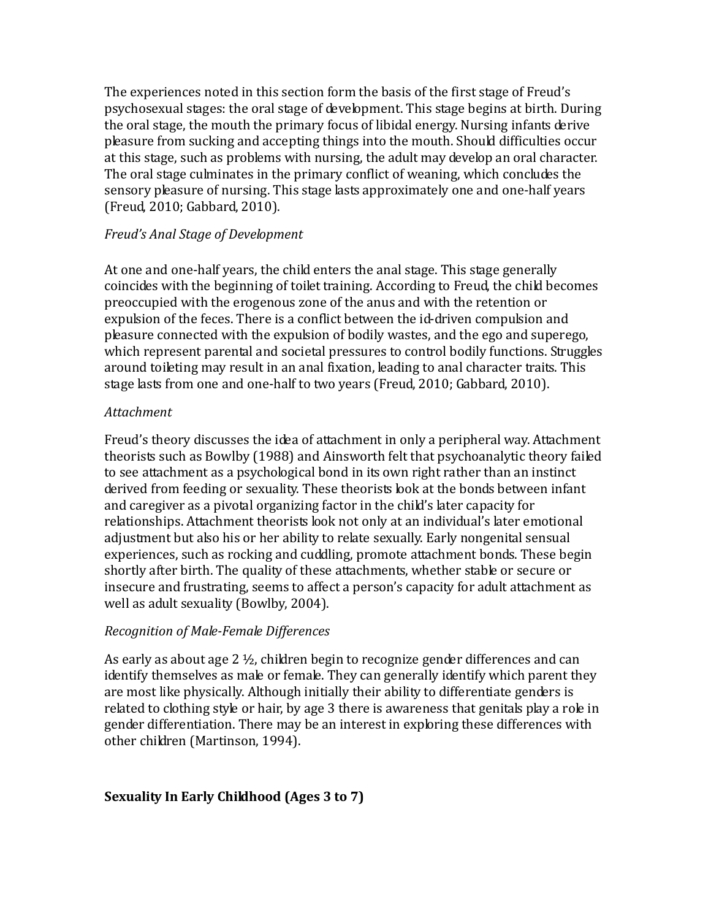The experiences noted in this section form the basis of the first stage of Freud's psychosexual stages: the oral stage of development. This stage begins at birth. During the oral stage, the mouth the primary focus of libidal energy. Nursing infants derive pleasure from sucking and accepting things into the mouth. Should difficulties occur at this stage, such as problems with nursing, the adult may develop an oral character. The oral stage culminates in the primary conflict of weaning, which concludes the sensory pleasure of nursing. This stage lasts approximately one and one-half years (Freud, 2010; Gabbard, 2010).

*Freud's Anal Stage of Development*

At one and one-half years, the child enters the anal stage. This stage generally coincides with the beginning of toilet training. According to Freud, the child becomes preoccupied with the erogenous zone of the anus and with the retention or expulsion of the feces. There is a conflict between the id-driven compulsion and pleasure connected with the expulsion of bodily wastes, and the ego and superego, which represent parental and societal pressures to control bodily functions. Struggles around toileting may result in an anal fixation, leading to anal character traits. This stage lasts from one and one-half to two years (Freud, 2010; Gabbard, 2010).

*Attachment*

Freud's theory discusses the idea of attachment in only a peripheral way. Attachment theorists such as Bowlby (1988) and Ainsworth felt that psychoanalytic theory failed to see attachment as a psychological bond in its own right rather than an instinct derived from feeding or sexuality. These theorists look at the bonds between infant and caregiver as a pivotal organizing factor in the child's later capacity for relationships. Attachment theorists look not only at an individual's later emotional adjustment but also his or her ability to relate sexually. Early nongenital sensual experiences, such as rocking and cuddling, promote attachment bonds. These begin shortly after birth. The quality of these attachments, whether stable or secure or insecure and frustrating, seems to affect a person's capacity for adult attachment as well as adult sexuality (Bowlby, 2004).

*Recognition of Male-Female Differences*

As early as about age 2 ½, children begin to recognize gender differences and can identify themselves as male or female. They can generally identify which parent they are most like physically. Although initially their ability to differentiate genders is related to clothing style or hair, by age 3 there is awareness that genitals play a role in gender differentiation. There may be an interest in exploring these differences with other children (Martinson, 1994).

**Sexuality In Early Childhood (Ages 3 to 7)**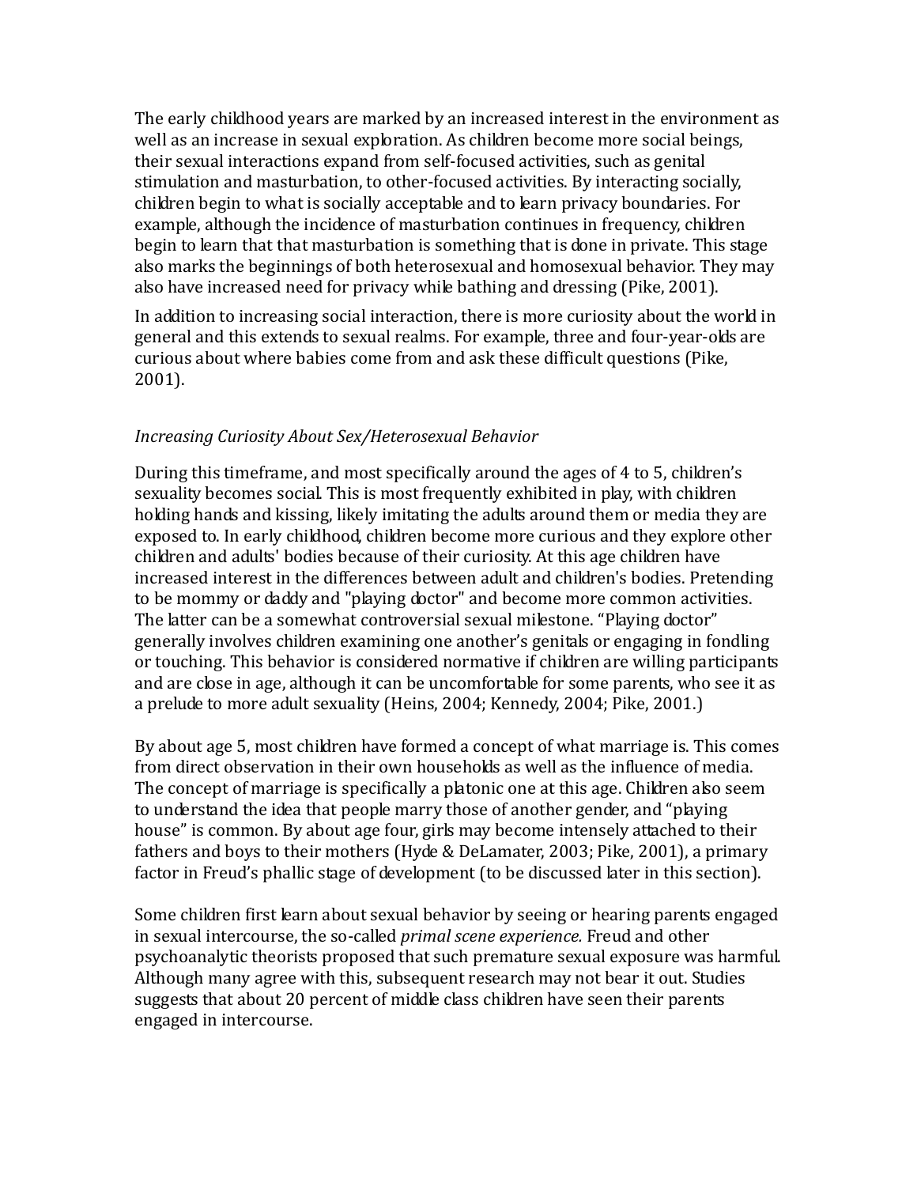The early childhood years are marked by an increased interest in the environment as well as an increase in sexual exploration. As children become more social beings, their sexual interactions expand from self-focused activities, such as genital stimulation and masturbation, to other-focused activities. By interacting socially, children begin to what is socially acceptable and to learn privacy boundaries. For example, although the incidence of masturbation continues in frequency, children begin to learn that that masturbation is something that is done in private. This stage also marks the beginnings of both heterosexual and homosexual behavior. They may also have increased need for privacy while bathing and dressing (Pike, 2001).

In addition to increasing social interaction, there is more curiosity about the world in general and this extends to sexual realms. For example, three and four-year-olds are curious about where babies come from and ask these difficult questions (Pike, 2001).

*Increasing Curiosity About Sex/Heterosexual Behavior*

During this timeframe, and most specifically around the ages of 4 to 5, children's sexuality becomes social. This is most frequently exhibited in play, with children holding hands and kissing, likely imitating the adults around them or media they are exposed to. In early childhood, children become more curious and they explore other children and adults' bodies because of their curiosity. At this age children have increased interest in the differences between adult and children's bodies. Pretending to be mommy or daddy and "playing doctor" and become more common activities. The latter can be a somewhat controversial sexual milestone. "Playing doctor" generally involves children examining one another's genitals or engaging in fondling or touching. This behavior is considered normative if children are willing participants and are close in age, although it can be uncomfortable for some parents, who see it as a prelude to more adult sexuality (Heins, 2004; Kennedy, 2004; Pike, 2001.)

By about age 5, most children have formed a concept of what marriage is. This comes from direct observation in their own households as well as the influence of media. The concept of marriage is specifically a platonic one at this age. Children also seem to understand the idea that people marry those of another gender, and "playing house" is common. By about age four, girls may become intensely attached to their fathers and boys to their mothers (Hyde & DeLamater, 2003; Pike, 2001), a primary factor in Freud's phallic stage of development (to be discussed later in this section).

Some children first learn about sexual behavior by seeing or hearing parents engaged in sexual intercourse, the so-called *primal scene experience.* Freud and other psychoanalytic theorists proposed that such premature sexual exposure was harmful. Although many agree with this, subsequent research may not bear it out. Studies suggests that about 20 percent of middle class children have seen their parents engaged in intercourse.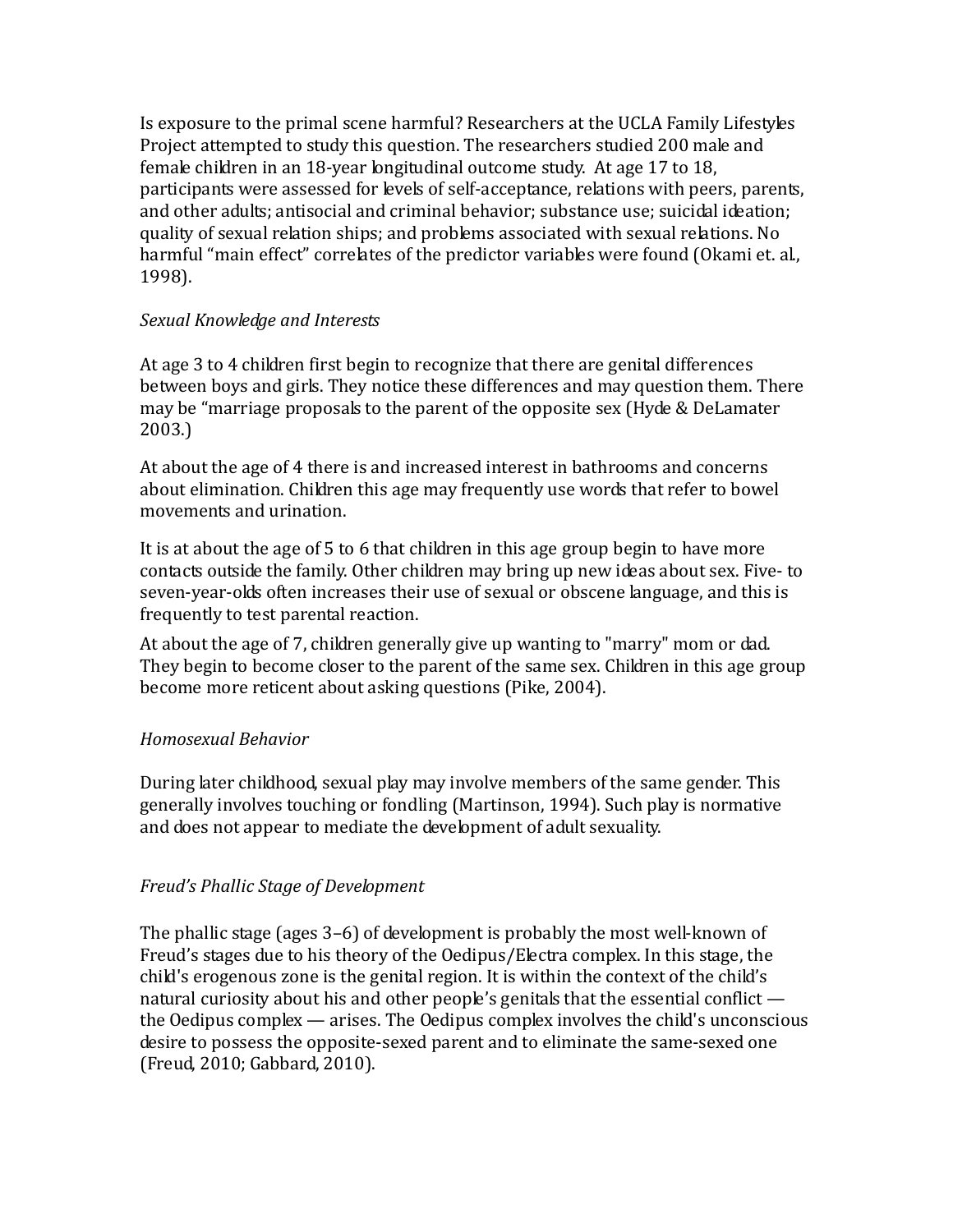Is exposure to the primal scene harmful? Researchers at the UCLA Family Lifestyles Project attempted to study this question. The researchers studied 200 male and female children in an 18-year longitudinal outcome study. At age 17 to 18, participants were assessed for levels of self-acceptance, relations with peers, parents, and other adults; antisocial and criminal behavior; substance use; suicidal ideation; quality of sexual relation ships; and problems associated with sexual relations. No harmful "main effect" correlates of the predictor variables were found (Okami et. al., 1998).

*Sexual Knowledge and Interests*

At age 3 to 4 children first begin to recognize that there are genital differences between boys and girls. They notice these differences and may question them. There may be "marriage proposals to the parent of the opposite sex (Hyde & DeLamater 2003.)

At about the age of 4 there is and increased interest in bathrooms and concerns about elimination. Children this age may frequently use words that refer to bowel movements and urination.

It is at about the age of 5 to 6 that children in this age group begin to have more contacts outside the family. Other children may bring up new ideas about sex. Five- to seven-year-olds often increases their use of sexual or obscene language, and this is frequently to test parental reaction.

At about the age of 7, children generally give up wanting to "marry" mom or dad. They begin to become closer to the parent of the same sex. Children in this age group become more reticent about asking questions (Pike, 2004).

*Homosexual Behavior*

During later childhood, sexual play may involve members of the same gender. This generally involves touching or fondling (Martinson, 1994). Such play is normative and does not appear to mediate the development of adult sexuality.

*Freud's Phallic Stage of Development*

The phallic stage (ages 3–6) of development is probably the most well-known of Freud's stages due to his theory of the Oedipus/Electra complex. In this stage, the child's erogenous zone is the genital region. It is within the context of the child's natural curiosity about his and other people's genitals that the essential conflict — the Oedipus complex — arises. The Oedipus complex involves the child's unconscious desire to possess the opposite-sexed parent and to eliminate the same-sexed one (Freud, 2010; Gabbard, 2010).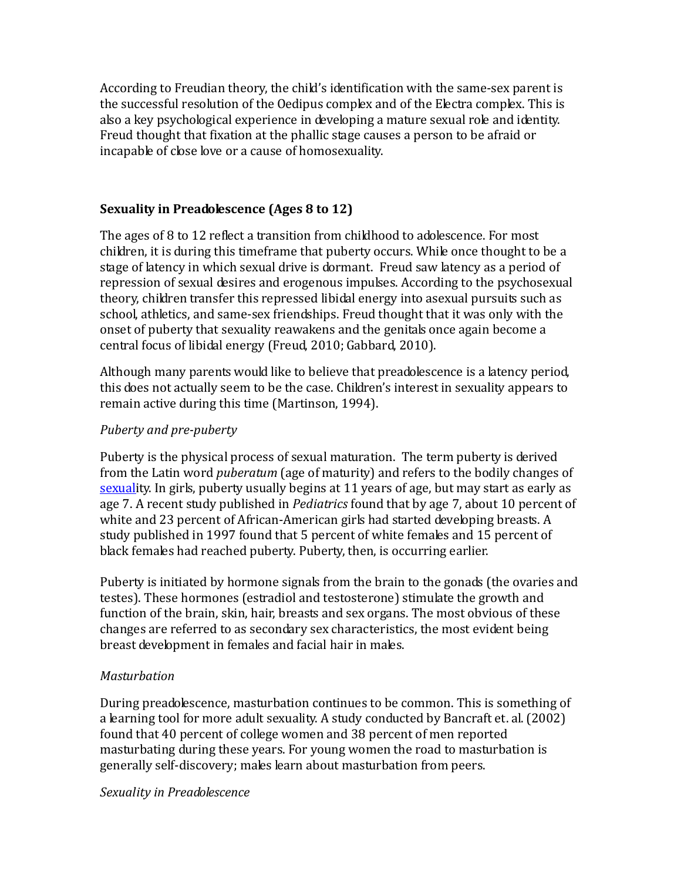According to Freudian theory, the child's identification with the same-sex parent is the successful resolution of the Oedipus complex and of the Electra complex. This is also a key psychological experience in developing a mature sexual role and identity. Freud thought that fixation at the phallic stage causes a person to be afraid or incapable of close love or a cause of homosexuality.

## Sexuality in Preadolescence (Ages 8 to 12)

The ages of 8 to 12 reflect a transition from childhood to adolescence. For most children, it is during this timeframe that puberty occurs. While once thought to be a stage of latency in which sexual drive is dormant. Freud saw latency as a period of repression of sexual desires and erogenous impulses. According to the psychosexual theory, children transfer this repressed libidal energy into asexual pursuits such as school, athletics, and same-sex friendships. Freud thought that it was only with the onset of puberty that sexuality reawakens and the genitals once again become a central focus of libidal energy (Freud, 2010; Gabbard, 2010).

Although many parents would like to believe that preadolescence is a latency period, this does not actually seem to be the case. Children's interest in sexuality appears to remain active during this time (Martinson, 1994).

*Puberty and pre-puberty*

Puberty is the physical process of sexual maturation. The term puberty is derived from the Latin word *puberatum* (age of maturity) and refers to the bodily changes of sexuality. In girls, puberty usually begins at 11 years of age, but may start as early as age 7. A recent study published in *Pediatrics* found that by age 7, about 10 percent of white and 23 percent of African-American girls had started developing breasts. A study published in 1997 found that 5 percent of white females and 15 percent of black females had reached puberty. Puberty, then, is occurring earlier.

Puberty is initiated by hormone signals from the brain to the gonads (the ovaries and testes). These hormones (estradiol and testosterone) stimulate the growth and function of the brain, skin, hair, breasts and sex organs. The most obvious of these changes are referred to as secondary sex characteristics, the most evident being breast development in females and facial hair in males.

*Masturbation*

During preadolescence, masturbation continues to be common. This is something of a learning tool for more adult sexuality. A study conducted by Bancraft et. al. (2002) found that 40 percent of college women and 38 percent of men reported masturbating during these years. For young women the road to masturbation is generally self-discovery; males learn about masturbation from peers.

*Sexuality in Preadolescence*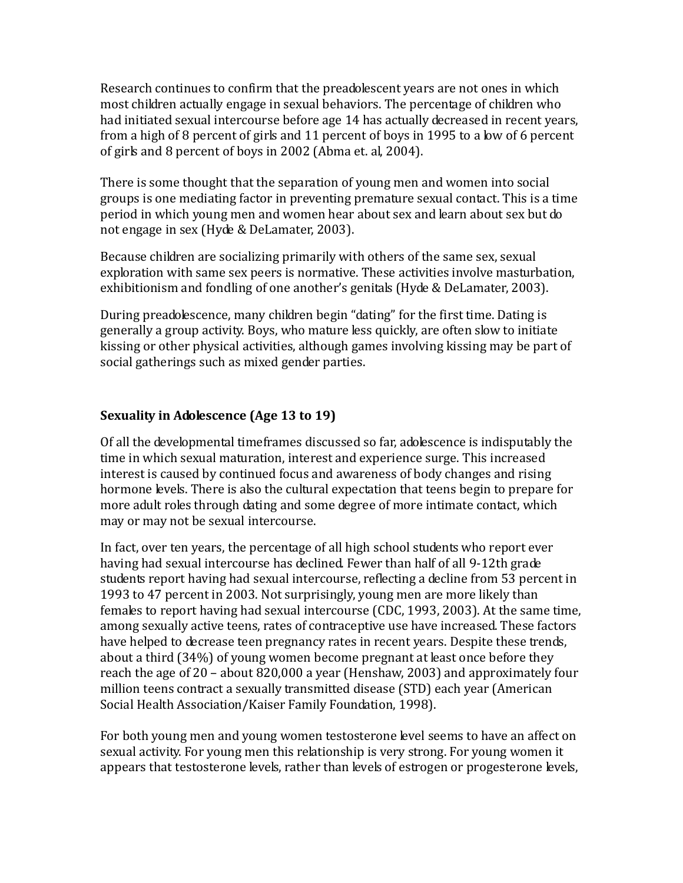Research continues to confirm that the preadolescent years are not ones in which most children actually engage in sexual behaviors. The percentage of children who had initiated sexual intercourse before age 14 has actually decreased in recent years, from a high of 8 percent of girls and 11 percent of boys in 1995 to a low of 6 percent of girls and 8 percent of boys in 2002 (Abma et. al, 2004).

There is some thought that the separation of young men and women into social groups is one mediating factor in preventing premature sexual contact. This is a time period in which young men and women hear about sex and learn about sex but do not engage in sex (Hyde & DeLamater, 2003).

Because children are socializing primarily with others of the same sex, sexual exploration with same sex peers is normative. These activities involve masturbation, exhibitionism and fondling of one another's genitals (Hyde & DeLamater, 2003).

During preadolescence, many children begin "dating" for the first time. Dating is generally a group activity. Boys, who mature less quickly, are often slow to initiate kissing or other physical activities, although games involving kissing may be part of social gatherings such as mixed gender parties.

### Sexuality in Adolescence (Age 13 to 19)

Of all the developmental timeframes discussed so far, adolescence is indisputably the time in which sexual maturation, interest and experience surge. This increased interest is caused by continued focus and awareness of body changes and rising hormone levels. There is also the cultural expectation that teens begin to prepare for more adult roles through dating and some degree of more intimate contact, which may or may not be sexual intercourse.

In fact, over ten years, the percentage of all high school students who report ever having had sexual intercourse has declined. Fewer than half of all 9-12th grade students report having had sexual intercourse, reflecting a decline from 53 percent in 1993 to 47 percent in 2003. Not surprisingly, young men are more likely than females to report having had sexual intercourse (CDC, 1993, 2003). At the same time, among sexually active teens, rates of contraceptive use have increased. These factors have helped to decrease teen pregnancy rates in recent years. Despite these trends, about a third (34%) of young women become pregnant at least once before they reach the age of 20 – about 820,000 a year (Henshaw, 2003) and approximately four million teens contract a sexually transmitted disease (STD) each year (American Social Health Association/Kaiser Family Foundation, 1998).

For both young men and young women testosterone level seems to have an affect on sexual activity. For young men this relationship is very strong. For young women it appears that testosterone levels, rather than levels of estrogen or progesterone levels,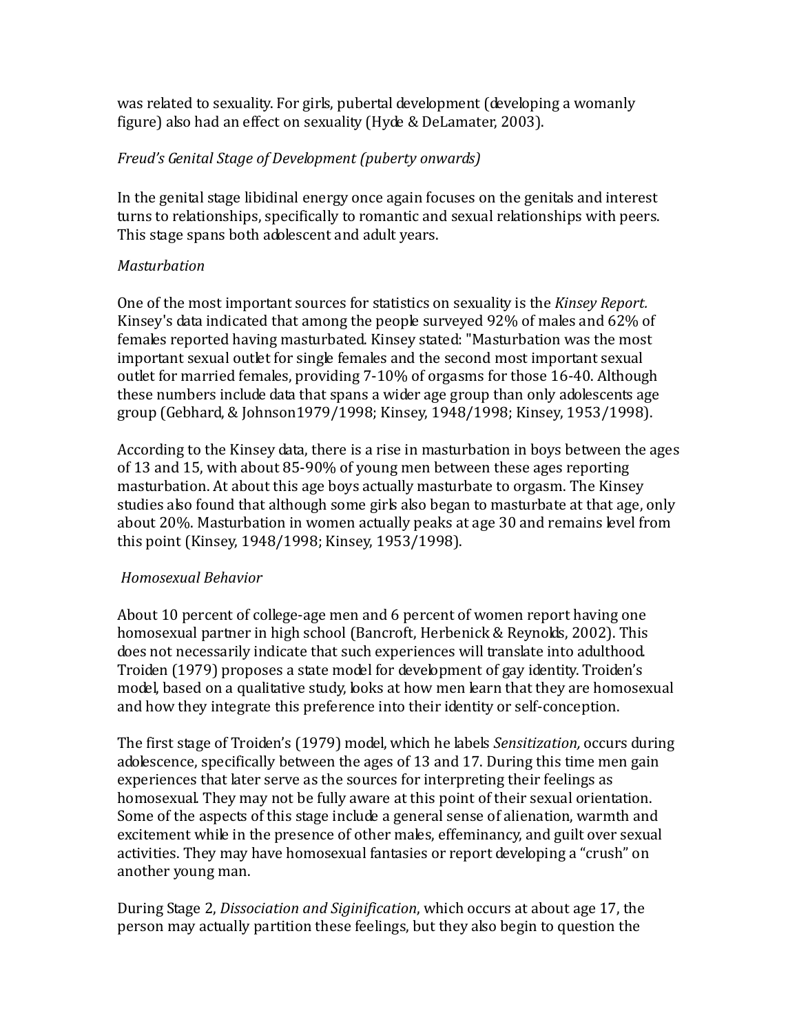was related to sexuality. For girls, pubertal development (developing a womanly figure) also had an effect on sexuality (Hyde & DeLamater, 2003).

*Freud's Genital Stage of Development (puberty onwards)*

In the genital stage libidinal energy once again focuses on the genitals and interest turns to relationships, specifically to romantic and sexual relationships with peers. This stage spans both adolescent and adult years.

*Masturbation*

One of the most important sources for statistics on sexuality is the *Kinsey Report.* Kinsey's data indicated that among the people surveyed 92% of males and 62% of females reported having masturbated. Kinsey stated: "Masturbation was the most important sexual outlet for single females and the second most important sexual outlet for married females, providing 7-10% of orgasms for those 16-40. Although these numbers include data that spans a wider age group than only adolescents age group (Gebhard, & Johnson1979/1998; Kinsey, 1948/1998; Kinsey, 1953/1998).

According to the Kinsey data, there is a rise in masturbation in boys between the ages of 13 and 15, with about 85-90% of young men between these ages reporting masturbation. At about this age boys actually masturbate to orgasm. The Kinsey studies also found that although some girls also began to masturbate at that age, only about 20%. Masturbation in women actually peaks at age 30 and remains level from this point (Kinsey, 1948/1998; Kinsey, 1953/1998).

*Homosexual Behavior*

About 10 percent of college-age men and 6 percent of women report having one homosexual partner in high school (Bancroft, Herbenick & Reynolds, 2002). This does not necessarily indicate that such experiences will translate into adulthood. Troiden (1979) proposes a state model for development of gay identity. Troiden's model, based on a qualitative study, looks at how men learn that they are homosexual and how they integrate this preference into their identity or self-conception.

The first stage of Troiden's (1979) model, which he labels *Sensitization,* occurs during adolescence, specifically between the ages of 13 and 17. During this time men gain experiences that later serve as the sources for interpreting their feelings as homosexual. They may not be fully aware at this point of their sexual orientation. Some of the aspects of this stage include a general sense of alienation, warmth and excitement while in the presence of other males, effeminancy, and guilt over sexual activities. They may have homosexual fantasies or report developing a "crush" on another young man.

During Stage 2, *Dissociation and Siginification*, which occurs at about age 17, the person may actually partition these feelings, but they also begin to question the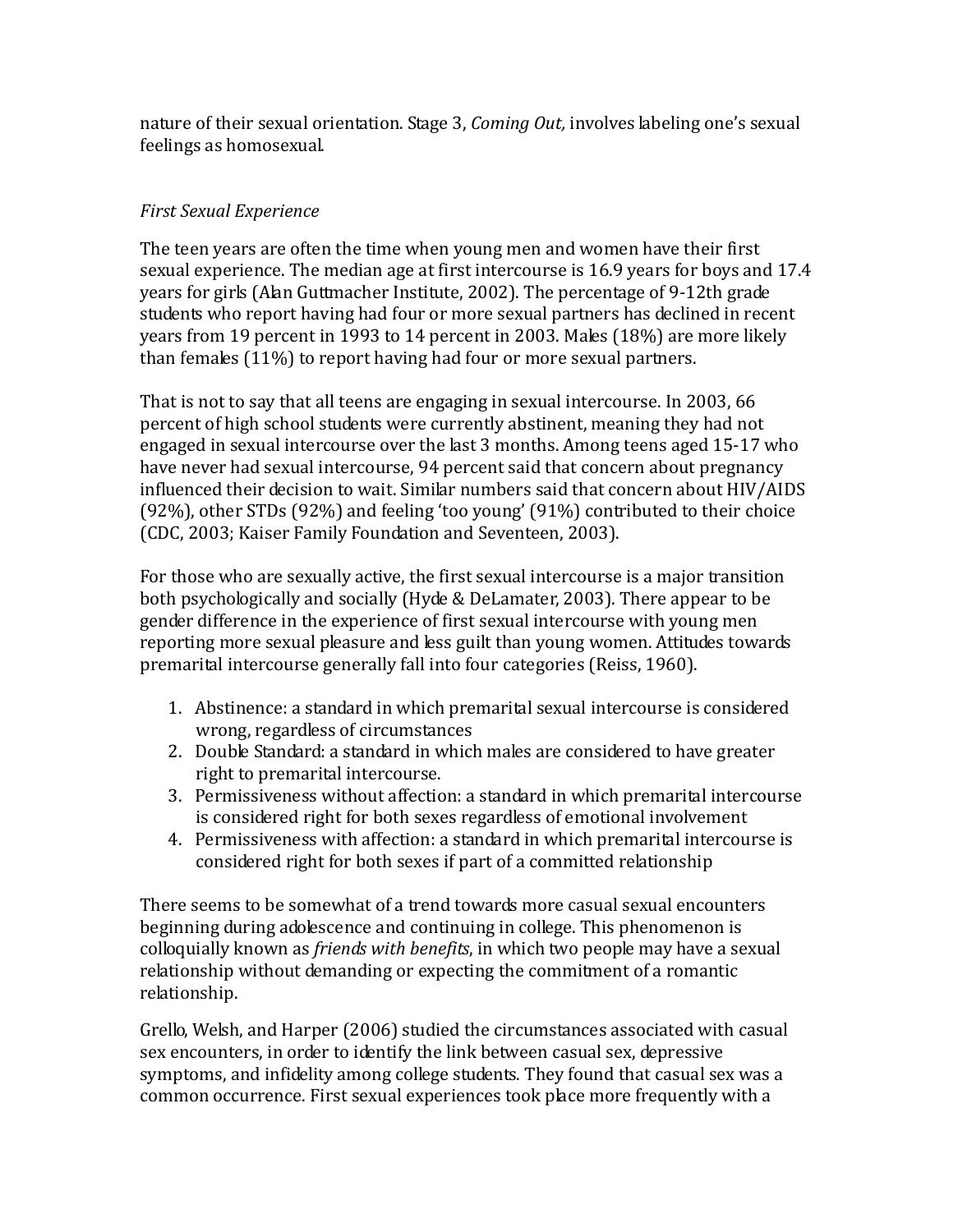nature of their sexual orientation. Stage 3, *Coming Out,* involves labeling one's sexual feelings as homosexual.

*First Sexual Experience*

The teen years are often the time when young men and women have their first sexual experience. The median age at first intercourse is 16.9 years for boys and 17.4 years for girls (Alan Guttmacher Institute, 2002). The percentage of 9-12th grade students who report having had four or more sexual partners has declined in recent years from 19 percent in 1993 to 14 percent in 2003. Males (18%) are more likely than females (11%) to report having had four or more sexual partners.

That is not to say that all teens are engaging in sexual intercourse. In 2003, 66 percent of high school students were currently abstinent, meaning they had not engaged in sexual intercourse over the last 3 months. Among teens aged 15-17 who have never had sexual intercourse, 94 percent said that concern about pregnancy influenced their decision to wait. Similar numbers said that concern about HIV/AIDS (92%), other STDs (92%) and feeling 'too young' (91%) contributed to their choice (CDC, 2003; Kaiser Family Foundation and Seventeen, 2003).

For those who are sexually active, the first sexual intercourse is a major transition both psychologically and socially (Hyde & DeLamater, 2003). There appear to be gender difference in the experience of first sexual intercourse with young men reporting more sexual pleasure and less guilt than young women. Attitudes towards premarital intercourse generally fall into four categories (Reiss, 1960).

1. Abstinence: a standard in which premarital sexual intercourse is considered wrong, regardless of circumstances
2. Double Standard: a standard in which males are considered to have greater right to premarital intercourse.
3. Permissiveness without affection: a standard in which premarital intercourse is considered right for both sexes regardless of emotional involvement
4. Permissiveness with affection: a standard in which premarital intercourse is considered right for both sexes if part of a committed relationship

There seems to be somewhat of a trend towards more casual sexual encounters beginning during adolescence and continuing in college. This phenomenon is colloquially known as *friends with benefits*, in which two people may have a sexual relationship without demanding or expecting the commitment of a romantic relationship.

Grello, Welsh, and Harper (2006) studied the circumstances associated with casual sex encounters, in order to identify the link between casual sex, depressive symptoms, and infidelity among college students. They found that casual sex was a common occurrence. First sexual experiences took place more frequently with a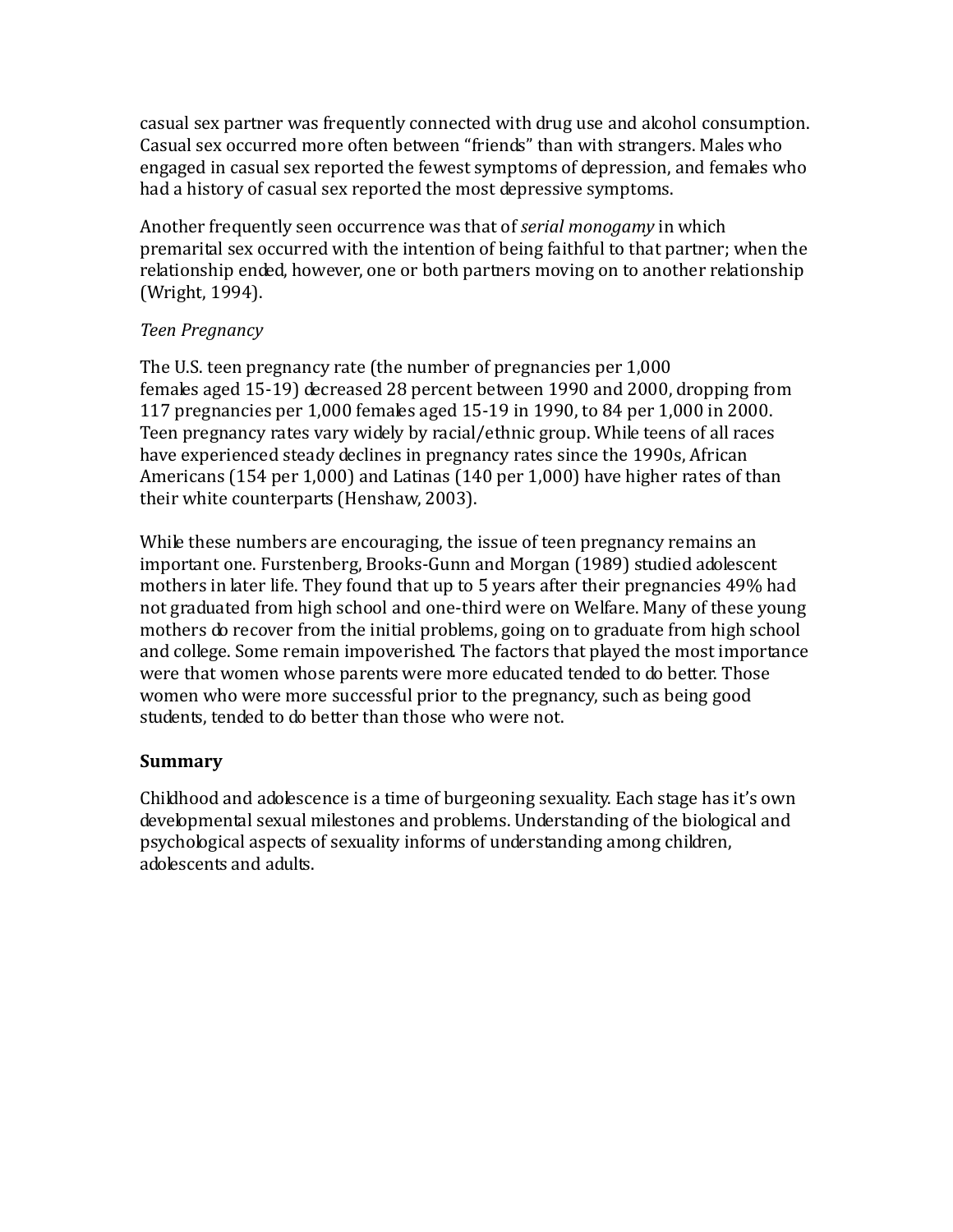casual sex partner was frequently connected with drug use and alcohol consumption. Casual sex occurred more often between "friends" than with strangers. Males who engaged in casual sex reported the fewest symptoms of depression, and females who had a history of casual sex reported the most depressive symptoms.

Another frequently seen occurrence was that of *serial monogamy* in which premarital sex occurred with the intention of being faithful to that partner; when the relationship ended, however, one or both partners moving on to another relationship (Wright, 1994).

*Teen Pregnancy*

The U.S. teen pregnancy rate (the number of pregnancies per 1,000 females aged 15-19) decreased 28 percent between 1990 and 2000, dropping from 117 pregnancies per 1,000 females aged 15-19 in 1990, to 84 per 1,000 in 2000. Teen pregnancy rates vary widely by racial/ethnic group. While teens of all races have experienced steady declines in pregnancy rates since the 1990s, African Americans (154 per 1,000) and Latinas (140 per 1,000) have higher rates of than their white counterparts (Henshaw, 2003).

While these numbers are encouraging, the issue of teen pregnancy remains an important one. Furstenberg, Brooks-Gunn and Morgan (1989) studied adolescent mothers in later life. They found that up to 5 years after their pregnancies 49% had not graduated from high school and one-third were on Welfare. Many of these young mothers do recover from the initial problems, going on to graduate from high school and college. Some remain impoverished. The factors that played the most importance were that women whose parents were more educated tended to do better. Those women who were more successful prior to the pregnancy, such as being good students, tended to do better than those who were not.

**Summary**

Childhood and adolescence is a time of burgeoning sexuality. Each stage has it's own developmental sexual milestones and problems. Understanding of the biological and psychological aspects of sexuality informs of understanding among children, adolescents and adults.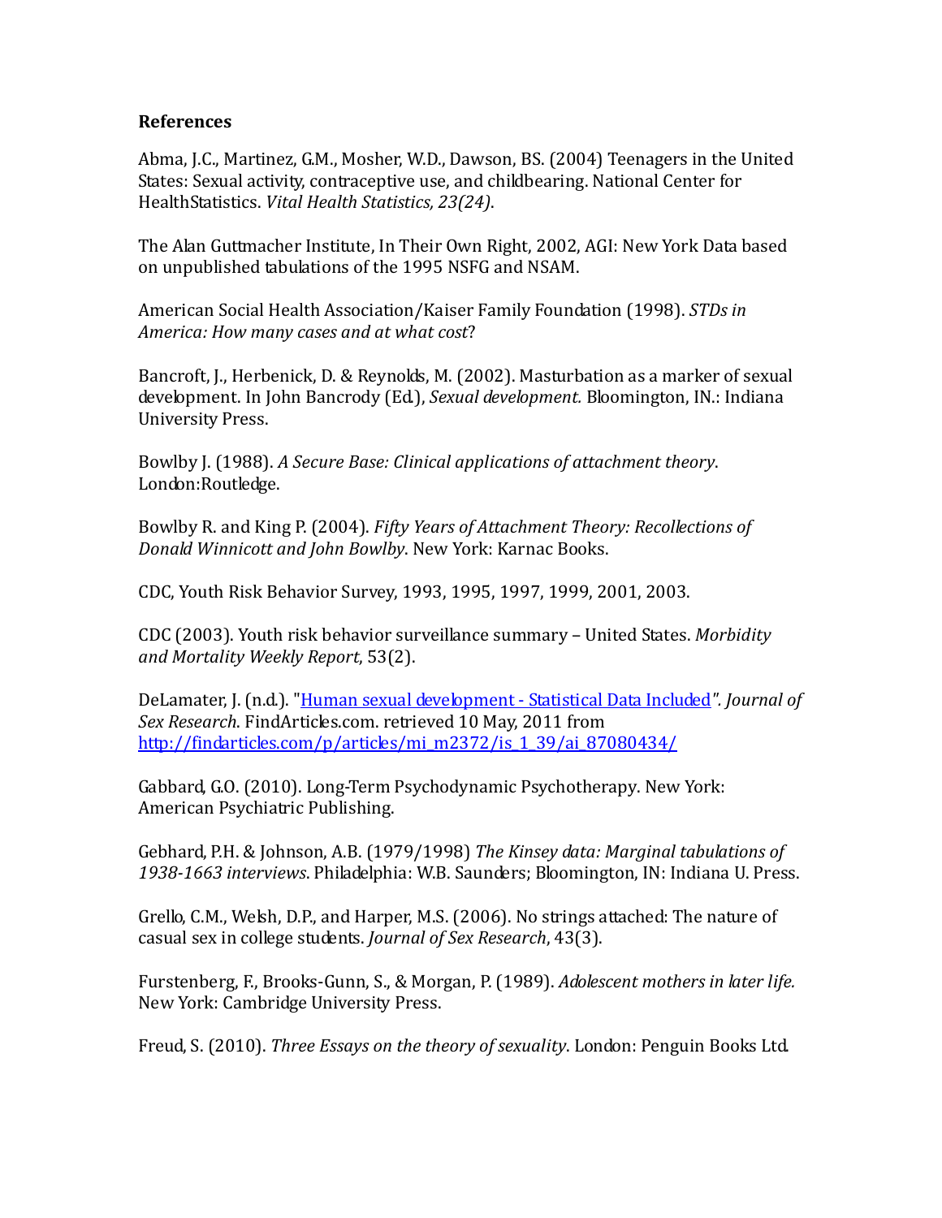**References**

Abma, J.C., Martinez, G.M., Mosher, W.D., Dawson, BS. (2004) Teenagers in the United States: Sexual activity, contraceptive use, and childbearing. National Center for HealthStatistics. *Vital Health Statistics, 23(24)*.

The Alan Guttmacher Institute, In Their Own Right, 2002, AGI: New York Data based on unpublished tabulations of the 1995 NSFG and NSAM.

American Social Health Association/Kaiser Family Foundation (1998). *STDs in America: How many cases and at what cost*?

Bancroft, J., Herbenick, D. & Reynolds, M. (2002). Masturbation as a marker of sexual development. In John Bancrody (Ed.), *Sexual development.* Bloomington, IN.: Indiana University Press.

Bowlby J. (1988). *A Secure Base: Clinical applications of attachment theory*. London:Routledge.

Bowlby R. and King P. (2004). *Fifty Years of Attachment Theory: Recollections of Donald Winnicott and John Bowlby*. New York: Karnac Books.

CDC, Youth Risk Behavior Survey, 1993, 1995, 1997, 1999, 2001, 2003.

CDC (2003). Youth risk behavior surveillance summary – United States. *Morbidity and Mortality Weekly Report*, 53(2).

DeLamater, J. (n.d.). "[Human sexual development - Statistical Data Included](http://findarticles.com/p/articles/mi_m2372/is_1_39/ai_87080434/)*". Journal of Sex Research*. FindArticles.com. retrieved 10 May, 2011 from http://findarticles.com/p/articles/mi_m2372/is_1_39/ai_87080434/

Gabbard, G.O. (2010). Long-Term Psychodynamic Psychotherapy. New York: American Psychiatric Publishing.

Gebhard, P.H. & Johnson, A.B. (1979/1998) *The Kinsey data: Marginal tabulations of 1938-1663 interviews*. Philadelphia: W.B. Saunders; Bloomington, IN: Indiana U. Press.

Grello, C.M., Welsh, D.P., and Harper, M.S. (2006). No strings attached: The nature of casual sex in college students. *Journal of Sex Research*, 43(3).

Furstenberg, F., Brooks-Gunn, S., & Morgan, P. (1989). *Adolescent mothers in later life.* New York: Cambridge University Press.

Freud, S. (2010). *Three Essays on the theory of sexuality*. London: Penguin Books Ltd.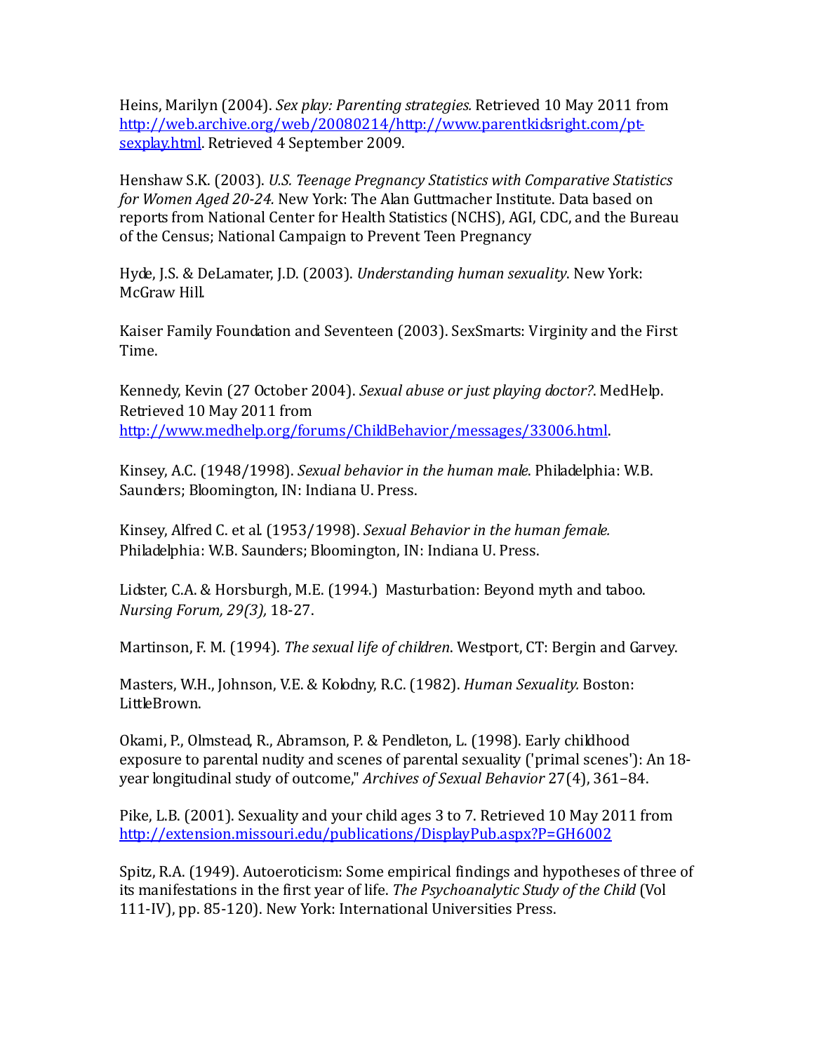Heins, Marilyn (2004). *Sex play: Parenting strategies.* Retrieved 10 May 2011 from http://web.archive.org/web/20080214/http://www.parentkidsright.com/pt-sexplay.html. Retrieved 4 September 2009.

Henshaw S.K. (2003). *U.S. Teenage Pregnancy Statistics with Comparative Statistics for Women Aged 20-24.* New York: The Alan Guttmacher Institute. Data based on reports from National Center for Health Statistics (NCHS), AGI, CDC, and the Bureau of the Census; National Campaign to Prevent Teen Pregnancy

Hyde, J.S. & DeLamater, J.D. (2003). *Understanding human sexuality*. New York: McGraw Hill.

Kaiser Family Foundation and Seventeen (2003). SexSmarts: Virginity and the First Time.

Kennedy, Kevin (27 October 2004). *Sexual abuse or just playing doctor?*. MedHelp. Retrieved 10 May 2011 from http://www.medhelp.org/forums/ChildBehavior/messages/33006.html.

Kinsey, A.C. (1948/1998). *Sexual behavior in the human male*. Philadelphia: W.B. Saunders; Bloomington, IN: Indiana U. Press.

Kinsey, Alfred C. et al. (1953/1998). *Sexual Behavior in the human female.* Philadelphia: W.B. Saunders; Bloomington, IN: Indiana U. Press.

Lidster, C.A. & Horsburgh, M.E. (1994.) Masturbation: Beyond myth and taboo. *Nursing Forum, 29(3),* 18-27.

Martinson, F. M. (1994). *The sexual life of children*. Westport, CT: Bergin and Garvey.

Masters, W.H., Johnson, V.E. & Kolodny, R.C. (1982). *Human Sexuality.* Boston: LittleBrown.

Okami, P., Olmstead, R., Abramson, P. & Pendleton, L. (1998). Early childhood exposure to parental nudity and scenes of parental sexuality ('primal scenes'): An 18-year longitudinal study of outcome," *Archives of Sexual Behavior* 27(4), 361–84.

Pike, L.B. (2001). Sexuality and your child ages 3 to 7. Retrieved 10 May 2011 from http://extension.missouri.edu/publications/DisplayPub.aspx?P=GH6002

Spitz, R.A. (1949). Autoeroticism: Some empirical findings and hypotheses of three of its manifestations in the first year of life. *The Psychoanalytic Study of the Child* (Vol 111-IV), pp. 85-120). New York: International Universities Press.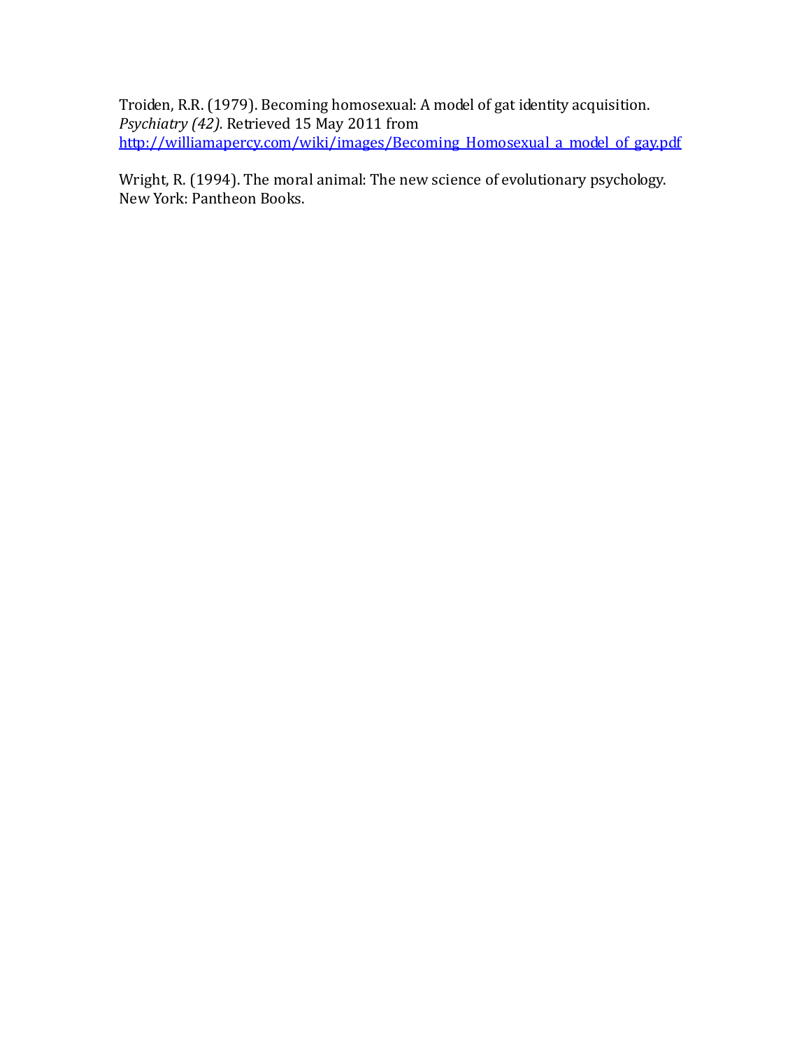Troiden, R.R. (1979). Becoming homosexual: A model of gat identity acquisition. *Psychiatry (42).* Retrieved 15 May 2011 from [http://williamapercy.com/wiki/images/Becoming_Homosexual_a_model_of_gay.pdf](http://williamapercy.com/wiki/images/Becoming_Homosexual_a_model_of_gay.pdf)

Wright, R. (1994). The moral animal: The new science of evolutionary psychology. New York: Pantheon Books.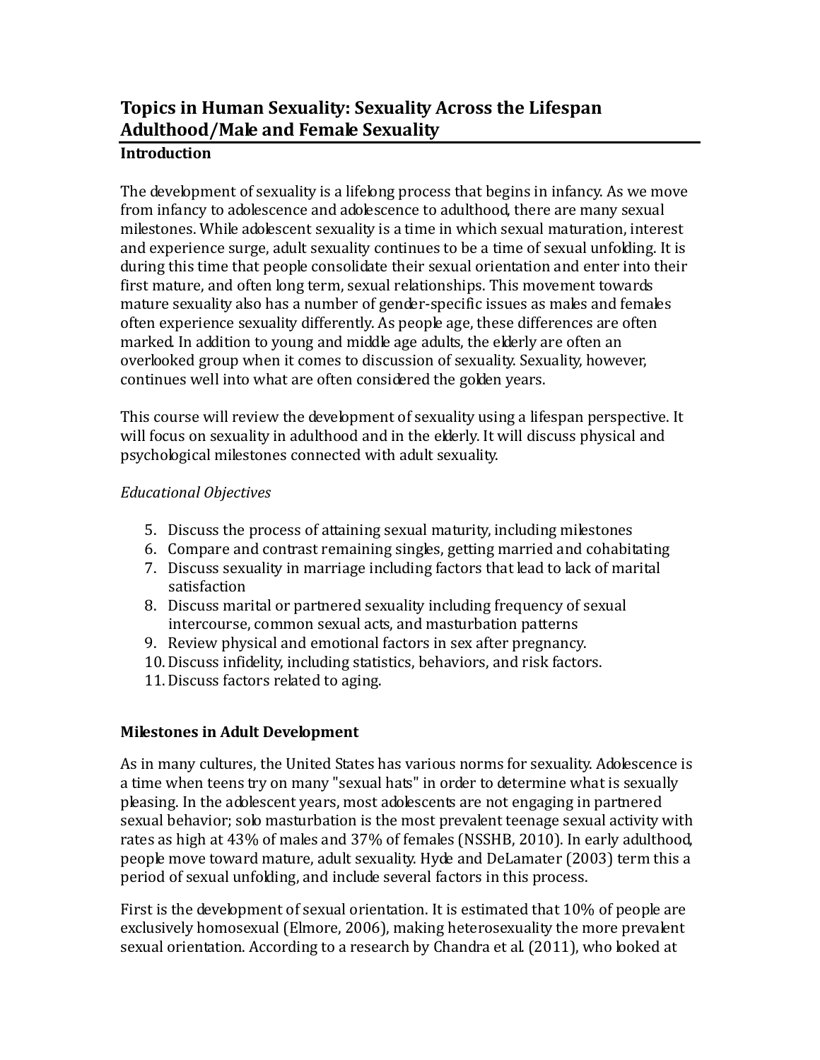# Topics in Human Sexuality: Sexuality Across the Lifespan Adulthood/Male and Female Sexuality

## Introduction

The development of sexuality is a lifelong process that begins in infancy. As we move from infancy to adolescence and adolescence to adulthood, there are many sexual milestones. While adolescent sexuality is a time in which sexual maturation, interest and experience surge, adult sexuality continues to be a time of sexual unfolding. It is during this time that people consolidate their sexual orientation and enter into their first mature, and often long term, sexual relationships. This movement towards mature sexuality also has a number of gender-specific issues as males and females often experience sexuality differently. As people age, these differences are often marked. In addition to young and middle age adults, the elderly are often an overlooked group when it comes to discussion of sexuality. Sexuality, however, continues well into what are often considered the golden years.

This course will review the development of sexuality using a lifespan perspective. It will focus on sexuality in adulthood and in the elderly. It will discuss physical and psychological milestones connected with adult sexuality.

*Educational Objectives*

5. Discuss the process of attaining sexual maturity, including milestones
6. Compare and contrast remaining singles, getting married and cohabitating
7. Discuss sexuality in marriage including factors that lead to lack of marital satisfaction
8. Discuss marital or partnered sexuality including frequency of sexual intercourse, common sexual acts, and masturbation patterns
9. Review physical and emotional factors in sex after pregnancy.
10. Discuss infidelity, including statistics, behaviors, and risk factors.
11. Discuss factors related to aging.

## Milestones in Adult Development

As in many cultures, the United States has various norms for sexuality. Adolescence is a time when teens try on many "sexual hats" in order to determine what is sexually pleasing. In the adolescent years, most adolescents are not engaging in partnered sexual behavior; solo masturbation is the most prevalent teenage sexual activity with rates as high at 43% of males and 37% of females (NSSHB, 2010). In early adulthood, people move toward mature, adult sexuality. Hyde and DeLamater (2003) term this a period of sexual unfolding, and include several factors in this process.

First is the development of sexual orientation. It is estimated that 10% of people are exclusively homosexual (Elmore, 2006), making heterosexuality the more prevalent sexual orientation. According to a research by Chandra et al. (2011), who looked at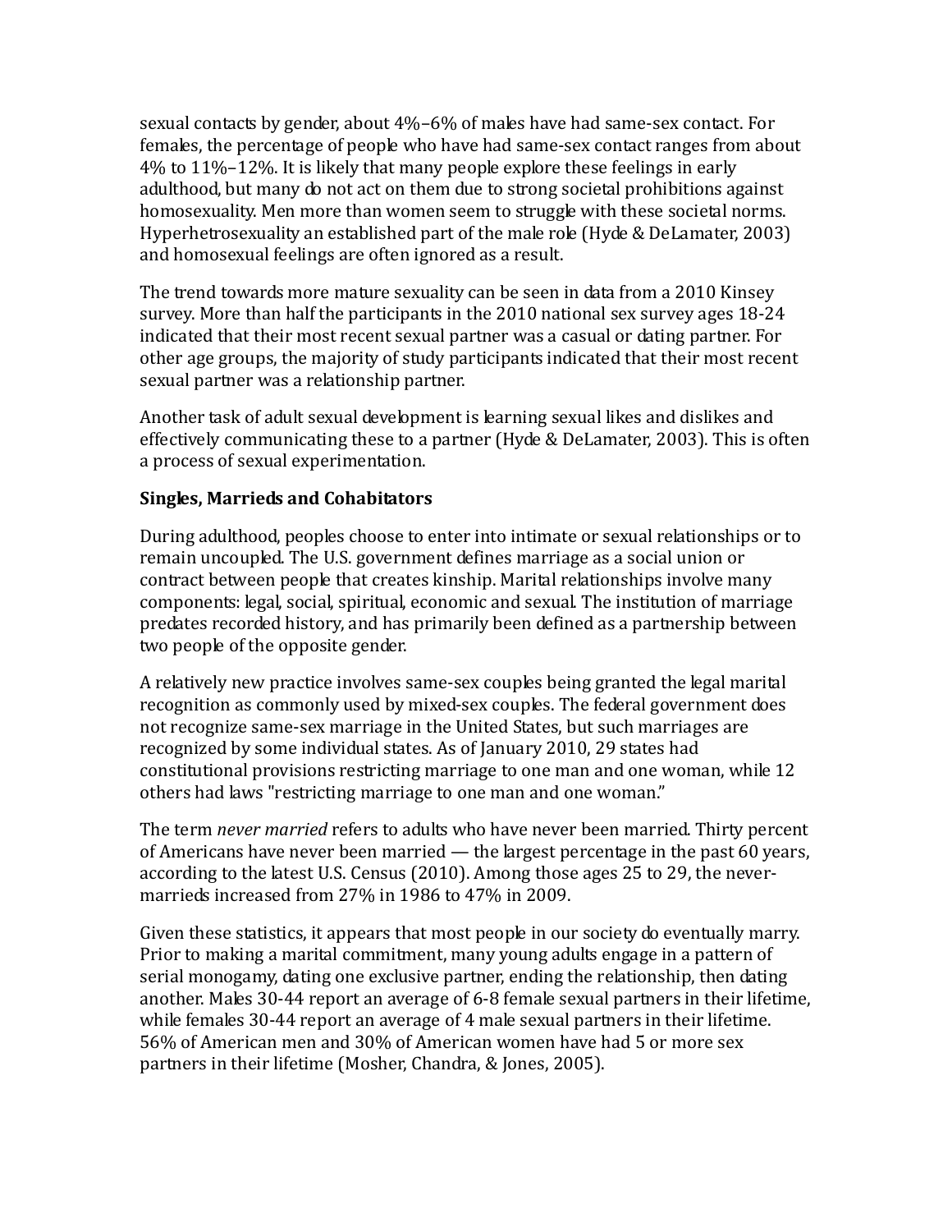sexual contacts by gender, about 4%–6% of males have had same-sex contact. For females, the percentage of people who have had same-sex contact ranges from about 4% to 11%–12%. It is likely that many people explore these feelings in early adulthood, but many do not act on them due to strong societal prohibitions against homosexuality. Men more than women seem to struggle with these societal norms. Hyperhetrosexuality an established part of the male role (Hyde & DeLamater, 2003) and homosexual feelings are often ignored as a result.

The trend towards more mature sexuality can be seen in data from a 2010 Kinsey survey. More than half the participants in the 2010 national sex survey ages 18-24 indicated that their most recent sexual partner was a casual or dating partner. For other age groups, the majority of study participants indicated that their most recent sexual partner was a relationship partner.

Another task of adult sexual development is learning sexual likes and dislikes and effectively communicating these to a partner (Hyde & DeLamater, 2003). This is often a process of sexual experimentation.

**Singles, Marrieds and Cohabitators**

During adulthood, peoples choose to enter into intimate or sexual relationships or to remain uncoupled. The U.S. government defines marriage as a social union or contract between people that creates kinship. Marital relationships involve many components: legal, social, spiritual, economic and sexual. The institution of marriage predates recorded history, and has primarily been defined as a partnership between two people of the opposite gender.

A relatively new practice involves same-sex couples being granted the legal marital recognition as commonly used by mixed-sex couples. The federal government does not recognize same-sex marriage in the United States, but such marriages are recognized by some individual states. As of January 2010, 29 states had constitutional provisions restricting marriage to one man and one woman, while 12 others had laws "restricting marriage to one man and one woman."

The term *never married* refers to adults who have never been married. Thirty percent of Americans have never been married — the largest percentage in the past 60 years, according to the latest U.S. Census (2010). Among those ages 25 to 29, the never-marrieds increased from 27% in 1986 to 47% in 2009.

Given these statistics, it appears that most people in our society do eventually marry. Prior to making a marital commitment, many young adults engage in a pattern of serial monogamy, dating one exclusive partner, ending the relationship, then dating another. Males 30-44 report an average of 6-8 female sexual partners in their lifetime, while females 30-44 report an average of 4 male sexual partners in their lifetime. 56% of American men and 30% of American women have had 5 or more sex partners in their lifetime (Mosher, Chandra, & Jones, 2005).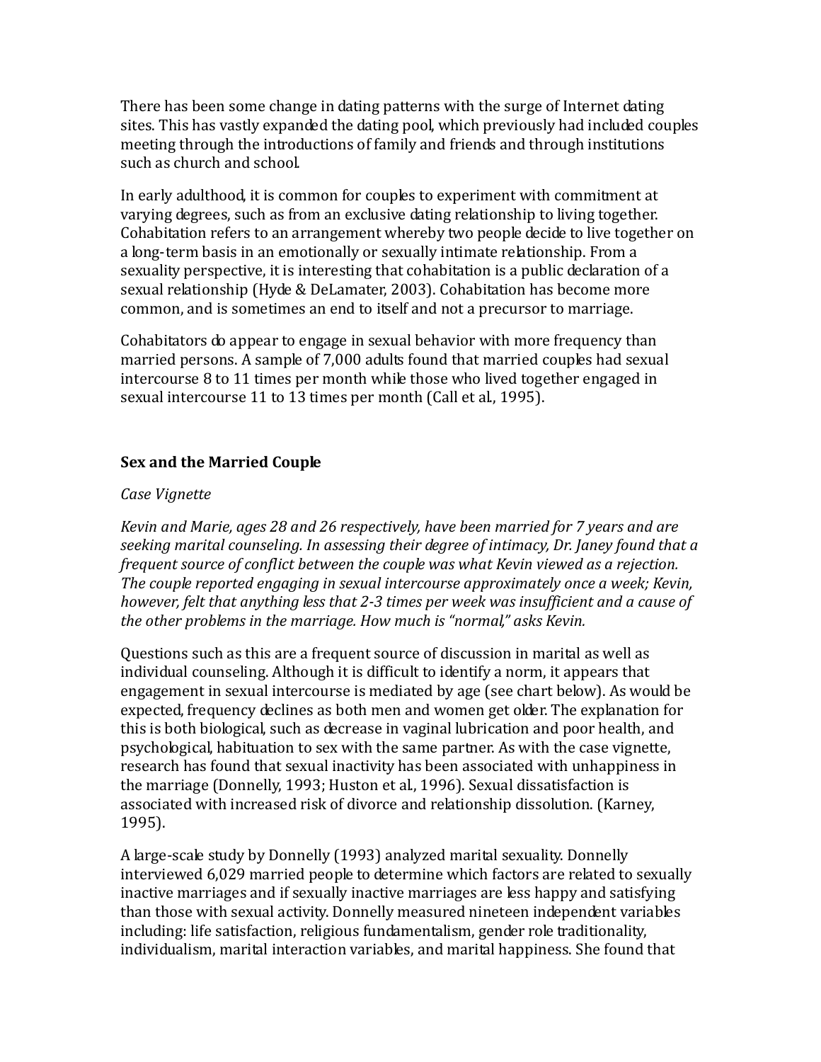There has been some change in dating patterns with the surge of Internet dating sites. This has vastly expanded the dating pool, which previously had included couples meeting through the introductions of family and friends and through institutions such as church and school.

In early adulthood, it is common for couples to experiment with commitment at varying degrees, such as from an exclusive dating relationship to living together. Cohabitation refers to an arrangement whereby two people decide to live together on a long-term basis in an emotionally or sexually intimate relationship. From a sexuality perspective, it is interesting that cohabitation is a public declaration of a sexual relationship (Hyde & DeLamater, 2003). Cohabitation has become more common, and is sometimes an end to itself and not a precursor to marriage.

Cohabitators do appear to engage in sexual behavior with more frequency than married persons. A sample of 7,000 adults found that married couples had sexual intercourse 8 to 11 times per month while those who lived together engaged in sexual intercourse 11 to 13 times per month (Call et al., 1995).

**Sex and the Married Couple**

*Case Vignette*

*Kevin and Marie, ages 28 and 26 respectively, have been married for 7 years and are seeking marital counseling. In assessing their degree of intimacy, Dr. Janey found that a frequent source of conflict between the couple was what Kevin viewed as a rejection. The couple reported engaging in sexual intercourse approximately once a week; Kevin, however, felt that anything less that 2-3 times per week was insufficient and a cause of the other problems in the marriage. How much is "normal," asks Kevin.*

Questions such as this are a frequent source of discussion in marital as well as individual counseling. Although it is difficult to identify a norm, it appears that engagement in sexual intercourse is mediated by age (see chart below). As would be expected, frequency declines as both men and women get older. The explanation for this is both biological, such as decrease in vaginal lubrication and poor health, and psychological, habituation to sex with the same partner. As with the case vignette, research has found that sexual inactivity has been associated with unhappiness in the marriage (Donnelly, 1993; Huston et al., 1996). Sexual dissatisfaction is associated with increased risk of divorce and relationship dissolution. (Karney, 1995).

A large-scale study by Donnelly (1993) analyzed marital sexuality. Donnelly interviewed 6,029 married people to determine which factors are related to sexually inactive marriages and if sexually inactive marriages are less happy and satisfying than those with sexual activity. Donnelly measured nineteen independent variables including: life satisfaction, religious fundamentalism, gender role traditionality, individualism, marital interaction variables, and marital happiness. She found that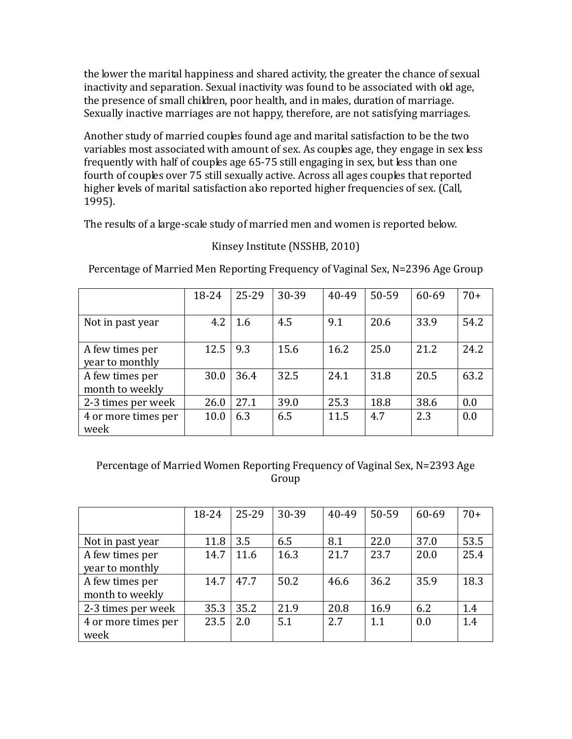the lower the marital happiness and shared activity, the greater the chance of sexual inactivity and separation. Sexual inactivity was found to be associated with old age, the presence of small children, poor health, and in males, duration of marriage. Sexually inactive marriages are not happy, therefore, are not satisfying marriages.

Another study of married couples found age and marital satisfaction to be the two variables most associated with amount of sex. As couples age, they engage in sex less frequently with half of couples age 65-75 still engaging in sex, but less than one fourth of couples over 75 still sexually active. Across all ages couples that reported higher levels of marital satisfaction also reported higher frequencies of sex. (Call, 1995).

The results of a large-scale study of married men and women is reported below.

Kinsey Institute (NSSHB, 2010)

Percentage of Married Men Reporting Frequency of Vaginal Sex, N=2396 Age Group

| | 18-24 | 25-29 | 30-39 | 40-49 | 50-59 | 60-69 | 70+ |
|---|---|---|---|---|---|---|---|
| Not in past year | 4.2 | 1.6 | 4.5 | 9.1 | 20.6 | 33.9 | 54.2 |
| A few times per year to monthly | 12.5 | 9.3 | 15.6 | 16.2 | 25.0 | 21.2 | 24.2 |
| A few times per month to weekly | 30.0 | 36.4 | 32.5 | 24.1 | 31.8 | 20.5 | 63.2 |
| 2-3 times per week | 26.0 | 27.1 | 39.0 | 25.3 | 18.8 | 38.6 | 0.0 |
| 4 or more times per week | 10.0 | 6.3 | 6.5 | 11.5 | 4.7 | 2.3 | 0.0 |

Percentage of Married Women Reporting Frequency of Vaginal Sex, N=2393 Age Group

| | 18-24 | 25-29 | 30-39 | 40-49 | 50-59 | 60-69 | 70+ |
|---|---|---|---|---|---|---|---|
| Not in past year | 11.8 | 3.5 | 6.5 | 8.1 | 22.0 | 37.0 | 53.5 |
| A few times per year to monthly | 14.7 | 11.6 | 16.3 | 21.7 | 23.7 | 20.0 | 25.4 |
| A few times per month to weekly | 14.7 | 47.7 | 50.2 | 46.6 | 36.2 | 35.9 | 18.3 |
| 2-3 times per week | 35.3 | 35.2 | 21.9 | 20.8 | 16.9 | 6.2 | 1.4 |
| 4 or more times per week | 23.5 | 2.0 | 5.1 | 2.7 | 1.1 | 0.0 | 1.4 |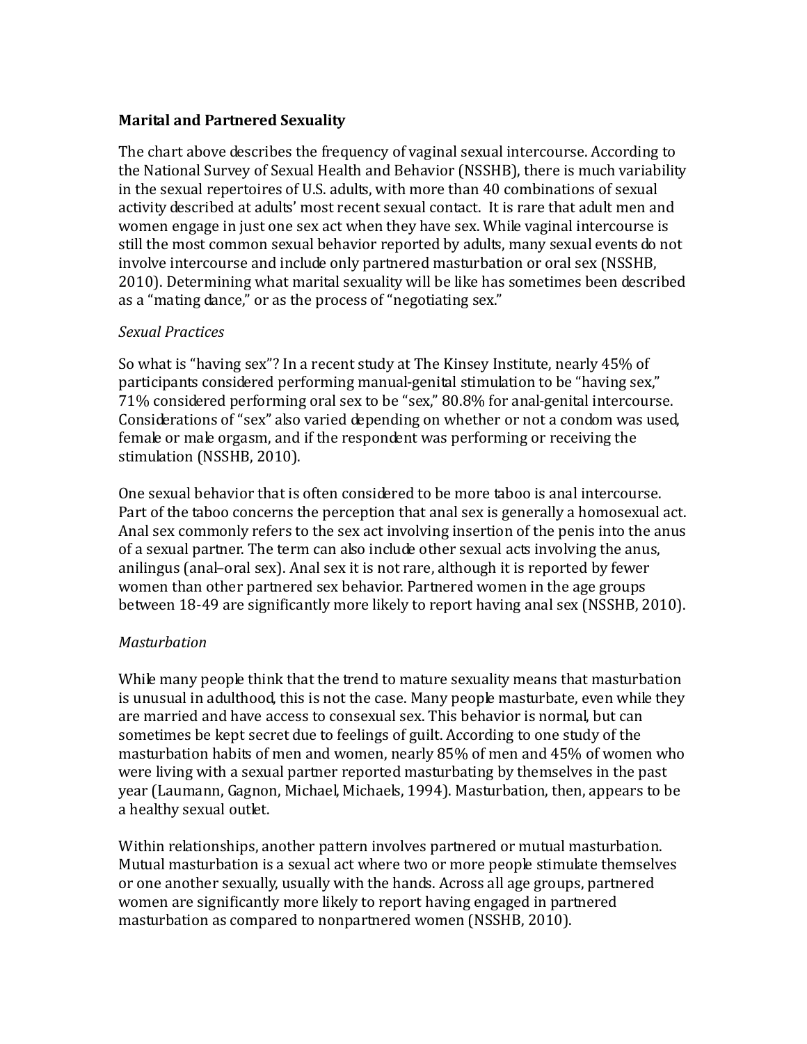**Marital and Partnered Sexuality**

The chart above describes the frequency of vaginal sexual intercourse. According to the National Survey of Sexual Health and Behavior (NSSHB), there is much variability in the sexual repertoires of U.S. adults, with more than 40 combinations of sexual activity described at adults' most recent sexual contact. It is rare that adult men and women engage in just one sex act when they have sex. While vaginal intercourse is still the most common sexual behavior reported by adults, many sexual events do not involve intercourse and include only partnered masturbation or oral sex (NSSHB, 2010). Determining what marital sexuality will be like has sometimes been described as a "mating dance," or as the process of "negotiating sex."

*Sexual Practices*

So what is "having sex"? In a recent study at The Kinsey Institute, nearly 45% of participants considered performing manual-genital stimulation to be "having sex," 71% considered performing oral sex to be "sex," 80.8% for anal-genital intercourse. Considerations of "sex" also varied depending on whether or not a condom was used, female or male orgasm, and if the respondent was performing or receiving the stimulation (NSSHB, 2010).

One sexual behavior that is often considered to be more taboo is anal intercourse. Part of the taboo concerns the perception that anal sex is generally a homosexual act. Anal sex commonly refers to the sex act involving insertion of the penis into the anus of a sexual partner. The term can also include other sexual acts involving the anus, anilingus (anal–oral sex). Anal sex it is not rare, although it is reported by fewer women than other partnered sex behavior. Partnered women in the age groups between 18-49 are significantly more likely to report having anal sex (NSSHB, 2010).

*Masturbation*

While many people think that the trend to mature sexuality means that masturbation is unusual in adulthood, this is not the case. Many people masturbate, even while they are married and have access to consexual sex. This behavior is normal, but can sometimes be kept secret due to feelings of guilt. According to one study of the masturbation habits of men and women, nearly 85% of men and 45% of women who were living with a sexual partner reported masturbating by themselves in the past year (Laumann, Gagnon, Michael, Michaels, 1994). Masturbation, then, appears to be a healthy sexual outlet.

Within relationships, another pattern involves partnered or mutual masturbation. Mutual masturbation is a sexual act where two or more people stimulate themselves or one another sexually, usually with the hands. Across all age groups, partnered women are significantly more likely to report having engaged in partnered masturbation as compared to nonpartnered women (NSSHB, 2010).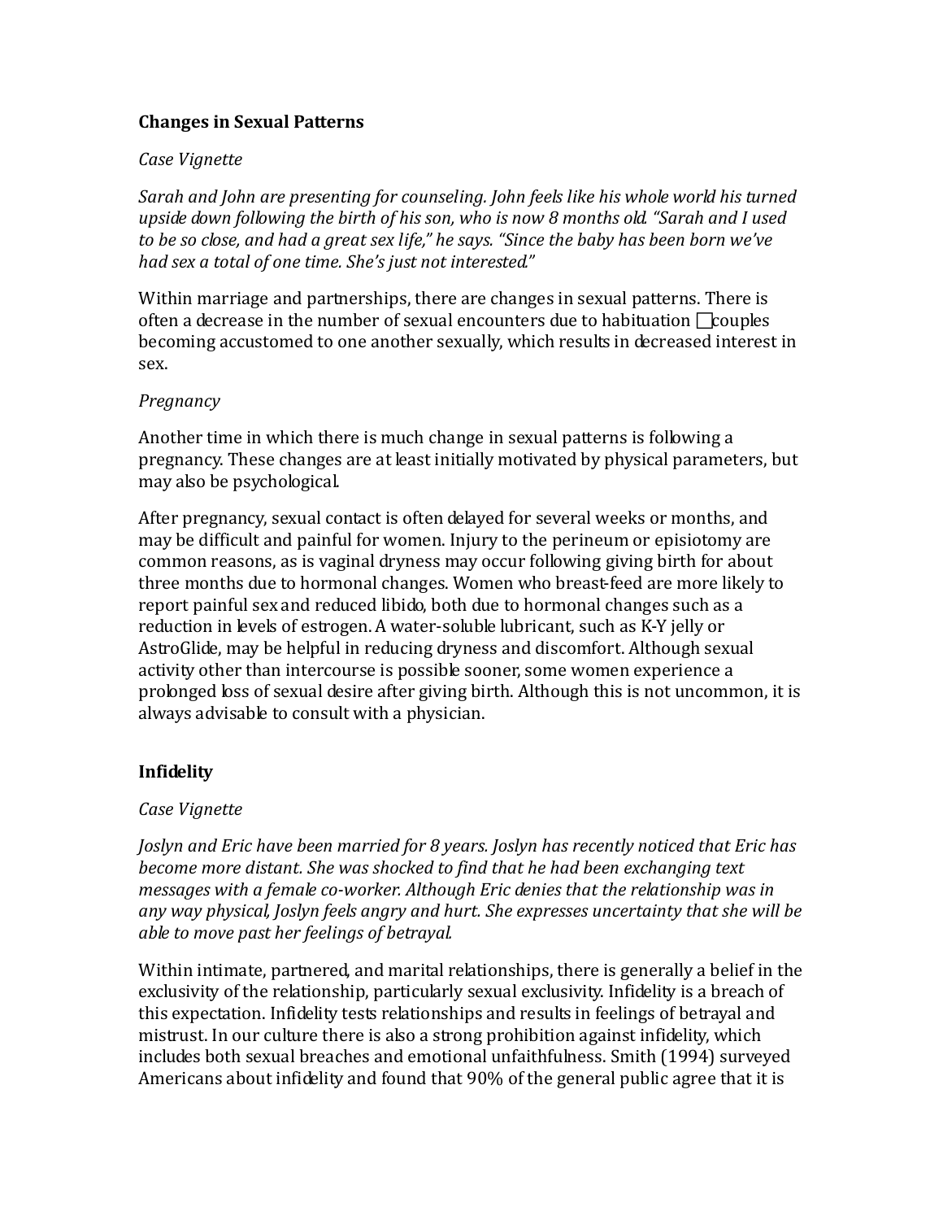**Changes in Sexual Patterns**

*Case Vignette*

*Sarah and John are presenting for counseling. John feels like his whole world his turned upside down following the birth of his son, who is now 8 months old. "Sarah and I used to be so close, and had a great sex life," he says. "Since the baby has been born we've had sex a total of one time. She's just not interested."*

Within marriage and partnerships, there are changes in sexual patterns. There is often a decrease in the number of sexual encounters due to habituation couples becoming accustomed to one another sexually, which results in decreased interest in sex.

*Pregnancy*

Another time in which there is much change in sexual patterns is following a pregnancy. These changes are at least initially motivated by physical parameters, but may also be psychological.

After pregnancy, sexual contact is often delayed for several weeks or months, and may be difficult and painful for women. Injury to the perineum or episiotomy are common reasons, as is vaginal dryness may occur following giving birth for about three months due to hormonal changes. Women who breast-feed are more likely to report painful sex and reduced libido, both due to hormonal changes such as a reduction in levels of estrogen. A water-soluble lubricant, such as K-Y jelly or AstroGlide, may be helpful in reducing dryness and discomfort. Although sexual activity other than intercourse is possible sooner, some women experience a prolonged loss of sexual desire after giving birth. Although this is not uncommon, it is always advisable to consult with a physician.

**Infidelity**

*Case Vignette*

*Joslyn and Eric have been married for 8 years. Joslyn has recently noticed that Eric has become more distant. She was shocked to find that he had been exchanging text messages with a female co-worker. Although Eric denies that the relationship was in any way physical, Joslyn feels angry and hurt. She expresses uncertainty that she will be able to move past her feelings of betrayal.*

Within intimate, partnered, and marital relationships, there is generally a belief in the exclusivity of the relationship, particularly sexual exclusivity. Infidelity is a breach of this expectation. Infidelity tests relationships and results in feelings of betrayal and mistrust. In our culture there is also a strong prohibition against infidelity, which includes both sexual breaches and emotional unfaithfulness. Smith (1994) surveyed Americans about infidelity and found that 90% of the general public agree that it is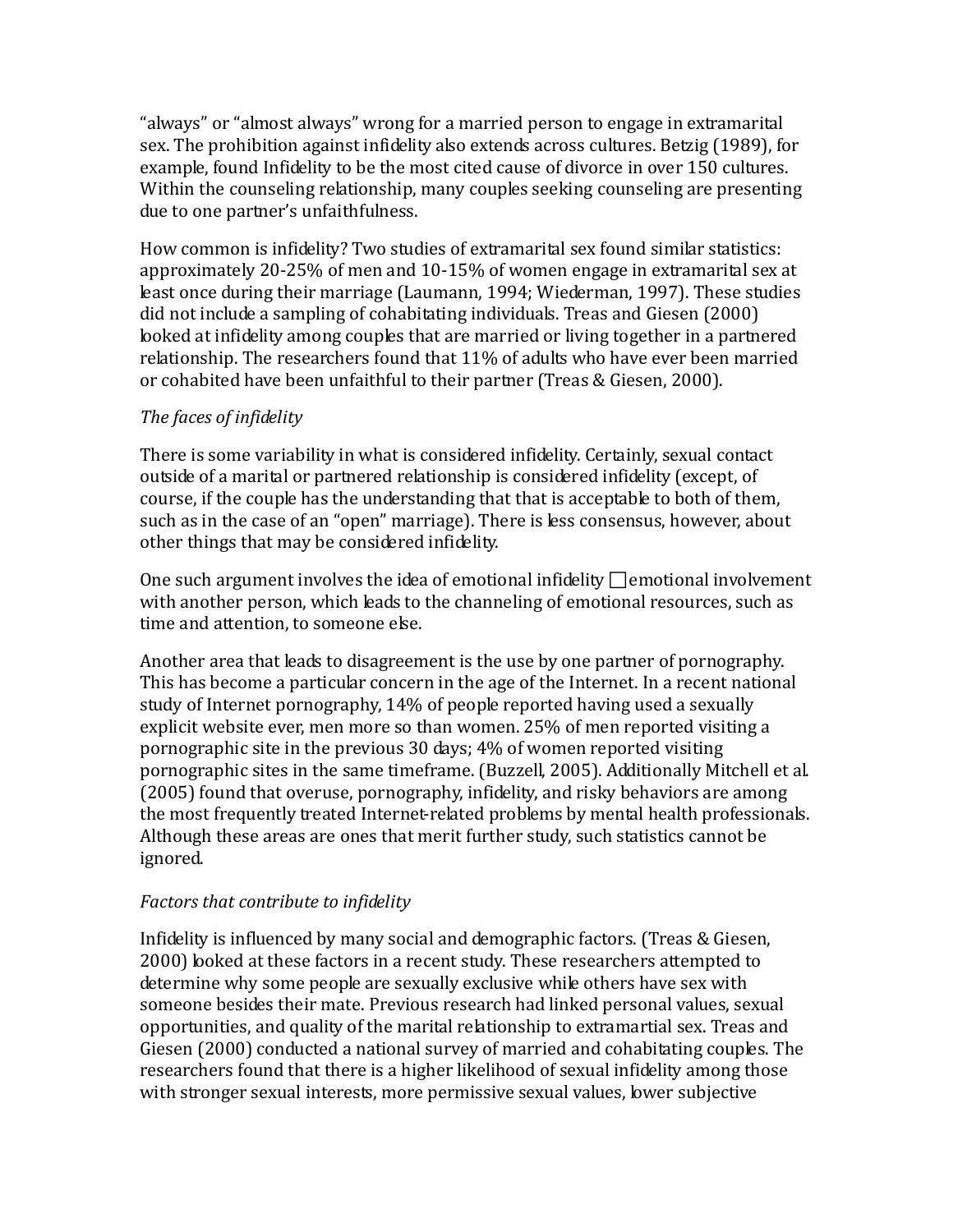"always" or "almost always" wrong for a married person to engage in extramarital sex. The prohibition against infidelity also extends across cultures. Betzig (1989), for example, found Infidelity to be the most cited cause of divorce in over 150 cultures. Within the counseling relationship, many couples seeking counseling are presenting due to one partner's unfaithfulness.

How common is infidelity? Two studies of extramarital sex found similar statistics: approximately 20-25% of men and 10-15% of women engage in extramarital sex at least once during their marriage (Laumann, 1994; Wiederman, 1997). These studies did not include a sampling of cohabitating individuals. Treas and Giesen (2000) looked at infidelity among couples that are married or living together in a partnered relationship. The researchers found that 11% of adults who have ever been married or cohabited have been unfaithful to their partner (Treas & Giesen, 2000).

*The faces of infidelity*

There is some variability in what is considered infidelity. Certainly, sexual contact outside of a marital or partnered relationship is considered infidelity (except, of course, if the couple has the understanding that that is acceptable to both of them, such as in the case of an "open" marriage). There is less consensus, however, about other things that may be considered infidelity.

One such argument involves the idea of emotional infidelity □emotional involvement with another person, which leads to the channeling of emotional resources, such as time and attention, to someone else.

Another area that leads to disagreement is the use by one partner of pornography. This has become a particular concern in the age of the Internet. In a recent national study of Internet pornography, 14% of people reported having used a sexually explicit website ever, men more so than women. 25% of men reported visiting a pornographic site in the previous 30 days; 4% of women reported visiting pornographic sites in the same timeframe. (Buzzell, 2005). Additionally Mitchell et al. (2005) found that overuse, pornography, infidelity, and risky behaviors are among the most frequently treated Internet-related problems by mental health professionals. Although these areas are ones that merit further study, such statistics cannot be ignored.

*Factors that contribute to infidelity*

Infidelity is influenced by many social and demographic factors. (Treas & Giesen, 2000) looked at these factors in a recent study. These researchers attempted to determine why some people are sexually exclusive while others have sex with someone besides their mate. Previous research had linked personal values, sexual opportunities, and quality of the marital relationship to extramartial sex. Treas and Giesen (2000) conducted a national survey of married and cohabitating couples. The researchers found that there is a higher likelihood of sexual infidelity among those with stronger sexual interests, more permissive sexual values, lower subjective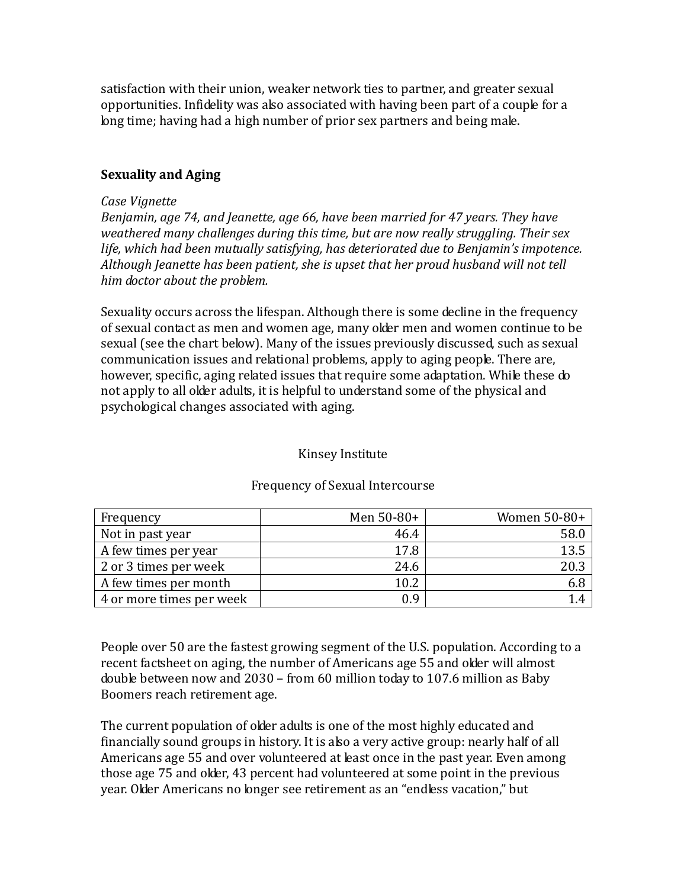satisfaction with their union, weaker network ties to partner, and greater sexual opportunities. Infidelity was also associated with having been part of a couple for a long time; having had a high number of prior sex partners and being male.

## Sexuality and Aging

*Case Vignette*
*Benjamin, age 74, and Jeanette, age 66, have been married for 47 years. They have weathered many challenges during this time, but are now really struggling. Their sex life, which had been mutually satisfying, has deteriorated due to Benjamin's impotence. Although Jeanette has been patient, she is upset that her proud husband will not tell him doctor about the problem.*

Sexuality occurs across the lifespan. Although there is some decline in the frequency of sexual contact as men and women age, many older men and women continue to be sexual (see the chart below). Many of the issues previously discussed, such as sexual communication issues and relational problems, apply to aging people. There are, however, specific, aging related issues that require some adaptation. While these do not apply to all older adults, it is helpful to understand some of the physical and psychological changes associated with aging.

Kinsey Institute

Frequency of Sexual Intercourse

| Frequency | Men 50-80+ | Women 50-80+ |
| --- | --- | --- |
| Not in past year | 46.4 | 58.0 |
| A few times per year | 17.8 | 13.5 |
| 2 or 3 times per week | 24.6 | 20.3 |
| A few times per month | 10.2 | 6.8 |
| 4 or more times per week | 0.9 | 1.4 |

People over 50 are the fastest growing segment of the U.S. population. According to a recent factsheet on aging, the number of Americans age 55 and older will almost double between now and 2030 – from 60 million today to 107.6 million as Baby Boomers reach retirement age.

The current population of older adults is one of the most highly educated and financially sound groups in history. It is also a very active group: nearly half of all Americans age 55 and over volunteered at least once in the past year. Even among those age 75 and older, 43 percent had volunteered at some point in the previous year. Older Americans no longer see retirement as an "endless vacation," but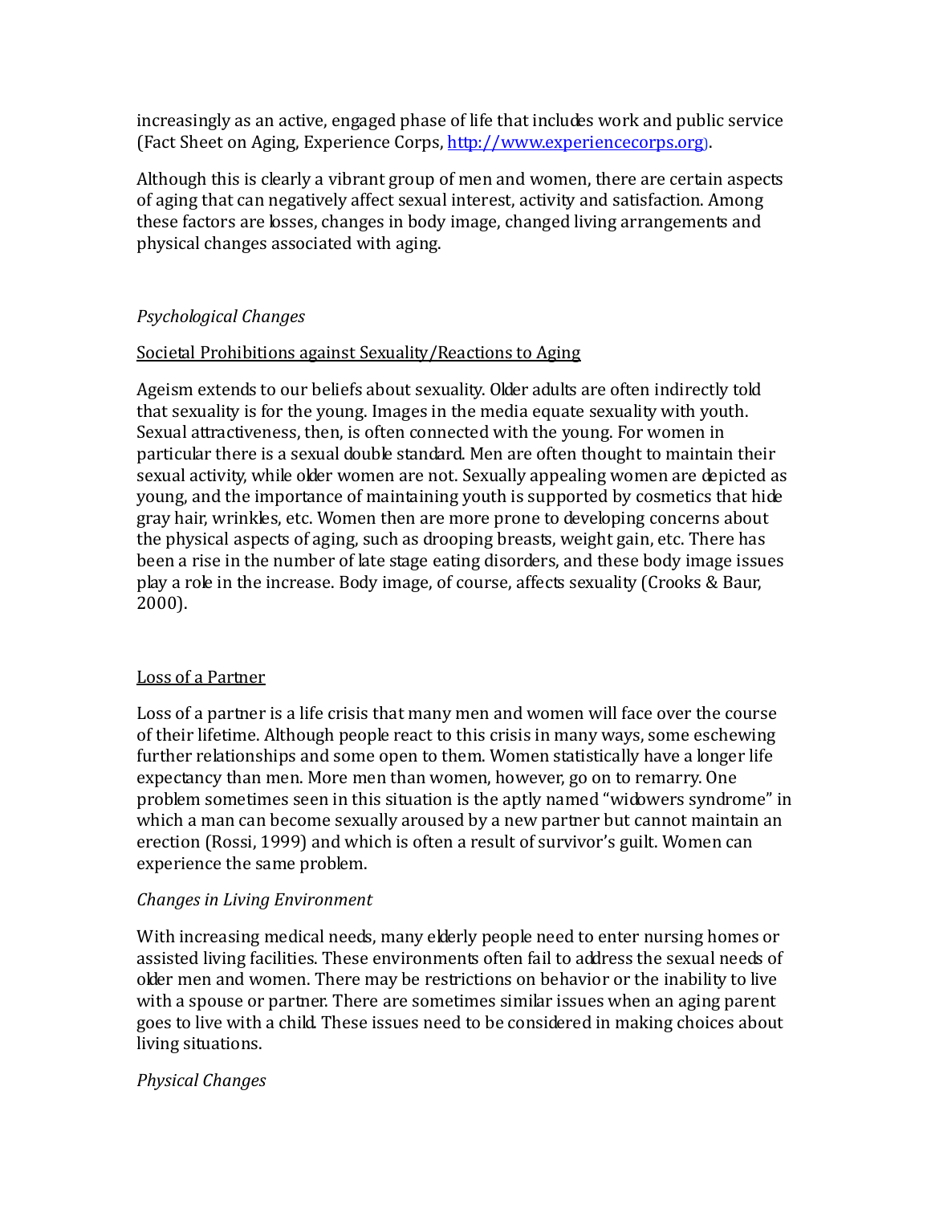increasingly as an active, engaged phase of life that includes work and public service (Fact Sheet on Aging, Experience Corps, [http://www.experiencecorps.org](http://www.experiencecorps.org)).

Although this is clearly a vibrant group of men and women, there are certain aspects of aging that can negatively affect sexual interest, activity and satisfaction. Among these factors are losses, changes in body image, changed living arrangements and physical changes associated with aging.

*Psychological Changes*

<u>Societal Prohibitions against Sexuality/Reactions to Aging</u>

Ageism extends to our beliefs about sexuality. Older adults are often indirectly told that sexuality is for the young. Images in the media equate sexuality with youth. Sexual attractiveness, then, is often connected with the young. For women in particular there is a sexual double standard. Men are often thought to maintain their sexual activity, while older women are not. Sexually appealing women are depicted as young, and the importance of maintaining youth is supported by cosmetics that hide gray hair, wrinkles, etc. Women then are more prone to developing concerns about the physical aspects of aging, such as drooping breasts, weight gain, etc. There has been a rise in the number of late stage eating disorders, and these body image issues play a role in the increase. Body image, of course, affects sexuality (Crooks & Baur, 2000).

<u>Loss of a Partner</u>

Loss of a partner is a life crisis that many men and women will face over the course of their lifetime. Although people react to this crisis in many ways, some eschewing further relationships and some open to them. Women statistically have a longer life expectancy than men. More men than women, however, go on to remarry. One problem sometimes seen in this situation is the aptly named "widowers syndrome" in which a man can become sexually aroused by a new partner but cannot maintain an erection (Rossi, 1999) and which is often a result of survivor's guilt. Women can experience the same problem.

*Changes in Living Environment*

With increasing medical needs, many elderly people need to enter nursing homes or assisted living facilities. These environments often fail to address the sexual needs of older men and women. There may be restrictions on behavior or the inability to live with a spouse or partner. There are sometimes similar issues when an aging parent goes to live with a child. These issues need to be considered in making choices about living situations.

*Physical Changes*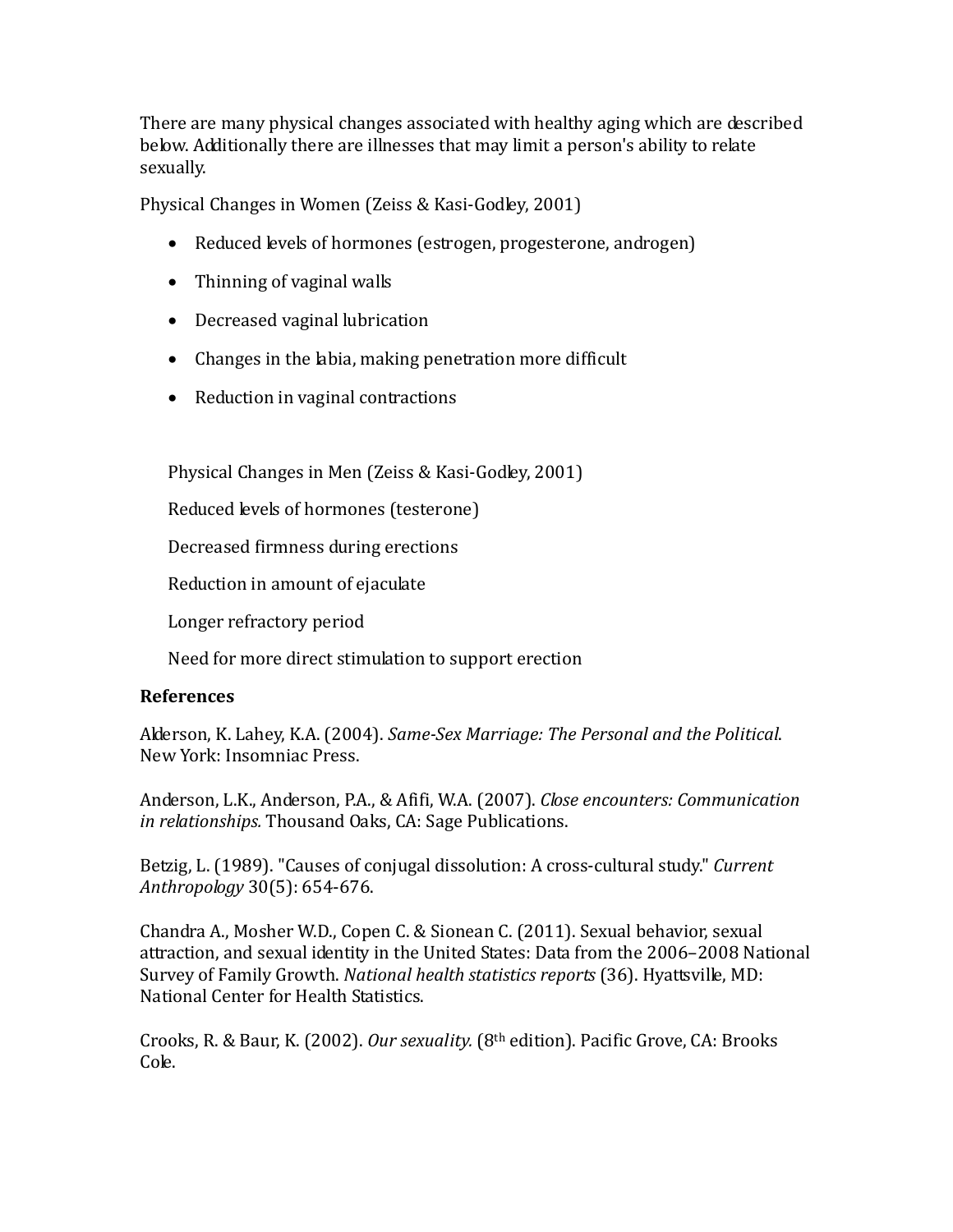There are many physical changes associated with healthy aging which are described below. Additionally there are illnesses that may limit a person's ability to relate sexually.

Physical Changes in Women (Zeiss & Kasi-Godley, 2001)

- Reduced levels of hormones (estrogen, progesterone, androgen)
- Thinning of vaginal walls
- Decreased vaginal lubrication
- Changes in the labia, making penetration more difficult
- Reduction in vaginal contractions

Physical Changes in Men (Zeiss & Kasi-Godley, 2001)

Reduced levels of hormones (testerone)

Decreased firmness during erections

Reduction in amount of ejaculate

Longer refractory period

Need for more direct stimulation to support erection

**References**

Alderson, K. Lahey, K.A. (2004). *Same-Sex Marriage: The Personal and the Political*. New York: Insomniac Press.

Anderson, L.K., Anderson, P.A., & Afifi, W.A. (2007). *Close encounters: Communication in relationships.* Thousand Oaks, CA: Sage Publications.

Betzig, L. (1989). "Causes of conjugal dissolution: A cross-cultural study." *Current Anthropology* 30(5): 654-676.

Chandra A., Mosher W.D., Copen C. & Sionean C. (2011). Sexual behavior, sexual attraction, and sexual identity in the United States: Data from the 2006–2008 National Survey of Family Growth. *National health statistics reports* (36). Hyattsville, MD: National Center for Health Statistics.

Crooks, R. & Baur, K. (2002). *Our sexuality.* (8th edition). Pacific Grove, CA: Brooks Cole.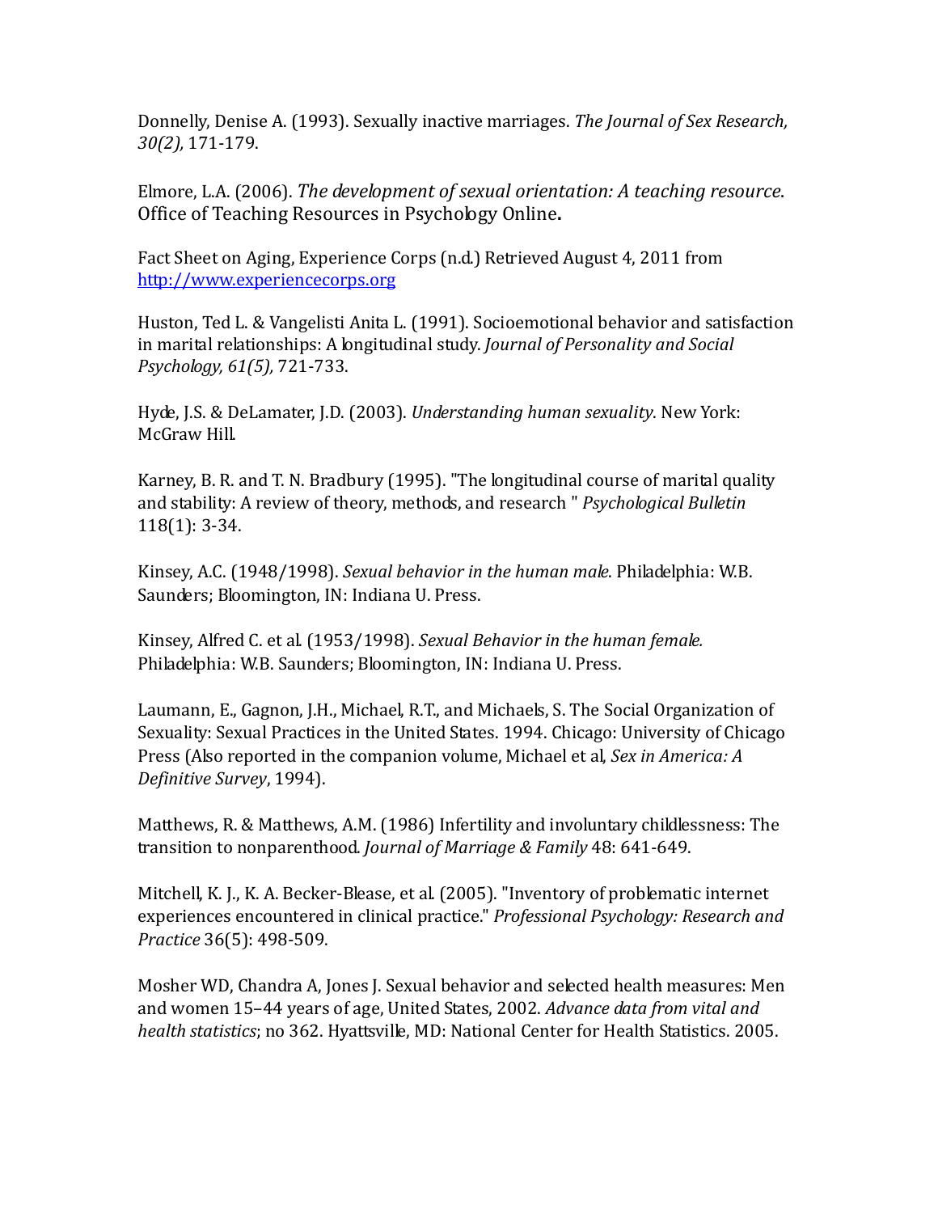Donnelly, Denise A. (1993). Sexually inactive marriages. *The Journal of Sex Research, 30(2),* 171-179.

Elmore, L.A. (2006). *The development of sexual orientation: A teaching resource*. Office of Teaching Resources in Psychology Online**.**

Fact Sheet on Aging, Experience Corps (n.d.) Retrieved August 4, 2011 from http://www.experiencecorps.org

Huston, Ted L. & Vangelisti Anita L. (1991). Socioemotional behavior and satisfaction in marital relationships: A longitudinal study. *Journal of Personality and Social Psychology, 61(5),* 721-733.

Hyde, J.S. & DeLamater, J.D. (2003). *Understanding human sexuality*. New York: McGraw Hill.

Karney, B. R. and T. N. Bradbury (1995). "The longitudinal course of marital quality and stability: A review of theory, methods, and research " *Psychological Bulletin* 118(1): 3-34.

Kinsey, A.C. (1948/1998). *Sexual behavior in the human male*. Philadelphia: W.B. Saunders; Bloomington, IN: Indiana U. Press.

Kinsey, Alfred C. et al. (1953/1998). *Sexual Behavior in the human female.* Philadelphia: W.B. Saunders; Bloomington, IN: Indiana U. Press.

Laumann, E., Gagnon, J.H., Michael, R.T., and Michaels, S. The Social Organization of Sexuality: Sexual Practices in the United States. 1994. Chicago: University of Chicago Press (Also reported in the companion volume, Michael et al, *Sex in America: A Definitive Survey*, 1994).

Matthews, R. & Matthews, A.M. (1986) Infertility and involuntary childlessness: The transition to nonparenthood. *Journal of Marriage & Family* 48: 641-649.

Mitchell, K. J., K. A. Becker-Blease, et al. (2005). "Inventory of problematic internet experiences encountered in clinical practice." *Professional Psychology: Research and Practice* 36(5): 498-509.

Mosher WD, Chandra A, Jones J. Sexual behavior and selected health measures: Men and women 15–44 years of age, United States, 2002. *Advance data from vital and health statistics*; no 362. Hyattsville, MD: National Center for Health Statistics. 2005.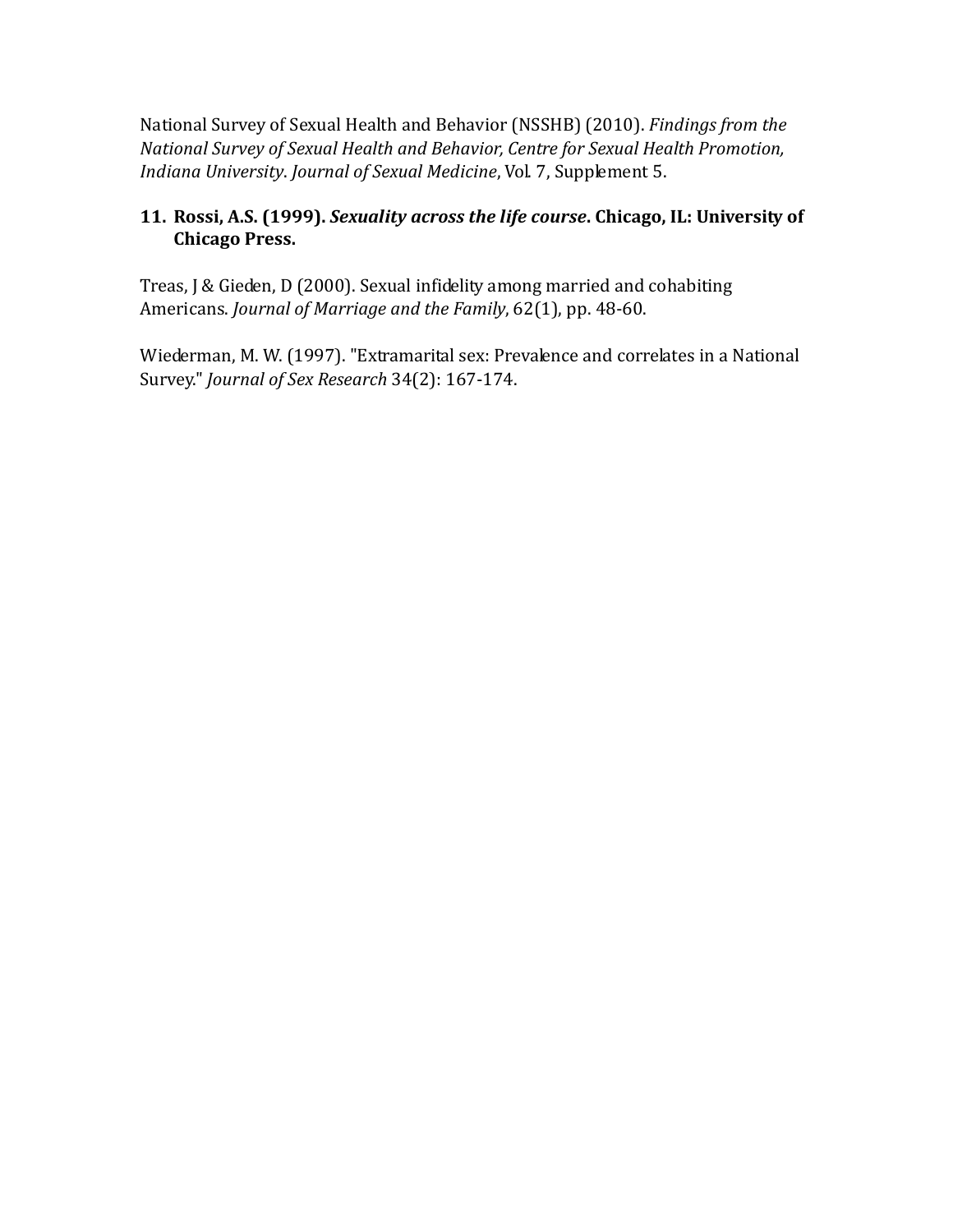National Survey of Sexual Health and Behavior (NSSHB) (2010). *Findings from the National Survey of Sexual Health and Behavior, Centre for Sexual Health Promotion, Indiana University*. *Journal of Sexual Medicine*, Vol. 7, Supplement 5.

11. **Rossi, A.S. (1999). *Sexuality across the life course*. Chicago, IL: University of Chicago Press.**

Treas, J & Gieden, D (2000). Sexual infidelity among married and cohabiting Americans. *Journal of Marriage and the Family*, 62(1), pp. 48-60.

Wiederman, M. W. (1997). "Extramarital sex: Prevalence and correlates in a National Survey." *Journal of Sex Research* 34(2): 167-174.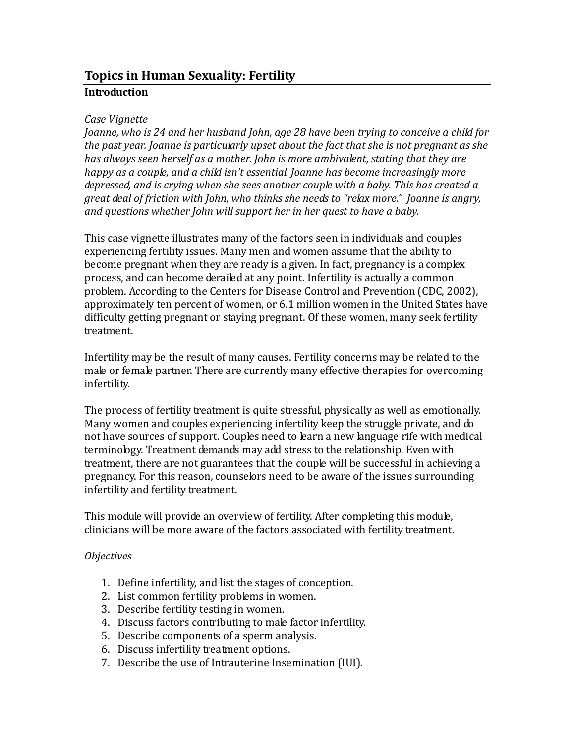## Topics in Human Sexuality: Fertility

### Introduction

*Case Vignette*

*Joanne, who is 24 and her husband John, age 28 have been trying to conceive a child for the past year. Joanne is particularly upset about the fact that she is not pregnant as she has always seen herself as a mother. John is more ambivalent, stating that they are happy as a couple, and a child isn't essential. Joanne has become increasingly more depressed, and is crying when she sees another couple with a baby. This has created a great deal of friction with John, who thinks she needs to "relax more." Joanne is angry, and questions whether John will support her in her quest to have a baby.*

This case vignette illustrates many of the factors seen in individuals and couples experiencing fertility issues. Many men and women assume that the ability to become pregnant when they are ready is a given. In fact, pregnancy is a complex process, and can become derailed at any point. Infertility is actually a common problem. According to the Centers for Disease Control and Prevention (CDC, 2002), approximately ten percent of women, or 6.1 million women in the United States have difficulty getting pregnant or staying pregnant. Of these women, many seek fertility treatment.

Infertility may be the result of many causes. Fertility concerns may be related to the male or female partner. There are currently many effective therapies for overcoming infertility.

The process of fertility treatment is quite stressful, physically as well as emotionally. Many women and couples experiencing infertility keep the struggle private, and do not have sources of support. Couples need to learn a new language rife with medical terminology. Treatment demands may add stress to the relationship. Even with treatment, there are not guarantees that the couple will be successful in achieving a pregnancy. For this reason, counselors need to be aware of the issues surrounding infertility and fertility treatment.

This module will provide an overview of fertility. After completing this module, clinicians will be more aware of the factors associated with fertility treatment.

*Objectives*

1. Define infertility, and list the stages of conception.
2. List common fertility problems in women.
3. Describe fertility testing in women.
4. Discuss factors contributing to male factor infertility.
5. Describe components of a sperm analysis.
6. Discuss infertility treatment options.
7. Describe the use of Intrauterine Insemination (IUI).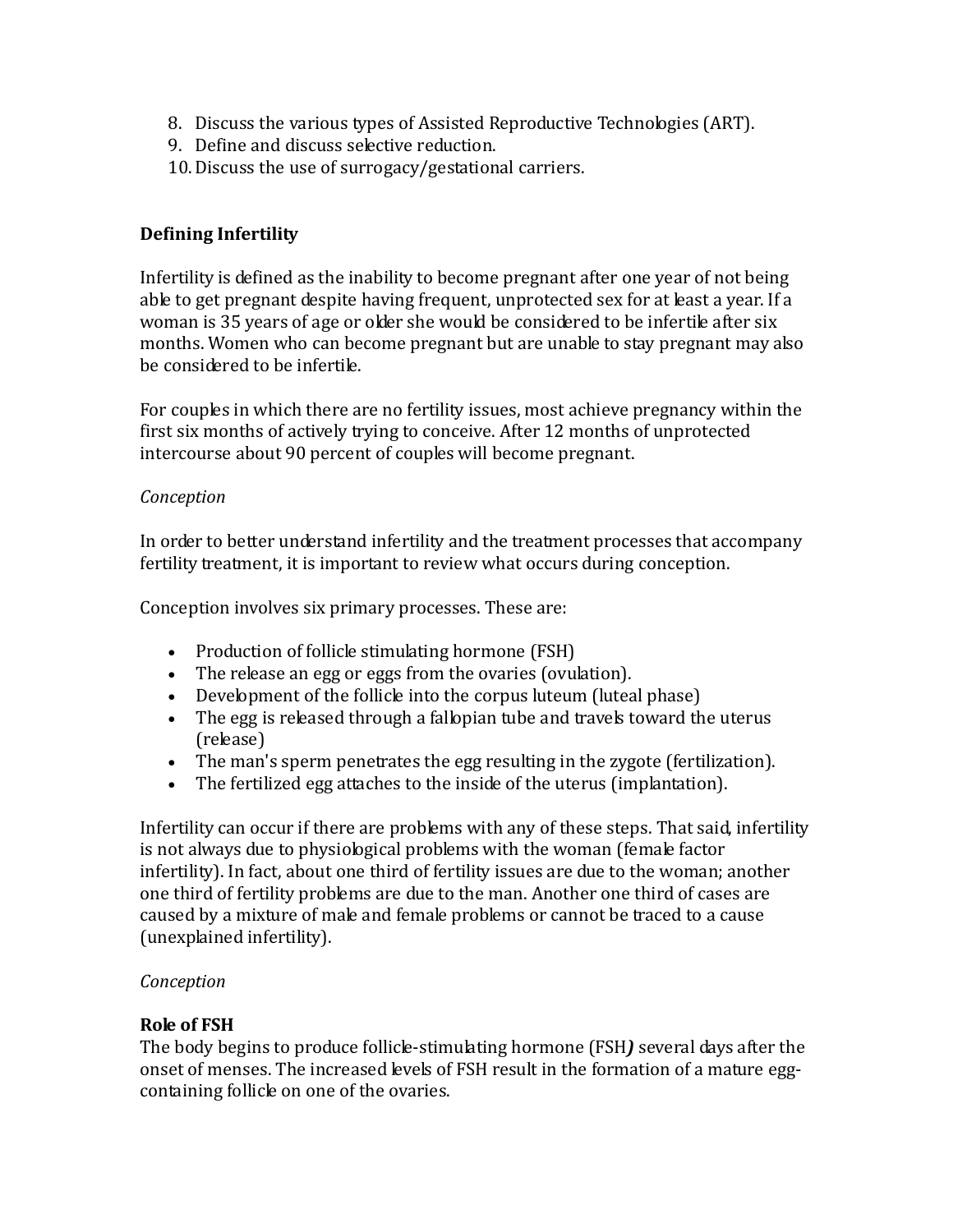8. Discuss the various types of Assisted Reproductive Technologies (ART).
9. Define and discuss selective reduction.
10. Discuss the use of surrogacy/gestational carriers.

**Defining Infertility**

Infertility is defined as the inability to become pregnant after one year of not being able to get pregnant despite having frequent, unprotected sex for at least a year. If a woman is 35 years of age or older she would be considered to be infertile after six months. Women who can become pregnant but are unable to stay pregnant may also be considered to be infertile.

For couples in which there are no fertility issues, most achieve pregnancy within the first six months of actively trying to conceive. After 12 months of unprotected intercourse about 90 percent of couples will become pregnant.

*Conception*

In order to better understand infertility and the treatment processes that accompany fertility treatment, it is important to review what occurs during conception.

Conception involves six primary processes. These are:

- Production of follicle stimulating hormone (FSH)
- The release an egg or eggs from the ovaries (ovulation).
- Development of the follicle into the corpus luteum (luteal phase)
- The egg is released through a fallopian tube and travels toward the uterus (release)
- The man's sperm penetrates the egg resulting in the zygote (fertilization).
- The fertilized egg attaches to the inside of the uterus (implantation).

Infertility can occur if there are problems with any of these steps. That said, infertility is not always due to physiological problems with the woman (female factor infertility). In fact, about one third of fertility issues are due to the woman; another one third of fertility problems are due to the man. Another one third of cases are caused by a mixture of male and female problems or cannot be traced to a cause (unexplained infertility).

*Conception*

**Role of FSH**
The body begins to produce follicle-stimulating hormone (FSH***)*** several days after the onset of menses. The increased levels of FSH result in the formation of a mature egg-containing follicle on one of the ovaries.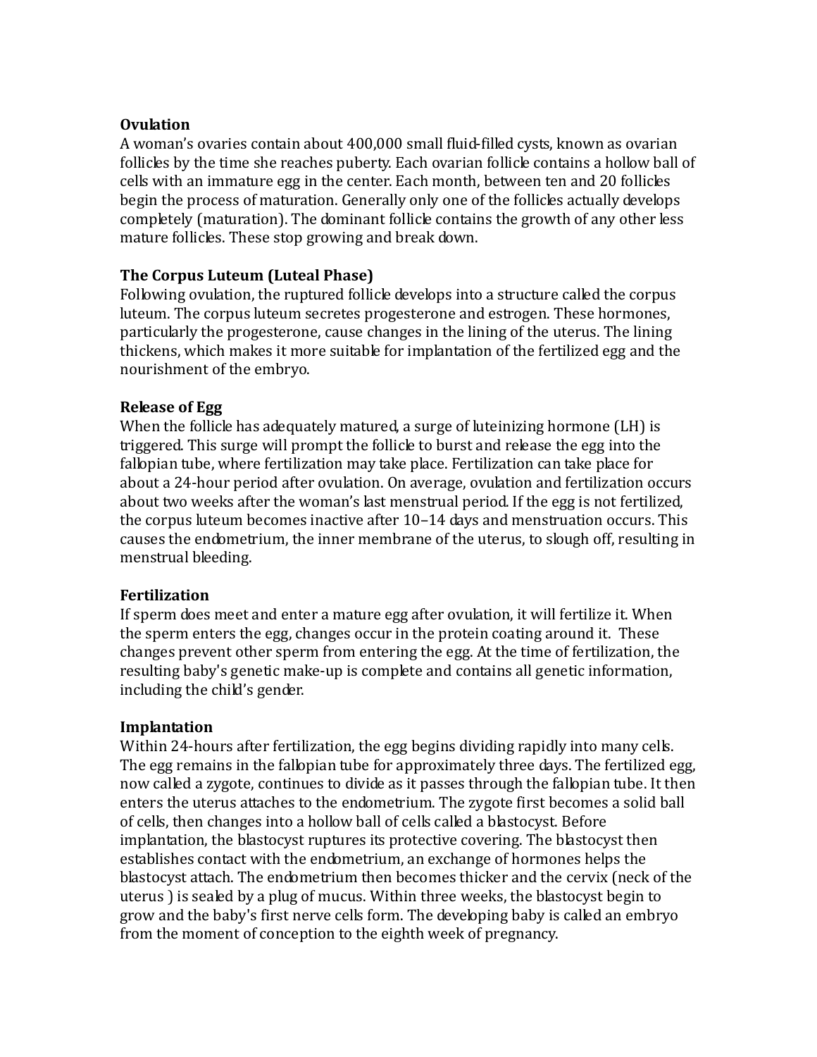**Ovulation**
A woman's ovaries contain about 400,000 small fluid-filled cysts, known as ovarian follicles by the time she reaches puberty. Each ovarian follicle contains a hollow ball of cells with an immature egg in the center. Each month, between ten and 20 follicles begin the process of maturation. Generally only one of the follicles actually develops completely (maturation). The dominant follicle contains the growth of any other less mature follicles. These stop growing and break down.

**The Corpus Luteum (Luteal Phase)**
Following ovulation, the ruptured follicle develops into a structure called the corpus luteum. The corpus luteum secretes progesterone and estrogen. These hormones, particularly the progesterone, cause changes in the lining of the uterus. The lining thickens, which makes it more suitable for implantation of the fertilized egg and the nourishment of the embryo.

**Release of Egg**
When the follicle has adequately matured, a surge of luteinizing hormone (LH) is triggered. This surge will prompt the follicle to burst and release the egg into the fallopian tube, where fertilization may take place. Fertilization can take place for about a 24-hour period after ovulation. On average, ovulation and fertilization occurs about two weeks after the woman's last menstrual period. If the egg is not fertilized, the corpus luteum becomes inactive after 10–14 days and menstruation occurs. This causes the endometrium, the inner membrane of the uterus, to slough off, resulting in menstrual bleeding.

**Fertilization**
If sperm does meet and enter a mature egg after ovulation, it will fertilize it. When the sperm enters the egg, changes occur in the protein coating around it. These changes prevent other sperm from entering the egg. At the time of fertilization, the resulting baby's genetic make-up is complete and contains all genetic information, including the child's gender.

**Implantation**
Within 24-hours after fertilization, the egg begins dividing rapidly into many cells. The egg remains in the fallopian tube for approximately three days. The fertilized egg, now called a zygote, continues to divide as it passes through the fallopian tube. It then enters the uterus attaches to the endometrium. The zygote first becomes a solid ball of cells, then changes into a hollow ball of cells called a blastocyst. Before implantation, the blastocyst ruptures its protective covering. The blastocyst then establishes contact with the endometrium, an exchange of hormones helps the blastocyst attach. The endometrium then becomes thicker and the cervix (neck of the uterus ) is sealed by a plug of mucus. Within three weeks, the blastocyst begin to grow and the baby's first nerve cells form. The developing baby is called an embryo from the moment of conception to the eighth week of pregnancy.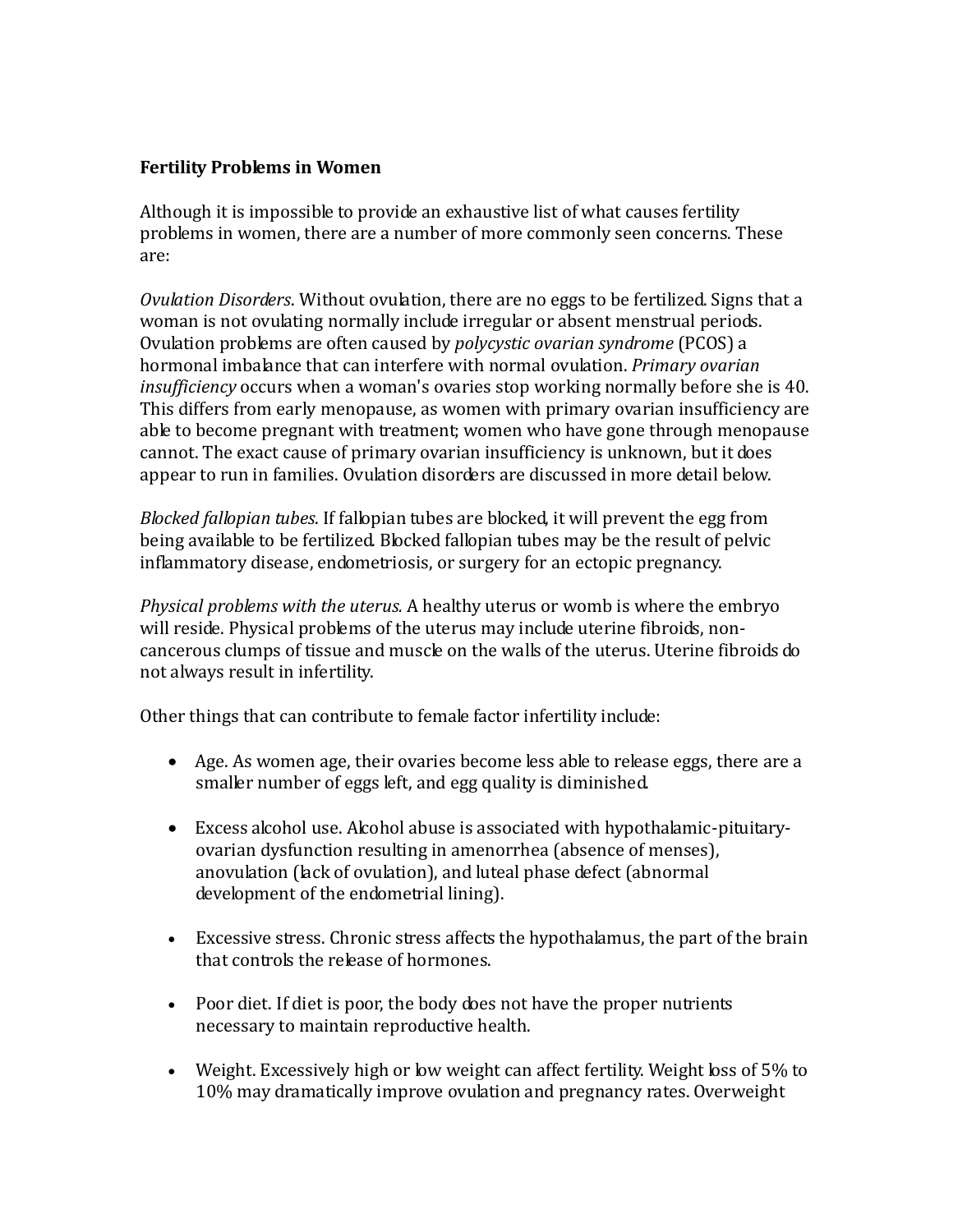**Fertility Problems in Women**

Although it is impossible to provide an exhaustive list of what causes fertility problems in women, there are a number of more commonly seen concerns. These are:

*Ovulation Disorders*. Without ovulation, there are no eggs to be fertilized. Signs that a woman is not ovulating normally include irregular or absent menstrual periods. Ovulation problems are often caused by *polycystic ovarian syndrome* (PCOS) a hormonal imbalance that can interfere with normal ovulation. *Primary ovarian insufficiency* occurs when a woman's ovaries stop working normally before she is 40. This differs from early menopause, as women with primary ovarian insufficiency are able to become pregnant with treatment; women who have gone through menopause cannot. The exact cause of primary ovarian insufficiency is unknown, but it does appear to run in families. Ovulation disorders are discussed in more detail below.

*Blocked fallopian tubes*. If fallopian tubes are blocked, it will prevent the egg from being available to be fertilized. Blocked fallopian tubes may be the result of pelvic inflammatory disease, endometriosis, or surgery for an ectopic pregnancy.

*Physical problems with the uterus.* A healthy uterus or womb is where the embryo will reside. Physical problems of the uterus may include uterine fibroids, non-cancerous clumps of tissue and muscle on the walls of the uterus. Uterine fibroids do not always result in infertility.

Other things that can contribute to female factor infertility include:

- Age. As women age, their ovaries become less able to release eggs, there are a smaller number of eggs left, and egg quality is diminished.
- Excess alcohol use. Alcohol abuse is associated with hypothalamic-pituitary-ovarian dysfunction resulting in amenorrhea (absence of menses), anovulation (lack of ovulation), and luteal phase defect (abnormal development of the endometrial lining).
- Excessive stress. Chronic stress affects the hypothalamus, the part of the brain that controls the release of hormones.
- Poor diet. If diet is poor, the body does not have the proper nutrients necessary to maintain reproductive health.
- Weight. Excessively high or low weight can affect fertility. Weight loss of 5% to 10% may dramatically improve ovulation and pregnancy rates. Overweight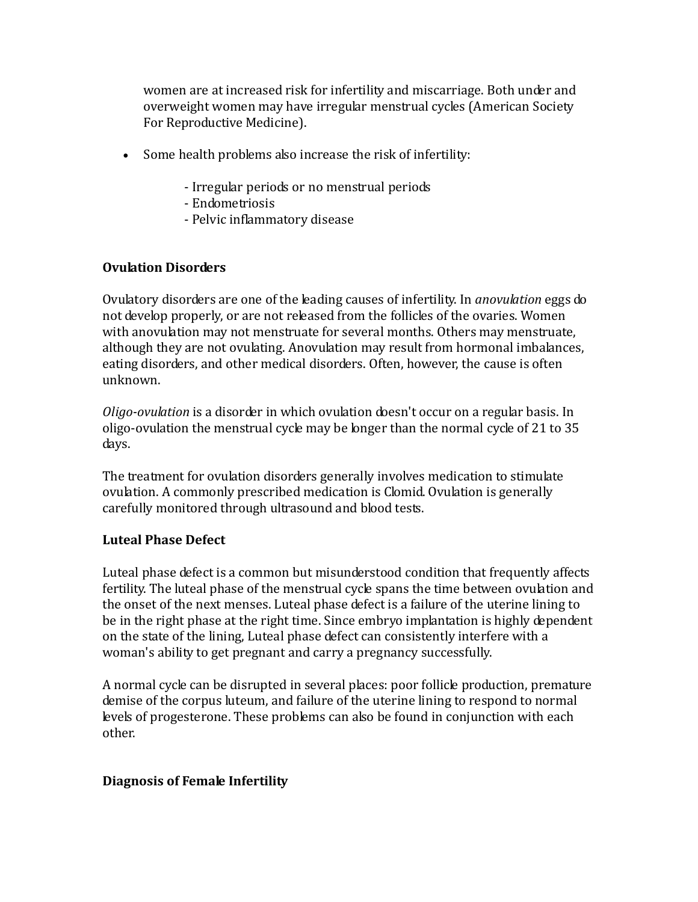women are at increased risk for infertility and miscarriage. Both under and overweight women may have irregular menstrual cycles (American Society For Reproductive Medicine).

- Some health problems also increase the risk of infertility:

  - Irregular periods or no menstrual periods
  - Endometriosis
  - Pelvic inflammatory disease

**Ovulation Disorders**

Ovulatory disorders are one of the leading causes of infertility. In *anovulation* eggs do not develop properly, or are not released from the follicles of the ovaries. Women with anovulation may not menstruate for several months. Others may menstruate, although they are not ovulating. Anovulation may result from hormonal imbalances, eating disorders, and other medical disorders. Often, however, the cause is often unknown.

*Oligo-ovulation* is a disorder in which ovulation doesn't occur on a regular basis. In oligo-ovulation the menstrual cycle may be longer than the normal cycle of 21 to 35 days.

The treatment for ovulation disorders generally involves medication to stimulate ovulation. A commonly prescribed medication is Clomid. Ovulation is generally carefully monitored through ultrasound and blood tests.

**Luteal Phase Defect**

Luteal phase defect is a common but misunderstood condition that frequently affects fertility. The luteal phase of the menstrual cycle spans the time between ovulation and the onset of the next menses. Luteal phase defect is a failure of the uterine lining to be in the right phase at the right time. Since embryo implantation is highly dependent on the state of the lining, Luteal phase defect can consistently interfere with a woman's ability to get pregnant and carry a pregnancy successfully.

A normal cycle can be disrupted in several places: poor follicle production, premature demise of the corpus luteum, and failure of the uterine lining to respond to normal levels of progesterone. These problems can also be found in conjunction with each other.

**Diagnosis of Female Infertility**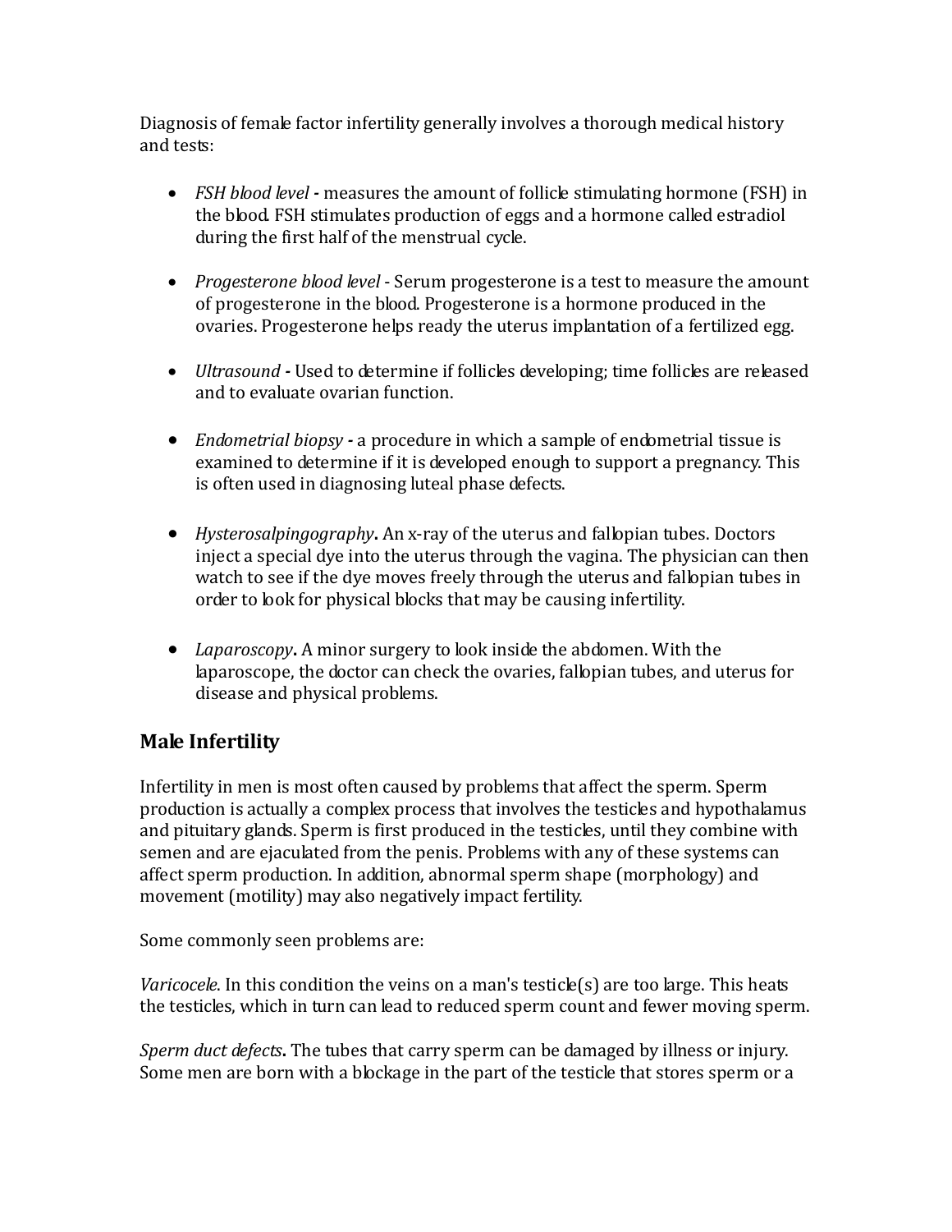Diagnosis of female factor infertility generally involves a thorough medical history and tests:

- *FSH blood level* **-** measures the amount of follicle stimulating hormone (FSH) in the blood. FSH stimulates production of eggs and a hormone called estradiol during the first half of the menstrual cycle.

- *Progesterone blood level* - Serum progesterone is a test to measure the amount of progesterone in the blood. Progesterone is a hormone produced in the ovaries. Progesterone helps ready the uterus implantation of a fertilized egg.

- *Ultrasound* **-** Used to determine if follicles developing; time follicles are released and to evaluate ovarian function.

- *Endometrial biopsy* **-** a procedure in which a sample of endometrial tissue is examined to determine if it is developed enough to support a pregnancy. This is often used in diagnosing luteal phase defects.

- *Hysterosalpingography***.** An x-ray of the uterus and fallopian tubes. Doctors inject a special dye into the uterus through the vagina. The physician can then watch to see if the dye moves freely through the uterus and fallopian tubes in order to look for physical blocks that may be causing infertility.

- *Laparoscopy***.** A minor surgery to look inside the abdomen. With the laparoscope, the doctor can check the ovaries, fallopian tubes, and uterus for disease and physical problems.

## Male Infertility

Infertility in men is most often caused by problems that affect the sperm. Sperm production is actually a complex process that involves the testicles and hypothalamus and pituitary glands. Sperm is first produced in the testicles, until they combine with semen and are ejaculated from the penis. Problems with any of these systems can affect sperm production. In addition, abnormal sperm shape (morphology) and movement (motility) may also negatively impact fertility.

Some commonly seen problems are:

*Varicocele*. In this condition the veins on a man's testicle(s) are too large. This heats the testicles, which in turn can lead to reduced sperm count and fewer moving sperm.

*Sperm duct defects***.** The tubes that carry sperm can be damaged by illness or injury. Some men are born with a blockage in the part of the testicle that stores sperm or a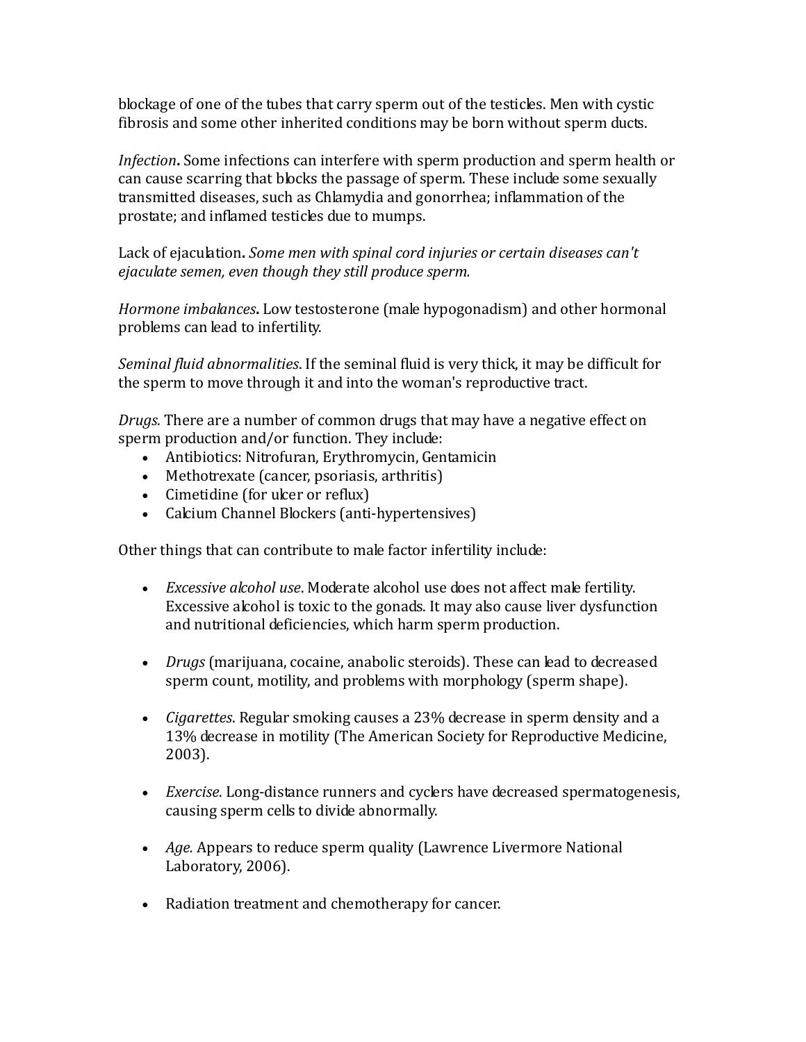blockage of one of the tubes that carry sperm out of the testicles. Men with cystic fibrosis and some other inherited conditions may be born without sperm ducts.

*Infection***.** Some infections can interfere with sperm production and sperm health or can cause scarring that blocks the passage of sperm. These include some sexually transmitted diseases, such as Chlamydia and gonorrhea; inflammation of the prostate; and inflamed testicles due to mumps.

Lack of ejaculation**.** *Some men with spinal cord injuries or certain diseases can't ejaculate semen, even though they still produce sperm.*

*Hormone imbalances***.** Low testosterone (male hypogonadism) and other hormonal problems can lead to infertility.

*Seminal fluid abnormalities*. If the seminal fluid is very thick, it may be difficult for the sperm to move through it and into the woman's reproductive tract.

*Drugs.* There are a number of common drugs that may have a negative effect on sperm production and/or function. They include:

- Antibiotics: Nitrofuran, Erythromycin, Gentamicin
- Methotrexate (cancer, psoriasis, arthritis)
- Cimetidine (for ulcer or reflux)
- Calcium Channel Blockers (anti-hypertensives)

Other things that can contribute to male factor infertility include:

- *Excessive alcohol use*. Moderate alcohol use does not affect male fertility. Excessive alcohol is toxic to the gonads. It may also cause liver dysfunction and nutritional deficiencies, which harm sperm production.

- *Drugs* (marijuana, cocaine, anabolic steroids). These can lead to decreased sperm count, motility, and problems with morphology (sperm shape).

- *Cigarettes.* Regular smoking causes a 23% decrease in sperm density and a 13% decrease in motility (The American Society for Reproductive Medicine, 2003).

- *Exercise*. Long-distance runners and cyclers have decreased spermatogenesis, causing sperm cells to divide abnormally.

- *Age.* Appears to reduce sperm quality (Lawrence Livermore National Laboratory, 2006).

- Radiation treatment and chemotherapy for cancer.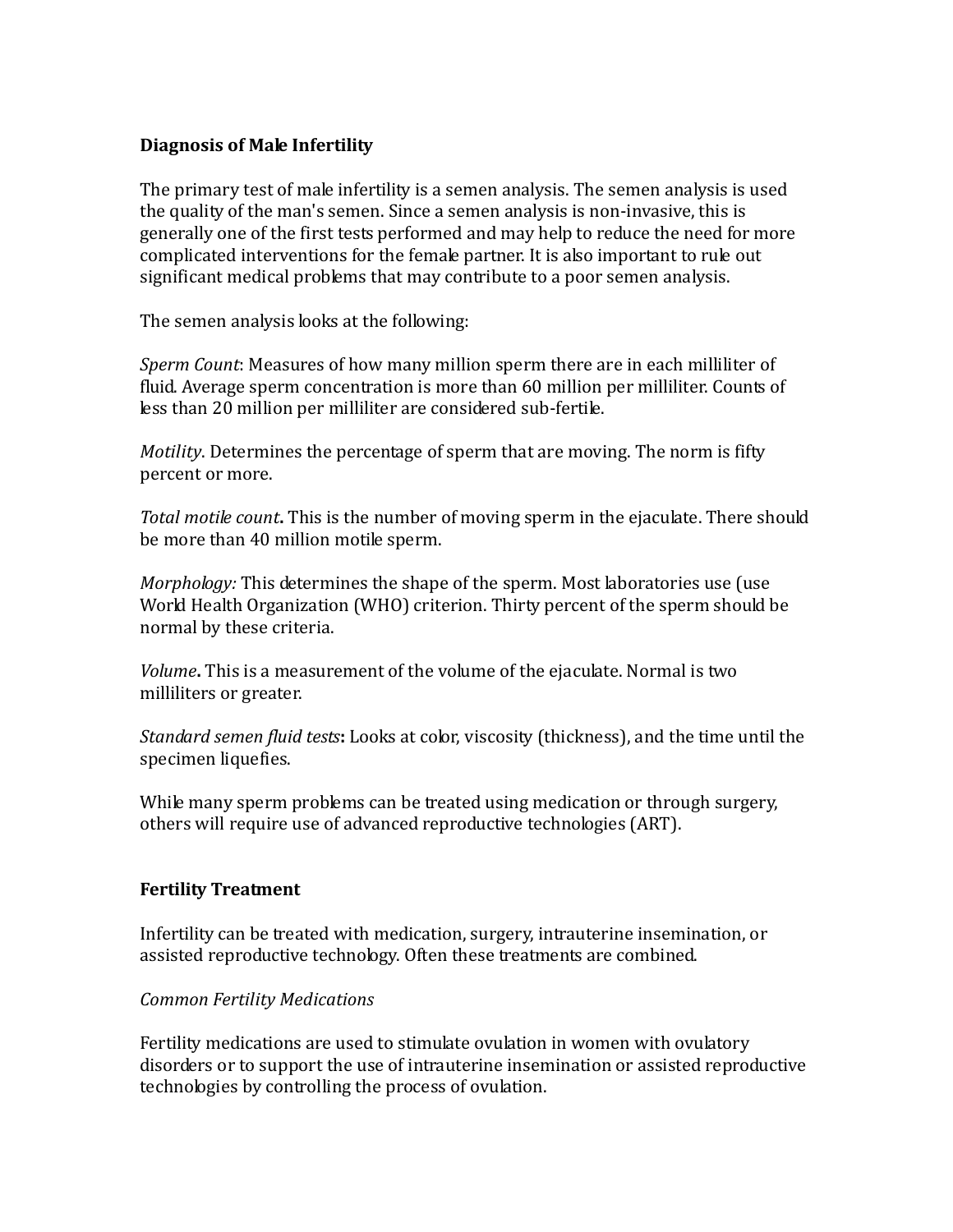**Diagnosis of Male Infertility**

The primary test of male infertility is a semen analysis. The semen analysis is used the quality of the man's semen. Since a semen analysis is non-invasive, this is generally one of the first tests performed and may help to reduce the need for more complicated interventions for the female partner. It is also important to rule out significant medical problems that may contribute to a poor semen analysis.

The semen analysis looks at the following:

*Sperm Count*: Measures of how many million sperm there are in each milliliter of fluid. Average sperm concentration is more than 60 million per milliliter. Counts of less than 20 million per milliliter are considered sub-fertile.

*Motility*. Determines the percentage of sperm that are moving. The norm is fifty percent or more.

*Total motile count***.** This is the number of moving sperm in the ejaculate. There should be more than 40 million motile sperm.

*Morphology:* This determines the shape of the sperm. Most laboratories use (use World Health Organization (WHO) criterion. Thirty percent of the sperm should be normal by these criteria.

*Volume***.** This is a measurement of the volume of the ejaculate. Normal is two milliliters or greater.

*Standard semen fluid tests***:** Looks at color, viscosity (thickness), and the time until the specimen liquefies.

While many sperm problems can be treated using medication or through surgery, others will require use of advanced reproductive technologies (ART).

**Fertility Treatment**

Infertility can be treated with medication, surgery, intrauterine insemination, or assisted reproductive technology. Often these treatments are combined.

*Common Fertility Medications*

Fertility medications are used to stimulate ovulation in women with ovulatory disorders or to support the use of intrauterine insemination or assisted reproductive technologies by controlling the process of ovulation.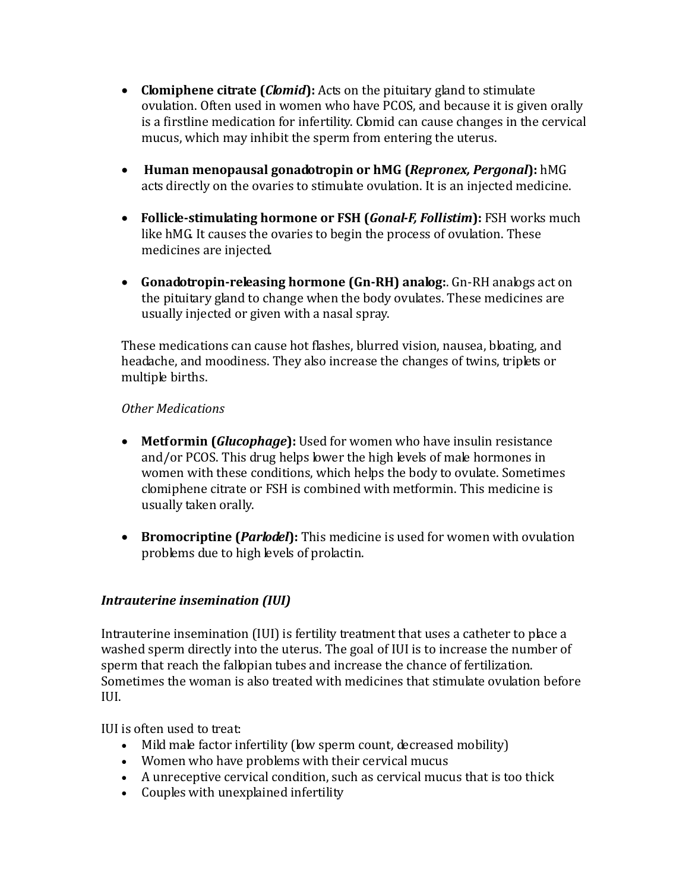- **Clomiphene citrate (*Clomid*):** Acts on the pituitary gland to stimulate ovulation. Often used in women who have PCOS, and because it is given orally is a firstline medication for infertility. Clomid can cause changes in the cervical mucus, which may inhibit the sperm from entering the uterus.

- **Human menopausal gonadotropin or hMG (*Repronex, Pergonal*):** hMG acts directly on the ovaries to stimulate ovulation. It is an injected medicine.

- **Follicle-stimulating hormone or FSH (*Gonal-F, Follistim*):** FSH works much like hMG. It causes the ovaries to begin the process of ovulation. These medicines are injected.

- **Gonadotropin-releasing hormone (Gn-RH) analog:**. Gn-RH analogs act on the pituitary gland to change when the body ovulates. These medicines are usually injected or given with a nasal spray.

These medications can cause hot flashes, blurred vision, nausea, bloating, and headache, and moodiness. They also increase the changes of twins, triplets or multiple births.

*Other Medications*

- **Metformin (*Glucophage*):** Used for women who have insulin resistance and/or PCOS. This drug helps lower the high levels of male hormones in women with these conditions, which helps the body to ovulate. Sometimes clomiphene citrate or FSH is combined with metformin. This medicine is usually taken orally.

- **Bromocriptine (*Parlodel*):** This medicine is used for women with ovulation problems due to high levels of prolactin.

### *Intrauterine insemination (IUI)*

Intrauterine insemination (IUI) is fertility treatment that uses a catheter to place a washed sperm directly into the uterus. The goal of IUI is to increase the number of sperm that reach the fallopian tubes and increase the chance of fertilization. Sometimes the woman is also treated with medicines that stimulate ovulation before IUI.

IUI is often used to treat:

- Mild male factor infertility (low sperm count, decreased mobility)
- Women who have problems with their cervical mucus
- A unreceptive cervical condition, such as cervical mucus that is too thick
- Couples with unexplained infertility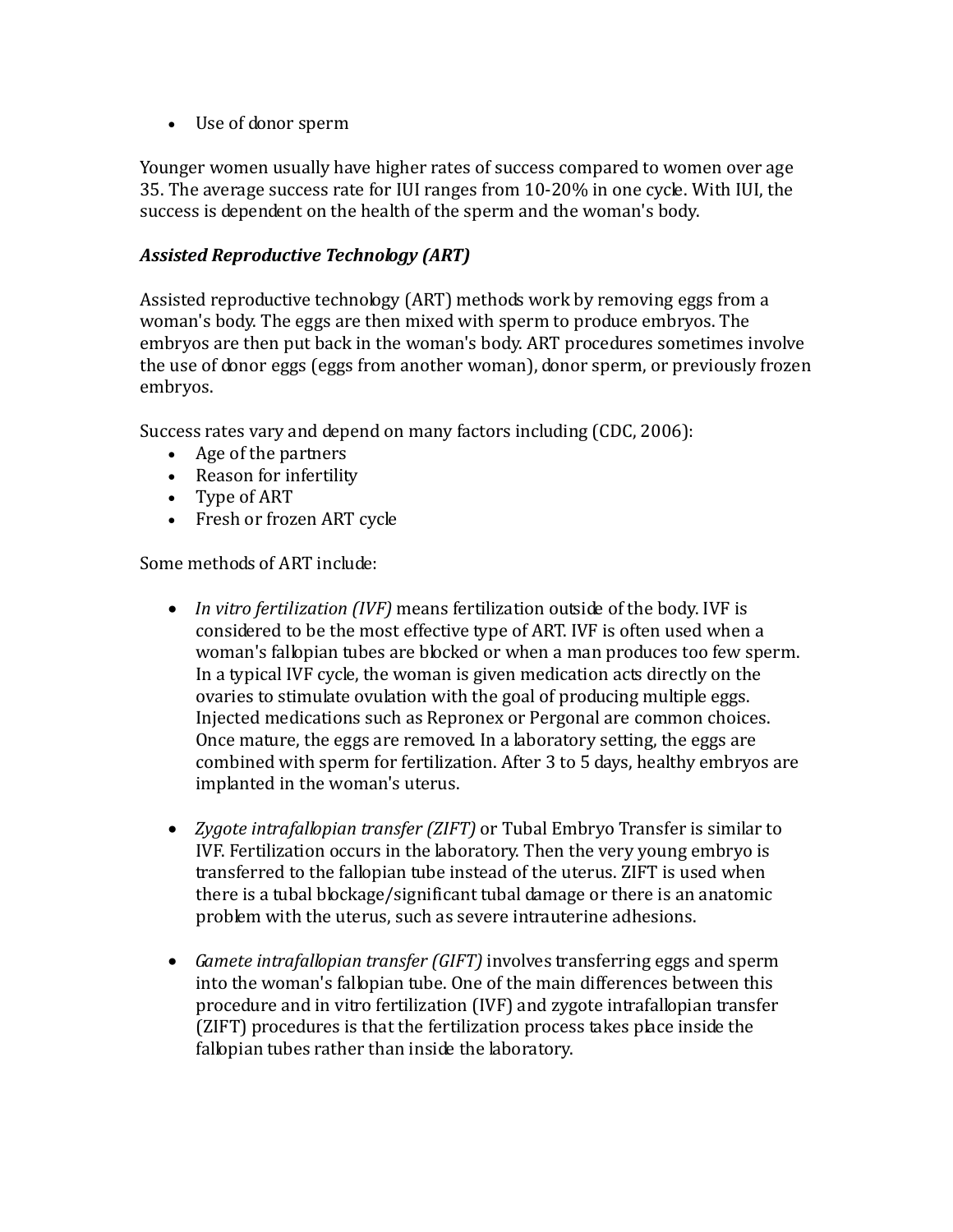- Use of donor sperm

Younger women usually have higher rates of success compared to women over age 35. The average success rate for IUI ranges from 10-20% in one cycle. With IUI, the success is dependent on the health of the sperm and the woman's body.

***Assisted Reproductive Technology (ART)***

Assisted reproductive technology (ART) methods work by removing eggs from a woman's body. The eggs are then mixed with sperm to produce embryos. The embryos are then put back in the woman's body. ART procedures sometimes involve the use of donor eggs (eggs from another woman), donor sperm, or previously frozen embryos.

Success rates vary and depend on many factors including (CDC, 2006):

- Age of the partners
- Reason for infertility
- Type of ART
- Fresh or frozen ART cycle

Some methods of ART include:

- *In vitro fertilization (IVF)* means fertilization outside of the body. IVF is considered to be the most effective type of ART. IVF is often used when a woman's fallopian tubes are blocked or when a man produces too few sperm. In a typical IVF cycle, the woman is given medication acts directly on the ovaries to stimulate ovulation with the goal of producing multiple eggs. Injected medications such as Repronex or Pergonal are common choices. Once mature, the eggs are removed. In a laboratory setting, the eggs are combined with sperm for fertilization. After 3 to 5 days, healthy embryos are implanted in the woman's uterus.

- *Zygote intrafallopian transfer (ZIFT)* or Tubal Embryo Transfer is similar to IVF. Fertilization occurs in the laboratory. Then the very young embryo is transferred to the fallopian tube instead of the uterus. ZIFT is used when there is a tubal blockage/significant tubal damage or there is an anatomic problem with the uterus, such as severe intrauterine adhesions.

- *Gamete intrafallopian transfer (GIFT)* involves transferring eggs and sperm into the woman's fallopian tube. One of the main differences between this procedure and in vitro fertilization (IVF) and zygote intrafallopian transfer (ZIFT) procedures is that the fertilization process takes place inside the fallopian tubes rather than inside the laboratory.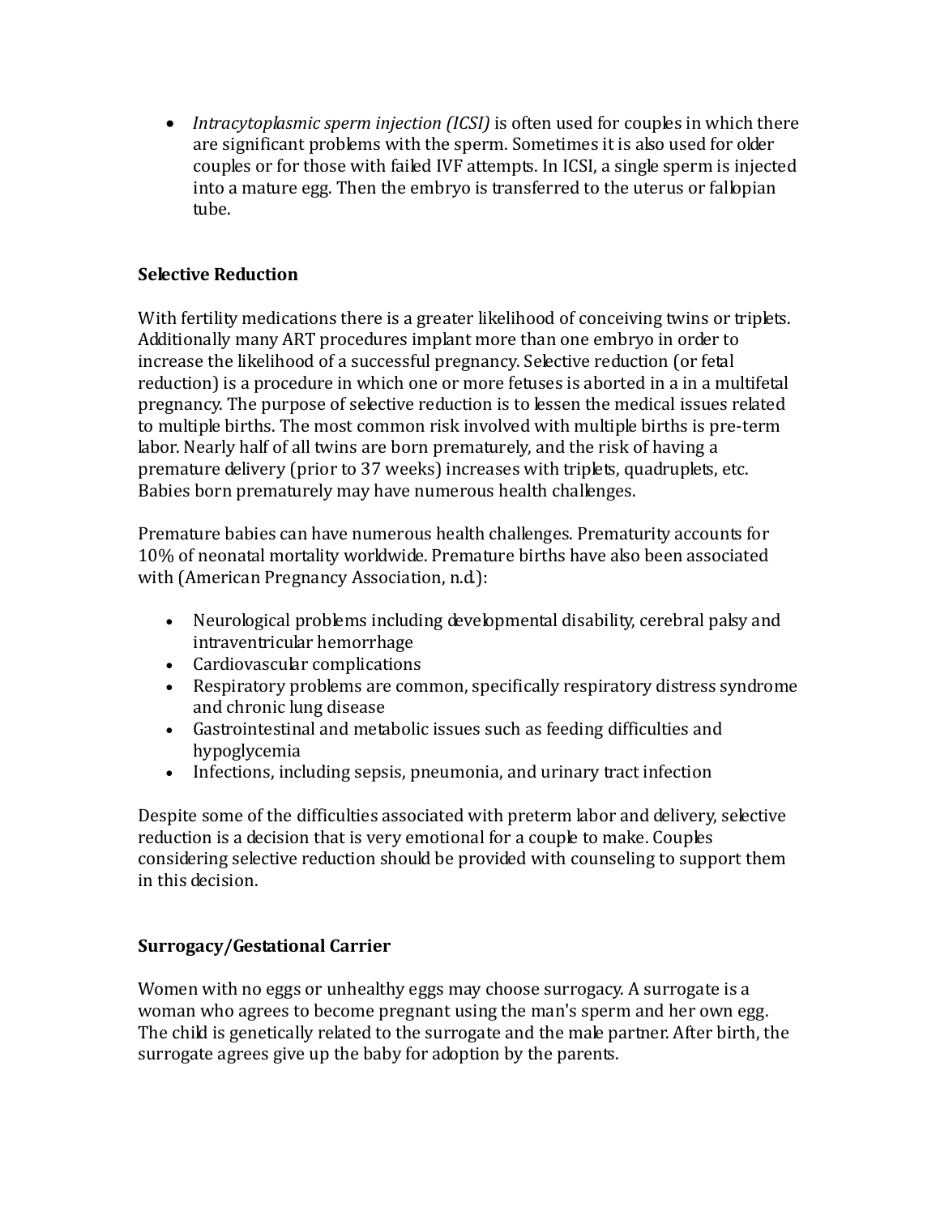- *Intracytoplasmic sperm injection (ICSI)* is often used for couples in which there are significant problems with the sperm. Sometimes it is also used for older couples or for those with failed IVF attempts. In ICSI, a single sperm is injected into a mature egg. Then the embryo is transferred to the uterus or fallopian tube.

**Selective Reduction**

With fertility medications there is a greater likelihood of conceiving twins or triplets. Additionally many ART procedures implant more than one embryo in order to increase the likelihood of a successful pregnancy. Selective reduction (or fetal reduction) is a procedure in which one or more fetuses is aborted in a in a multifetal pregnancy. The purpose of selective reduction is to lessen the medical issues related to multiple births. The most common risk involved with multiple births is pre-term labor. Nearly half of all twins are born prematurely, and the risk of having a premature delivery (prior to 37 weeks) increases with triplets, quadruplets, etc. Babies born prematurely may have numerous health challenges.

Premature babies can have numerous health challenges. Prematurity accounts for 10% of neonatal mortality worldwide. Premature births have also been associated with (American Pregnancy Association, n.d.):

- Neurological problems including developmental disability, cerebral palsy and intraventricular hemorrhage
- Cardiovascular complications
- Respiratory problems are common, specifically respiratory distress syndrome and chronic lung disease
- Gastrointestinal and metabolic issues such as feeding difficulties and hypoglycemia
- Infections, including sepsis, pneumonia, and urinary tract infection

Despite some of the difficulties associated with preterm labor and delivery, selective reduction is a decision that is very emotional for a couple to make. Couples considering selective reduction should be provided with counseling to support them in this decision.

**Surrogacy/Gestational Carrier**

Women with no eggs or unhealthy eggs may choose surrogacy. A surrogate is a woman who agrees to become pregnant using the man's sperm and her own egg. The child is genetically related to the surrogate and the male partner. After birth, the surrogate agrees give up the baby for adoption by the parents.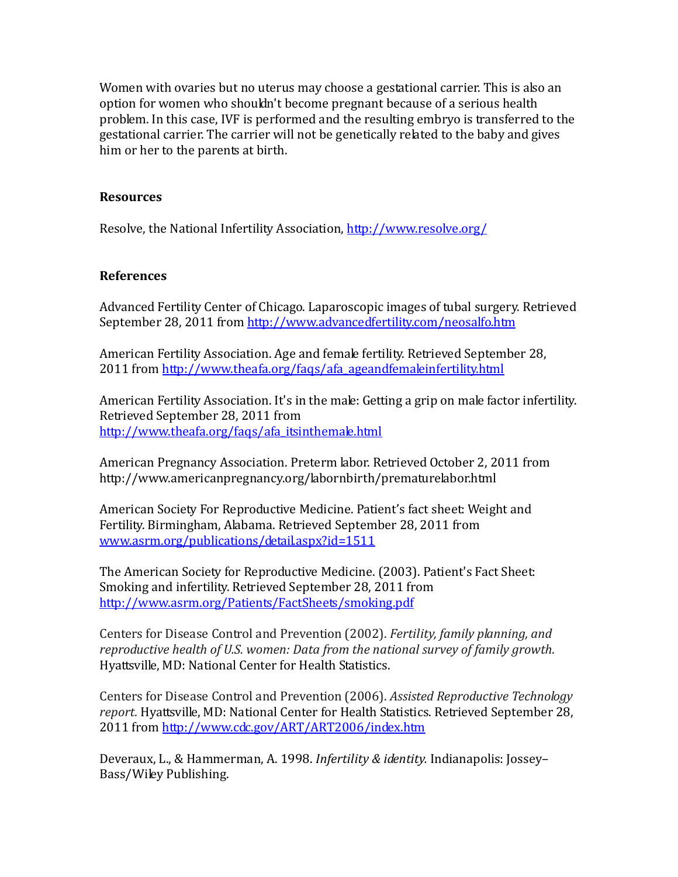Women with ovaries but no uterus may choose a gestational carrier. This is also an option for women who shouldn't become pregnant because of a serious health problem. In this case, IVF is performed and the resulting embryo is transferred to the gestational carrier. The carrier will not be genetically related to the baby and gives him or her to the parents at birth.

**Resources**

Resolve, the National Infertility Association, http://www.resolve.org/

**References**

Advanced Fertility Center of Chicago. Laparoscopic images of tubal surgery. Retrieved September 28, 2011 from http://www.advancedfertility.com/neosalfo.htm

American Fertility Association. Age and female fertility. Retrieved September 28, 2011 from http://www.theafa.org/faqs/afa_ageandfemaleinfertility.html

American Fertility Association. It's in the male: Getting a grip on male factor infertility. Retrieved September 28, 2011 from http://www.theafa.org/faqs/afa_itsinthemale.html

American Pregnancy Association. Preterm labor. Retrieved October 2, 2011 from http://www.americanpregnancy.org/labornbirth/prematurelabor.html

American Society For Reproductive Medicine. Patient's fact sheet: Weight and Fertility. Birmingham, Alabama. Retrieved September 28, 2011 from www.asrm.org/publications/detail.aspx?id=1511

The American Society for Reproductive Medicine. (2003). Patient's Fact Sheet: Smoking and infertility. Retrieved September 28, 2011 from http://www.asrm.org/Patients/FactSheets/smoking.pdf

Centers for Disease Control and Prevention (2002). *Fertility, family planning, and reproductive health of U.S. women: Data from the national survey of family growth*. Hyattsville, MD: National Center for Health Statistics.

Centers for Disease Control and Prevention (2006). *Assisted Reproductive Technology report.* Hyattsville, MD: National Center for Health Statistics. Retrieved September 28, 2011 from http://www.cdc.gov/ART/ART2006/index.htm

Deveraux, L., & Hammerman, A. 1998. *Infertility & identity.* Indianapolis: Jossey–Bass/Wiley Publishing.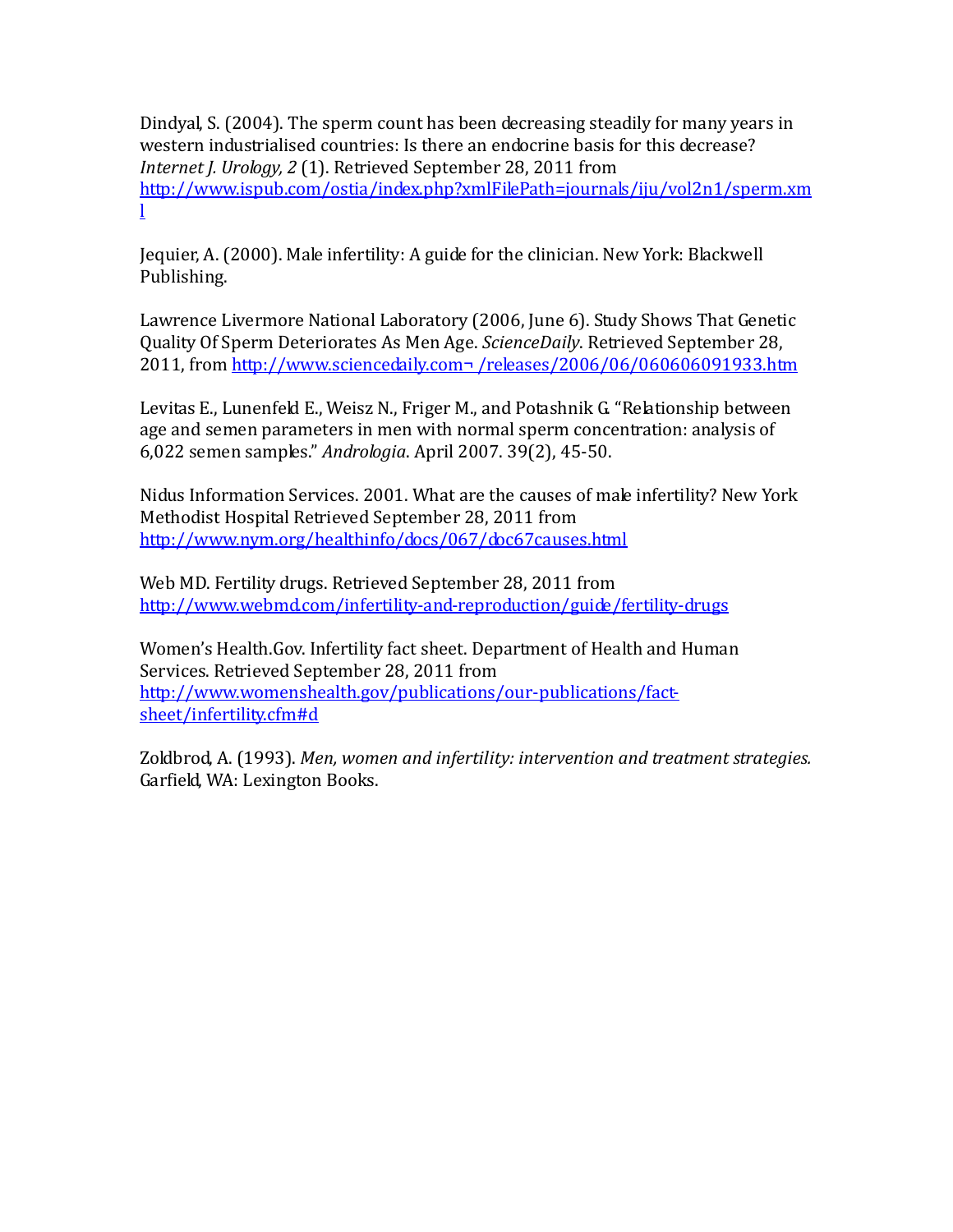Dindyal, S. (2004). The sperm count has been decreasing steadily for many years in western industrialised countries: Is there an endocrine basis for this decrease? *Internet J. Urology, 2* (1). Retrieved September 28, 2011 from http://www.ispub.com/ostia/index.php?xmlFilePath=journals/iju/vol2n1/sperm.xml

Jequier, A. (2000). Male infertility: A guide for the clinician. New York: Blackwell Publishing.

Lawrence Livermore National Laboratory (2006, June 6). Study Shows That Genetic Quality Of Sperm Deteriorates As Men Age. *ScienceDaily*. Retrieved September 28, 2011, from http://www.sciencedaily.com¬ /releases/2006/06/060606091933.htm

Levitas E., Lunenfeld E., Weisz N., Friger M., and Potashnik G. "Relationship between age and semen parameters in men with normal sperm concentration: analysis of 6,022 semen samples." *Andrologia*. April 2007. 39(2), 45-50.

Nidus Information Services. 2001. What are the causes of male infertility? New York Methodist Hospital Retrieved September 28, 2011 from http://www.nym.org/healthinfo/docs/067/doc67causes.html

Web MD. Fertility drugs. Retrieved September 28, 2011 from http://www.webmd.com/infertility-and-reproduction/guide/fertility-drugs

Women's Health.Gov. Infertility fact sheet. Department of Health and Human Services. Retrieved September 28, 2011 from http://www.womenshealth.gov/publications/our-publications/fact-sheet/infertility.cfm#d

Zoldbrod, A. (1993). *Men, women and infertility: intervention and treatment strategies.* Garfield, WA: Lexington Books.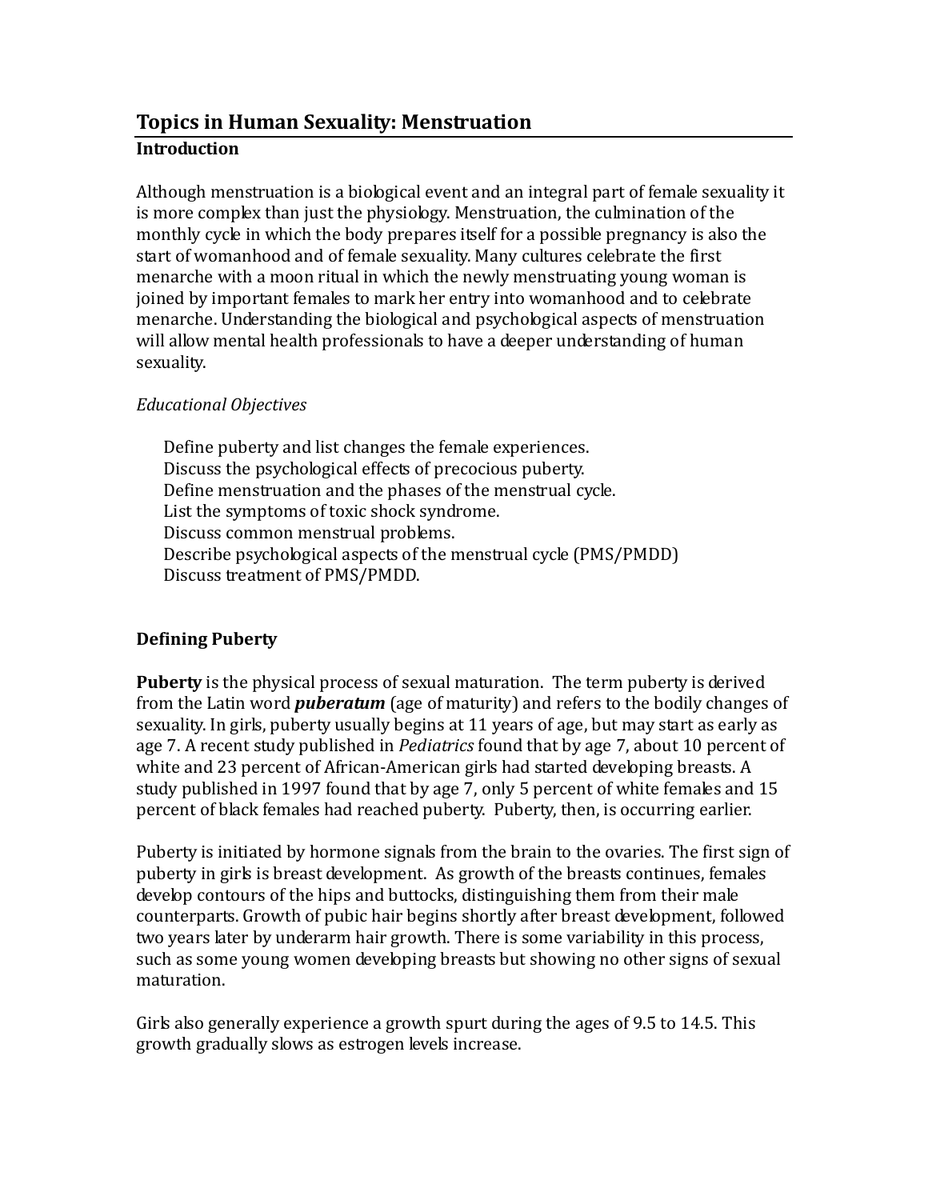# Topics in Human Sexuality: Menstruation

## Introduction

Although menstruation is a biological event and an integral part of female sexuality it is more complex than just the physiology. Menstruation, the culmination of the monthly cycle in which the body prepares itself for a possible pregnancy is also the start of womanhood and of female sexuality. Many cultures celebrate the first menarche with a moon ritual in which the newly menstruating young woman is joined by important females to mark her entry into womanhood and to celebrate menarche. Understanding the biological and psychological aspects of menstruation will allow mental health professionals to have a deeper understanding of human sexuality.

*Educational Objectives*

- Define puberty and list changes the female experiences.
- Discuss the psychological effects of precocious puberty.
- Define menstruation and the phases of the menstrual cycle.
- List the symptoms of toxic shock syndrome.
- Discuss common menstrual problems.
- Describe psychological aspects of the menstrual cycle (PMS/PMDD)
- Discuss treatment of PMS/PMDD.

## Defining Puberty

**Puberty** is the physical process of sexual maturation. The term puberty is derived from the Latin word ***puberatum*** (age of maturity) and refers to the bodily changes of sexuality. In girls, puberty usually begins at 11 years of age, but may start as early as age 7. A recent study published in *Pediatrics* found that by age 7, about 10 percent of white and 23 percent of African-American girls had started developing breasts. A study published in 1997 found that by age 7, only 5 percent of white females and 15 percent of black females had reached puberty. Puberty, then, is occurring earlier.

Puberty is initiated by hormone signals from the brain to the ovaries. The first sign of puberty in girls is breast development. As growth of the breasts continues, females develop contours of the hips and buttocks, distinguishing them from their male counterparts. Growth of pubic hair begins shortly after breast development, followed two years later by underarm hair growth. There is some variability in this process, such as some young women developing breasts but showing no other signs of sexual maturation.

Girls also generally experience a growth spurt during the ages of 9.5 to 14.5. This growth gradually slows as estrogen levels increase.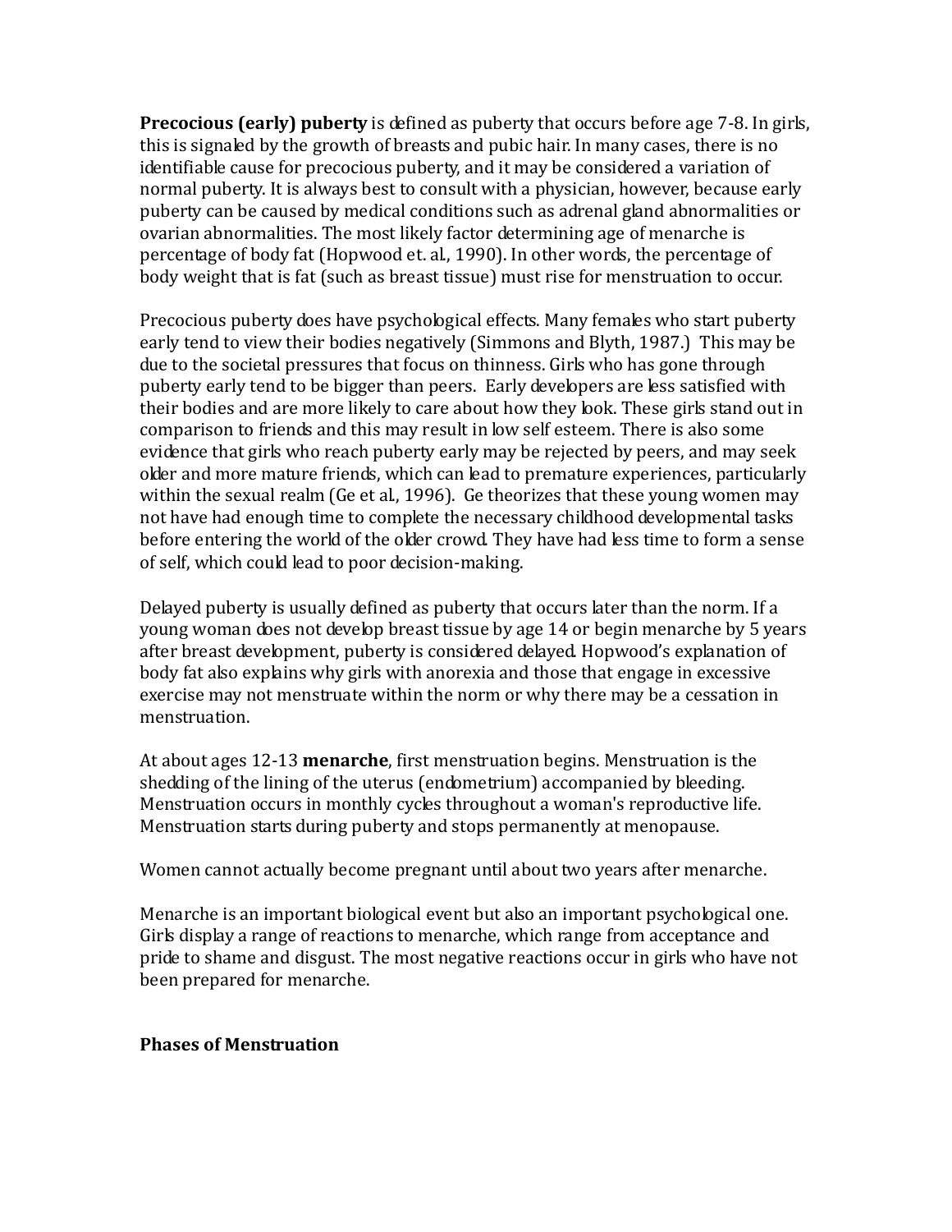**Precocious (early) puberty** is defined as puberty that occurs before age 7-8. In girls, this is signaled by the growth of breasts and pubic hair. In many cases, there is no identifiable cause for precocious puberty, and it may be considered a variation of normal puberty. It is always best to consult with a physician, however, because early puberty can be caused by medical conditions such as adrenal gland abnormalities or ovarian abnormalities. The most likely factor determining age of menarche is percentage of body fat (Hopwood et. al., 1990). In other words, the percentage of body weight that is fat (such as breast tissue) must rise for menstruation to occur.

Precocious puberty does have psychological effects. Many females who start puberty early tend to view their bodies negatively (Simmons and Blyth, 1987.) This may be due to the societal pressures that focus on thinness. Girls who has gone through puberty early tend to be bigger than peers. Early developers are less satisfied with their bodies and are more likely to care about how they look. These girls stand out in comparison to friends and this may result in low self esteem. There is also some evidence that girls who reach puberty early may be rejected by peers, and may seek older and more mature friends, which can lead to premature experiences, particularly within the sexual realm (Ge et al., 1996). Ge theorizes that these young women may not have had enough time to complete the necessary childhood developmental tasks before entering the world of the older crowd. They have had less time to form a sense of self, which could lead to poor decision-making.

Delayed puberty is usually defined as puberty that occurs later than the norm. If a young woman does not develop breast tissue by age 14 or begin menarche by 5 years after breast development, puberty is considered delayed. Hopwood's explanation of body fat also explains why girls with anorexia and those that engage in excessive exercise may not menstruate within the norm or why there may be a cessation in menstruation.

At about ages 12-13 **menarche**, first menstruation begins. Menstruation is the shedding of the lining of the uterus (endometrium) accompanied by bleeding. Menstruation occurs in monthly cycles throughout a woman's reproductive life. Menstruation starts during puberty and stops permanently at menopause.

Women cannot actually become pregnant until about two years after menarche.

Menarche is an important biological event but also an important psychological one. Girls display a range of reactions to menarche, which range from acceptance and pride to shame and disgust. The most negative reactions occur in girls who have not been prepared for menarche.

**Phases of Menstruation**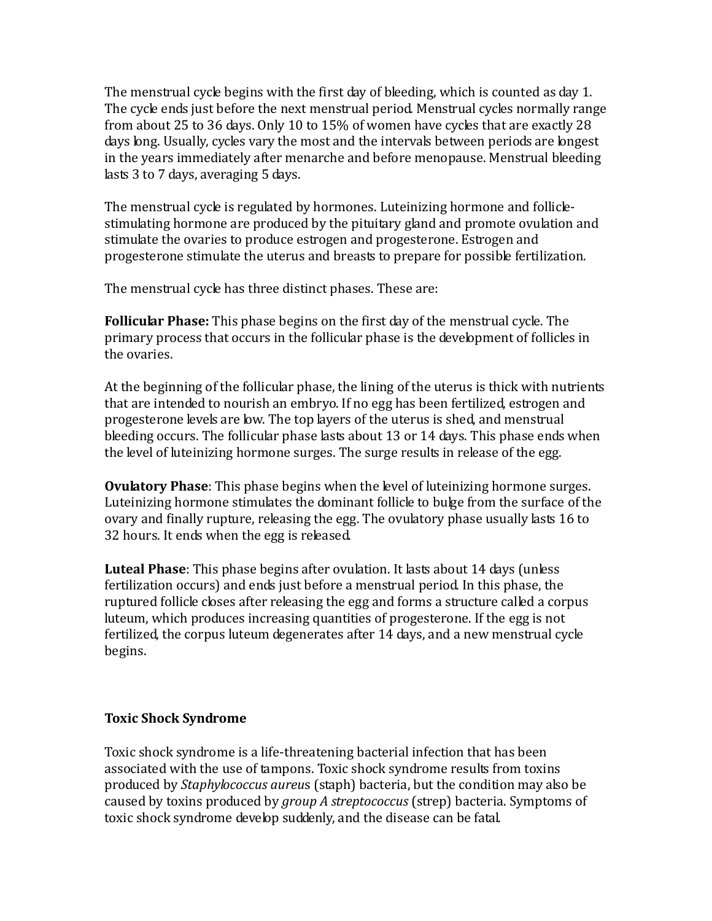The menstrual cycle begins with the first day of bleeding, which is counted as day 1. The cycle ends just before the next menstrual period. Menstrual cycles normally range from about 25 to 36 days. Only 10 to 15% of women have cycles that are exactly 28 days long. Usually, cycles vary the most and the intervals between periods are longest in the years immediately after menarche and before menopause. Menstrual bleeding lasts 3 to 7 days, averaging 5 days.

The menstrual cycle is regulated by hormones. Luteinizing hormone and follicle-stimulating hormone are produced by the pituitary gland and promote ovulation and stimulate the ovaries to produce estrogen and progesterone. Estrogen and progesterone stimulate the uterus and breasts to prepare for possible fertilization.

The menstrual cycle has three distinct phases. These are:

**Follicular Phase:** This phase begins on the first day of the menstrual cycle. The primary process that occurs in the follicular phase is the development of follicles in the ovaries.

At the beginning of the follicular phase, the lining of the uterus is thick with nutrients that are intended to nourish an embryo. If no egg has been fertilized, estrogen and progesterone levels are low. The top layers of the uterus is shed, and menstrual bleeding occurs. The follicular phase lasts about 13 or 14 days. This phase ends when the level of luteinizing hormone surges. The surge results in release of the egg.

**Ovulatory Phase**: This phase begins when the level of luteinizing hormone surges. Luteinizing hormone stimulates the dominant follicle to bulge from the surface of the ovary and finally rupture, releasing the egg. The ovulatory phase usually lasts 16 to 32 hours. It ends when the egg is released.

**Luteal Phase**: This phase begins after ovulation. It lasts about 14 days (unless fertilization occurs) and ends just before a menstrual period. In this phase, the ruptured follicle closes after releasing the egg and forms a structure called a corpus luteum, which produces increasing quantities of progesterone. If the egg is not fertilized, the corpus luteum degenerates after 14 days, and a new menstrual cycle begins.

**Toxic Shock Syndrome**

Toxic shock syndrome is a life-threatening bacterial infection that has been associated with the use of tampons. Toxic shock syndrome results from toxins produced by *Staphylococcus aureus* (staph) bacteria, but the condition may also be caused by toxins produced by *group A streptococcus* (strep) bacteria. Symptoms of toxic shock syndrome develop suddenly, and the disease can be fatal.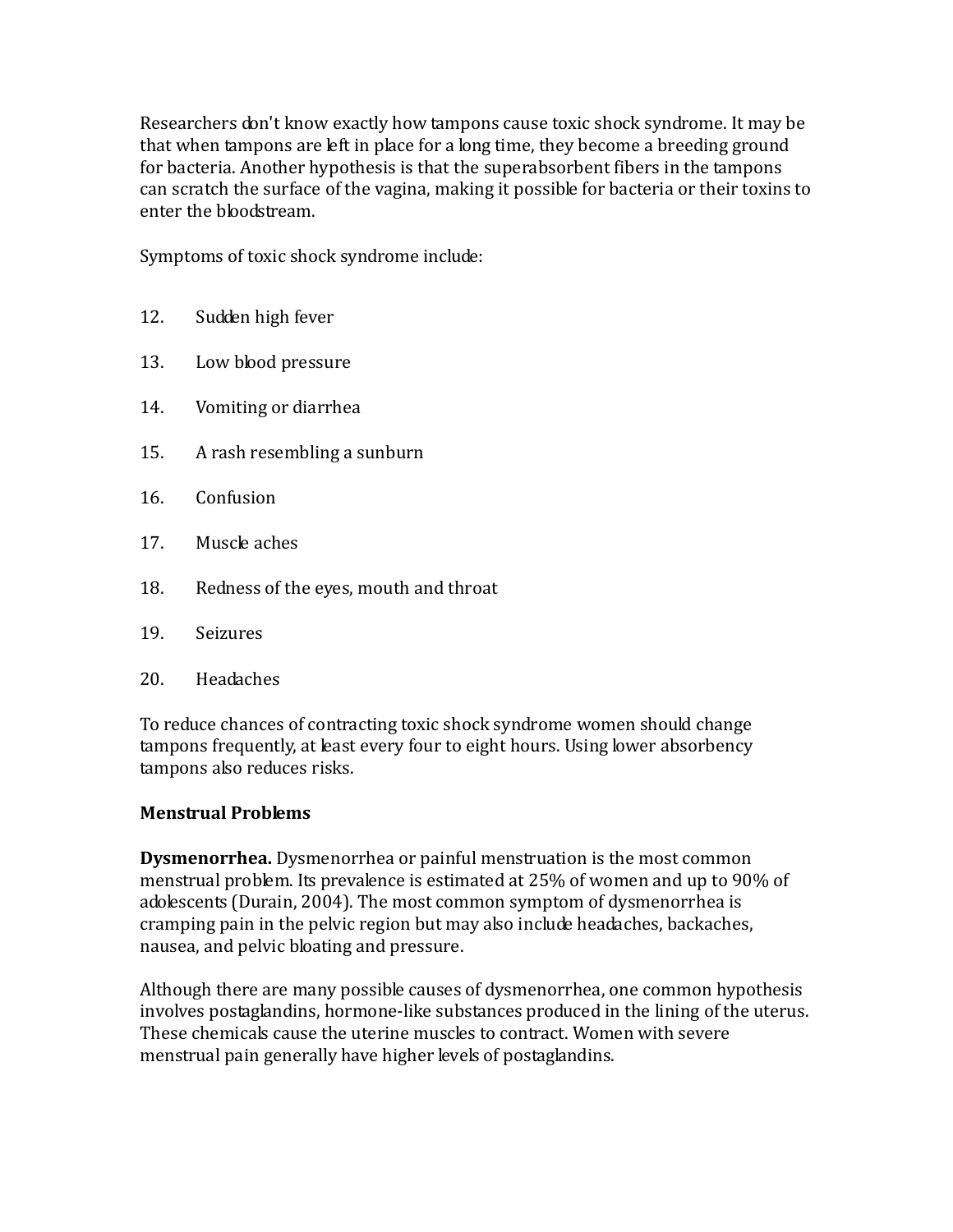Researchers don't know exactly how tampons cause toxic shock syndrome. It may be that when tampons are left in place for a long time, they become a breeding ground for bacteria. Another hypothesis is that the superabsorbent fibers in the tampons can scratch the surface of the vagina, making it possible for bacteria or their toxins to enter the bloodstream.

Symptoms of toxic shock syndrome include:

12. Sudden high fever
13. Low blood pressure
14. Vomiting or diarrhea
15. A rash resembling a sunburn
16. Confusion
17. Muscle aches
18. Redness of the eyes, mouth and throat
19. Seizures
20. Headaches

To reduce chances of contracting toxic shock syndrome women should change tampons frequently, at least every four to eight hours. Using lower absorbency tampons also reduces risks.

**Menstrual Problems**

**Dysmenorrhea.** Dysmenorrhea or painful menstruation is the most common menstrual problem. Its prevalence is estimated at 25% of women and up to 90% of adolescents (Durain, 2004). The most common symptom of dysmenorrhea is cramping pain in the pelvic region but may also include headaches, backaches, nausea, and pelvic bloating and pressure.

Although there are many possible causes of dysmenorrhea, one common hypothesis involves postaglandins, hormone-like substances produced in the lining of the uterus. These chemicals cause the uterine muscles to contract. Women with severe menstrual pain generally have higher levels of postaglandins.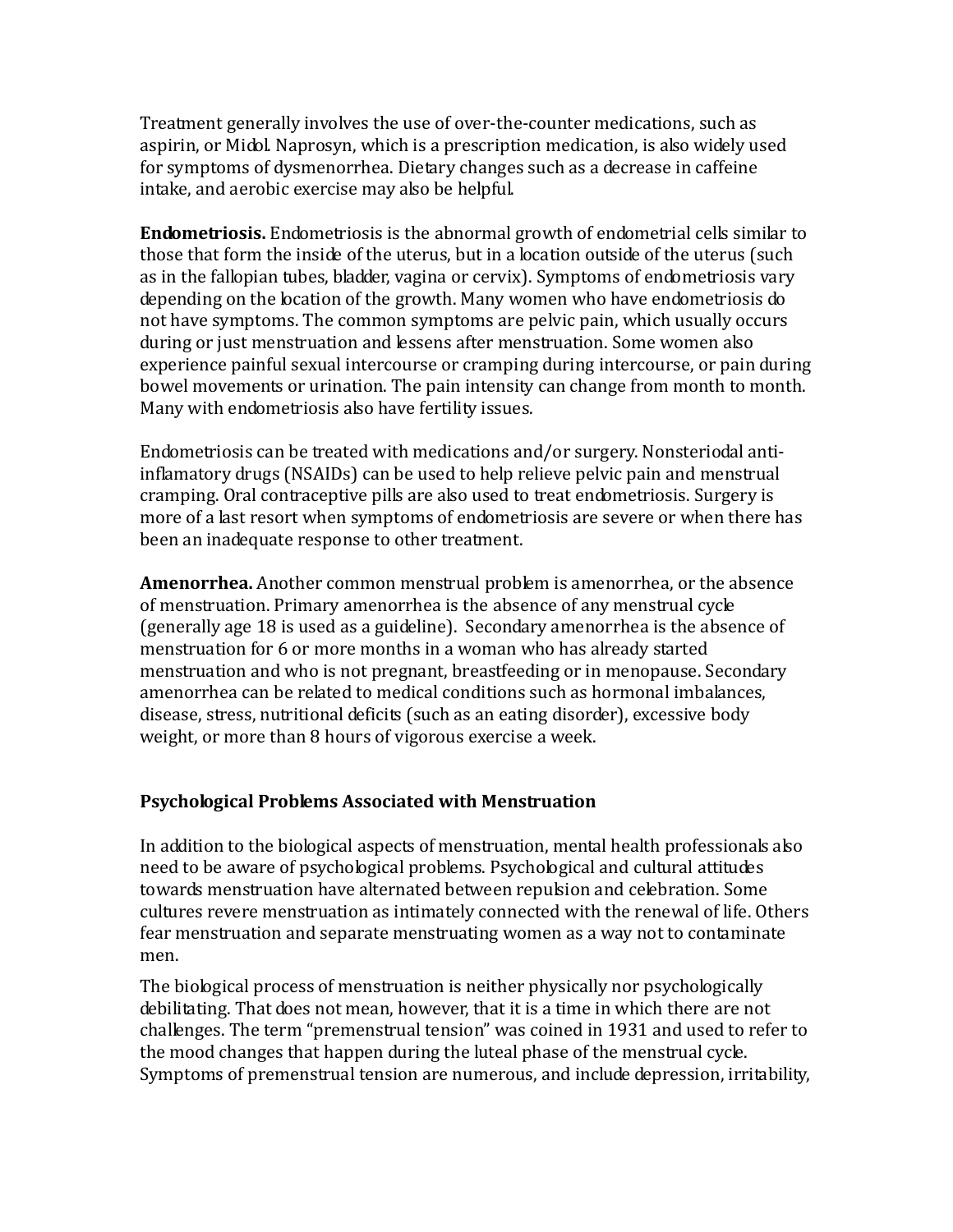Treatment generally involves the use of over-the-counter medications, such as aspirin, or Midol. Naprosyn, which is a prescription medication, is also widely used for symptoms of dysmenorrhea. Dietary changes such as a decrease in caffeine intake, and aerobic exercise may also be helpful.

**Endometriosis.** Endometriosis is the abnormal growth of endometrial cells similar to those that form the inside of the uterus, but in a location outside of the uterus (such as in the fallopian tubes, bladder, vagina or cervix). Symptoms of endometriosis vary depending on the location of the growth. Many women who have endometriosis do not have symptoms. The common symptoms are pelvic pain, which usually occurs during or just menstruation and lessens after menstruation. Some women also experience painful sexual intercourse or cramping during intercourse, or pain during bowel movements or urination. The pain intensity can change from month to month. Many with endometriosis also have fertility issues.

Endometriosis can be treated with medications and/or surgery. Nonsteriodal anti-inflamatory drugs (NSAIDs) can be used to help relieve pelvic pain and menstrual cramping. Oral contraceptive pills are also used to treat endometriosis. Surgery is more of a last resort when symptoms of endometriosis are severe or when there has been an inadequate response to other treatment.

**Amenorrhea.** Another common menstrual problem is amenorrhea, or the absence of menstruation. Primary amenorrhea is the absence of any menstrual cycle (generally age 18 is used as a guideline). Secondary amenorrhea is the absence of menstruation for 6 or more months in a woman who has already started menstruation and who is not pregnant, breastfeeding or in menopause. Secondary amenorrhea can be related to medical conditions such as hormonal imbalances, disease, stress, nutritional deficits (such as an eating disorder), excessive body weight, or more than 8 hours of vigorous exercise a week.

## Psychological Problems Associated with Menstruation

In addition to the biological aspects of menstruation, mental health professionals also need to be aware of psychological problems. Psychological and cultural attitudes towards menstruation have alternated between repulsion and celebration. Some cultures revere menstruation as intimately connected with the renewal of life. Others fear menstruation and separate menstruating women as a way not to contaminate men.

The biological process of menstruation is neither physically nor psychologically debilitating. That does not mean, however, that it is a time in which there are not challenges. The term "premenstrual tension" was coined in 1931 and used to refer to the mood changes that happen during the luteal phase of the menstrual cycle. Symptoms of premenstrual tension are numerous, and include depression, irritability,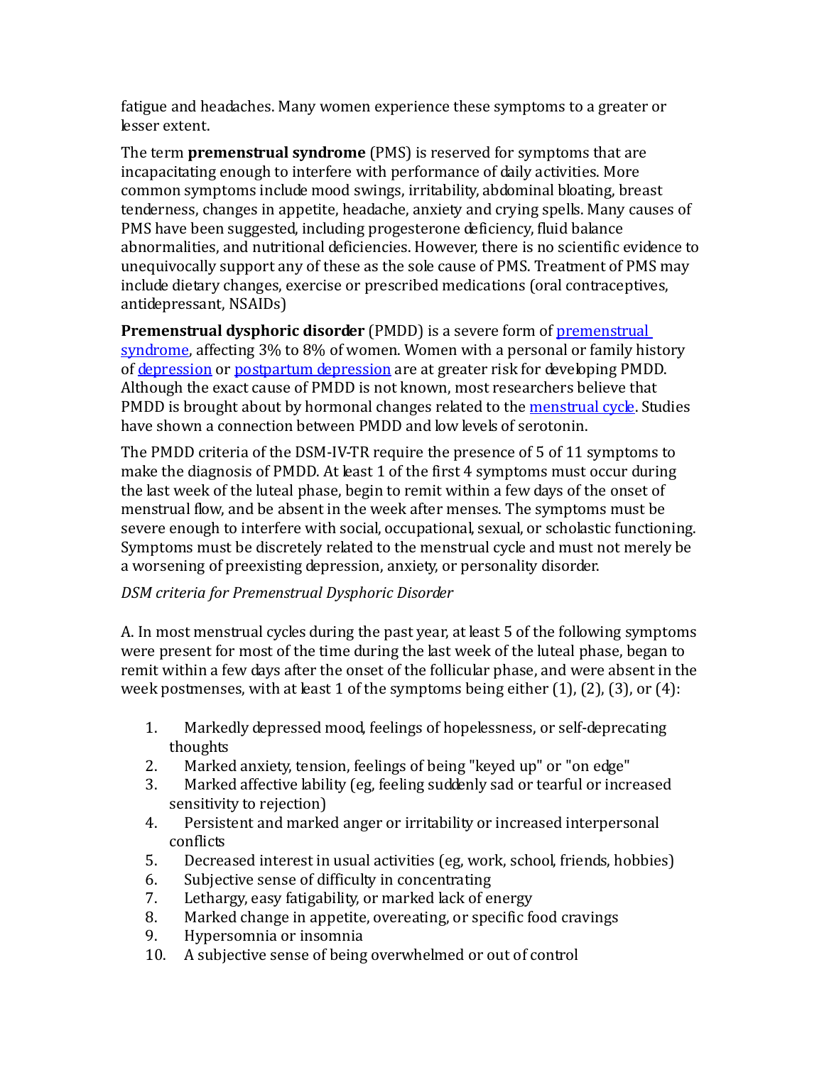fatigue and headaches. Many women experience these symptoms to a greater or lesser extent.

The term **premenstrual syndrome** (PMS) is reserved for symptoms that are incapacitating enough to interfere with performance of daily activities. More common symptoms include mood swings, irritability, abdominal bloating, breast tenderness, changes in appetite, headache, anxiety and crying spells. Many causes of PMS have been suggested, including progesterone deficiency, fluid balance abnormalities, and nutritional deficiencies. However, there is no scientific evidence to unequivocally support any of these as the sole cause of PMS. Treatment of PMS may include dietary changes, exercise or prescribed medications (oral contraceptives, antidepressant, NSAIDs)

**Premenstrual dysphoric disorder** (PMDD) is a severe form of [premenstrual syndrome](), affecting 3% to 8% of women. Women with a personal or family history of [depression]() or [postpartum depression]() are at greater risk for developing PMDD. Although the exact cause of PMDD is not known, most researchers believe that PMDD is brought about by hormonal changes related to the [menstrual cycle](). Studies have shown a connection between PMDD and low levels of serotonin.

The PMDD criteria of the DSM-IV-TR require the presence of 5 of 11 symptoms to make the diagnosis of PMDD. At least 1 of the first 4 symptoms must occur during the last week of the luteal phase, begin to remit within a few days of the onset of menstrual flow, and be absent in the week after menses. The symptoms must be severe enough to interfere with social, occupational, sexual, or scholastic functioning. Symptoms must be discretely related to the menstrual cycle and must not merely be a worsening of preexisting depression, anxiety, or personality disorder.

*DSM criteria for Premenstrual Dysphoric Disorder*

A. In most menstrual cycles during the past year, at least 5 of the following symptoms were present for most of the time during the last week of the luteal phase, began to remit within a few days after the onset of the follicular phase, and were absent in the week postmenses, with at least 1 of the symptoms being either (1), (2), (3), or (4):

1. Markedly depressed mood, feelings of hopelessness, or self-deprecating thoughts
2. Marked anxiety, tension, feelings of being "keyed up" or "on edge"
3. Marked affective lability (eg, feeling suddenly sad or tearful or increased sensitivity to rejection)
4. Persistent and marked anger or irritability or increased interpersonal conflicts
5. Decreased interest in usual activities (eg, work, school, friends, hobbies)
6. Subjective sense of difficulty in concentrating
7. Lethargy, easy fatigability, or marked lack of energy
8. Marked change in appetite, overeating, or specific food cravings
9. Hypersomnia or insomnia
10. A subjective sense of being overwhelmed or out of control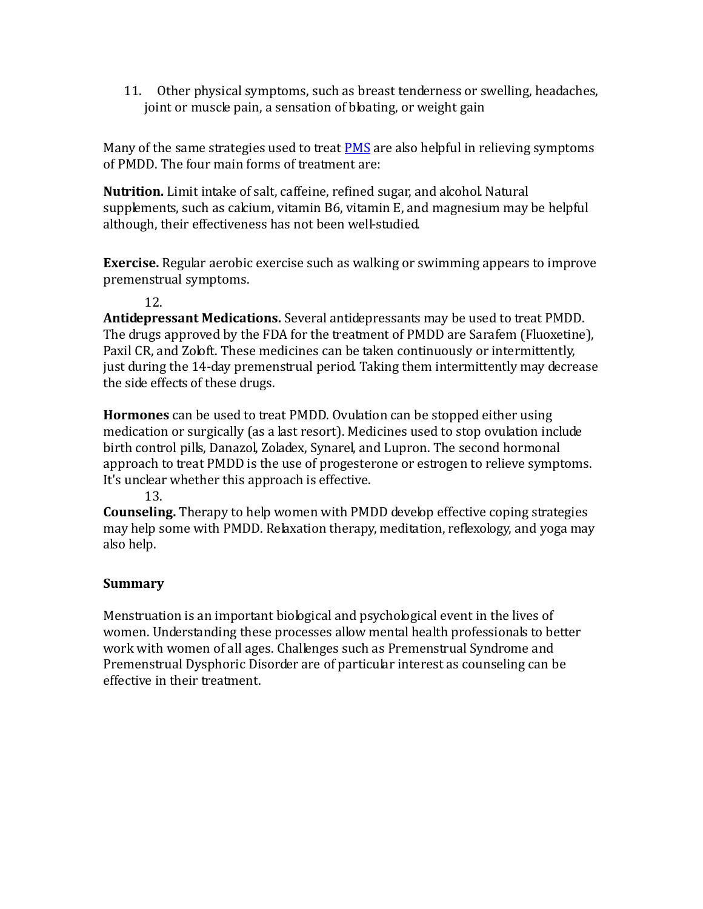11. Other physical symptoms, such as breast tenderness or swelling, headaches, joint or muscle pain, a sensation of bloating, or weight gain

Many of the same strategies used to treat PMS are also helpful in relieving symptoms of PMDD. The four main forms of treatment are:

**Nutrition.** Limit intake of salt, caffeine, refined sugar, and alcohol. Natural supplements, such as calcium, vitamin B6, vitamin E, and magnesium may be helpful although, their effectiveness has not been well-studied.

**Exercise.** Regular aerobic exercise such as walking or swimming appears to improve premenstrual symptoms.

12.

**Antidepressant Medications.** Several antidepressants may be used to treat PMDD. The drugs approved by the FDA for the treatment of PMDD are Sarafem (Fluoxetine), Paxil CR, and Zoloft. These medicines can be taken continuously or intermittently, just during the 14-day premenstrual period. Taking them intermittently may decrease the side effects of these drugs.

**Hormones** can be used to treat PMDD. Ovulation can be stopped either using medication or surgically (as a last resort). Medicines used to stop ovulation include birth control pills, Danazol, Zoladex, Synarel, and Lupron. The second hormonal approach to treat PMDD is the use of progesterone or estrogen to relieve symptoms. It's unclear whether this approach is effective.

13.

**Counseling.** Therapy to help women with PMDD develop effective coping strategies may help some with PMDD. Relaxation therapy, meditation, reflexology, and yoga may also help.

**Summary**

Menstruation is an important biological and psychological event in the lives of women. Understanding these processes allow mental health professionals to better work with women of all ages. Challenges such as Premenstrual Syndrome and Premenstrual Dysphoric Disorder are of particular interest as counseling can be effective in their treatment.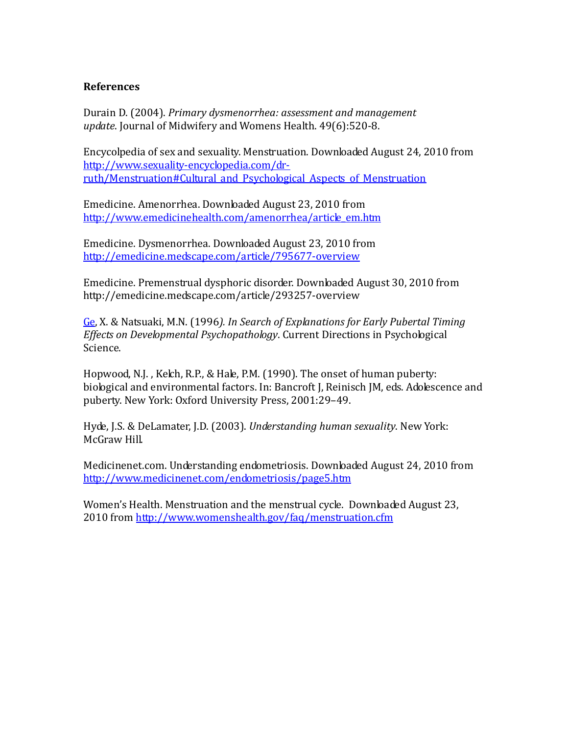**References**

Durain D. (2004). *Primary dysmenorrhea: assessment and management update*. Journal of Midwifery and Womens Health. 49(6):520-8.

Encycolpedia of sex and sexuality. Menstruation. Downloaded August 24, 2010 from [http://www.sexuality-encyclopedia.com/dr-ruth/Menstruation#Cultural_and_Psychological_Aspects_of_Menstruation](http://www.sexuality-encyclopedia.com/dr-ruth/Menstruation#Cultural_and_Psychological_Aspects_of_Menstruation)

Emedicine. Amenorrhea. Downloaded August 23, 2010 from [http://www.emedicinehealth.com/amenorrhea/article_em.htm](http://www.emedicinehealth.com/amenorrhea/article_em.htm)

Emedicine. Dysmenorrhea. Downloaded August 23, 2010 from [http://emedicine.medscape.com/article/795677-overview](http://emedicine.medscape.com/article/795677-overview)

Emedicine. Premenstrual dysphoric disorder. Downloaded August 30, 2010 from http://emedicine.medscape.com/article/293257-overview

Ge, X. & Natsuaki, M.N. (1996*). In Search of Explanations for Early Pubertal Timing Effects on Developmental Psychopathology*. Current Directions in Psychological Science.

Hopwood, N.J. , Kelch, R.P., & Hale, P.M. (1990). The onset of human puberty: biological and environmental factors. In: Bancroft J, Reinisch JM, eds. Adolescence and puberty. New York: Oxford University Press, 2001:29–49.

Hyde, J.S. & DeLamater, J.D. (2003). *Understanding human sexuality*. New York: McGraw Hill.

Medicinenet.com. Understanding endometriosis. Downloaded August 24, 2010 from [http://www.medicinenet.com/endometriosis/page5.htm](http://www.medicinenet.com/endometriosis/page5.htm)

Women's Health. Menstruation and the menstrual cycle. Downloaded August 23, 2010 from [http://www.womenshealth.gov/faq/menstruation.cfm](http://www.womenshealth.gov/faq/menstruation.cfm)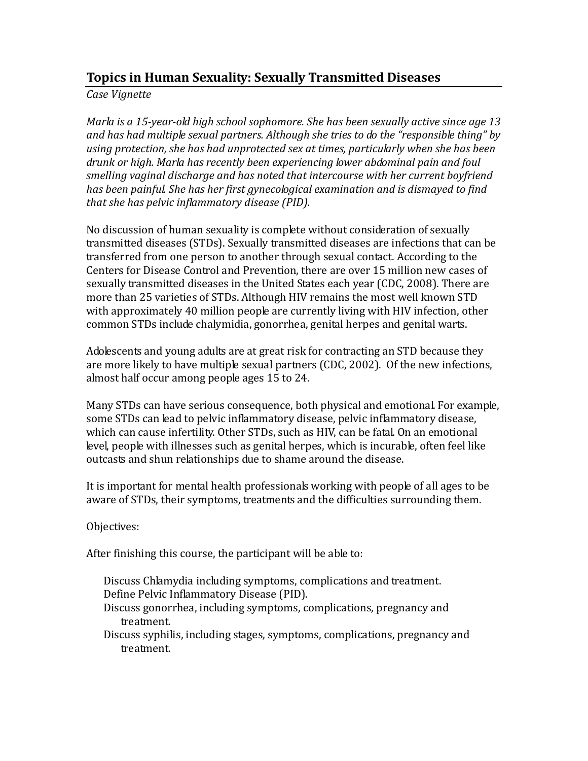## Topics in Human Sexuality: Sexually Transmitted Diseases

*Case Vignette*

*Marla is a 15-year-old high school sophomore. She has been sexually active since age 13 and has had multiple sexual partners. Although she tries to do the "responsible thing" by using protection, she has had unprotected sex at times, particularly when she has been drunk or high. Marla has recently been experiencing lower abdominal pain and foul smelling vaginal discharge and has noted that intercourse with her current boyfriend has been painful. She has her first gynecological examination and is dismayed to find that she has pelvic inflammatory disease (PID).*

No discussion of human sexuality is complete without consideration of sexually transmitted diseases (STDs). Sexually transmitted diseases are infections that can be transferred from one person to another through sexual contact. According to the Centers for Disease Control and Prevention, there are over 15 million new cases of sexually transmitted diseases in the United States each year (CDC, 2008). There are more than 25 varieties of STDs. Although HIV remains the most well known STD with approximately 40 million people are currently living with HIV infection, other common STDs include chalymidia, gonorrhea, genital herpes and genital warts.

Adolescents and young adults are at great risk for contracting an STD because they are more likely to have multiple sexual partners (CDC, 2002). Of the new infections, almost half occur among people ages 15 to 24.

Many STDs can have serious consequence, both physical and emotional. For example, some STDs can lead to pelvic inflammatory disease, pelvic inflammatory disease, which can cause infertility. Other STDs, such as HIV, can be fatal. On an emotional level, people with illnesses such as genital herpes, which is incurable, often feel like outcasts and shun relationships due to shame around the disease.

It is important for mental health professionals working with people of all ages to be aware of STDs, their symptoms, treatments and the difficulties surrounding them.

Objectives:

After finishing this course, the participant will be able to:

- Discuss Chlamydia including symptoms, complications and treatment.
- Define Pelvic Inflammatory Disease (PID).
- Discuss gonorrhea, including symptoms, complications, pregnancy and treatment.
- Discuss syphilis, including stages, symptoms, complications, pregnancy and treatment.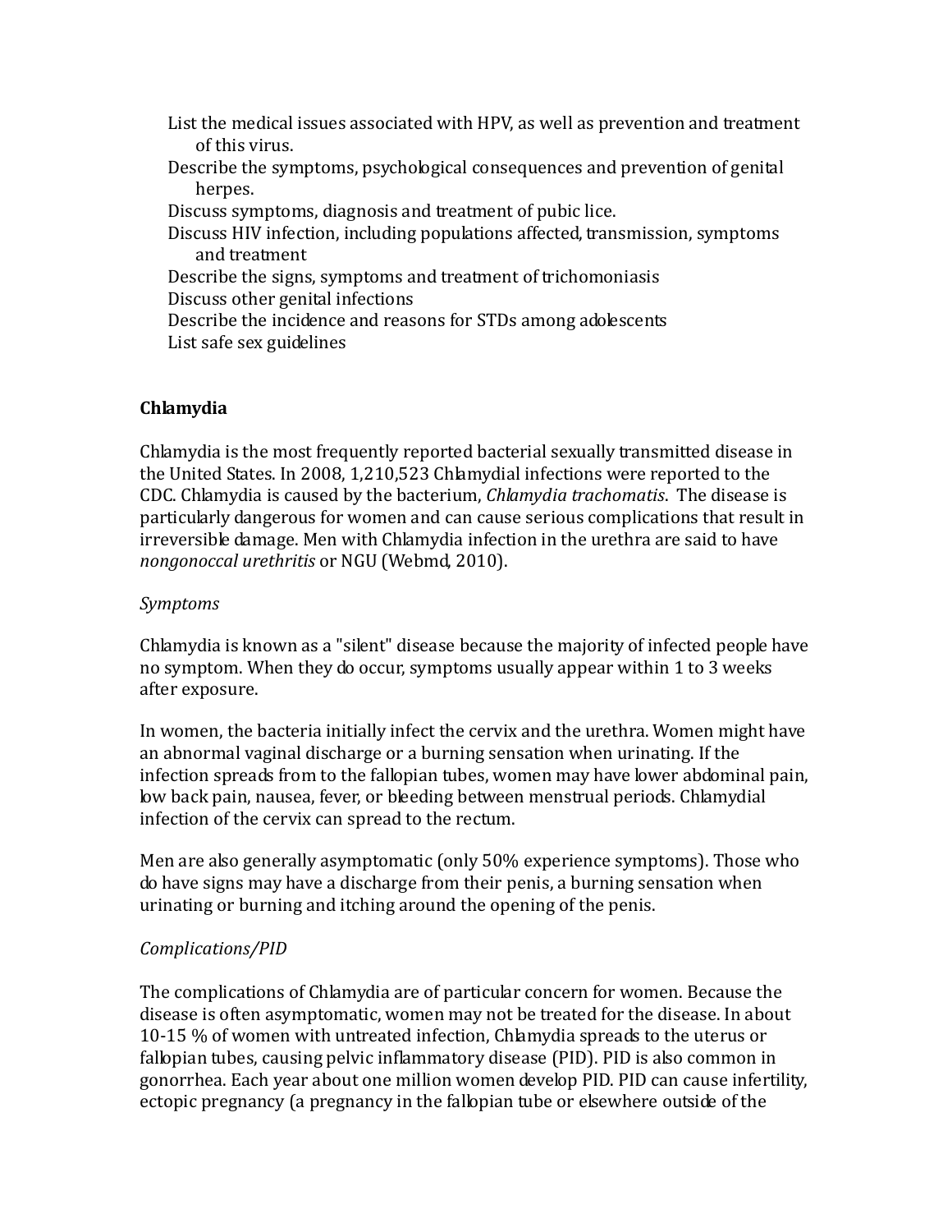- List the medical issues associated with HPV, as well as prevention and treatment of this virus.
- Describe the symptoms, psychological consequences and prevention of genital herpes.
- Discuss symptoms, diagnosis and treatment of pubic lice.
- Discuss HIV infection, including populations affected, transmission, symptoms and treatment
- Describe the signs, symptoms and treatment of trichomoniasis
- Discuss other genital infections
- Describe the incidence and reasons for STDs among adolescents
- List safe sex guidelines

**Chlamydia**

Chlamydia is the most frequently reported bacterial sexually transmitted disease in the United States. In 2008, 1,210,523 Chlamydial infections were reported to the CDC. Chlamydia is caused by the bacterium, *Chlamydia trachomatis*. The disease is particularly dangerous for women and can cause serious complications that result in irreversible damage. Men with Chlamydia infection in the urethra are said to have *nongonoccal urethritis* or NGU (Webmd, 2010).

*Symptoms*

Chlamydia is known as a "silent" disease because the majority of infected people have no symptom. When they do occur, symptoms usually appear within 1 to 3 weeks after exposure.

In women, the bacteria initially infect the cervix and the urethra. Women might have an abnormal vaginal discharge or a burning sensation when urinating. If the infection spreads from to the fallopian tubes, women may have lower abdominal pain, low back pain, nausea, fever, or bleeding between menstrual periods. Chlamydial infection of the cervix can spread to the rectum.

Men are also generally asymptomatic (only 50% experience symptoms). Those who do have signs may have a discharge from their penis, a burning sensation when urinating or burning and itching around the opening of the penis.

*Complications/PID*

The complications of Chlamydia are of particular concern for women. Because the disease is often asymptomatic, women may not be treated for the disease. In about 10-15 % of women with untreated infection, Chlamydia spreads to the uterus or fallopian tubes, causing pelvic inflammatory disease (PID). PID is also common in gonorrhea. Each year about one million women develop PID. PID can cause infertility, ectopic pregnancy (a pregnancy in the fallopian tube or elsewhere outside of the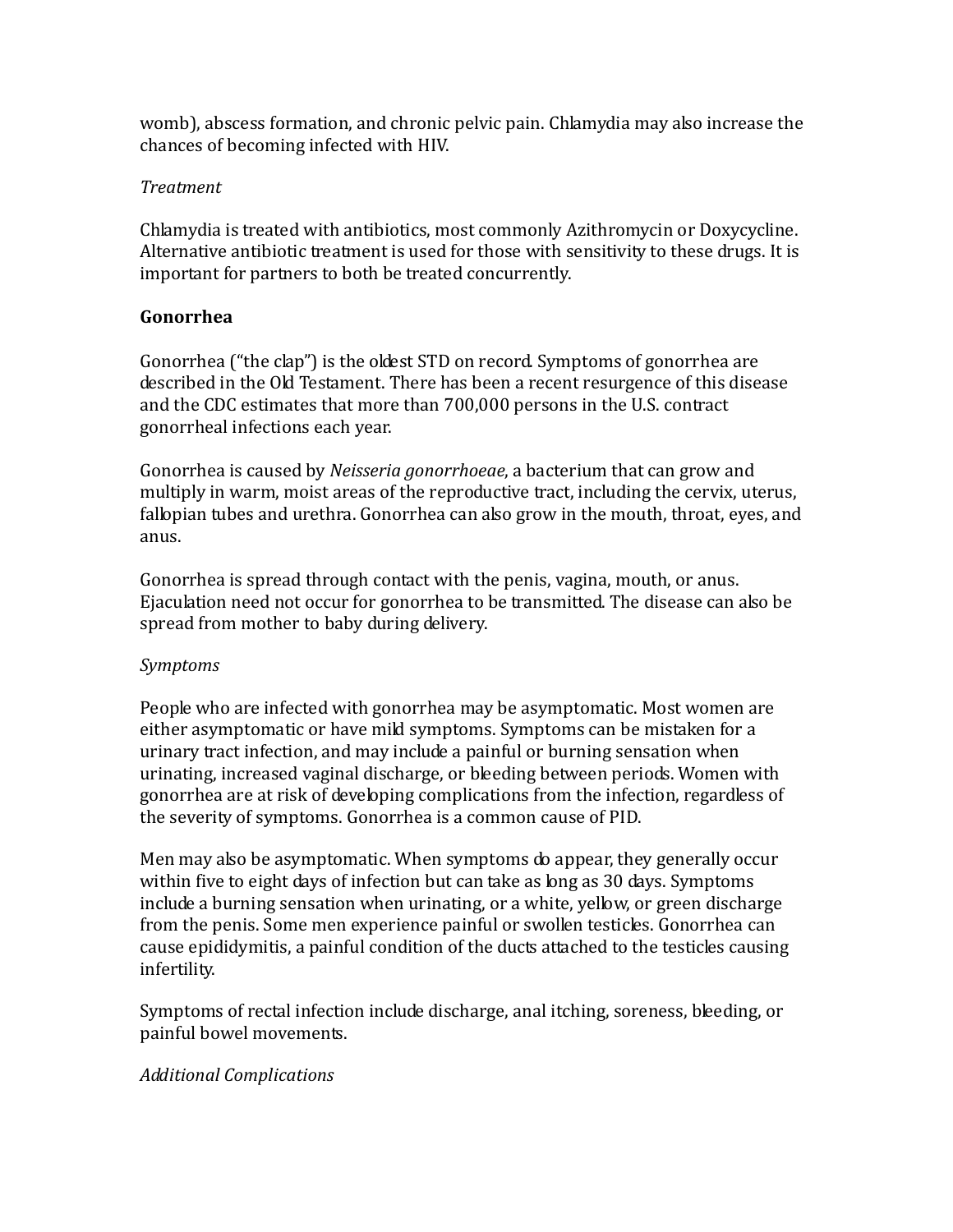womb), abscess formation, and chronic pelvic pain. Chlamydia may also increase the chances of becoming infected with HIV.

*Treatment*

Chlamydia is treated with antibiotics, most commonly Azithromycin or Doxycycline. Alternative antibiotic treatment is used for those with sensitivity to these drugs. It is important for partners to both be treated concurrently.

**Gonorrhea**

Gonorrhea ("the clap") is the oldest STD on record. Symptoms of gonorrhea are described in the Old Testament. There has been a recent resurgence of this disease and the CDC estimates that more than 700,000 persons in the U.S. contract gonorrheal infections each year.

Gonorrhea is caused by *Neisseria gonorrhoeae*, a bacterium that can grow and multiply in warm, moist areas of the reproductive tract, including the cervix, uterus, fallopian tubes and urethra. Gonorrhea can also grow in the mouth, throat, eyes, and anus.

Gonorrhea is spread through contact with the penis, vagina, mouth, or anus. Ejaculation need not occur for gonorrhea to be transmitted. The disease can also be spread from mother to baby during delivery.

*Symptoms*

People who are infected with gonorrhea may be asymptomatic. Most women are either asymptomatic or have mild symptoms. Symptoms can be mistaken for a urinary tract infection, and may include a painful or burning sensation when urinating, increased vaginal discharge, or bleeding between periods. Women with gonorrhea are at risk of developing complications from the infection, regardless of the severity of symptoms. Gonorrhea is a common cause of PID.

Men may also be asymptomatic. When symptoms do appear, they generally occur within five to eight days of infection but can take as long as 30 days. Symptoms include a burning sensation when urinating, or a white, yellow, or green discharge from the penis. Some men experience painful or swollen testicles. Gonorrhea can cause epididymitis, a painful condition of the ducts attached to the testicles causing infertility.

Symptoms of rectal infection include discharge, anal itching, soreness, bleeding, or painful bowel movements.

*Additional Complications*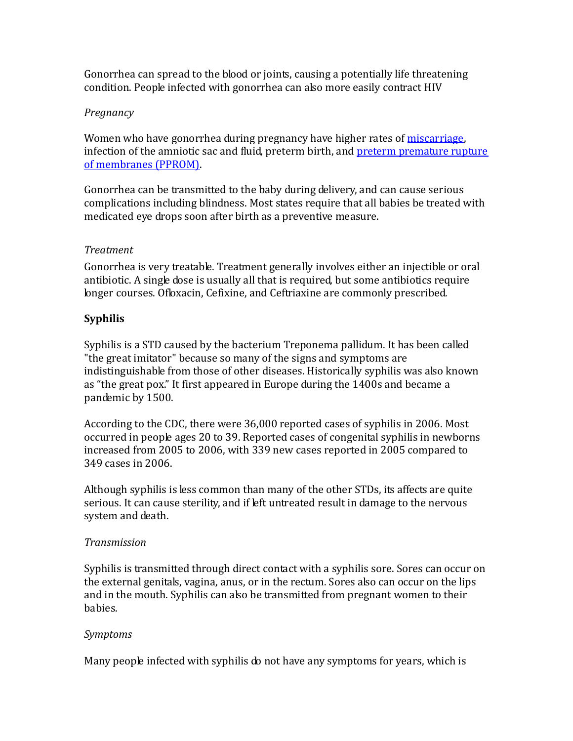Gonorrhea can spread to the blood or joints, causing a potentially life threatening condition. People infected with gonorrhea can also more easily contract HIV

*Pregnancy*

Women who have gonorrhea during pregnancy have higher rates of miscarriage, infection of the amniotic sac and fluid, preterm birth, and preterm premature rupture of membranes (PPROM).

Gonorrhea can be transmitted to the baby during delivery, and can cause serious complications including blindness. Most states require that all babies be treated with medicated eye drops soon after birth as a preventive measure.

*Treatment*

Gonorrhea is very treatable. Treatment generally involves either an injectible or oral antibiotic. A single dose is usually all that is required, but some antibiotics require longer courses. Ofloxacin, Cefixine, and Ceftriaxine are commonly prescribed.

**Syphilis**

Syphilis is a STD caused by the bacterium Treponema pallidum. It has been called "the great imitator" because so many of the signs and symptoms are indistinguishable from those of other diseases. Historically syphilis was also known as "the great pox." It first appeared in Europe during the 1400s and became a pandemic by 1500.

According to the CDC, there were 36,000 reported cases of syphilis in 2006. Most occurred in people ages 20 to 39. Reported cases of congenital syphilis in newborns increased from 2005 to 2006, with 339 new cases reported in 2005 compared to 349 cases in 2006.

Although syphilis is less common than many of the other STDs, its affects are quite serious. It can cause sterility, and if left untreated result in damage to the nervous system and death.

*Transmission*

Syphilis is transmitted through direct contact with a syphilis sore. Sores can occur on the external genitals, vagina, anus, or in the rectum. Sores also can occur on the lips and in the mouth. Syphilis can also be transmitted from pregnant women to their babies.

*Symptoms*

Many people infected with syphilis do not have any symptoms for years, which is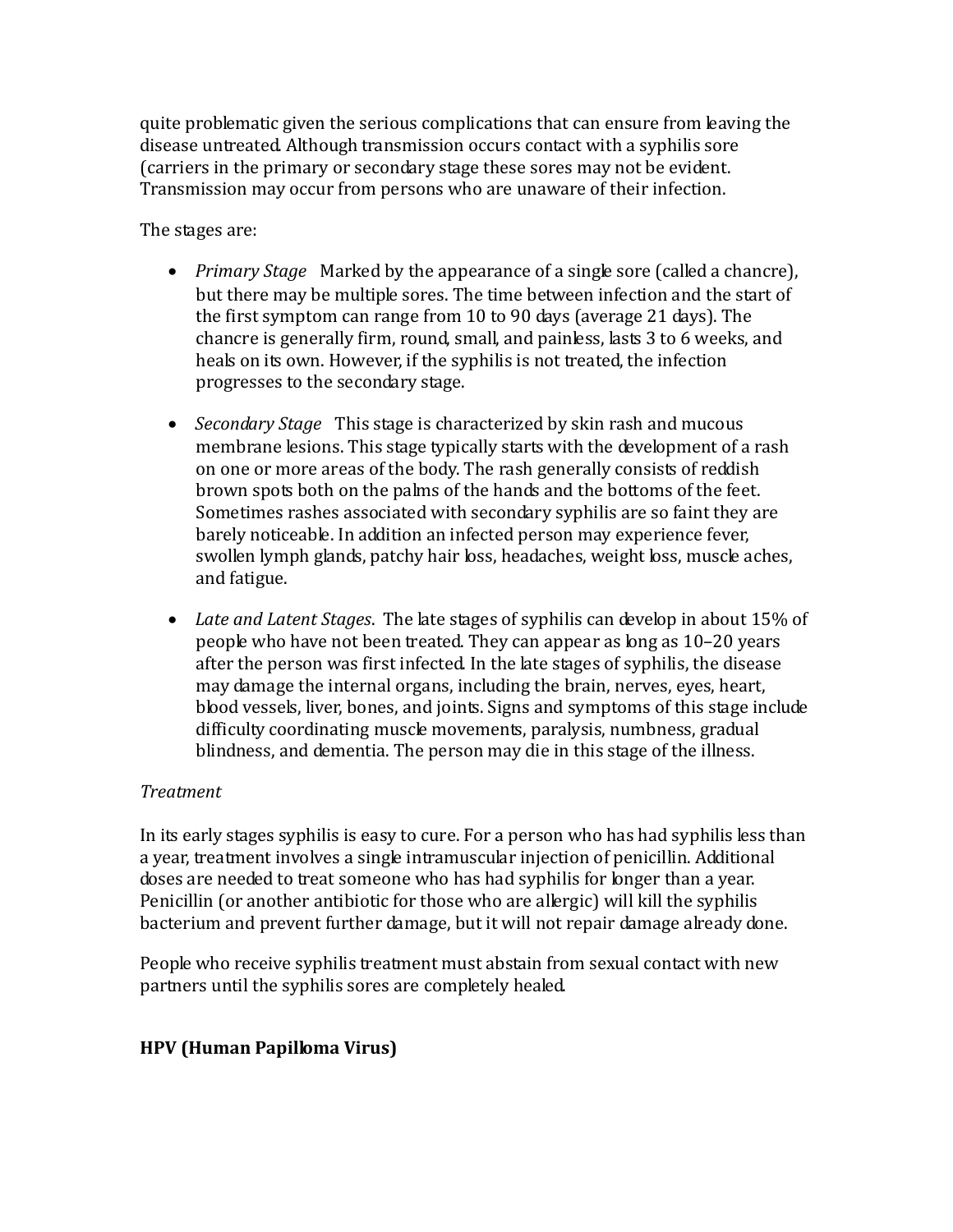quite problematic given the serious complications that can ensure from leaving the disease untreated. Although transmission occurs contact with a syphilis sore (carriers in the primary or secondary stage these sores may not be evident. Transmission may occur from persons who are unaware of their infection.

The stages are:

- *Primary Stage* Marked by the appearance of a single sore (called a chancre), but there may be multiple sores. The time between infection and the start of the first symptom can range from 10 to 90 days (average 21 days). The chancre is generally firm, round, small, and painless, lasts 3 to 6 weeks, and heals on its own. However, if the syphilis is not treated, the infection progresses to the secondary stage.

- *Secondary Stage* This stage is characterized by skin rash and mucous membrane lesions. This stage typically starts with the development of a rash on one or more areas of the body. The rash generally consists of reddish brown spots both on the palms of the hands and the bottoms of the feet. Sometimes rashes associated with secondary syphilis are so faint they are barely noticeable. In addition an infected person may experience fever, swollen lymph glands, patchy hair loss, headaches, weight loss, muscle aches, and fatigue.

- *Late and Latent Stages*. The late stages of syphilis can develop in about 15% of people who have not been treated. They can appear as long as 10–20 years after the person was first infected. In the late stages of syphilis, the disease may damage the internal organs, including the brain, nerves, eyes, heart, blood vessels, liver, bones, and joints. Signs and symptoms of this stage include difficulty coordinating muscle movements, paralysis, numbness, gradual blindness, and dementia. The person may die in this stage of the illness.

*Treatment*

In its early stages syphilis is easy to cure. For a person who has had syphilis less than a year, treatment involves a single intramuscular injection of penicillin. Additional doses are needed to treat someone who has had syphilis for longer than a year. Penicillin (or another antibiotic for those who are allergic) will kill the syphilis bacterium and prevent further damage, but it will not repair damage already done.

People who receive syphilis treatment must abstain from sexual contact with new partners until the syphilis sores are completely healed.

**HPV (Human Papilloma Virus)**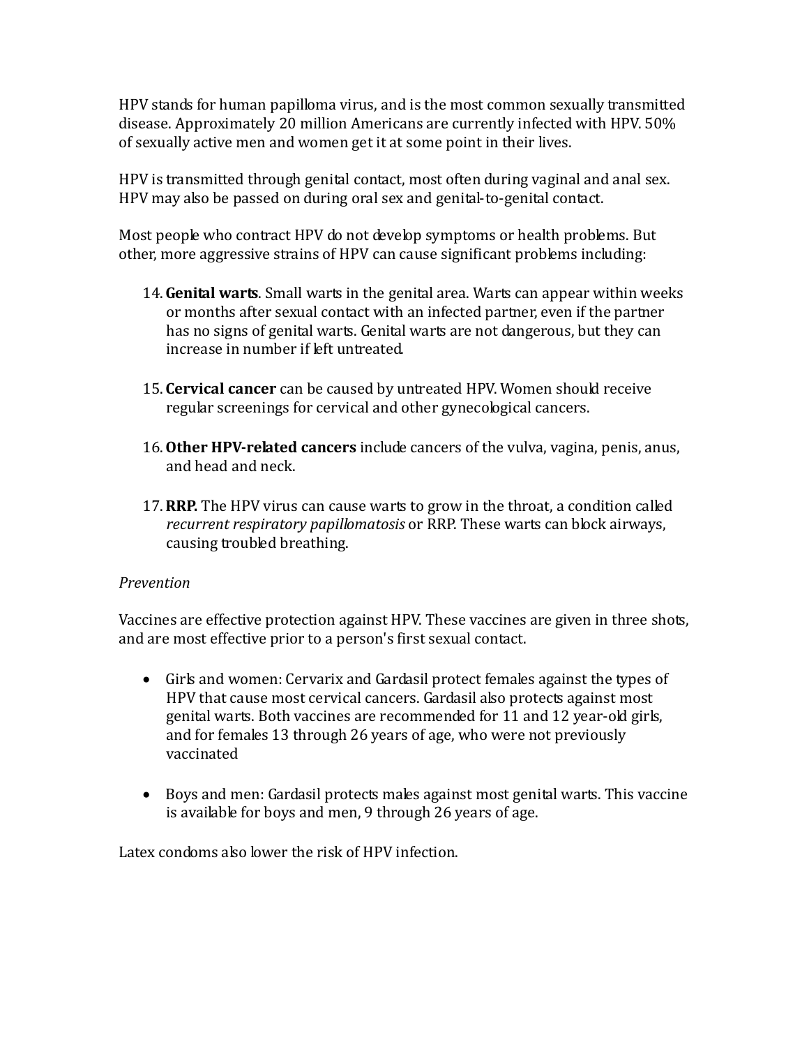HPV stands for human papilloma virus, and is the most common sexually transmitted disease. Approximately 20 million Americans are currently infected with HPV. 50% of sexually active men and women get it at some point in their lives.

HPV is transmitted through genital contact, most often during vaginal and anal sex. HPV may also be passed on during oral sex and genital-to-genital contact.

Most people who contract HPV do not develop symptoms or health problems. But other, more aggressive strains of HPV can cause significant problems including:

14. **Genital warts**. Small warts in the genital area. Warts can appear within weeks or months after sexual contact with an infected partner, even if the partner has no signs of genital warts. Genital warts are not dangerous, but they can increase in number if left untreated.

15. **Cervical cancer** can be caused by untreated HPV. Women should receive regular screenings for cervical and other gynecological cancers.

16. **Other HPV-related cancers** include cancers of the vulva, vagina, penis, anus, and head and neck.

17. **RRP.** The HPV virus can cause warts to grow in the throat, a condition called *recurrent respiratory papillomatosis* or RRP. These warts can block airways, causing troubled breathing.

*Prevention*

Vaccines are effective protection against HPV. These vaccines are given in three shots, and are most effective prior to a person's first sexual contact.

- Girls and women: Cervarix and Gardasil protect females against the types of HPV that cause most cervical cancers. Gardasil also protects against most genital warts. Both vaccines are recommended for 11 and 12 year-old girls, and for females 13 through 26 years of age, who were not previously vaccinated

- Boys and men: Gardasil protects males against most genital warts. This vaccine is available for boys and men, 9 through 26 years of age.

Latex condoms also lower the risk of HPV infection.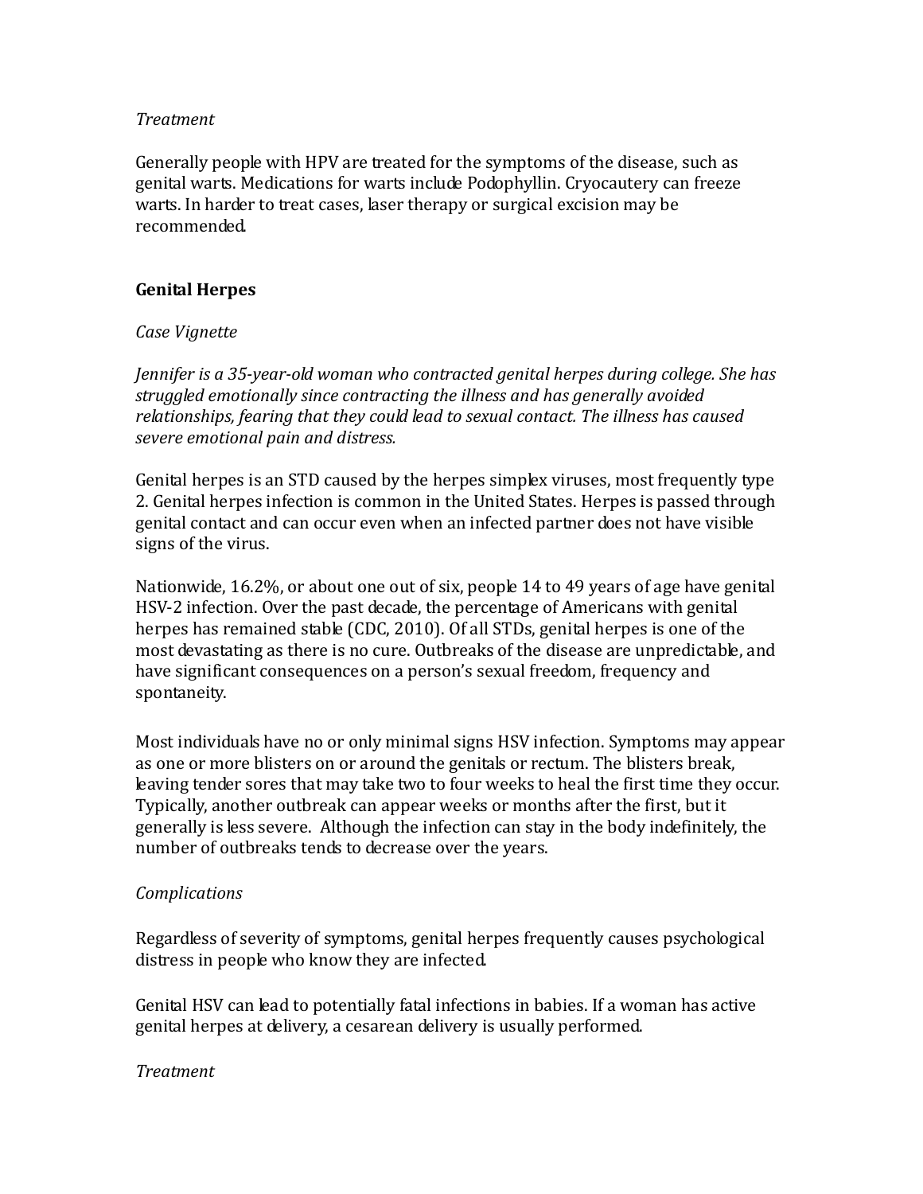*Treatment*

Generally people with HPV are treated for the symptoms of the disease, such as genital warts. Medications for warts include Podophyllin. Cryocautery can freeze warts. In harder to treat cases, laser therapy or surgical excision may be recommended.

## Genital Herpes

*Case Vignette*

*Jennifer is a 35-year-old woman who contracted genital herpes during college. She has struggled emotionally since contracting the illness and has generally avoided relationships, fearing that they could lead to sexual contact. The illness has caused severe emotional pain and distress.*

Genital herpes is an STD caused by the herpes simplex viruses, most frequently type 2. Genital herpes infection is common in the United States. Herpes is passed through genital contact and can occur even when an infected partner does not have visible signs of the virus.

Nationwide, 16.2%, or about one out of six, people 14 to 49 years of age have genital HSV-2 infection. Over the past decade, the percentage of Americans with genital herpes has remained stable (CDC, 2010). Of all STDs, genital herpes is one of the most devastating as there is no cure. Outbreaks of the disease are unpredictable, and have significant consequences on a person's sexual freedom, frequency and spontaneity.

Most individuals have no or only minimal signs HSV infection. Symptoms may appear as one or more blisters on or around the genitals or rectum. The blisters break, leaving tender sores that may take two to four weeks to heal the first time they occur. Typically, another outbreak can appear weeks or months after the first, but it generally is less severe. Although the infection can stay in the body indefinitely, the number of outbreaks tends to decrease over the years.

*Complications*

Regardless of severity of symptoms, genital herpes frequently causes psychological distress in people who know they are infected.

Genital HSV can lead to potentially fatal infections in babies. If a woman has active genital herpes at delivery, a cesarean delivery is usually performed.

*Treatment*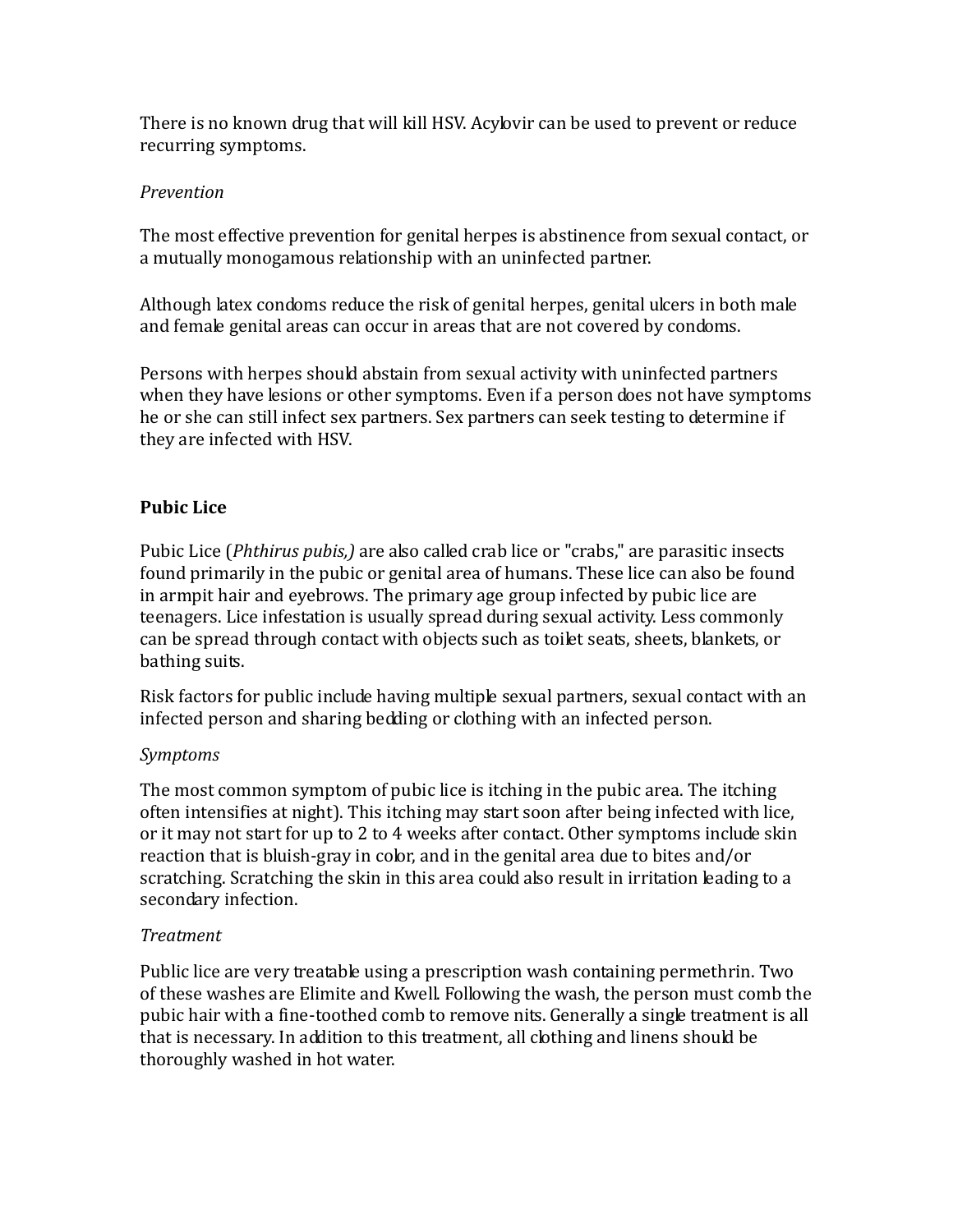There is no known drug that will kill HSV. Acylovir can be used to prevent or reduce recurring symptoms.

*Prevention*

The most effective prevention for genital herpes is abstinence from sexual contact, or a mutually monogamous relationship with an uninfected partner.

Although latex condoms reduce the risk of genital herpes, genital ulcers in both male and female genital areas can occur in areas that are not covered by condoms.

Persons with herpes should abstain from sexual activity with uninfected partners when they have lesions or other symptoms. Even if a person does not have symptoms he or she can still infect sex partners. Sex partners can seek testing to determine if they are infected with HSV.

**Pubic Lice**

Pubic Lice (*Phthirus pubis,)* are also called crab lice or "crabs," are parasitic insects found primarily in the pubic or genital area of humans. These lice can also be found in armpit hair and eyebrows. The primary age group infected by pubic lice are teenagers. Lice infestation is usually spread during sexual activity. Less commonly can be spread through contact with objects such as toilet seats, sheets, blankets, or bathing suits.

Risk factors for public include having multiple sexual partners, sexual contact with an infected person and sharing bedding or clothing with an infected person.

*Symptoms*

The most common symptom of pubic lice is itching in the pubic area. The itching often intensifies at night). This itching may start soon after being infected with lice, or it may not start for up to 2 to 4 weeks after contact. Other symptoms include skin reaction that is bluish-gray in color, and in the genital area due to bites and/or scratching. Scratching the skin in this area could also result in irritation leading to a secondary infection.

*Treatment*

Public lice are very treatable using a prescription wash containing permethrin. Two of these washes are Elimite and Kwell. Following the wash, the person must comb the pubic hair with a fine-toothed comb to remove nits. Generally a single treatment is all that is necessary. In addition to this treatment, all clothing and linens should be thoroughly washed in hot water.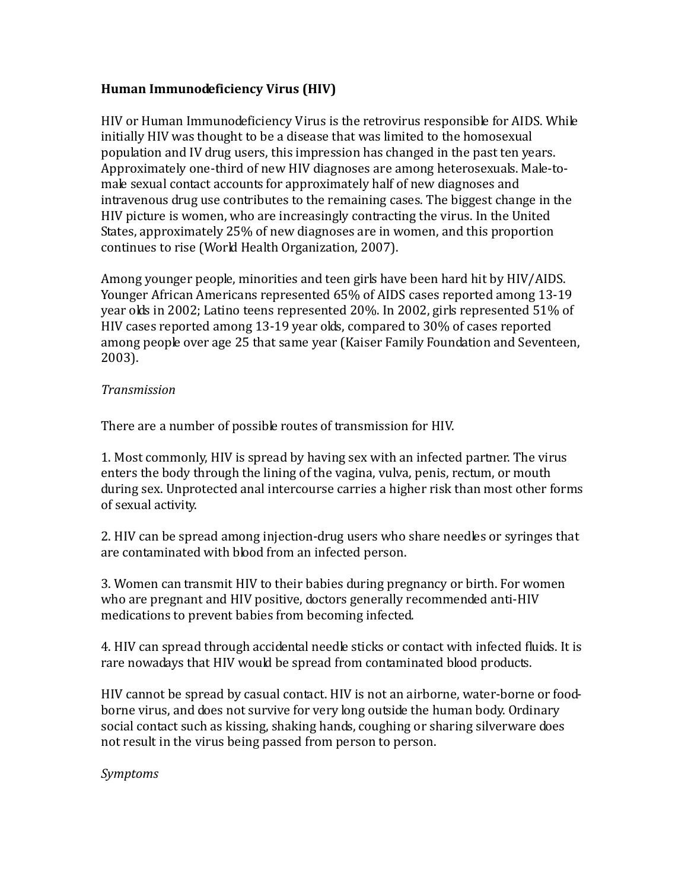**Human Immunodeficiency Virus (HIV)**

HIV or Human Immunodeficiency Virus is the retrovirus responsible for AIDS. While initially HIV was thought to be a disease that was limited to the homosexual population and IV drug users, this impression has changed in the past ten years. Approximately one-third of new HIV diagnoses are among heterosexuals. Male-to-male sexual contact accounts for approximately half of new diagnoses and intravenous drug use contributes to the remaining cases. The biggest change in the HIV picture is women, who are increasingly contracting the virus. In the United States, approximately 25% of new diagnoses are in women, and this proportion continues to rise (World Health Organization, 2007).

Among younger people, minorities and teen girls have been hard hit by HIV/AIDS. Younger African Americans represented 65% of AIDS cases reported among 13-19 year olds in 2002; Latino teens represented 20%. In 2002, girls represented 51% of HIV cases reported among 13-19 year olds, compared to 30% of cases reported among people over age 25 that same year (Kaiser Family Foundation and Seventeen, 2003).

*Transmission*

There are a number of possible routes of transmission for HIV.

1. Most commonly, HIV is spread by having sex with an infected partner. The virus enters the body through the lining of the vagina, vulva, penis, rectum, or mouth during sex. Unprotected anal intercourse carries a higher risk than most other forms of sexual activity.

2. HIV can be spread among injection-drug users who share needles or syringes that are contaminated with blood from an infected person.

3. Women can transmit HIV to their babies during pregnancy or birth. For women who are pregnant and HIV positive, doctors generally recommended anti-HIV medications to prevent babies from becoming infected.

4. HIV can spread through accidental needle sticks or contact with infected fluids. It is rare nowadays that HIV would be spread from contaminated blood products.

HIV cannot be spread by casual contact. HIV is not an airborne, water-borne or food-borne virus, and does not survive for very long outside the human body. Ordinary social contact such as kissing, shaking hands, coughing or sharing silverware does not result in the virus being passed from person to person.

*Symptoms*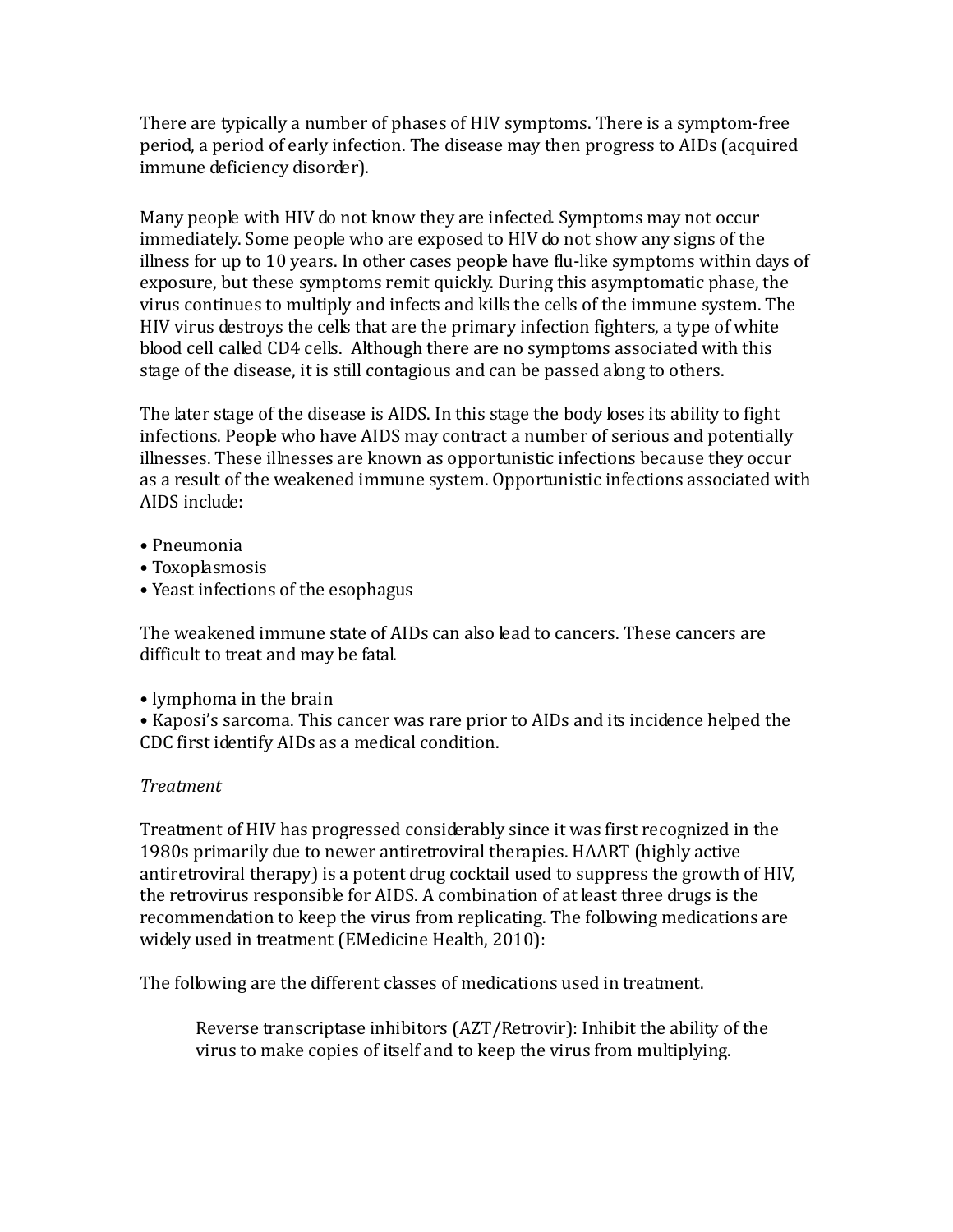There are typically a number of phases of HIV symptoms. There is a symptom-free period, a period of early infection. The disease may then progress to AIDs (acquired immune deficiency disorder).

Many people with HIV do not know they are infected. Symptoms may not occur immediately. Some people who are exposed to HIV do not show any signs of the illness for up to 10 years. In other cases people have flu-like symptoms within days of exposure, but these symptoms remit quickly. During this asymptomatic phase, the virus continues to multiply and infects and kills the cells of the immune system. The HIV virus destroys the cells that are the primary infection fighters, a type of white blood cell called CD4 cells. Although there are no symptoms associated with this stage of the disease, it is still contagious and can be passed along to others.

The later stage of the disease is AIDS. In this stage the body loses its ability to fight infections. People who have AIDS may contract a number of serious and potentially illnesses. These illnesses are known as opportunistic infections because they occur as a result of the weakened immune system. Opportunistic infections associated with AIDS include:

- Pneumonia
- Toxoplasmosis
- Yeast infections of the esophagus

The weakened immune state of AIDs can also lead to cancers. These cancers are difficult to treat and may be fatal.

- lymphoma in the brain
- Kaposi's sarcoma. This cancer was rare prior to AIDs and its incidence helped the CDC first identify AIDs as a medical condition.

*Treatment*

Treatment of HIV has progressed considerably since it was first recognized in the 1980s primarily due to newer antiretroviral therapies. HAART (highly active antiretroviral therapy) is a potent drug cocktail used to suppress the growth of HIV, the retrovirus responsible for AIDS. A combination of at least three drugs is the recommendation to keep the virus from replicating. The following medications are widely used in treatment (EMedicine Health, 2010):

The following are the different classes of medications used in treatment.

> Reverse transcriptase inhibitors (AZT/Retrovir): Inhibit the ability of the virus to make copies of itself and to keep the virus from multiplying.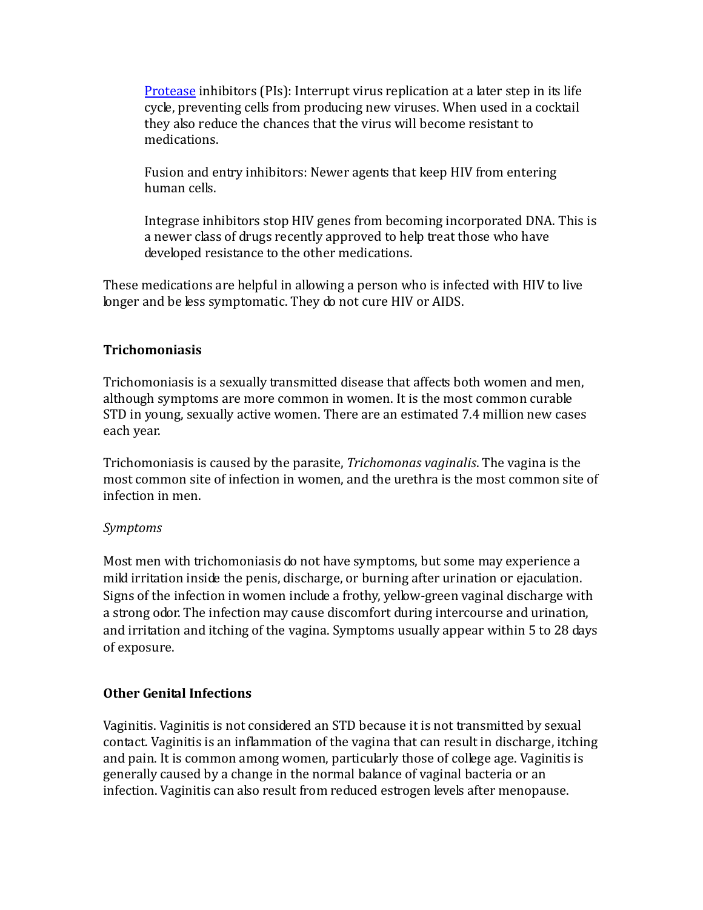[Protease](#) inhibitors (PIs): Interrupt virus replication at a later step in its life cycle, preventing cells from producing new viruses. When used in a cocktail they also reduce the chances that the virus will become resistant to medications.

Fusion and entry inhibitors: Newer agents that keep HIV from entering human cells.

Integrase inhibitors stop HIV genes from becoming incorporated DNA. This is a newer class of drugs recently approved to help treat those who have developed resistance to the other medications.

These medications are helpful in allowing a person who is infected with HIV to live longer and be less symptomatic. They do not cure HIV or AIDS.

**Trichomoniasis**

Trichomoniasis is a sexually transmitted disease that affects both women and men, although symptoms are more common in women. It is the most common curable STD in young, sexually active women. There are an estimated 7.4 million new cases each year.

Trichomoniasis is caused by the parasite, *Trichomonas vaginalis*. The vagina is the most common site of infection in women, and the urethra is the most common site of infection in men.

*Symptoms*

Most men with trichomoniasis do not have symptoms, but some may experience a mild irritation inside the penis, discharge, or burning after urination or ejaculation. Signs of the infection in women include a frothy, yellow-green vaginal discharge with a strong odor. The infection may cause discomfort during intercourse and urination, and irritation and itching of the vagina. Symptoms usually appear within 5 to 28 days of exposure.

**Other Genital Infections**

Vaginitis. Vaginitis is not considered an STD because it is not transmitted by sexual contact. Vaginitis is an inflammation of the vagina that can result in discharge, itching and pain. It is common among women, particularly those of college age. Vaginitis is generally caused by a change in the normal balance of vaginal bacteria or an infection. Vaginitis can also result from reduced estrogen levels after menopause.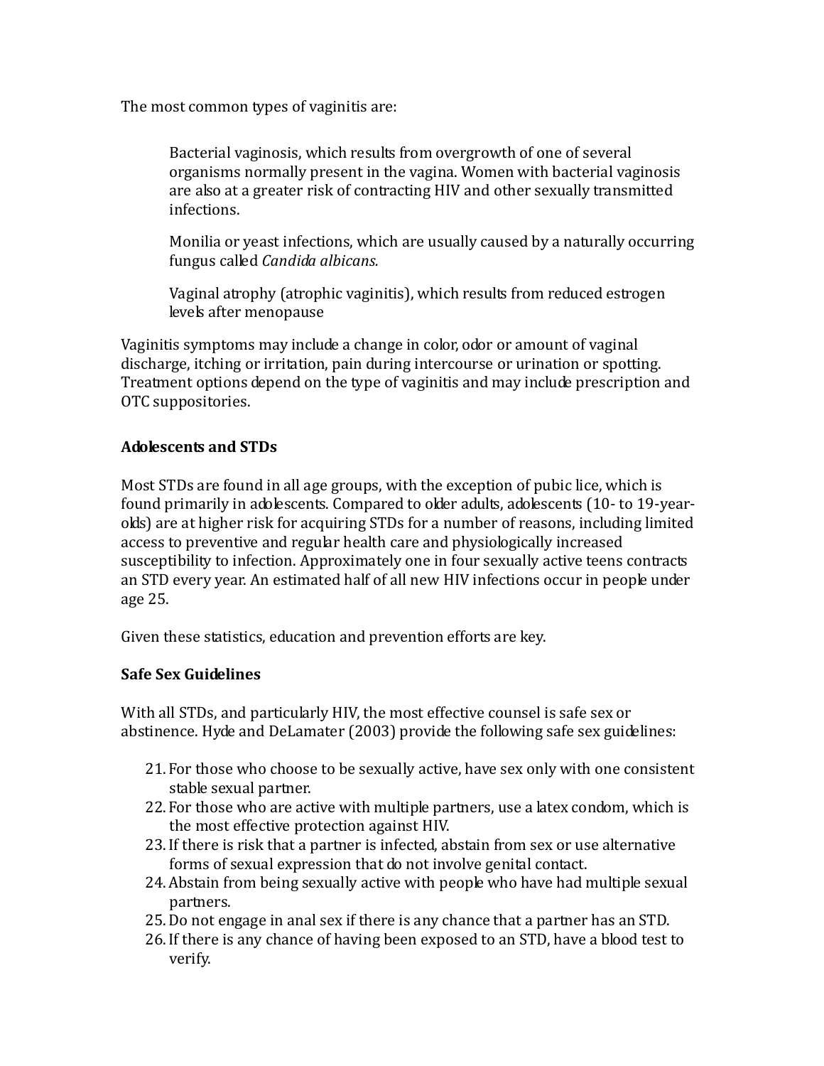The most common types of vaginitis are:

> Bacterial vaginosis, which results from overgrowth of one of several organisms normally present in the vagina. Women with bacterial vaginosis are also at a greater risk of contracting HIV and other sexually transmitted infections.
>
> Monilia or yeast infections, which are usually caused by a naturally occurring fungus called *Candida albicans.*
>
> Vaginal atrophy (atrophic vaginitis), which results from reduced estrogen levels after menopause

Vaginitis symptoms may include a change in color, odor or amount of vaginal discharge, itching or irritation, pain during intercourse or urination or spotting. Treatment options depend on the type of vaginitis and may include prescription and OTC suppositories.

**Adolescents and STDs**

Most STDs are found in all age groups, with the exception of pubic lice, which is found primarily in adolescents. Compared to older adults, adolescents (10- to 19-year-olds) are at higher risk for acquiring STDs for a number of reasons, including limited access to preventive and regular health care and physiologically increased susceptibility to infection. Approximately one in four sexually active teens contracts an STD every year. An estimated half of all new HIV infections occur in people under age 25.

Given these statistics, education and prevention efforts are key.

**Safe Sex Guidelines**

With all STDs, and particularly HIV, the most effective counsel is safe sex or abstinence. Hyde and DeLamater (2003) provide the following safe sex guidelines:

21. For those who choose to be sexually active, have sex only with one consistent stable sexual partner.
22. For those who are active with multiple partners, use a latex condom, which is the most effective protection against HIV.
23. If there is risk that a partner is infected, abstain from sex or use alternative forms of sexual expression that do not involve genital contact.
24. Abstain from being sexually active with people who have had multiple sexual partners.
25. Do not engage in anal sex if there is any chance that a partner has an STD.
26. If there is any chance of having been exposed to an STD, have a blood test to verify.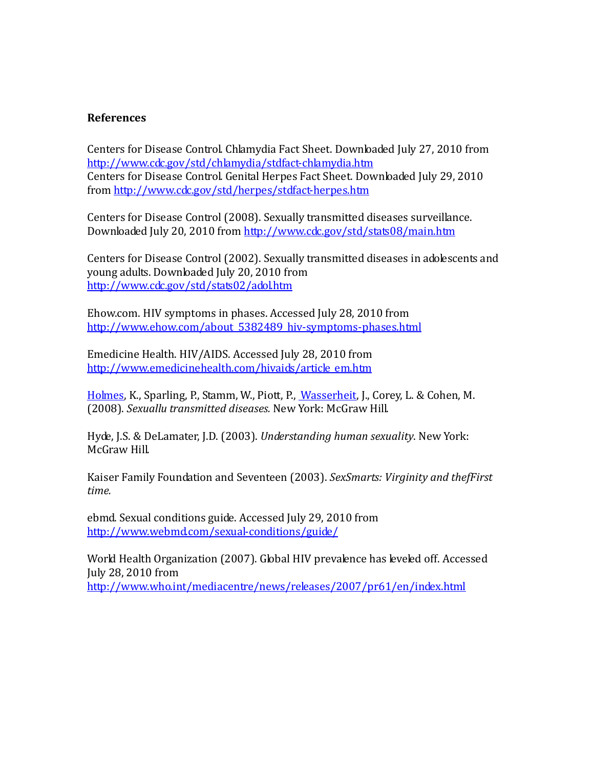**References**

Centers for Disease Control. Chlamydia Fact Sheet. Downloaded July 27, 2010 from http://www.cdc.gov/std/chlamydia/stdfact-chlamydia.htm
Centers for Disease Control. Genital Herpes Fact Sheet. Downloaded July 29, 2010 from http://www.cdc.gov/std/herpes/stdfact-herpes.htm

Centers for Disease Control (2008). Sexually transmitted diseases surveillance. Downloaded July 20, 2010 from http://www.cdc.gov/std/stats08/main.htm

Centers for Disease Control (2002). Sexually transmitted diseases in adolescents and young adults. Downloaded July 20, 2010 from http://www.cdc.gov/std/stats02/adol.htm

Ehow.com. HIV symptoms in phases. Accessed July 28, 2010 from http://www.ehow.com/about_5382489_hiv-symptoms-phases.html

Emedicine Health. HIV/AIDS. Accessed July 28, 2010 from http://www.emedicinehealth.com/hivaids/article_em.htm

Holmes, K., Sparling, P., Stamm, W., Piott, P., Wasserheit, J., Corey, L. & Cohen, M. (2008). *Sexuallu transmitted diseases.* New York: McGraw Hill.

Hyde, J.S. & DeLamater, J.D. (2003). *Understanding human sexuality*. New York: McGraw Hill.

Kaiser Family Foundation and Seventeen (2003). *SexSmarts: Virginity and thefFirst time.*

ebmd. Sexual conditions guide. Accessed July 29, 2010 from http://www.webmd.com/sexual-conditions/guide/

World Health Organization (2007). Global HIV prevalence has leveled off. Accessed July 28, 2010 from http://www.who.int/mediacentre/news/releases/2007/pr61/en/index.html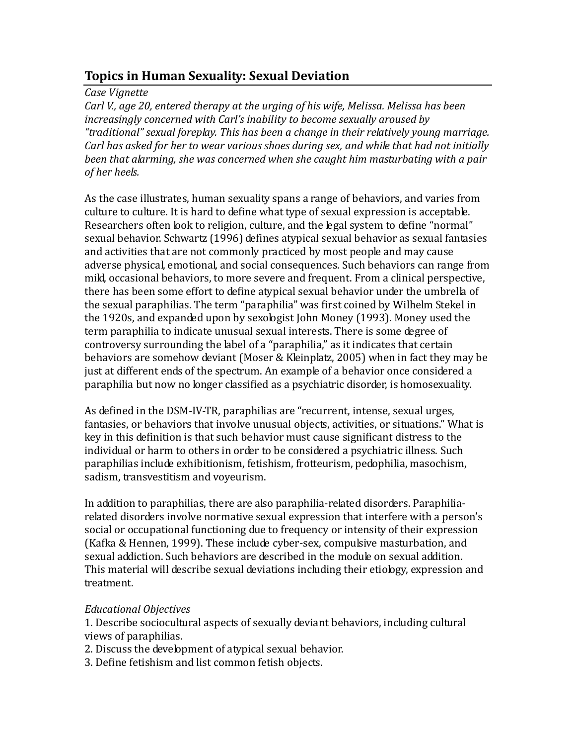## Topics in Human Sexuality: Sexual Deviation

*Case Vignette*

*Carl V., age 20, entered therapy at the urging of his wife, Melissa. Melissa has been increasingly concerned with Carl's inability to become sexually aroused by "traditional" sexual foreplay. This has been a change in their relatively young marriage. Carl has asked for her to wear various shoes during sex, and while that had not initially been that alarming, she was concerned when she caught him masturbating with a pair of her heels.*

As the case illustrates, human sexuality spans a range of behaviors, and varies from culture to culture. It is hard to define what type of sexual expression is acceptable. Researchers often look to religion, culture, and the legal system to define "normal" sexual behavior. Schwartz (1996) defines atypical sexual behavior as sexual fantasies and activities that are not commonly practiced by most people and may cause adverse physical, emotional, and social consequences. Such behaviors can range from mild, occasional behaviors, to more severe and frequent. From a clinical perspective, there has been some effort to define atypical sexual behavior under the umbrella of the sexual paraphilias. The term "paraphilia" was first coined by Wilhelm Stekel in the 1920s, and expanded upon by sexologist John Money (1993). Money used the term paraphilia to indicate unusual sexual interests. There is some degree of controversy surrounding the label of a "paraphilia," as it indicates that certain behaviors are somehow deviant (Moser & Kleinplatz, 2005) when in fact they may be just at different ends of the spectrum. An example of a behavior once considered a paraphilia but now no longer classified as a psychiatric disorder, is homosexuality.

As defined in the DSM-IV-TR, paraphilias are "recurrent, intense, sexual urges, fantasies, or behaviors that involve unusual objects, activities, or situations." What is key in this definition is that such behavior must cause significant distress to the individual or harm to others in order to be considered a psychiatric illness. Such paraphilias include exhibitionism, fetishism, frotteurism, pedophilia, masochism, sadism, transvestitism and voyeurism.

In addition to paraphilias, there are also paraphilia-related disorders. Paraphilia-related disorders involve normative sexual expression that interfere with a person's social or occupational functioning due to frequency or intensity of their expression (Kafka & Hennen, 1999). These include cyber-sex, compulsive masturbation, and sexual addiction. Such behaviors are described in the module on sexual addition. This material will describe sexual deviations including their etiology, expression and treatment.

*Educational Objectives*

1. Describe sociocultural aspects of sexually deviant behaviors, including cultural views of paraphilias.
2. Discuss the development of atypical sexual behavior.
3. Define fetishism and list common fetish objects.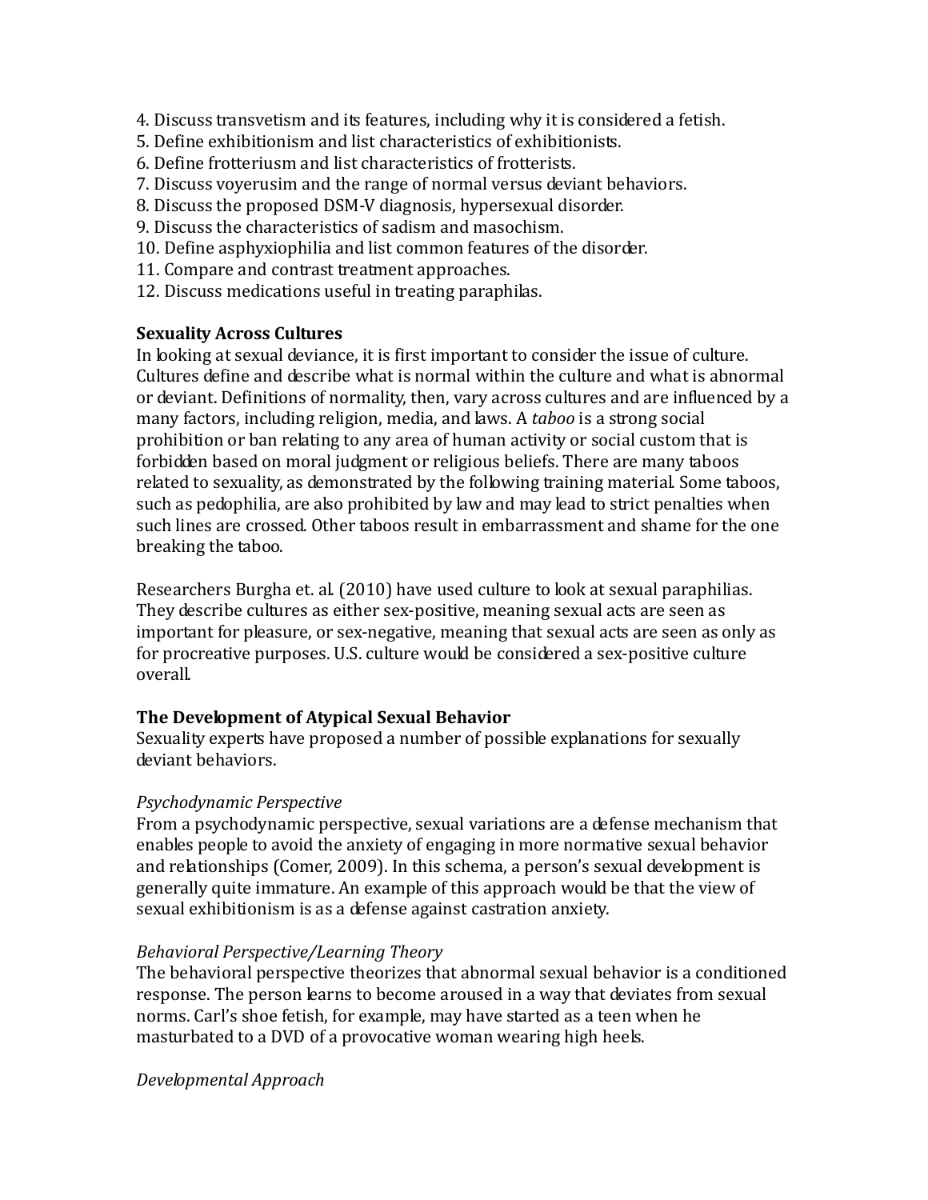4. Discuss transvetism and its features, including why it is considered a fetish.
5. Define exhibitionism and list characteristics of exhibitionists.
6. Define frotteriusm and list characteristics of frotterists.
7. Discuss voyerusim and the range of normal versus deviant behaviors.
8. Discuss the proposed DSM-V diagnosis, hypersexual disorder.
9. Discuss the characteristics of sadism and masochism.
10. Define asphyxiophilia and list common features of the disorder.
11. Compare and contrast treatment approaches.
12. Discuss medications useful in treating paraphilas.

**Sexuality Across Cultures**

In looking at sexual deviance, it is first important to consider the issue of culture. Cultures define and describe what is normal within the culture and what is abnormal or deviant. Definitions of normality, then, vary across cultures and are influenced by a many factors, including religion, media, and laws. A *taboo* is a strong social prohibition or ban relating to any area of human activity or social custom that is forbidden based on moral judgment or religious beliefs. There are many taboos related to sexuality, as demonstrated by the following training material. Some taboos, such as pedophilia, are also prohibited by law and may lead to strict penalties when such lines are crossed. Other taboos result in embarrassment and shame for the one breaking the taboo.

Researchers Burgha et. al. (2010) have used culture to look at sexual paraphilias. They describe cultures as either sex-positive, meaning sexual acts are seen as important for pleasure, or sex-negative, meaning that sexual acts are seen as only as for procreative purposes. U.S. culture would be considered a sex-positive culture overall.

**The Development of Atypical Sexual Behavior**

Sexuality experts have proposed a number of possible explanations for sexually deviant behaviors.

*Psychodynamic Perspective*

From a psychodynamic perspective, sexual variations are a defense mechanism that enables people to avoid the anxiety of engaging in more normative sexual behavior and relationships (Comer, 2009). In this schema, a person's sexual development is generally quite immature. An example of this approach would be that the view of sexual exhibitionism is as a defense against castration anxiety.

*Behavioral Perspective/Learning Theory*

The behavioral perspective theorizes that abnormal sexual behavior is a conditioned response. The person learns to become aroused in a way that deviates from sexual norms. Carl's shoe fetish, for example, may have started as a teen when he masturbated to a DVD of a provocative woman wearing high heels.

*Developmental Approach*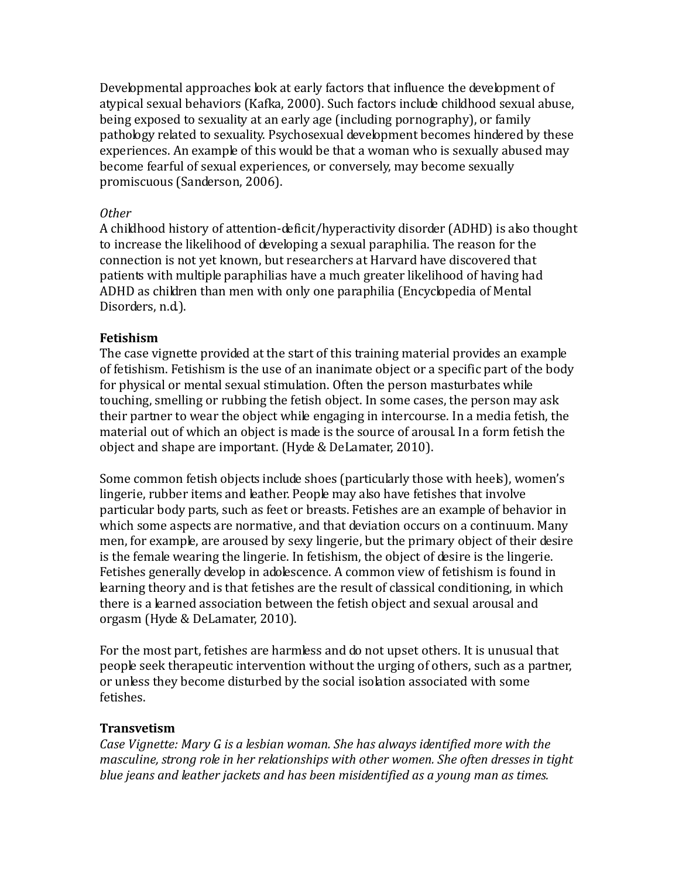Developmental approaches look at early factors that influence the development of atypical sexual behaviors (Kafka, 2000). Such factors include childhood sexual abuse, being exposed to sexuality at an early age (including pornography), or family pathology related to sexuality. Psychosexual development becomes hindered by these experiences. An example of this would be that a woman who is sexually abused may become fearful of sexual experiences, or conversely, may become sexually promiscuous (Sanderson, 2006).

*Other*

A childhood history of attention-deficit/hyperactivity disorder (ADHD) is also thought to increase the likelihood of developing a sexual paraphilia. The reason for the connection is not yet known, but researchers at Harvard have discovered that patients with multiple paraphilias have a much greater likelihood of having had ADHD as children than men with only one paraphilia (Encyclopedia of Mental Disorders, n.d.).

**Fetishism**

The case vignette provided at the start of this training material provides an example of fetishism. Fetishism is the use of an inanimate object or a specific part of the body for physical or mental sexual stimulation. Often the person masturbates while touching, smelling or rubbing the fetish object. In some cases, the person may ask their partner to wear the object while engaging in intercourse. In a media fetish, the material out of which an object is made is the source of arousal. In a form fetish the object and shape are important. (Hyde & DeLamater, 2010).

Some common fetish objects include shoes (particularly those with heels), women's lingerie, rubber items and leather. People may also have fetishes that involve particular body parts, such as feet or breasts. Fetishes are an example of behavior in which some aspects are normative, and that deviation occurs on a continuum. Many men, for example, are aroused by sexy lingerie, but the primary object of their desire is the female wearing the lingerie. In fetishism, the object of desire is the lingerie. Fetishes generally develop in adolescence. A common view of fetishism is found in learning theory and is that fetishes are the result of classical conditioning, in which there is a learned association between the fetish object and sexual arousal and orgasm (Hyde & DeLamater, 2010).

For the most part, fetishes are harmless and do not upset others. It is unusual that people seek therapeutic intervention without the urging of others, such as a partner, or unless they become disturbed by the social isolation associated with some fetishes.

**Transvetism**

*Case Vignette: Mary G. is a lesbian woman. She has always identified more with the masculine, strong role in her relationships with other women. She often dresses in tight blue jeans and leather jackets and has been misidentified as a young man as times.*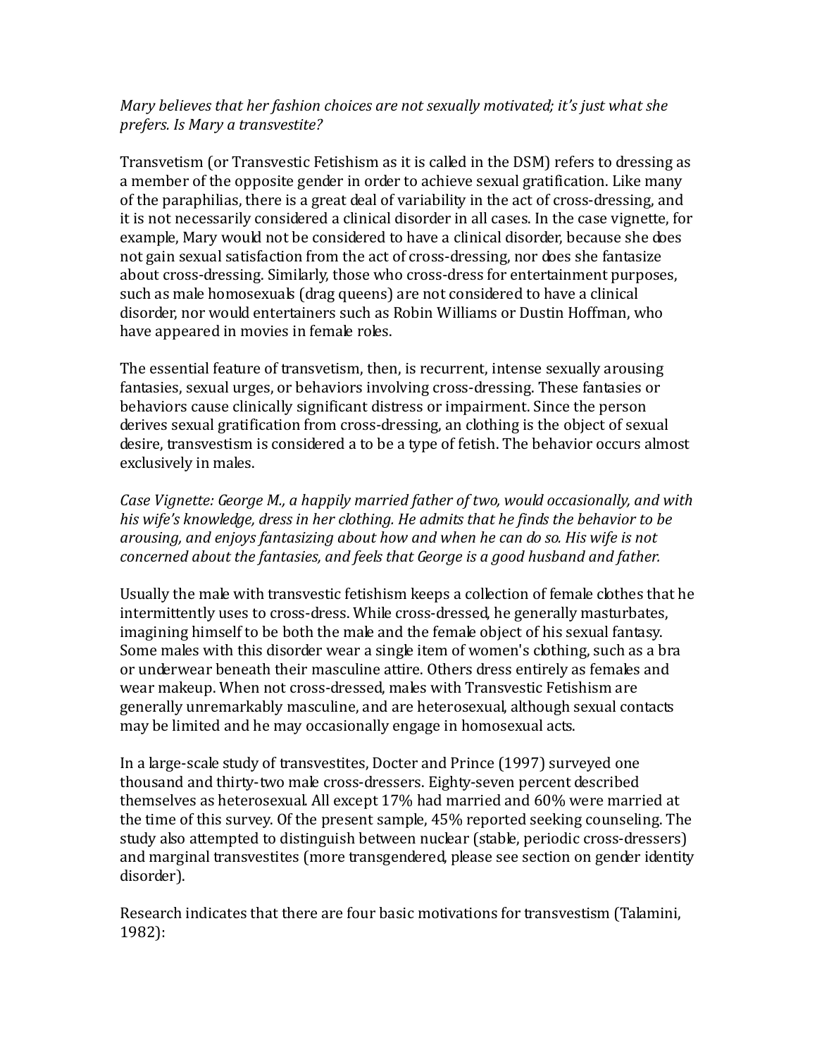*Mary believes that her fashion choices are not sexually motivated; it's just what she prefers. Is Mary a transvestite?*

Transvetism (or Transvestic Fetishism as it is called in the DSM) refers to dressing as a member of the opposite gender in order to achieve sexual gratification. Like many of the paraphilias, there is a great deal of variability in the act of cross-dressing, and it is not necessarily considered a clinical disorder in all cases. In the case vignette, for example, Mary would not be considered to have a clinical disorder, because she does not gain sexual satisfaction from the act of cross-dressing, nor does she fantasize about cross-dressing. Similarly, those who cross-dress for entertainment purposes, such as male homosexuals (drag queens) are not considered to have a clinical disorder, nor would entertainers such as Robin Williams or Dustin Hoffman, who have appeared in movies in female roles.

The essential feature of transvetism, then, is recurrent, intense sexually arousing fantasies, sexual urges, or behaviors involving cross-dressing. These fantasies or behaviors cause clinically significant distress or impairment. Since the person derives sexual gratification from cross-dressing, an clothing is the object of sexual desire, transvestism is considered a to be a type of fetish. The behavior occurs almost exclusively in males.

*Case Vignette: George M., a happily married father of two, would occasionally, and with his wife's knowledge, dress in her clothing. He admits that he finds the behavior to be arousing, and enjoys fantasizing about how and when he can do so. His wife is not concerned about the fantasies, and feels that George is a good husband and father.*

Usually the male with transvestic fetishism keeps a collection of female clothes that he intermittently uses to cross-dress. While cross-dressed, he generally masturbates, imagining himself to be both the male and the female object of his sexual fantasy. Some males with this disorder wear a single item of women's clothing, such as a bra or underwear beneath their masculine attire. Others dress entirely as females and wear makeup. When not cross-dressed, males with Transvestic Fetishism are generally unremarkably masculine, and are heterosexual, although sexual contacts may be limited and he may occasionally engage in homosexual acts.

In a large-scale study of transvestites, Docter and Prince (1997) surveyed one thousand and thirty-two male cross-dressers. Eighty-seven percent described themselves as heterosexual. All except 17% had married and 60% were married at the time of this survey. Of the present sample, 45% reported seeking counseling. The study also attempted to distinguish between nuclear (stable, periodic cross-dressers) and marginal transvestites (more transgendered, please see section on gender identity disorder).

Research indicates that there are four basic motivations for transvestism (Talamini, 1982):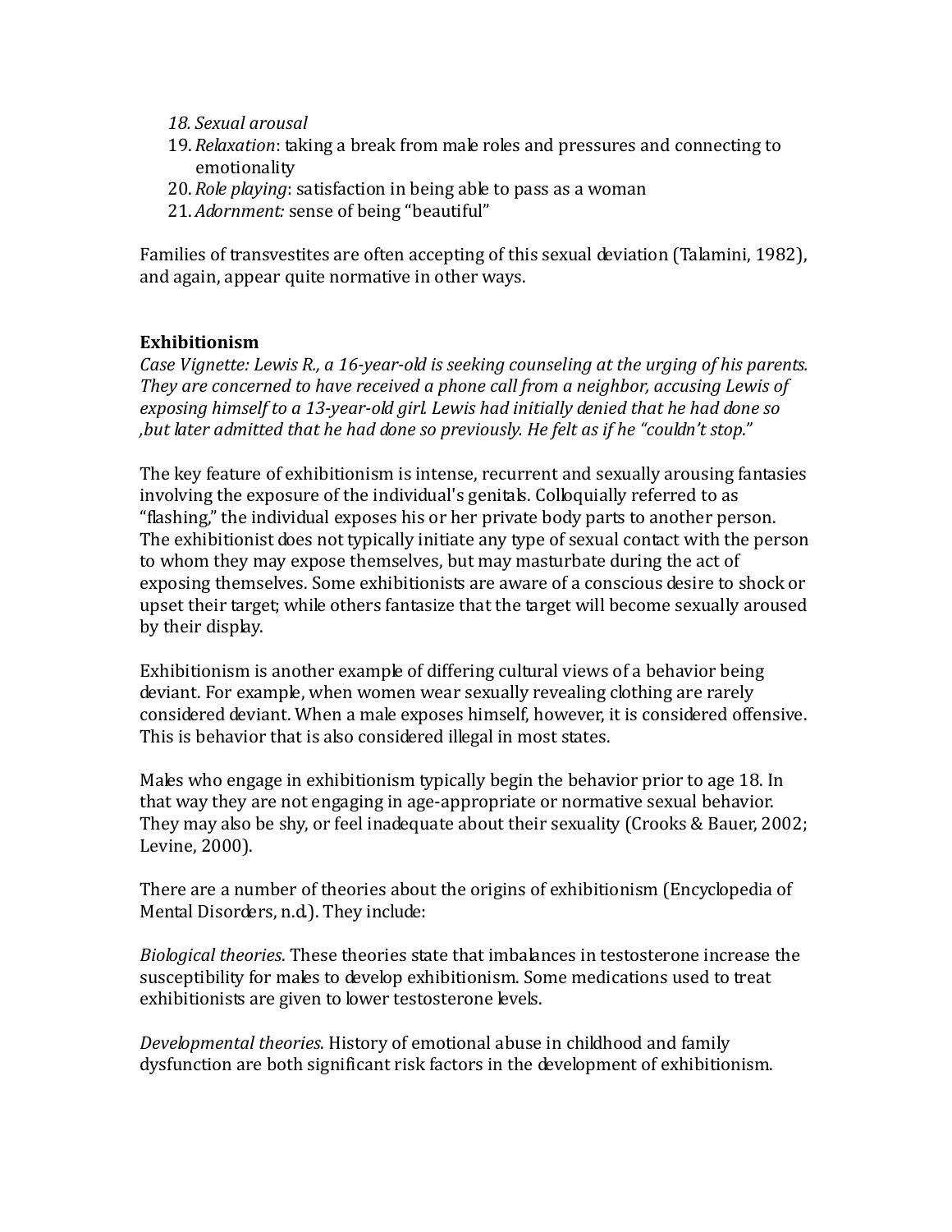18. *Sexual arousal*
19. *Relaxation*: taking a break from male roles and pressures and connecting to emotionality
20. *Role playing*: satisfaction in being able to pass as a woman
21. *Adornment:* sense of being "beautiful"

Families of transvestites are often accepting of this sexual deviation (Talamini, 1982), and again, appear quite normative in other ways.

**Exhibitionism**

*Case Vignette: Lewis R., a 16-year-old is seeking counseling at the urging of his parents. They are concerned to have received a phone call from a neighbor, accusing Lewis of exposing himself to a 13-year-old girl. Lewis had initially denied that he had done so ,but later admitted that he had done so previously. He felt as if he "couldn't stop."*

The key feature of exhibitionism is intense, recurrent and sexually arousing fantasies involving the exposure of the individual's genitals. Colloquially referred to as "flashing," the individual exposes his or her private body parts to another person. The exhibitionist does not typically initiate any type of sexual contact with the person to whom they may expose themselves, but may masturbate during the act of exposing themselves. Some exhibitionists are aware of a conscious desire to shock or upset their target; while others fantasize that the target will become sexually aroused by their display.

Exhibitionism is another example of differing cultural views of a behavior being deviant. For example, when women wear sexually revealing clothing are rarely considered deviant. When a male exposes himself, however, it is considered offensive. This is behavior that is also considered illegal in most states.

Males who engage in exhibitionism typically begin the behavior prior to age 18. In that way they are not engaging in age-appropriate or normative sexual behavior. They may also be shy, or feel inadequate about their sexuality (Crooks & Bauer, 2002; Levine, 2000).

There are a number of theories about the origins of exhibitionism (Encyclopedia of Mental Disorders, n.d.). They include:

*Biological theories*. These theories state that imbalances in testosterone increase the susceptibility for males to develop exhibitionism. Some medications used to treat exhibitionists are given to lower testosterone levels.

*Developmental theories*. History of emotional abuse in childhood and family dysfunction are both significant risk factors in the development of exhibitionism.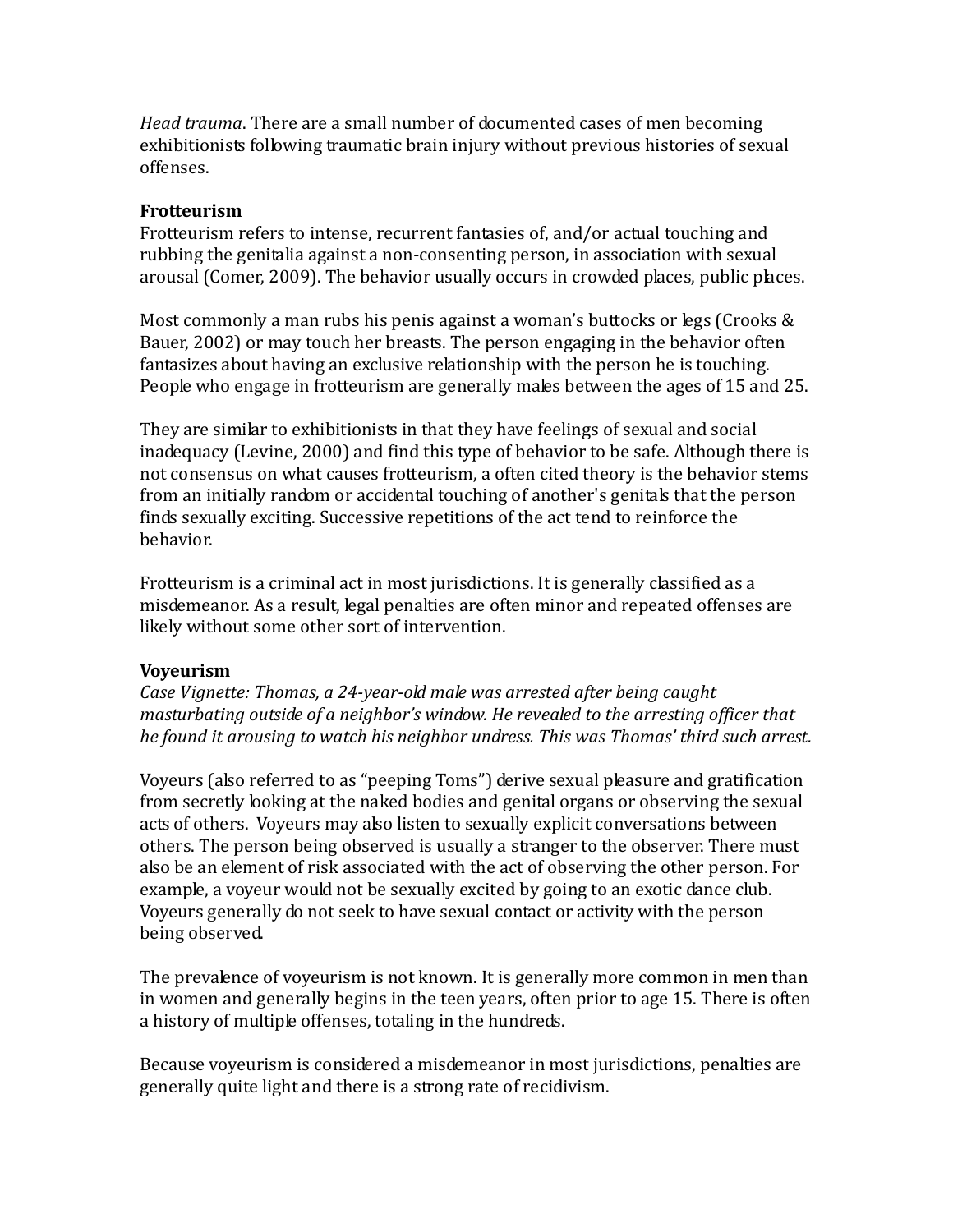*Head trauma*. There are a small number of documented cases of men becoming exhibitionists following traumatic brain injury without previous histories of sexual offenses.

**Frotteurism**

Frotteurism refers to intense, recurrent fantasies of, and/or actual touching and rubbing the genitalia against a non-consenting person, in association with sexual arousal (Comer, 2009). The behavior usually occurs in crowded places, public places.

Most commonly a man rubs his penis against a woman's buttocks or legs (Crooks & Bauer, 2002) or may touch her breasts. The person engaging in the behavior often fantasizes about having an exclusive relationship with the person he is touching. People who engage in frotteurism are generally males between the ages of 15 and 25.

They are similar to exhibitionists in that they have feelings of sexual and social inadequacy (Levine, 2000) and find this type of behavior to be safe. Although there is not consensus on what causes frotteurism, a often cited theory is the behavior stems from an initially random or accidental touching of another's genitals that the person finds sexually exciting. Successive repetitions of the act tend to reinforce the behavior.

Frotteurism is a criminal act in most jurisdictions. It is generally classified as a misdemeanor. As a result, legal penalties are often minor and repeated offenses are likely without some other sort of intervention.

**Voyeurism**

*Case Vignette: Thomas, a 24-year-old male was arrested after being caught masturbating outside of a neighbor's window. He revealed to the arresting officer that he found it arousing to watch his neighbor undress. This was Thomas' third such arrest.*

Voyeurs (also referred to as "peeping Toms") derive sexual pleasure and gratification from secretly looking at the naked bodies and genital organs or observing the sexual acts of others. Voyeurs may also listen to sexually explicit conversations between others. The person being observed is usually a stranger to the observer. There must also be an element of risk associated with the act of observing the other person. For example, a voyeur would not be sexually excited by going to an exotic dance club. Voyeurs generally do not seek to have sexual contact or activity with the person being observed.

The prevalence of voyeurism is not known. It is generally more common in men than in women and generally begins in the teen years, often prior to age 15. There is often a history of multiple offenses, totaling in the hundreds.

Because voyeurism is considered a misdemeanor in most jurisdictions, penalties are generally quite light and there is a strong rate of recidivism.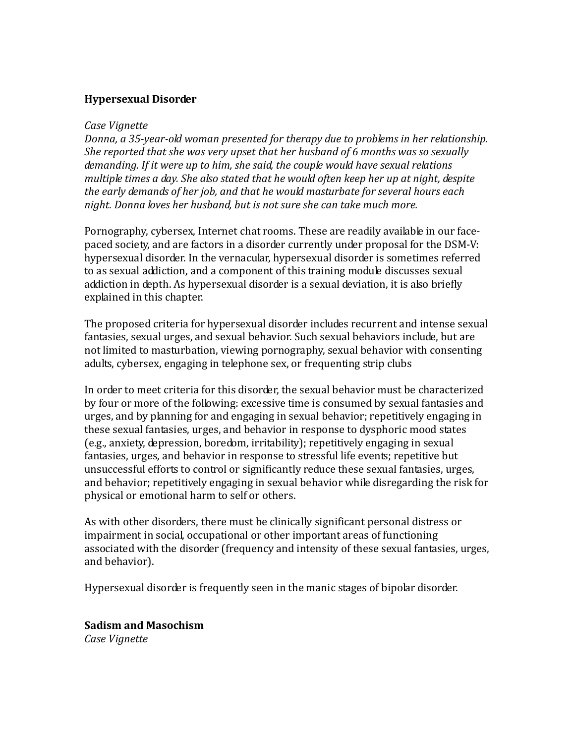**Hypersexual Disorder**

*Case Vignette*

*Donna, a 35-year-old woman presented for therapy due to problems in her relationship. She reported that she was very upset that her husband of 6 months was so sexually demanding. If it were up to him, she said, the couple would have sexual relations multiple times a day. She also stated that he would often keep her up at night, despite the early demands of her job, and that he would masturbate for several hours each night. Donna loves her husband, but is not sure she can take much more.*

Pornography, cybersex, Internet chat rooms. These are readily available in our face-paced society, and are factors in a disorder currently under proposal for the DSM-V: hypersexual disorder. In the vernacular, hypersexual disorder is sometimes referred to as sexual addiction, and a component of this training module discusses sexual addiction in depth. As hypersexual disorder is a sexual deviation, it is also briefly explained in this chapter.

The proposed criteria for hypersexual disorder includes recurrent and intense sexual fantasies, sexual urges, and sexual behavior. Such sexual behaviors include, but are not limited to masturbation, viewing pornography, sexual behavior with consenting adults, cybersex, engaging in telephone sex, or frequenting strip clubs

In order to meet criteria for this disorder, the sexual behavior must be characterized by four or more of the following: excessive time is consumed by sexual fantasies and urges, and by planning for and engaging in sexual behavior; repetitively engaging in these sexual fantasies, urges, and behavior in response to dysphoric mood states (e.g., anxiety, depression, boredom, irritability); repetitively engaging in sexual fantasies, urges, and behavior in response to stressful life events; repetitive but unsuccessful efforts to control or significantly reduce these sexual fantasies, urges, and behavior; repetitively engaging in sexual behavior while disregarding the risk for physical or emotional harm to self or others.

As with other disorders, there must be clinically significant personal distress or impairment in social, occupational or other important areas of functioning associated with the disorder (frequency and intensity of these sexual fantasies, urges, and behavior).

Hypersexual disorder is frequently seen in the manic stages of bipolar disorder.

**Sadism and Masochism**

*Case Vignette*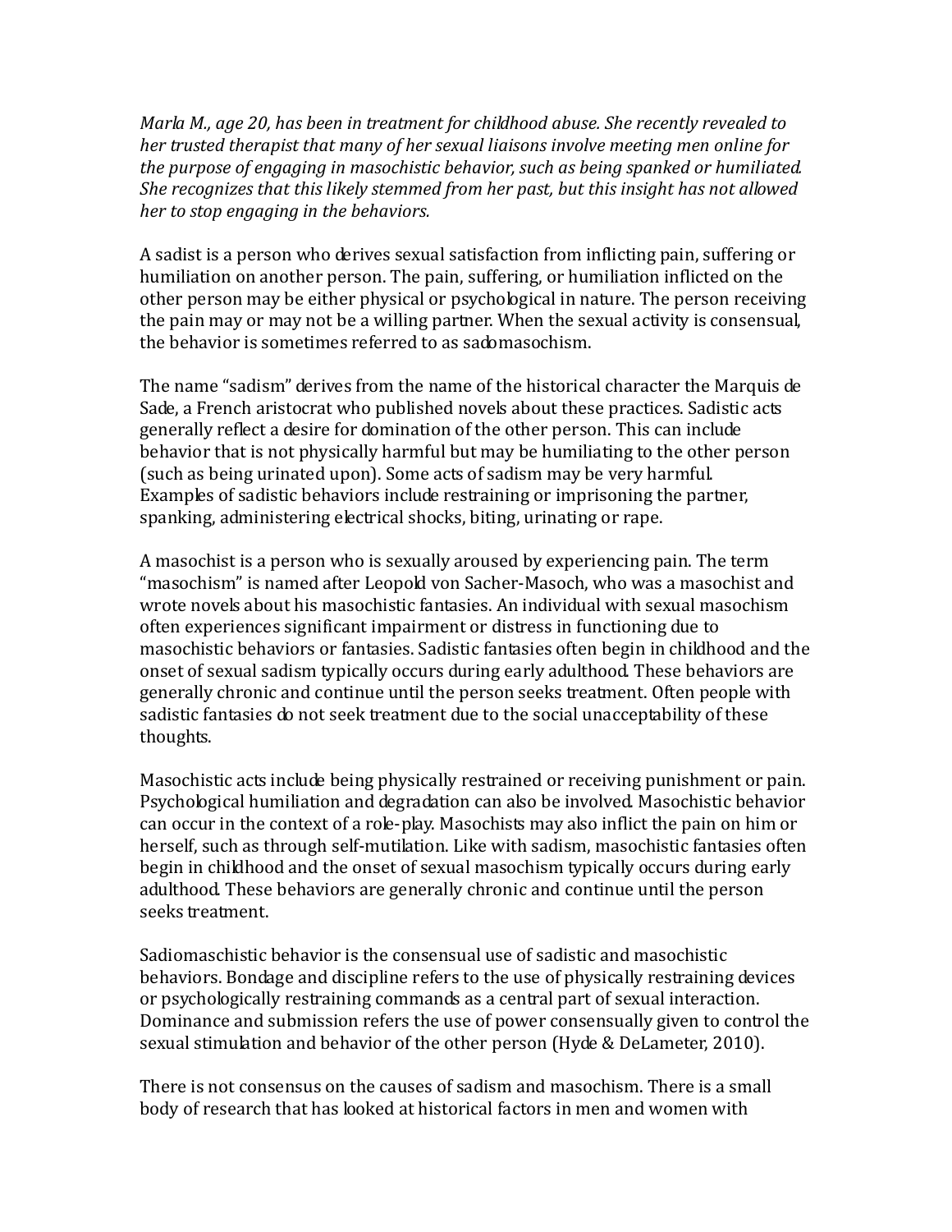*Marla M., age 20, has been in treatment for childhood abuse. She recently revealed to her trusted therapist that many of her sexual liaisons involve meeting men online for the purpose of engaging in masochistic behavior, such as being spanked or humiliated. She recognizes that this likely stemmed from her past, but this insight has not allowed her to stop engaging in the behaviors.*

A sadist is a person who derives sexual satisfaction from inflicting pain, suffering or humiliation on another person. The pain, suffering, or humiliation inflicted on the other person may be either physical or psychological in nature. The person receiving the pain may or may not be a willing partner. When the sexual activity is consensual, the behavior is sometimes referred to as sadomasochism.

The name "sadism" derives from the name of the historical character the Marquis de Sade, a French aristocrat who published novels about these practices. Sadistic acts generally reflect a desire for domination of the other person. This can include behavior that is not physically harmful but may be humiliating to the other person (such as being urinated upon). Some acts of sadism may be very harmful. Examples of sadistic behaviors include restraining or imprisoning the partner, spanking, administering electrical shocks, biting, urinating or rape.

A masochist is a person who is sexually aroused by experiencing pain. The term "masochism" is named after Leopold von Sacher-Masoch, who was a masochist and wrote novels about his masochistic fantasies. An individual with sexual masochism often experiences significant impairment or distress in functioning due to masochistic behaviors or fantasies. Sadistic fantasies often begin in childhood and the onset of sexual sadism typically occurs during early adulthood. These behaviors are generally chronic and continue until the person seeks treatment. Often people with sadistic fantasies do not seek treatment due to the social unacceptability of these thoughts.

Masochistic acts include being physically restrained or receiving punishment or pain. Psychological humiliation and degradation can also be involved. Masochistic behavior can occur in the context of a role-play. Masochists may also inflict the pain on him or herself, such as through self-mutilation. Like with sadism, masochistic fantasies often begin in childhood and the onset of sexual masochism typically occurs during early adulthood. These behaviors are generally chronic and continue until the person seeks treatment.

Sadiomaschistic behavior is the consensual use of sadistic and masochistic behaviors. Bondage and discipline refers to the use of physically restraining devices or psychologically restraining commands as a central part of sexual interaction. Dominance and submission refers the use of power consensually given to control the sexual stimulation and behavior of the other person (Hyde & DeLameter, 2010).

There is not consensus on the causes of sadism and masochism. There is a small body of research that has looked at historical factors in men and women with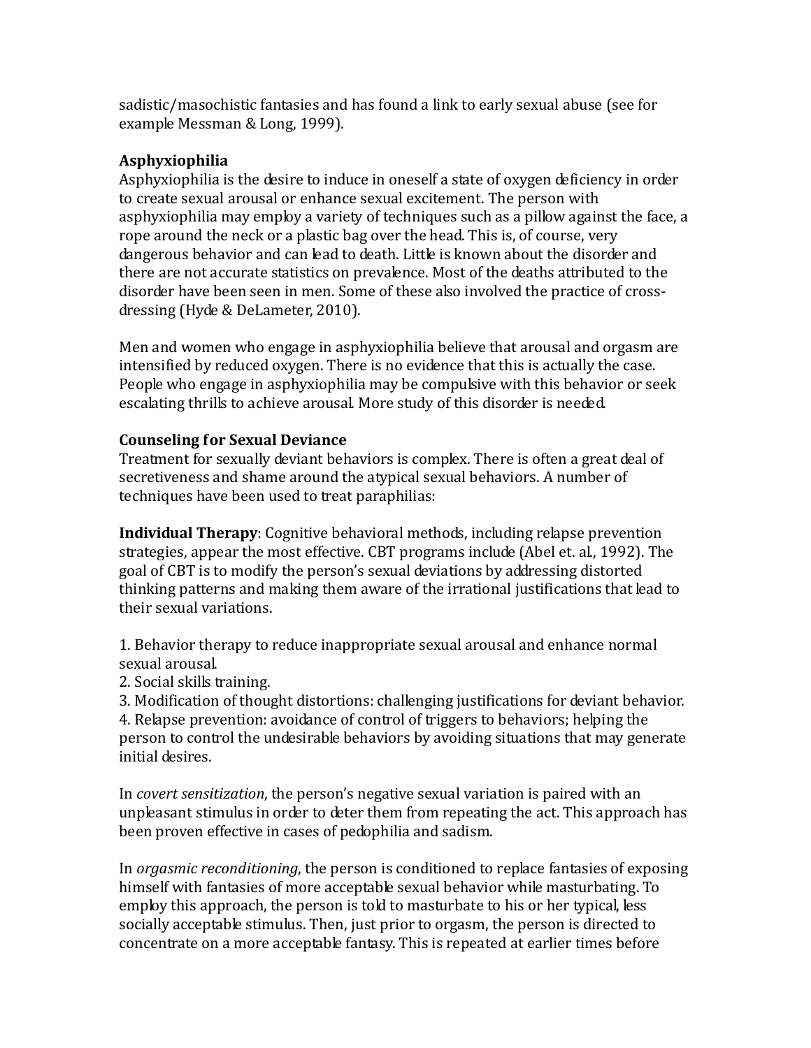sadistic/masochistic fantasies and has found a link to early sexual abuse (see for example Messman & Long, 1999).

**Asphyxiophilia**

Asphyxiophilia is the desire to induce in oneself a state of oxygen deficiency in order to create sexual arousal or enhance sexual excitement. The person with asphyxiophilia may employ a variety of techniques such as a pillow against the face, a rope around the neck or a plastic bag over the head. This is, of course, very dangerous behavior and can lead to death. Little is known about the disorder and there are not accurate statistics on prevalence. Most of the deaths attributed to the disorder have been seen in men. Some of these also involved the practice of cross-dressing (Hyde & DeLameter, 2010).

Men and women who engage in asphyxiophilia believe that arousal and orgasm are intensified by reduced oxygen. There is no evidence that this is actually the case. People who engage in asphyxiophilia may be compulsive with this behavior or seek escalating thrills to achieve arousal. More study of this disorder is needed.

**Counseling for Sexual Deviance**

Treatment for sexually deviant behaviors is complex. There is often a great deal of secretiveness and shame around the atypical sexual behaviors. A number of techniques have been used to treat paraphilias:

**Individual Therapy**: Cognitive behavioral methods, including relapse prevention strategies, appear the most effective. CBT programs include (Abel et. al., 1992). The goal of CBT is to modify the person's sexual deviations by addressing distorted thinking patterns and making them aware of the irrational justifications that lead to their sexual variations.

1. Behavior therapy to reduce inappropriate sexual arousal and enhance normal sexual arousal.
2. Social skills training.
3. Modification of thought distortions: challenging justifications for deviant behavior.
4. Relapse prevention: avoidance of control of triggers to behaviors; helping the person to control the undesirable behaviors by avoiding situations that may generate initial desires.

In *covert sensitization*, the person's negative sexual variation is paired with an unpleasant stimulus in order to deter them from repeating the act. This approach has been proven effective in cases of pedophilia and sadism.

In *orgasmic reconditioning*, the person is conditioned to replace fantasies of exposing himself with fantasies of more acceptable sexual behavior while masturbating. To employ this approach, the person is told to masturbate to his or her typical, less socially acceptable stimulus. Then, just prior to orgasm, the person is directed to concentrate on a more acceptable fantasy. This is repeated at earlier times before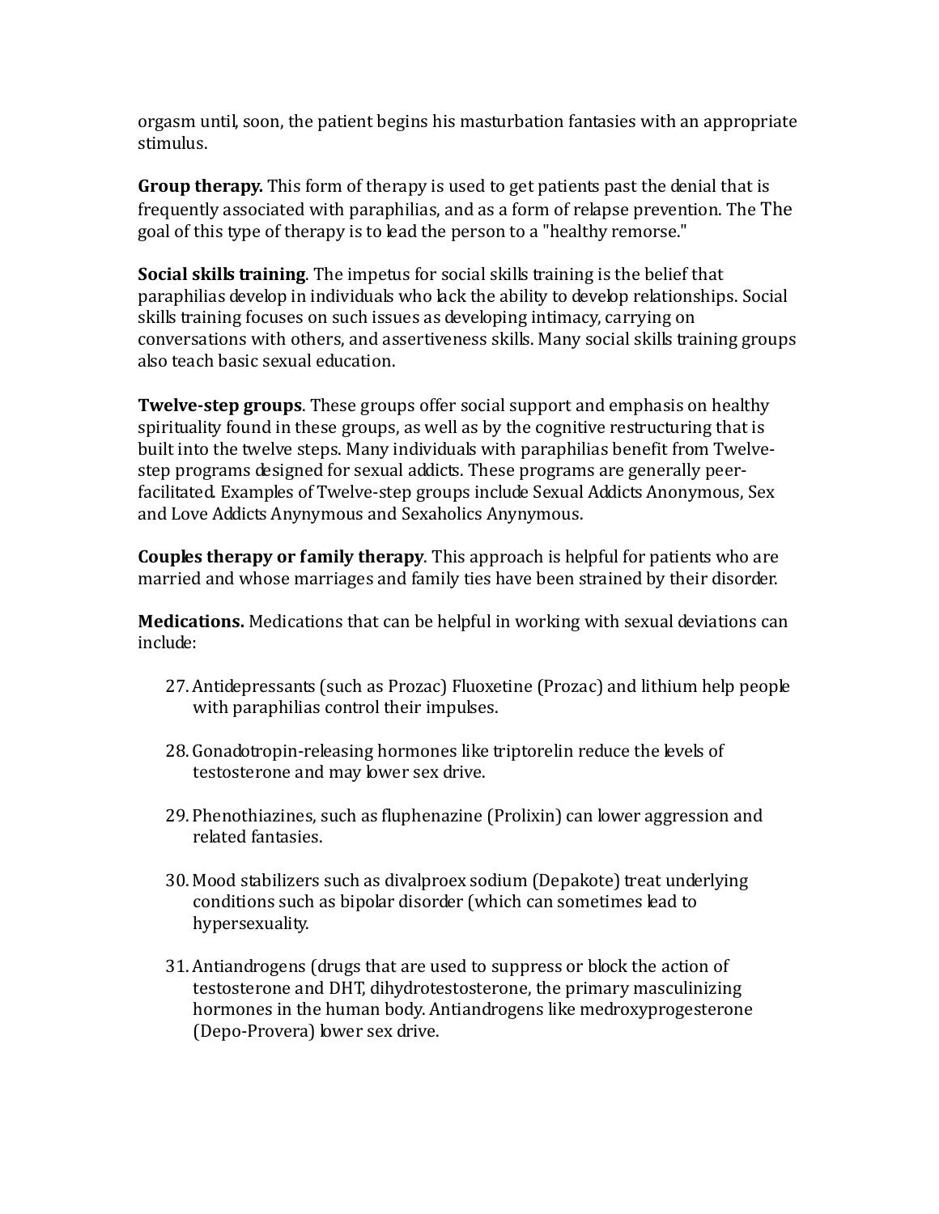orgasm until, soon, the patient begins his masturbation fantasies with an appropriate stimulus.

**Group therapy.** This form of therapy is used to get patients past the denial that is frequently associated with paraphilias, and as a form of relapse prevention. The The goal of this type of therapy is to lead the person to a "healthy remorse."

**Social skills training**. The impetus for social skills training is the belief that paraphilias develop in individuals who lack the ability to develop relationships. Social skills training focuses on such issues as developing intimacy, carrying on conversations with others, and assertiveness skills. Many social skills training groups also teach basic sexual education.

**Twelve-step groups**. These groups offer social support and emphasis on healthy spirituality found in these groups, as well as by the cognitive restructuring that is built into the twelve steps. Many individuals with paraphilias benefit from Twelve-step programs designed for sexual addicts. These programs are generally peer-facilitated. Examples of Twelve-step groups include Sexual Addicts Anonymous, Sex and Love Addicts Anynymous and Sexaholics Anynymous.

**Couples therapy or family therapy**. This approach is helpful for patients who are married and whose marriages and family ties have been strained by their disorder.

**Medications.** Medications that can be helpful in working with sexual deviations can include:

27. Antidepressants (such as Prozac) Fluoxetine (Prozac) and lithium help people with paraphilias control their impulses.

28. Gonadotropin-releasing hormones like triptorelin reduce the levels of testosterone and may lower sex drive.

29. Phenothiazines, such as fluphenazine (Prolixin) can lower aggression and related fantasies.

30. Mood stabilizers such as divalproex sodium (Depakote) treat underlying conditions such as bipolar disorder (which can sometimes lead to hypersexuality.

31. Antiandrogens (drugs that are used to suppress or block the action of testosterone and DHT, dihydrotestosterone, the primary masculinizing hormones in the human body. Antiandrogens like medroxyprogesterone (Depo-Provera) lower sex drive.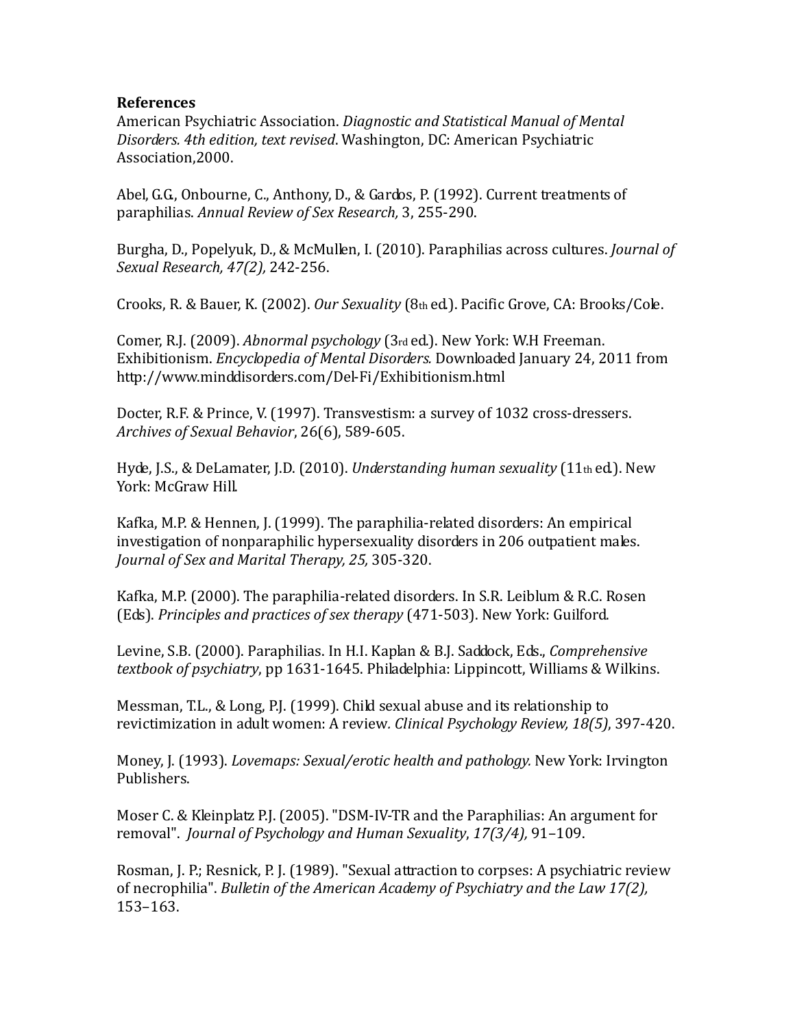**References**

American Psychiatric Association. *Diagnostic and Statistical Manual of Mental Disorders. 4th edition, text revised*. Washington, DC: American Psychiatric Association,2000.

Abel, G.G., Onbourne, C., Anthony, D., & Gardos, P. (1992). Current treatments of paraphilias. *Annual Review of Sex Research,* 3, 255-290.

Burgha, D., Popelyuk, D., & McMullen, I. (2010). Paraphilias across cultures. *Journal of Sexual Research, 47(2),* 242-256.

Crooks, R. & Bauer, K. (2002). *Our Sexuality* (8th ed.). Pacific Grove, CA: Brooks/Cole.

Comer, R.J. (2009). *Abnormal psychology* (3rd ed.). New York: W.H Freeman. Exhibitionism. *Encyclopedia of Mental Disorders.* Downloaded January 24, 2011 from http://www.minddisorders.com/Del-Fi/Exhibitionism.html

Docter, R.F. & Prince, V. (1997). Transvestism: a survey of 1032 cross-dressers. *Archives of Sexual Behavior*, 26(6), 589-605.

Hyde, J.S., & DeLamater, J.D. (2010). *Understanding human sexuality* (11th ed.). New York: McGraw Hill.

Kafka, M.P. & Hennen, J. (1999). The paraphilia-related disorders: An empirical investigation of nonparaphilic hypersexuality disorders in 206 outpatient males. *Journal of Sex and Marital Therapy, 25,* 305-320.

Kafka, M.P. (2000). The paraphilia-related disorders. In S.R. Leiblum & R.C. Rosen (Eds). *Principles and practices of sex therapy* (471-503). New York: Guilford.

Levine, S.B. (2000). Paraphilias. In H.I. Kaplan & B.J. Saddock, Eds., *Comprehensive textbook of psychiatry*, pp 1631-1645. Philadelphia: Lippincott, Williams & Wilkins.

Messman, T.L., & Long, P.J. (1999). Child sexual abuse and its relationship to revictimization in adult women: A review*. Clinical Psychology Review, 18(5)*, 397-420.

Money, J. (1993). *Lovemaps: Sexual/erotic health and pathology.* New York: Irvington Publishers.

Moser C. & Kleinplatz P.J. (2005). "DSM-IV-TR and the Paraphilias: An argument for removal". *Journal of Psychology and Human Sexuality*, *17(3/4),* 91–109.

Rosman, J. P.; Resnick, P. J. (1989). "Sexual attraction to corpses: A psychiatric review of necrophilia". *Bulletin of the American Academy of Psychiatry and the Law 17(2),* 153–163.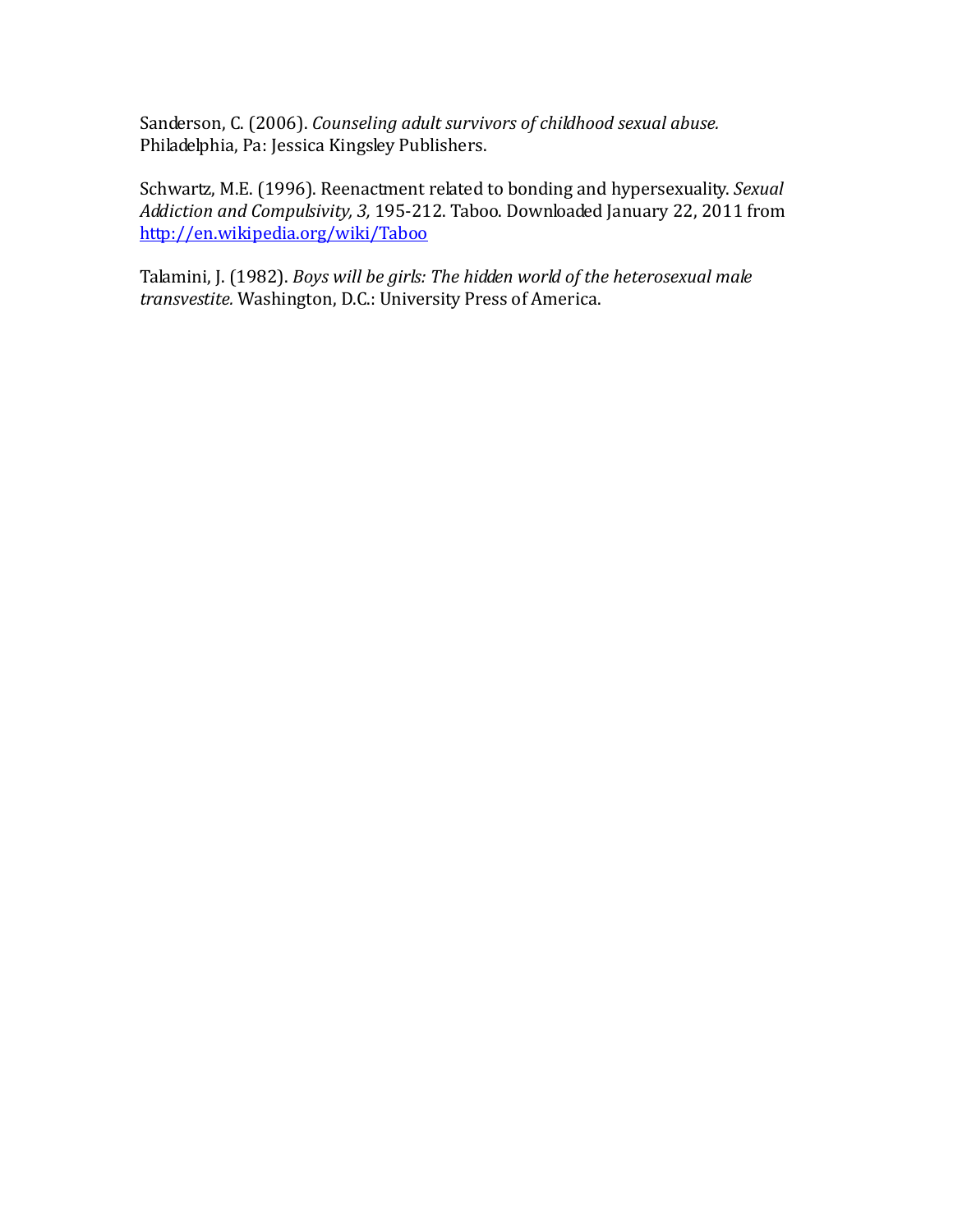Sanderson, C. (2006). *Counseling adult survivors of childhood sexual abuse.* Philadelphia, Pa: Jessica Kingsley Publishers.

Schwartz, M.E. (1996). Reenactment related to bonding and hypersexuality. *Sexual Addiction and Compulsivity, 3,* 195-212. Taboo. Downloaded January 22, 2011 from [http://en.wikipedia.org/wiki/Taboo](http://en.wikipedia.org/wiki/Taboo)

Talamini, J. (1982). *Boys will be girls: The hidden world of the heterosexual male transvestite.* Washington, D.C.: University Press of America.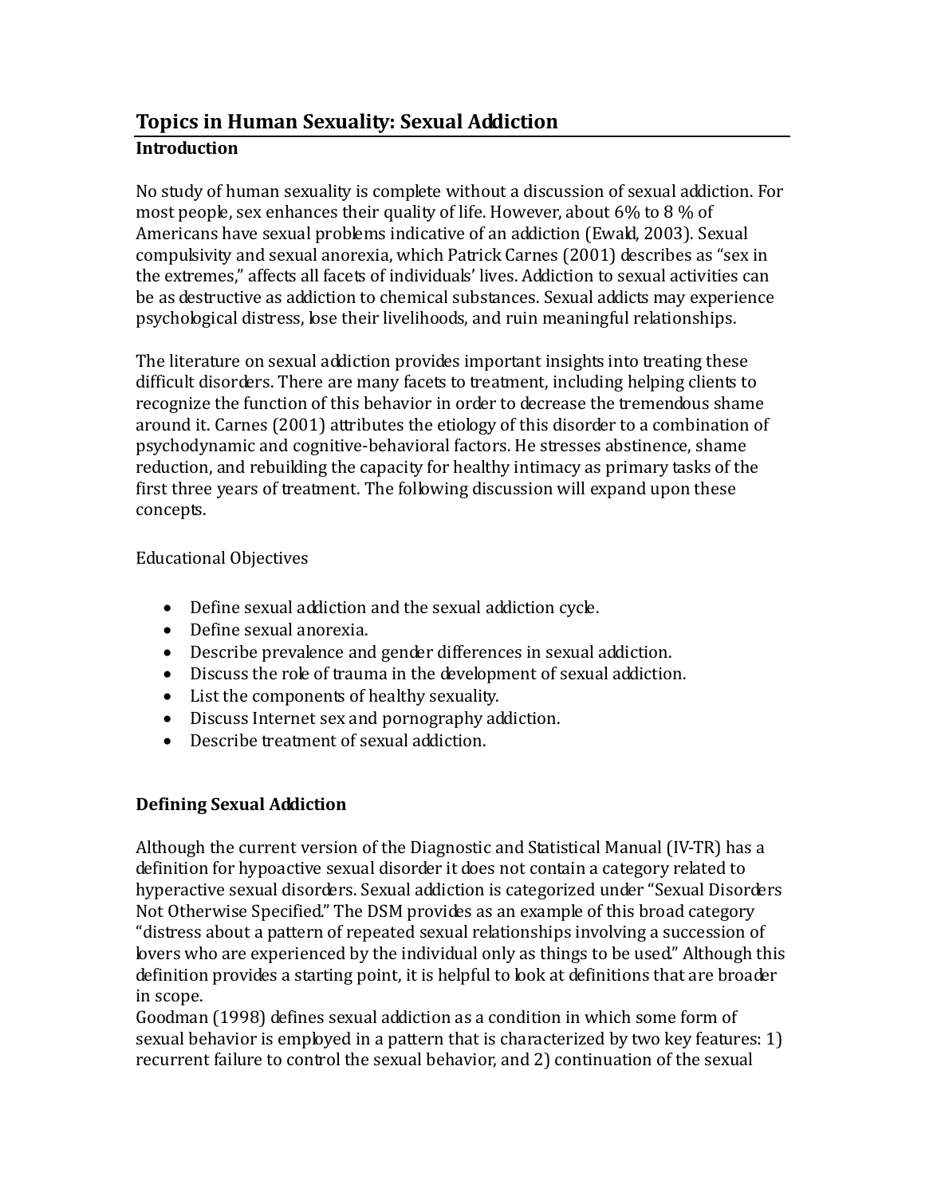# Topics in Human Sexuality: Sexual Addiction

## Introduction

No study of human sexuality is complete without a discussion of sexual addiction. For most people, sex enhances their quality of life. However, about 6% to 8 % of Americans have sexual problems indicative of an addiction (Ewald, 2003). Sexual compulsivity and sexual anorexia, which Patrick Carnes (2001) describes as "sex in the extremes," affects all facets of individuals' lives. Addiction to sexual activities can be as destructive as addiction to chemical substances. Sexual addicts may experience psychological distress, lose their livelihoods, and ruin meaningful relationships.

The literature on sexual addiction provides important insights into treating these difficult disorders. There are many facets to treatment, including helping clients to recognize the function of this behavior in order to decrease the tremendous shame around it. Carnes (2001) attributes the etiology of this disorder to a combination of psychodynamic and cognitive-behavioral factors. He stresses abstinence, shame reduction, and rebuilding the capacity for healthy intimacy as primary tasks of the first three years of treatment. The following discussion will expand upon these concepts.

Educational Objectives

- Define sexual addiction and the sexual addiction cycle.
- Define sexual anorexia.
- Describe prevalence and gender differences in sexual addiction.
- Discuss the role of trauma in the development of sexual addiction.
- List the components of healthy sexuality.
- Discuss Internet sex and pornography addiction.
- Describe treatment of sexual addiction.

## Defining Sexual Addiction

Although the current version of the Diagnostic and Statistical Manual (IV-TR) has a definition for hypoactive sexual disorder it does not contain a category related to hyperactive sexual disorders. Sexual addiction is categorized under "Sexual Disorders Not Otherwise Specified." The DSM provides as an example of this broad category "distress about a pattern of repeated sexual relationships involving a succession of lovers who are experienced by the individual only as things to be used." Although this definition provides a starting point, it is helpful to look at definitions that are broader in scope.

Goodman (1998) defines sexual addiction as a condition in which some form of sexual behavior is employed in a pattern that is characterized by two key features: 1) recurrent failure to control the sexual behavior, and 2) continuation of the sexual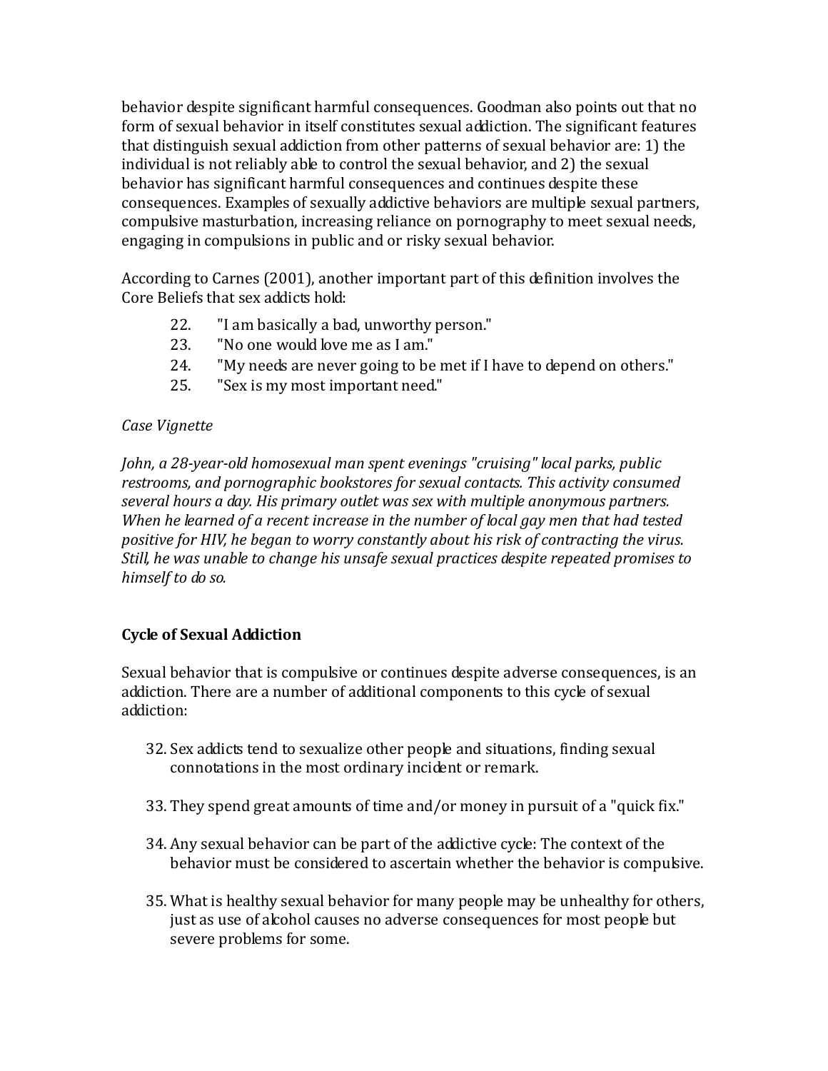behavior despite significant harmful consequences. Goodman also points out that no form of sexual behavior in itself constitutes sexual addiction. The significant features that distinguish sexual addiction from other patterns of sexual behavior are: 1) the individual is not reliably able to control the sexual behavior, and 2) the sexual behavior has significant harmful consequences and continues despite these consequences. Examples of sexually addictive behaviors are multiple sexual partners, compulsive masturbation, increasing reliance on pornography to meet sexual needs, engaging in compulsions in public and or risky sexual behavior.

According to Carnes (2001), another important part of this definition involves the Core Beliefs that sex addicts hold:

22. "I am basically a bad, unworthy person."
23. "No one would love me as I am."
24. "My needs are never going to be met if I have to depend on others."
25. "Sex is my most important need."

*Case Vignette*

*John, a 28-year-old homosexual man spent evenings "cruising" local parks, public restrooms, and pornographic bookstores for sexual contacts. This activity consumed several hours a day. His primary outlet was sex with multiple anonymous partners. When he learned of a recent increase in the number of local gay men that had tested positive for HIV, he began to worry constantly about his risk of contracting the virus. Still, he was unable to change his unsafe sexual practices despite repeated promises to himself to do so.*

**Cycle of Sexual Addiction**

Sexual behavior that is compulsive or continues despite adverse consequences, is an addiction. There are a number of additional components to this cycle of sexual addiction:

32. Sex addicts tend to sexualize other people and situations, finding sexual connotations in the most ordinary incident or remark.

33. They spend great amounts of time and/or money in pursuit of a "quick fix."

34. Any sexual behavior can be part of the addictive cycle: The context of the behavior must be considered to ascertain whether the behavior is compulsive.

35. What is healthy sexual behavior for many people may be unhealthy for others, just as use of alcohol causes no adverse consequences for most people but severe problems for some.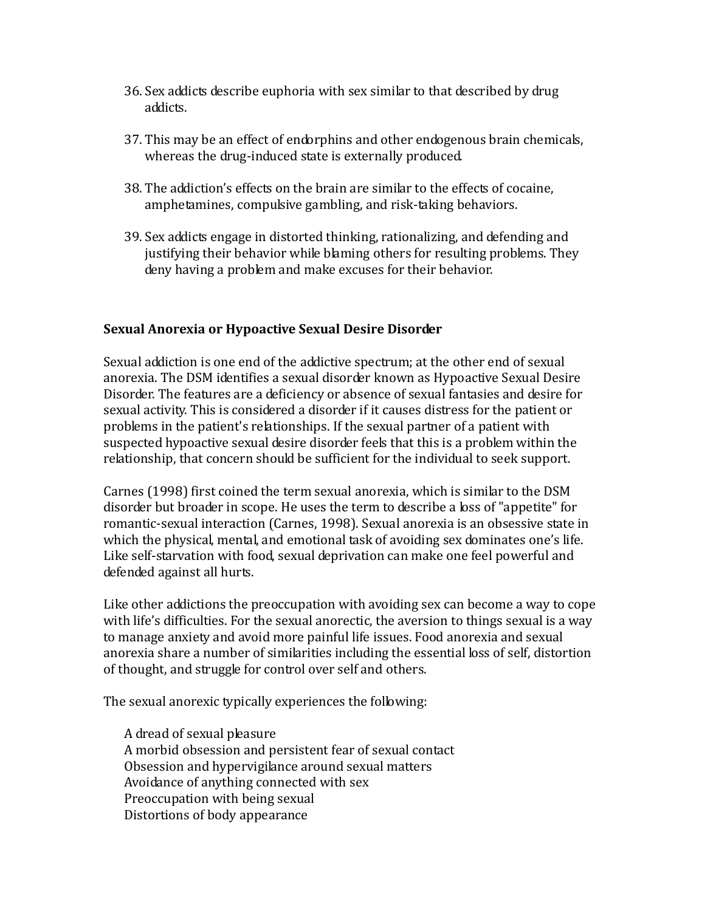36. Sex addicts describe euphoria with sex similar to that described by drug addicts.

37. This may be an effect of endorphins and other endogenous brain chemicals, whereas the drug-induced state is externally produced.

38. The addiction's effects on the brain are similar to the effects of cocaine, amphetamines, compulsive gambling, and risk-taking behaviors.

39. Sex addicts engage in distorted thinking, rationalizing, and defending and justifying their behavior while blaming others for resulting problems. They deny having a problem and make excuses for their behavior.

**Sexual Anorexia or Hypoactive Sexual Desire Disorder**

Sexual addiction is one end of the addictive spectrum; at the other end of sexual anorexia. The DSM identifies a sexual disorder known as Hypoactive Sexual Desire Disorder. The features are a deficiency or absence of sexual fantasies and desire for sexual activity. This is considered a disorder if it causes distress for the patient or problems in the patient's relationships. If the sexual partner of a patient with suspected hypoactive sexual desire disorder feels that this is a problem within the relationship, that concern should be sufficient for the individual to seek support.

Carnes (1998) first coined the term sexual anorexia, which is similar to the DSM disorder but broader in scope. He uses the term to describe a loss of "appetite" for romantic-sexual interaction (Carnes, 1998). Sexual anorexia is an obsessive state in which the physical, mental, and emotional task of avoiding sex dominates one's life. Like self-starvation with food, sexual deprivation can make one feel powerful and defended against all hurts.

Like other addictions the preoccupation with avoiding sex can become a way to cope with life's difficulties. For the sexual anorectic, the aversion to things sexual is a way to manage anxiety and avoid more painful life issues. Food anorexia and sexual anorexia share a number of similarities including the essential loss of self, distortion of thought, and struggle for control over self and others.

The sexual anorexic typically experiences the following:

- A dread of sexual pleasure
- A morbid obsession and persistent fear of sexual contact
- Obsession and hypervigilance around sexual matters
- Avoidance of anything connected with sex
- Preoccupation with being sexual
- Distortions of body appearance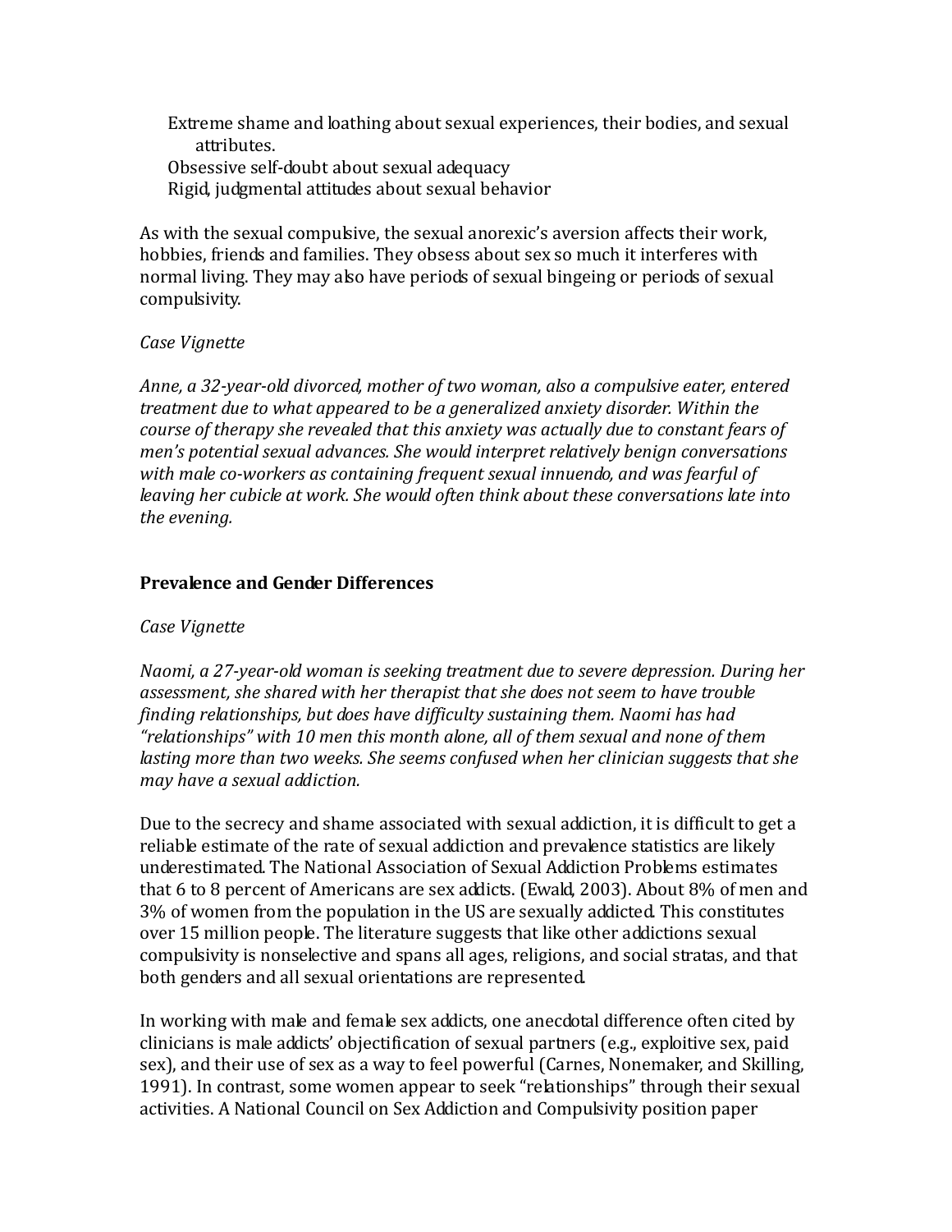Extreme shame and loathing about sexual experiences, their bodies, and sexual attributes.
Obsessive self-doubt about sexual adequacy
Rigid, judgmental attitudes about sexual behavior

As with the sexual compulsive, the sexual anorexic's aversion affects their work, hobbies, friends and families. They obsess about sex so much it interferes with normal living. They may also have periods of sexual bingeing or periods of sexual compulsivity.

*Case Vignette*

*Anne, a 32-year-old divorced, mother of two woman, also a compulsive eater, entered treatment due to what appeared to be a generalized anxiety disorder. Within the course of therapy she revealed that this anxiety was actually due to constant fears of men's potential sexual advances. She would interpret relatively benign conversations with male co-workers as containing frequent sexual innuendo, and was fearful of leaving her cubicle at work. She would often think about these conversations late into the evening.*

**Prevalence and Gender Differences**

*Case Vignette*

*Naomi, a 27-year-old woman is seeking treatment due to severe depression. During her assessment, she shared with her therapist that she does not seem to have trouble finding relationships, but does have difficulty sustaining them. Naomi has had "relationships" with 10 men this month alone, all of them sexual and none of them lasting more than two weeks. She seems confused when her clinician suggests that she may have a sexual addiction.*

Due to the secrecy and shame associated with sexual addiction, it is difficult to get a reliable estimate of the rate of sexual addiction and prevalence statistics are likely underestimated. The National Association of Sexual Addiction Problems estimates that 6 to 8 percent of Americans are sex addicts. (Ewald, 2003). About 8% of men and 3% of women from the population in the US are sexually addicted. This constitutes over 15 million people. The literature suggests that like other addictions sexual compulsivity is nonselective and spans all ages, religions, and social stratas, and that both genders and all sexual orientations are represented.

In working with male and female sex addicts, one anecdotal difference often cited by clinicians is male addicts' objectification of sexual partners (e.g., exploitive sex, paid sex), and their use of sex as a way to feel powerful (Carnes, Nonemaker, and Skilling, 1991). In contrast, some women appear to seek "relationships" through their sexual activities. A National Council on Sex Addiction and Compulsivity position paper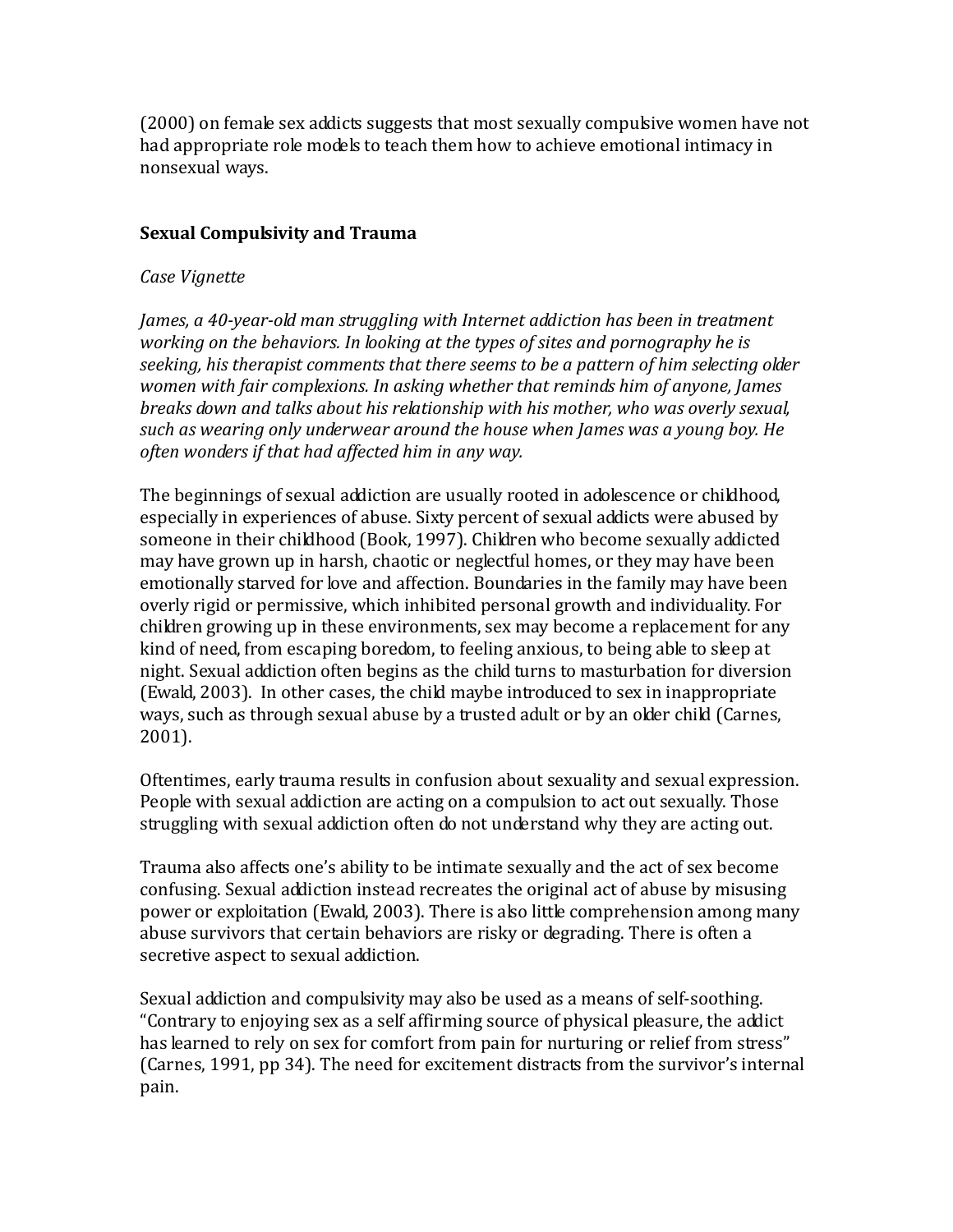(2000) on female sex addicts suggests that most sexually compulsive women have not had appropriate role models to teach them how to achieve emotional intimacy in nonsexual ways.

**Sexual Compulsivity and Trauma**

*Case Vignette*

*James, a 40-year-old man struggling with Internet addiction has been in treatment working on the behaviors. In looking at the types of sites and pornography he is seeking, his therapist comments that there seems to be a pattern of him selecting older women with fair complexions. In asking whether that reminds him of anyone, James breaks down and talks about his relationship with his mother, who was overly sexual, such as wearing only underwear around the house when James was a young boy. He often wonders if that had affected him in any way.*

The beginnings of sexual addiction are usually rooted in adolescence or childhood, especially in experiences of abuse. Sixty percent of sexual addicts were abused by someone in their childhood (Book, 1997). Children who become sexually addicted may have grown up in harsh, chaotic or neglectful homes, or they may have been emotionally starved for love and affection. Boundaries in the family may have been overly rigid or permissive, which inhibited personal growth and individuality. For children growing up in these environments, sex may become a replacement for any kind of need, from escaping boredom, to feeling anxious, to being able to sleep at night. Sexual addiction often begins as the child turns to masturbation for diversion (Ewald, 2003). In other cases, the child maybe introduced to sex in inappropriate ways, such as through sexual abuse by a trusted adult or by an older child (Carnes, 2001).

Oftentimes, early trauma results in confusion about sexuality and sexual expression. People with sexual addiction are acting on a compulsion to act out sexually. Those struggling with sexual addiction often do not understand why they are acting out.

Trauma also affects one's ability to be intimate sexually and the act of sex become confusing. Sexual addiction instead recreates the original act of abuse by misusing power or exploitation (Ewald, 2003). There is also little comprehension among many abuse survivors that certain behaviors are risky or degrading. There is often a secretive aspect to sexual addiction.

Sexual addiction and compulsivity may also be used as a means of self-soothing. "Contrary to enjoying sex as a self affirming source of physical pleasure, the addict has learned to rely on sex for comfort from pain for nurturing or relief from stress" (Carnes, 1991, pp 34). The need for excitement distracts from the survivor's internal pain.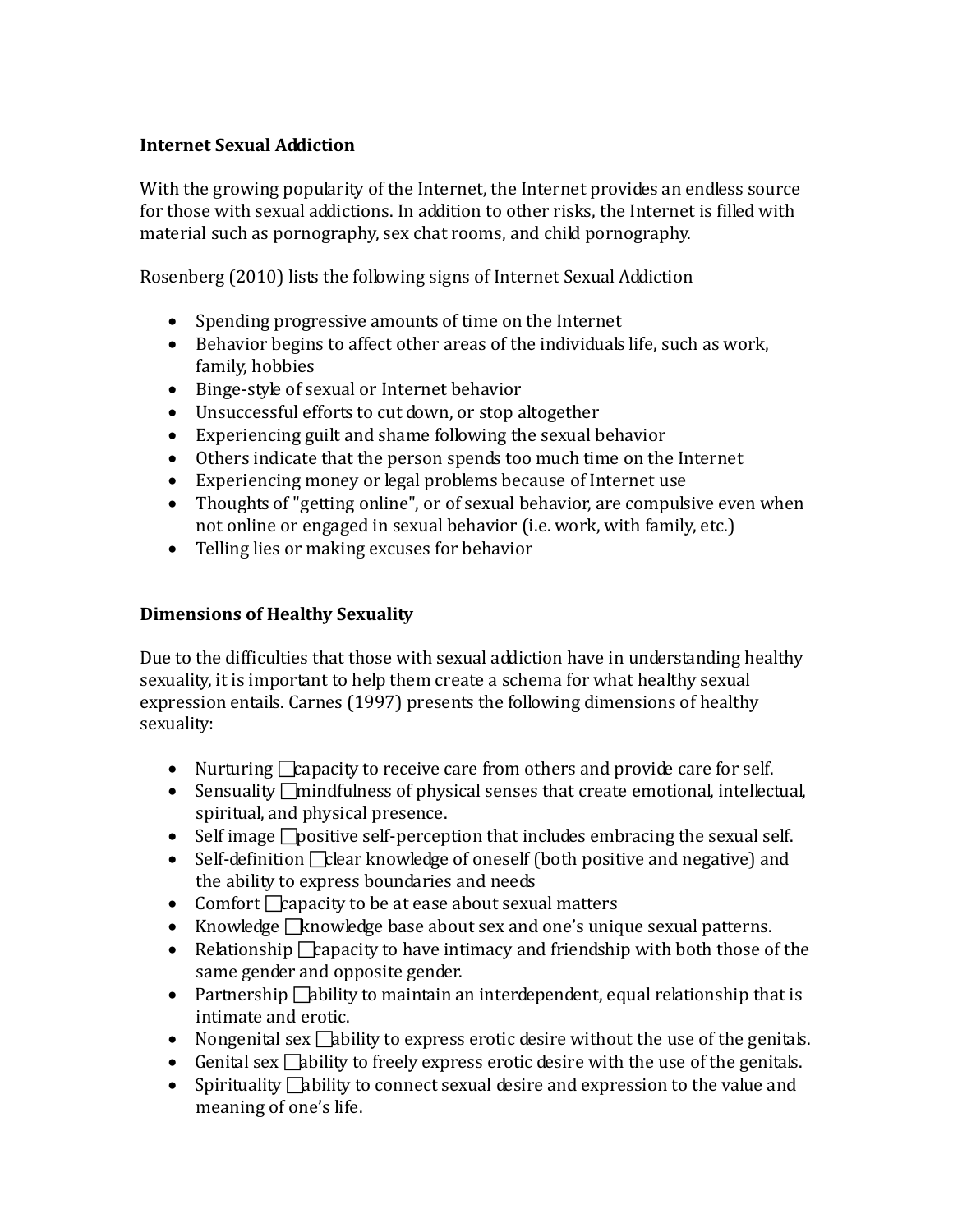**Internet Sexual Addiction**

With the growing popularity of the Internet, the Internet provides an endless source for those with sexual addictions. In addition to other risks, the Internet is filled with material such as pornography, sex chat rooms, and child pornography.

Rosenberg (2010) lists the following signs of Internet Sexual Addiction

- Spending progressive amounts of time on the Internet
- Behavior begins to affect other areas of the individuals life, such as work, family, hobbies
- Binge-style of sexual or Internet behavior
- Unsuccessful efforts to cut down, or stop altogether
- Experiencing guilt and shame following the sexual behavior
- Others indicate that the person spends too much time on the Internet
- Experiencing money or legal problems because of Internet use
- Thoughts of "getting online", or of sexual behavior, are compulsive even when not online or engaged in sexual behavior (i.e. work, with family, etc.)
- Telling lies or making excuses for behavior

**Dimensions of Healthy Sexuality**

Due to the difficulties that those with sexual addiction have in understanding healthy sexuality, it is important to help them create a schema for what healthy sexual expression entails. Carnes (1997) presents the following dimensions of healthy sexuality:

- Nurturing □capacity to receive care from others and provide care for self.
- Sensuality □mindfulness of physical senses that create emotional, intellectual, spiritual, and physical presence.
- Self image □positive self-perception that includes embracing the sexual self.
- Self-definition □clear knowledge of oneself (both positive and negative) and the ability to express boundaries and needs
- Comfort □capacity to be at ease about sexual matters
- Knowledge □knowledge base about sex and one's unique sexual patterns.
- Relationship □capacity to have intimacy and friendship with both those of the same gender and opposite gender.
- Partnership □ability to maintain an interdependent, equal relationship that is intimate and erotic.
- Nongenital sex □ability to express erotic desire without the use of the genitals.
- Genital sex □ability to freely express erotic desire with the use of the genitals.
- Spirituality □ability to connect sexual desire and expression to the value and meaning of one's life.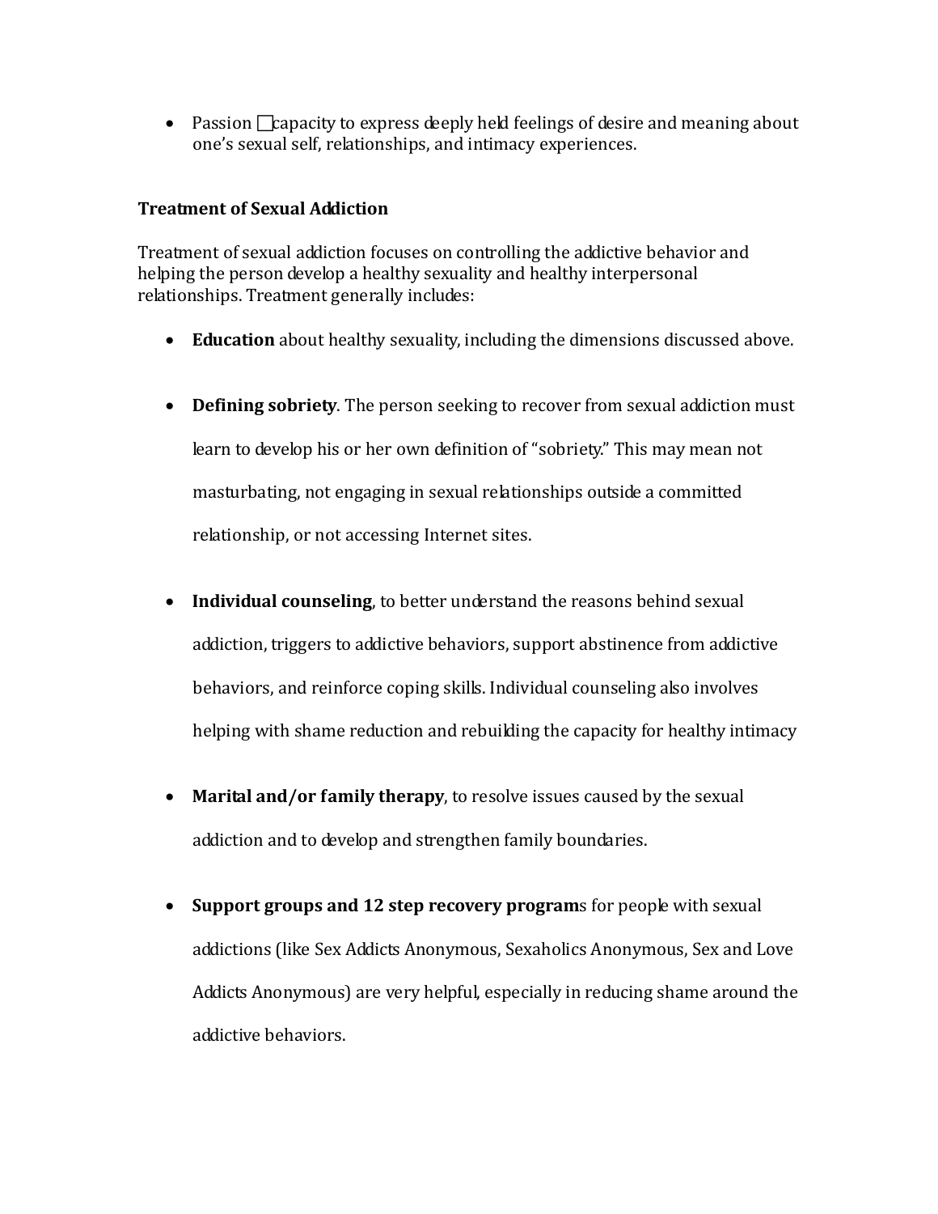- Passion □capacity to express deeply held feelings of desire and meaning about one's sexual self, relationships, and intimacy experiences.

**Treatment of Sexual Addiction**

Treatment of sexual addiction focuses on controlling the addictive behavior and helping the person develop a healthy sexuality and healthy interpersonal relationships. Treatment generally includes:

- **Education** about healthy sexuality, including the dimensions discussed above.

- **Defining sobriety**. The person seeking to recover from sexual addiction must learn to develop his or her own definition of "sobriety." This may mean not masturbating, not engaging in sexual relationships outside a committed relationship, or not accessing Internet sites.

- **Individual counseling**, to better understand the reasons behind sexual addiction, triggers to addictive behaviors, support abstinence from addictive behaviors, and reinforce coping skills. Individual counseling also involves helping with shame reduction and rebuilding the capacity for healthy intimacy

- **Marital and/or family therapy**, to resolve issues caused by the sexual addiction and to develop and strengthen family boundaries.

- **Support groups and 12 step recovery program**s for people with sexual addictions (like Sex Addicts Anonymous, Sexaholics Anonymous, Sex and Love Addicts Anonymous) are very helpful, especially in reducing shame around the addictive behaviors.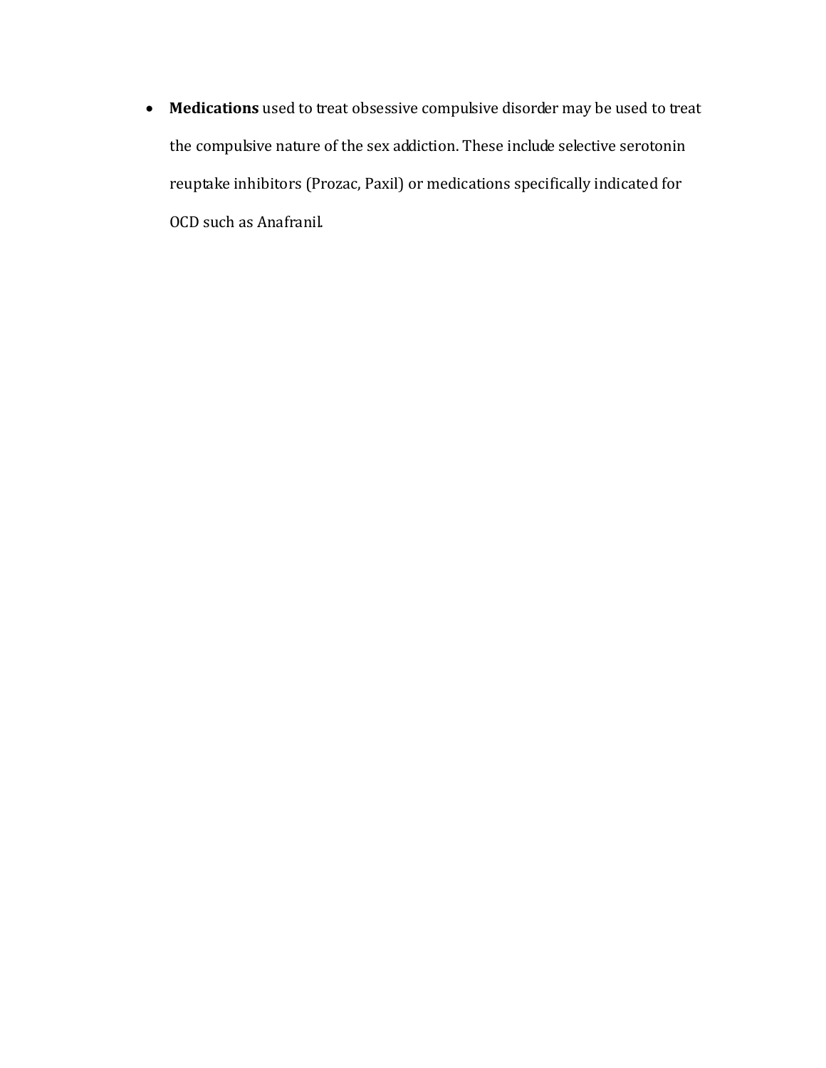- **Medications** used to treat obsessive compulsive disorder may be used to treat the compulsive nature of the sex addiction. These include selective serotonin reuptake inhibitors (Prozac, Paxil) or medications specifically indicated for OCD such as Anafranil.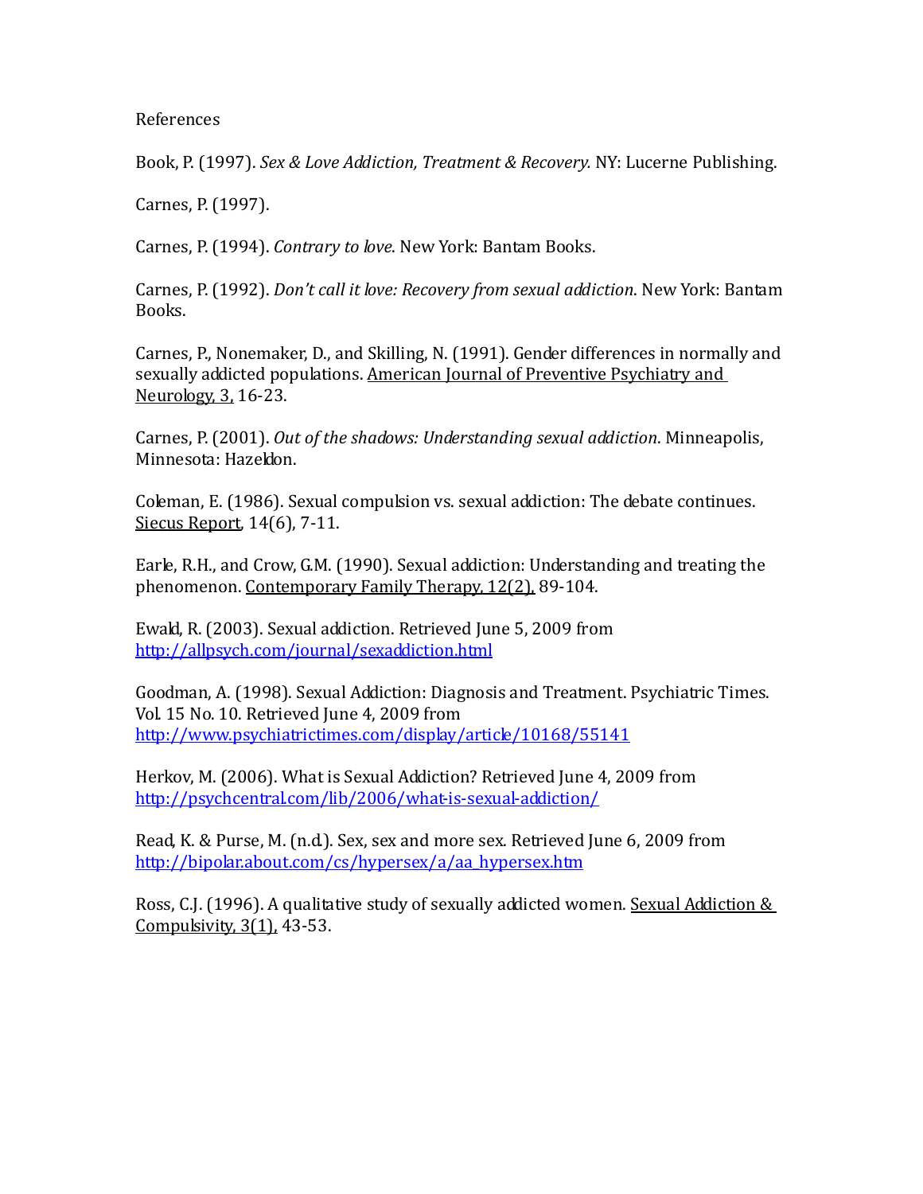References

Book, P. (1997). *Sex & Love Addiction, Treatment & Recovery.* NY: Lucerne Publishing.

Carnes, P. (1997).

Carnes, P. (1994). *Contrary to love*. New York: Bantam Books.

Carnes, P. (1992). *Don't call it love: Recovery from sexual addiction*. New York: Bantam Books.

Carnes, P., Nonemaker, D., and Skilling, N. (1991). Gender differences in normally and sexually addicted populations. American Journal of Preventive Psychiatry and Neurology, 3, 16-23.

Carnes, P. (2001). *Out of the shadows: Understanding sexual addiction*. Minneapolis, Minnesota: Hazeldon.

Coleman, E. (1986). Sexual compulsion vs. sexual addiction: The debate continues. Siecus Report, 14(6), 7-11.

Earle, R.H., and Crow, G.M. (1990). Sexual addiction: Understanding and treating the phenomenon. Contemporary Family Therapy, 12(2), 89-104.

Ewald, R. (2003). Sexual addiction. Retrieved June 5, 2009 from http://allpsych.com/journal/sexaddiction.html

Goodman, A. (1998). Sexual Addiction: Diagnosis and Treatment. Psychiatric Times. Vol. 15 No. 10. Retrieved June 4, 2009 from http://www.psychiatrictimes.com/display/article/10168/55141

Herkov, M. (2006). What is Sexual Addiction? Retrieved June 4, 2009 from http://psychcentral.com/lib/2006/what-is-sexual-addiction/

Read, K. & Purse, M. (n.d.). Sex, sex and more sex. Retrieved June 6, 2009 from http://bipolar.about.com/cs/hypersex/a/aa_hypersex.htm

Ross, C.J. (1996). A qualitative study of sexually addicted women. Sexual Addiction & Compulsivity, 3(1), 43-53.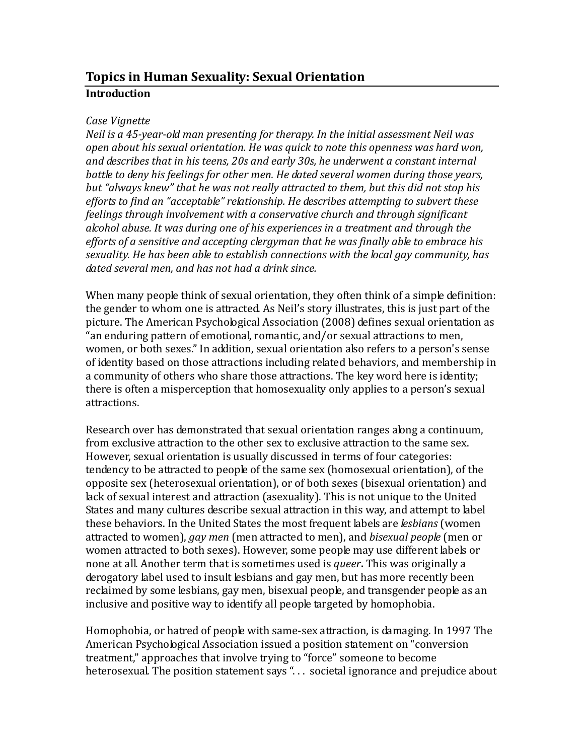## Topics in Human Sexuality: Sexual Orientation

### Introduction

*Case Vignette*

*Neil is a 45-year-old man presenting for therapy. In the initial assessment Neil was open about his sexual orientation. He was quick to note this openness was hard won, and describes that in his teens, 20s and early 30s, he underwent a constant internal battle to deny his feelings for other men. He dated several women during those years, but "always knew" that he was not really attracted to them, but this did not stop his efforts to find an "acceptable" relationship. He describes attempting to subvert these feelings through involvement with a conservative church and through significant alcohol abuse. It was during one of his experiences in a treatment and through the efforts of a sensitive and accepting clergyman that he was finally able to embrace his sexuality. He has been able to establish connections with the local gay community, has dated several men, and has not had a drink since.*

When many people think of sexual orientation, they often think of a simple definition: the gender to whom one is attracted. As Neil's story illustrates, this is just part of the picture. The American Psychological Association (2008) defines sexual orientation as "an enduring pattern of emotional, romantic, and/or sexual attractions to men, women, or both sexes." In addition, sexual orientation also refers to a person's sense of identity based on those attractions including related behaviors, and membership in a community of others who share those attractions. The key word here is identity; there is often a misperception that homosexuality only applies to a person's sexual attractions.

Research over has demonstrated that sexual orientation ranges along a continuum, from exclusive attraction to the other sex to exclusive attraction to the same sex. However, sexual orientation is usually discussed in terms of four categories: tendency to be attracted to people of the same sex (homosexual orientation), of the opposite sex (heterosexual orientation), or of both sexes (bisexual orientation) and lack of sexual interest and attraction (asexuality). This is not unique to the United States and many cultures describe sexual attraction in this way, and attempt to label these behaviors. In the United States the most frequent labels are *lesbians* (women attracted to women), *gay men* (men attracted to men), and *bisexual people* (men or women attracted to both sexes). However, some people may use different labels or none at all. Another term that is sometimes used is *queer*. This was originally a derogatory label used to insult lesbians and gay men, but has more recently been reclaimed by some lesbians, gay men, bisexual people, and transgender people as an inclusive and positive way to identify all people targeted by homophobia.

Homophobia, or hatred of people with same-sex attraction, is damaging. In 1997 The American Psychological Association issued a position statement on "conversion treatment," approaches that involve trying to "force" someone to become heterosexual. The position statement says ". . . societal ignorance and prejudice about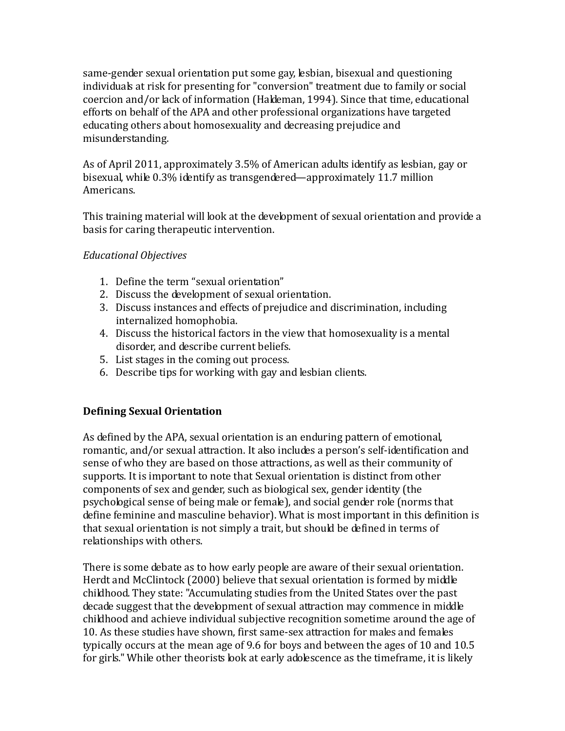same-gender sexual orientation put some gay, lesbian, bisexual and questioning individuals at risk for presenting for "conversion" treatment due to family or social coercion and/or lack of information (Haldeman, 1994). Since that time, educational efforts on behalf of the APA and other professional organizations have targeted educating others about homosexuality and decreasing prejudice and misunderstanding.

As of April 2011, approximately 3.5% of American adults identify as lesbian, gay or bisexual, while 0.3% identify as transgendered—approximately 11.7 million Americans.

This training material will look at the development of sexual orientation and provide a basis for caring therapeutic intervention.

*Educational Objectives*

1. Define the term "sexual orientation"
2. Discuss the development of sexual orientation.
3. Discuss instances and effects of prejudice and discrimination, including internalized homophobia.
4. Discuss the historical factors in the view that homosexuality is a mental disorder, and describe current beliefs.
5. List stages in the coming out process.
6. Describe tips for working with gay and lesbian clients.

## Defining Sexual Orientation

As defined by the APA, sexual orientation is an enduring pattern of emotional, romantic, and/or sexual attraction. It also includes a person's self-identification and sense of who they are based on those attractions, as well as their community of supports. It is important to note that Sexual orientation is distinct from other components of sex and gender, such as biological sex, gender identity (the psychological sense of being male or female), and social gender role (norms that define feminine and masculine behavior). What is most important in this definition is that sexual orientation is not simply a trait, but should be defined in terms of relationships with others.

There is some debate as to how early people are aware of their sexual orientation. Herdt and McClintock (2000) believe that sexual orientation is formed by middle childhood. They state: "Accumulating studies from the United States over the past decade suggest that the development of sexual attraction may commence in middle childhood and achieve individual subjective recognition sometime around the age of 10. As these studies have shown, first same-sex attraction for males and females typically occurs at the mean age of 9.6 for boys and between the ages of 10 and 10.5 for girls." While other theorists look at early adolescence as the timeframe, it is likely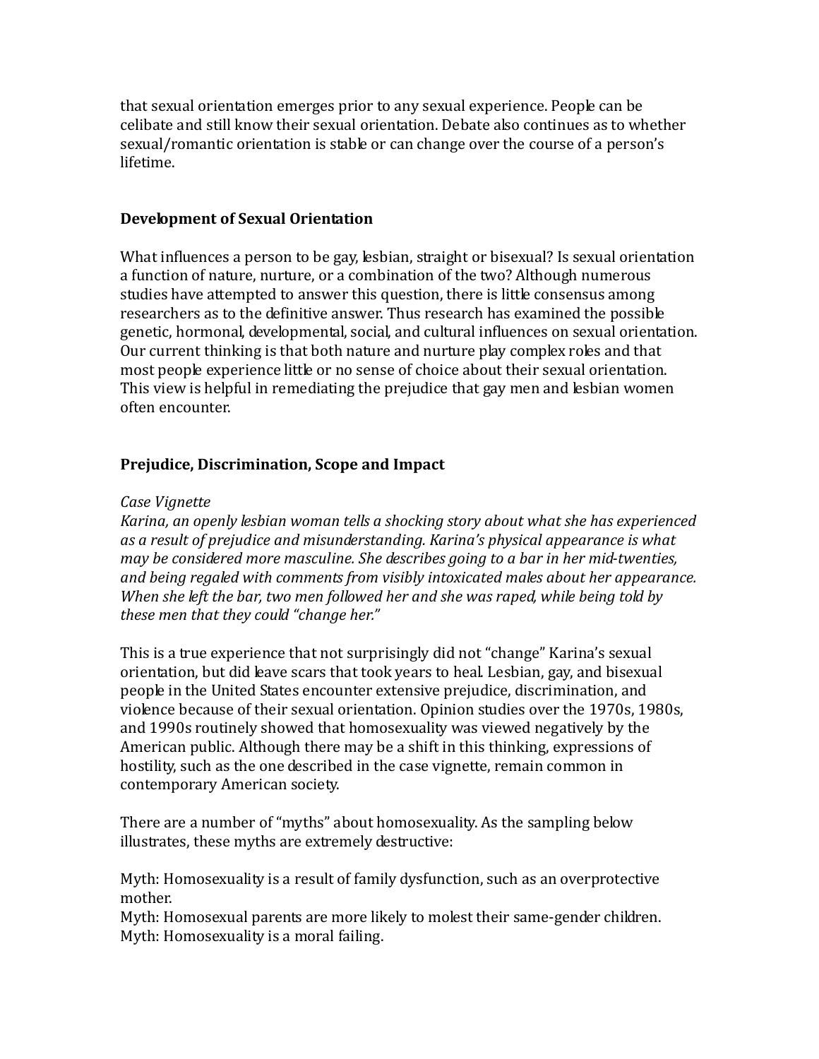that sexual orientation emerges prior to any sexual experience. People can be celibate and still know their sexual orientation. Debate also continues as to whether sexual/romantic orientation is stable or can change over the course of a person's lifetime.

## Development of Sexual Orientation

What influences a person to be gay, lesbian, straight or bisexual? Is sexual orientation a function of nature, nurture, or a combination of the two? Although numerous studies have attempted to answer this question, there is little consensus among researchers as to the definitive answer. Thus research has examined the possible genetic, hormonal, developmental, social, and cultural influences on sexual orientation. Our current thinking is that both nature and nurture play complex roles and that most people experience little or no sense of choice about their sexual orientation. This view is helpful in remediating the prejudice that gay men and lesbian women often encounter.

## Prejudice, Discrimination, Scope and Impact

*Case Vignette*
*Karina, an openly lesbian woman tells a shocking story about what she has experienced as a result of prejudice and misunderstanding. Karina's physical appearance is what may be considered more masculine. She describes going to a bar in her mid-twenties, and being regaled with comments from visibly intoxicated males about her appearance. When she left the bar, two men followed her and she was raped, while being told by these men that they could "change her."*

This is a true experience that not surprisingly did not "change" Karina's sexual orientation, but did leave scars that took years to heal. Lesbian, gay, and bisexual people in the United States encounter extensive prejudice, discrimination, and violence because of their sexual orientation. Opinion studies over the 1970s, 1980s, and 1990s routinely showed that homosexuality was viewed negatively by the American public. Although there may be a shift in this thinking, expressions of hostility, such as the one described in the case vignette, remain common in contemporary American society.

There are a number of "myths" about homosexuality. As the sampling below illustrates, these myths are extremely destructive:

Myth: Homosexuality is a result of family dysfunction, such as an overprotective mother.
Myth: Homosexual parents are more likely to molest their same-gender children.
Myth: Homosexuality is a moral failing.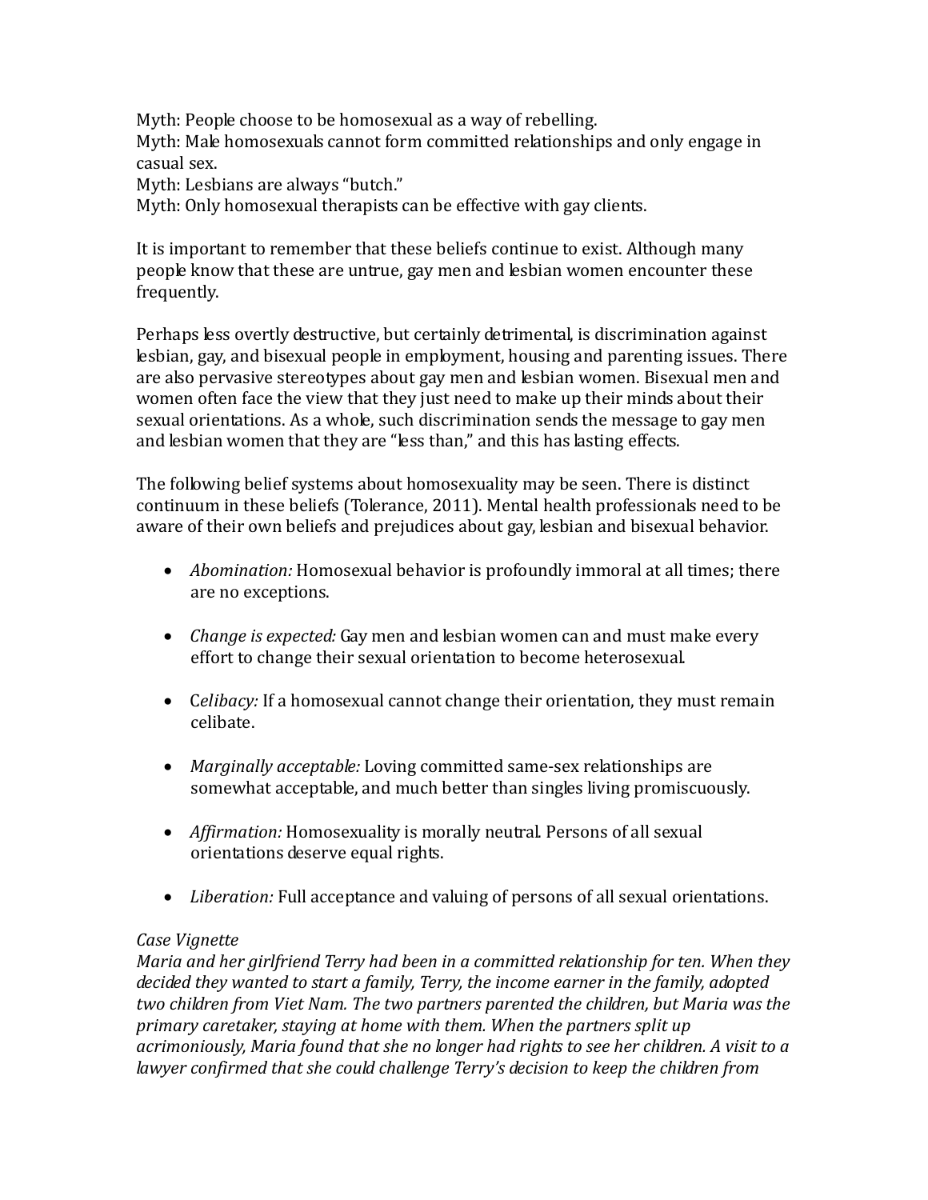Myth: People choose to be homosexual as a way of rebelling.
Myth: Male homosexuals cannot form committed relationships and only engage in casual sex.
Myth: Lesbians are always "butch."
Myth: Only homosexual therapists can be effective with gay clients.

It is important to remember that these beliefs continue to exist. Although many people know that these are untrue, gay men and lesbian women encounter these frequently.

Perhaps less overtly destructive, but certainly detrimental, is discrimination against lesbian, gay, and bisexual people in employment, housing and parenting issues. There are also pervasive stereotypes about gay men and lesbian women. Bisexual men and women often face the view that they just need to make up their minds about their sexual orientations. As a whole, such discrimination sends the message to gay men and lesbian women that they are "less than," and this has lasting effects.

The following belief systems about homosexuality may be seen. There is distinct continuum in these beliefs (Tolerance, 2011). Mental health professionals need to be aware of their own beliefs and prejudices about gay, lesbian and bisexual behavior.

- *Abomination:* Homosexual behavior is profoundly immoral at all times; there are no exceptions.

- *Change is expected:* Gay men and lesbian women can and must make every effort to change their sexual orientation to become heterosexual.

- C*elibacy:* If a homosexual cannot change their orientation, they must remain celibate.

- *Marginally acceptable:* Loving committed same-sex relationships are somewhat acceptable, and much better than singles living promiscuously.

- *Affirmation:* Homosexuality is morally neutral. Persons of all sexual orientations deserve equal rights.

- *Liberation:* Full acceptance and valuing of persons of all sexual orientations.

*Case Vignette*
*Maria and her girlfriend Terry had been in a committed relationship for ten. When they decided they wanted to start a family, Terry, the income earner in the family, adopted two children from Viet Nam. The two partners parented the children, but Maria was the primary caretaker, staying at home with them. When the partners split up acrimoniously, Maria found that she no longer had rights to see her children. A visit to a lawyer confirmed that she could challenge Terry's decision to keep the children from*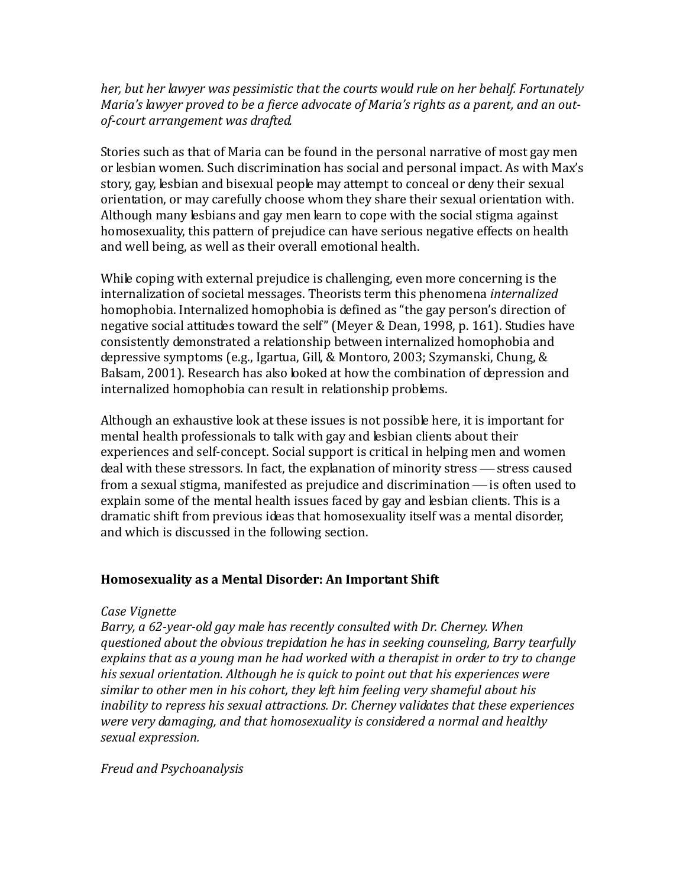*her, but her lawyer was pessimistic that the courts would rule on her behalf. Fortunately Maria's lawyer proved to be a fierce advocate of Maria's rights as a parent, and an out-of-court arrangement was drafted.*

Stories such as that of Maria can be found in the personal narrative of most gay men or lesbian women. Such discrimination has social and personal impact. As with Max's story, gay, lesbian and bisexual people may attempt to conceal or deny their sexual orientation, or may carefully choose whom they share their sexual orientation with. Although many lesbians and gay men learn to cope with the social stigma against homosexuality, this pattern of prejudice can have serious negative effects on health and well being, as well as their overall emotional health.

While coping with external prejudice is challenging, even more concerning is the internalization of societal messages. Theorists term this phenomena *internalized* homophobia. Internalized homophobia is defined as "the gay person's direction of negative social attitudes toward the self" (Meyer & Dean, 1998, p. 161). Studies have consistently demonstrated a relationship between internalized homophobia and depressive symptoms (e.g., Igartua, Gill, & Montoro, 2003; Szymanski, Chung, & Balsam, 2001). Research has also looked at how the combination of depression and internalized homophobia can result in relationship problems.

Although an exhaustive look at these issues is not possible here, it is important for mental health professionals to talk with gay and lesbian clients about their experiences and self-concept. Social support is critical in helping men and women deal with these stressors. In fact, the explanation of minority stress — stress caused from a sexual stigma, manifested as prejudice and discrimination — is often used to explain some of the mental health issues faced by gay and lesbian clients. This is a dramatic shift from previous ideas that homosexuality itself was a mental disorder, and which is discussed in the following section.

## Homosexuality as a Mental Disorder: An Important Shift

*Case Vignette*
*Barry, a 62-year-old gay male has recently consulted with Dr. Cherney. When questioned about the obvious trepidation he has in seeking counseling, Barry tearfully explains that as a young man he had worked with a therapist in order to try to change his sexual orientation. Although he is quick to point out that his experiences were similar to other men in his cohort, they left him feeling very shameful about his inability to repress his sexual attractions. Dr. Cherney validates that these experiences were very damaging, and that homosexuality is considered a normal and healthy sexual expression.*

*Freud and Psychoanalysis*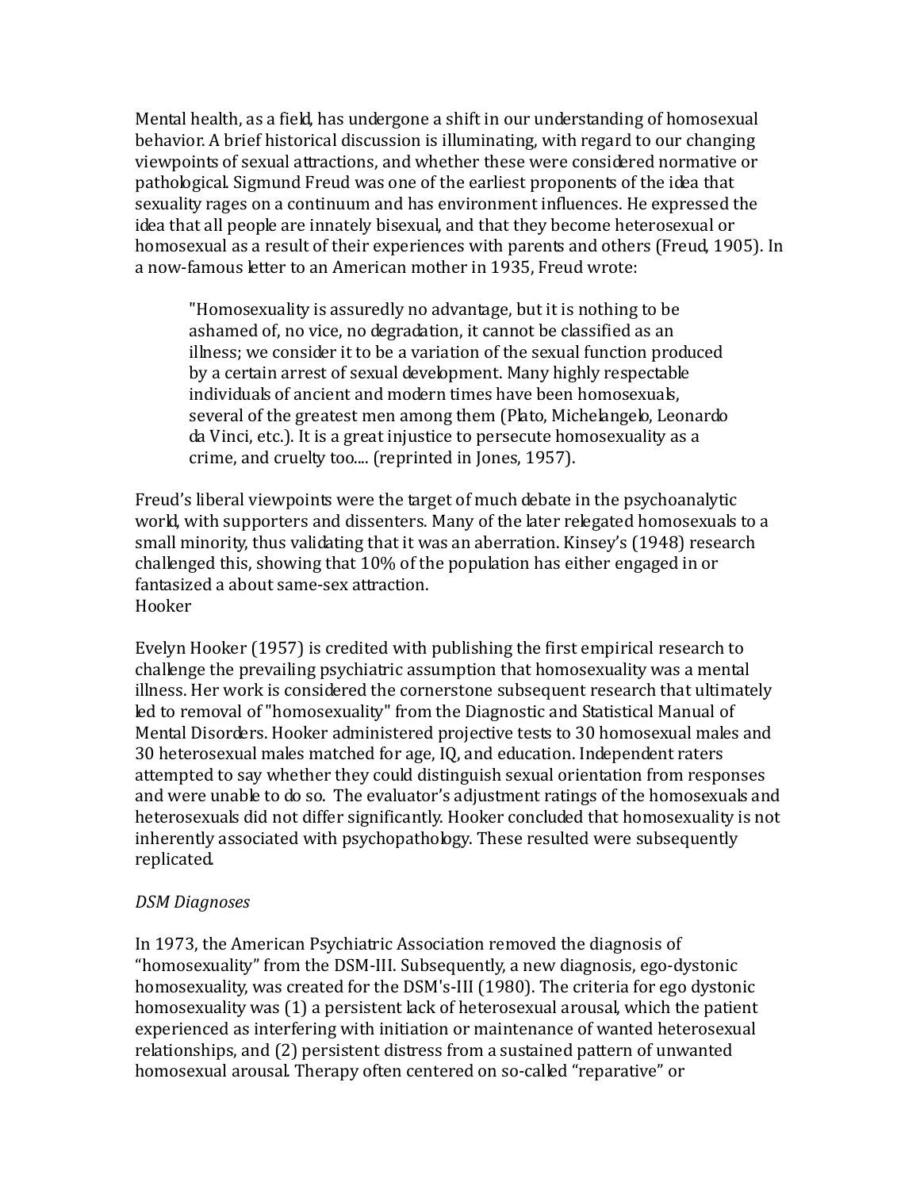Mental health, as a field, has undergone a shift in our understanding of homosexual behavior. A brief historical discussion is illuminating, with regard to our changing viewpoints of sexual attractions, and whether these were considered normative or pathological. Sigmund Freud was one of the earliest proponents of the idea that sexuality rages on a continuum and has environment influences. He expressed the idea that all people are innately bisexual, and that they become heterosexual or homosexual as a result of their experiences with parents and others (Freud, 1905). In a now-famous letter to an American mother in 1935, Freud wrote:

> "Homosexuality is assuredly no advantage, but it is nothing to be ashamed of, no vice, no degradation, it cannot be classified as an illness; we consider it to be a variation of the sexual function produced by a certain arrest of sexual development. Many highly respectable individuals of ancient and modern times have been homosexuals, several of the greatest men among them (Plato, Michelangelo, Leonardo da Vinci, etc.). It is a great injustice to persecute homosexuality as a crime, and cruelty too.... (reprinted in Jones, 1957).

Freud's liberal viewpoints were the target of much debate in the psychoanalytic world, with supporters and dissenters. Many of the later relegated homosexuals to a small minority, thus validating that it was an aberration. Kinsey's (1948) research challenged this, showing that 10% of the population has either engaged in or fantasized a about same-sex attraction.
Hooker

Evelyn Hooker (1957) is credited with publishing the first empirical research to challenge the prevailing psychiatric assumption that homosexuality was a mental illness. Her work is considered the cornerstone subsequent research that ultimately led to removal of "homosexuality" from the Diagnostic and Statistical Manual of Mental Disorders. Hooker administered projective tests to 30 homosexual males and 30 heterosexual males matched for age, IQ, and education. Independent raters attempted to say whether they could distinguish sexual orientation from responses and were unable to do so. The evaluator's adjustment ratings of the homosexuals and heterosexuals did not differ significantly. Hooker concluded that homosexuality is not inherently associated with psychopathology. These resulted were subsequently replicated.

*DSM Diagnoses*

In 1973, the American Psychiatric Association removed the diagnosis of "homosexuality" from the DSM-III. Subsequently, a new diagnosis, ego-dystonic homosexuality, was created for the DSM's-III (1980). The criteria for ego dystonic homosexuality was (1) a persistent lack of heterosexual arousal, which the patient experienced as interfering with initiation or maintenance of wanted heterosexual relationships, and (2) persistent distress from a sustained pattern of unwanted homosexual arousal. Therapy often centered on so-called "reparative" or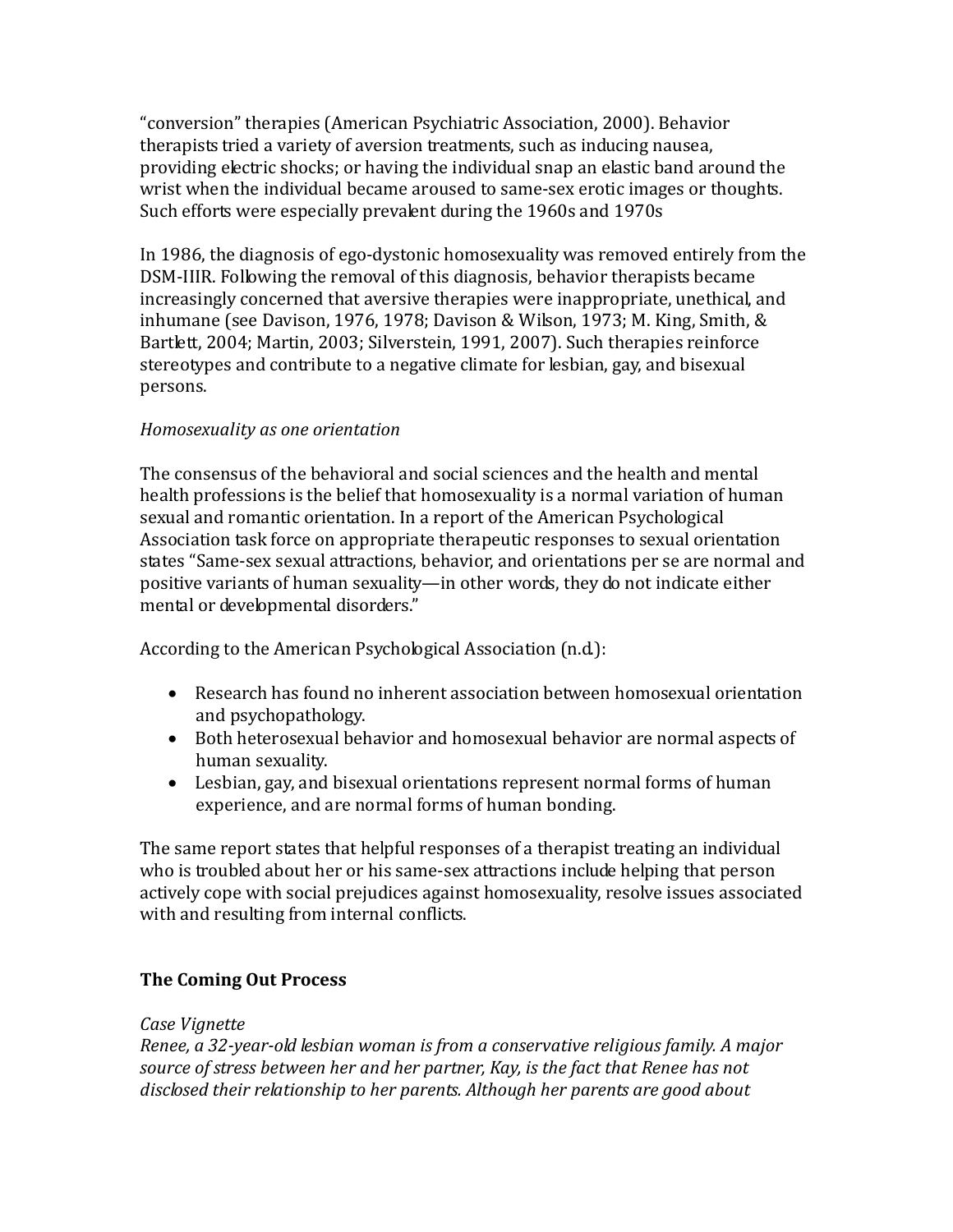“conversion” therapies (American Psychiatric Association, 2000). Behavior therapists tried a variety of aversion treatments, such as inducing nausea, providing electric shocks; or having the individual snap an elastic band around the wrist when the individual became aroused to same-sex erotic images or thoughts. Such efforts were especially prevalent during the 1960s and 1970s

In 1986, the diagnosis of ego-dystonic homosexuality was removed entirely from the DSM-IIIR. Following the removal of this diagnosis, behavior therapists became increasingly concerned that aversive therapies were inappropriate, unethical, and inhumane (see Davison, 1976, 1978; Davison & Wilson, 1973; M. King, Smith, & Bartlett, 2004; Martin, 2003; Silverstein, 1991, 2007). Such therapies reinforce stereotypes and contribute to a negative climate for lesbian, gay, and bisexual persons.

*Homosexuality as one orientation*

The consensus of the behavioral and social sciences and the health and mental health professions is the belief that homosexuality is a normal variation of human sexual and romantic orientation. In a report of the American Psychological Association task force on appropriate therapeutic responses to sexual orientation states “Same-sex sexual attractions, behavior, and orientations per se are normal and positive variants of human sexuality—in other words, they do not indicate either mental or developmental disorders.”

According to the American Psychological Association (n.d.):

- Research has found no inherent association between homosexual orientation and psychopathology.
- Both heterosexual behavior and homosexual behavior are normal aspects of human sexuality.
- Lesbian, gay, and bisexual orientations represent normal forms of human experience, and are normal forms of human bonding.

The same report states that helpful responses of a therapist treating an individual who is troubled about her or his same-sex attractions include helping that person actively cope with social prejudices against homosexuality, resolve issues associated with and resulting from internal conflicts.

## The Coming Out Process

*Case Vignette*
*Renee, a 32-year-old lesbian woman is from a conservative religious family. A major source of stress between her and her partner, Kay, is the fact that Renee has not disclosed their relationship to her parents. Although her parents are good about*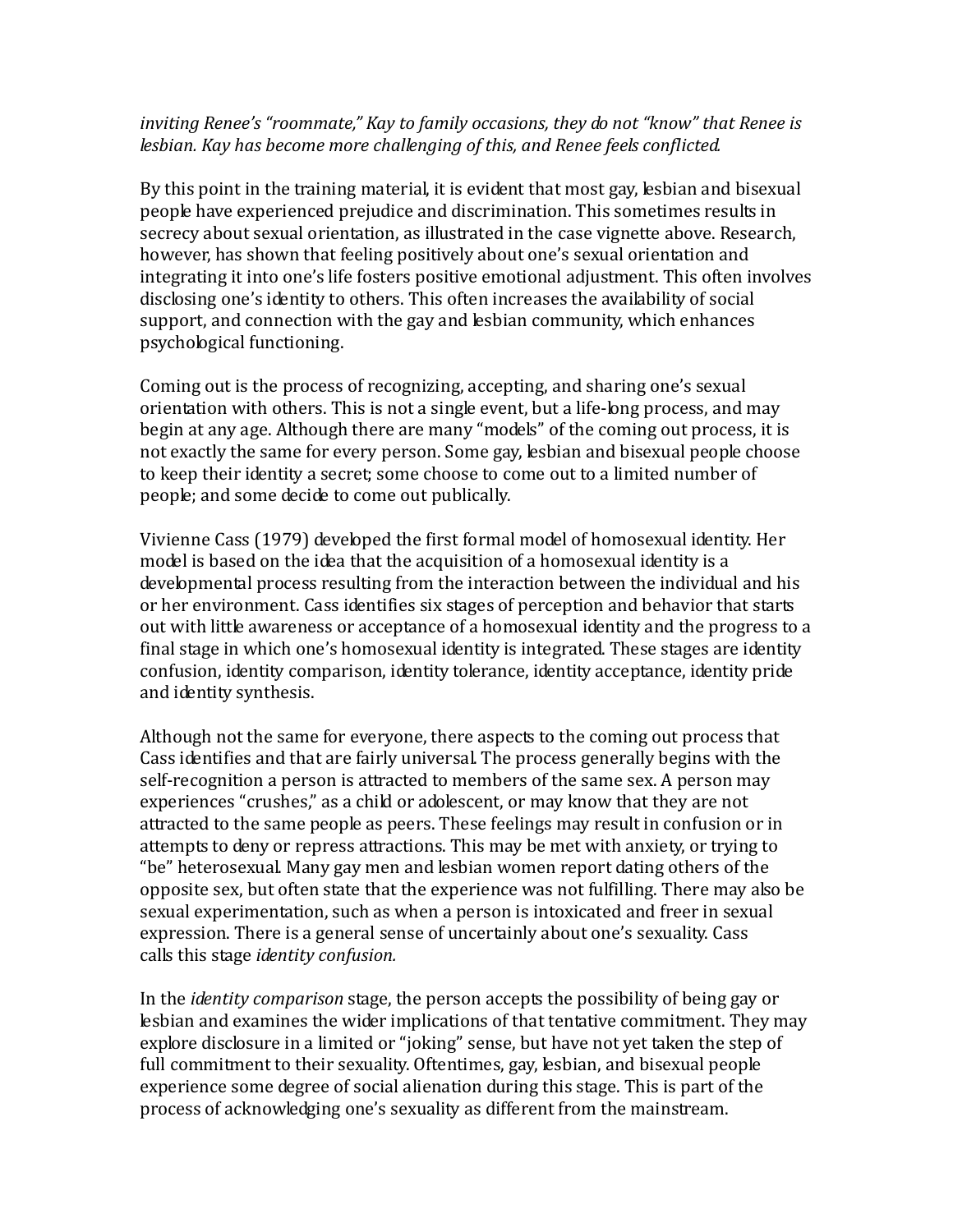*inviting Renee's "roommate," Kay to family occasions, they do not "know" that Renee is lesbian. Kay has become more challenging of this, and Renee feels conflicted.*

By this point in the training material, it is evident that most gay, lesbian and bisexual people have experienced prejudice and discrimination. This sometimes results in secrecy about sexual orientation, as illustrated in the case vignette above. Research, however, has shown that feeling positively about one's sexual orientation and integrating it into one's life fosters positive emotional adjustment. This often involves disclosing one's identity to others. This often increases the availability of social support, and connection with the gay and lesbian community, which enhances psychological functioning.

Coming out is the process of recognizing, accepting, and sharing one's sexual orientation with others. This is not a single event, but a life-long process, and may begin at any age. Although there are many "models" of the coming out process, it is not exactly the same for every person. Some gay, lesbian and bisexual people choose to keep their identity a secret; some choose to come out to a limited number of people; and some decide to come out publically.

Vivienne Cass (1979) developed the first formal model of homosexual identity. Her model is based on the idea that the acquisition of a homosexual identity is a developmental process resulting from the interaction between the individual and his or her environment. Cass identifies six stages of perception and behavior that starts out with little awareness or acceptance of a homosexual identity and the progress to a final stage in which one's homosexual identity is integrated. These stages are identity confusion, identity comparison, identity tolerance, identity acceptance, identity pride and identity synthesis.

Although not the same for everyone, there aspects to the coming out process that Cass identifies and that are fairly universal. The process generally begins with the self-recognition a person is attracted to members of the same sex. A person may experiences "crushes," as a child or adolescent, or may know that they are not attracted to the same people as peers. These feelings may result in confusion or in attempts to deny or repress attractions. This may be met with anxiety, or trying to "be" heterosexual. Many gay men and lesbian women report dating others of the opposite sex, but often state that the experience was not fulfilling. There may also be sexual experimentation, such as when a person is intoxicated and freer in sexual expression. There is a general sense of uncertainly about one's sexuality. Cass calls this stage *identity confusion.*

In the *identity comparison* stage, the person accepts the possibility of being gay or lesbian and examines the wider implications of that tentative commitment. They may explore disclosure in a limited or "joking" sense, but have not yet taken the step of full commitment to their sexuality. Oftentimes, gay, lesbian, and bisexual people experience some degree of social alienation during this stage. This is part of the process of acknowledging one's sexuality as different from the mainstream.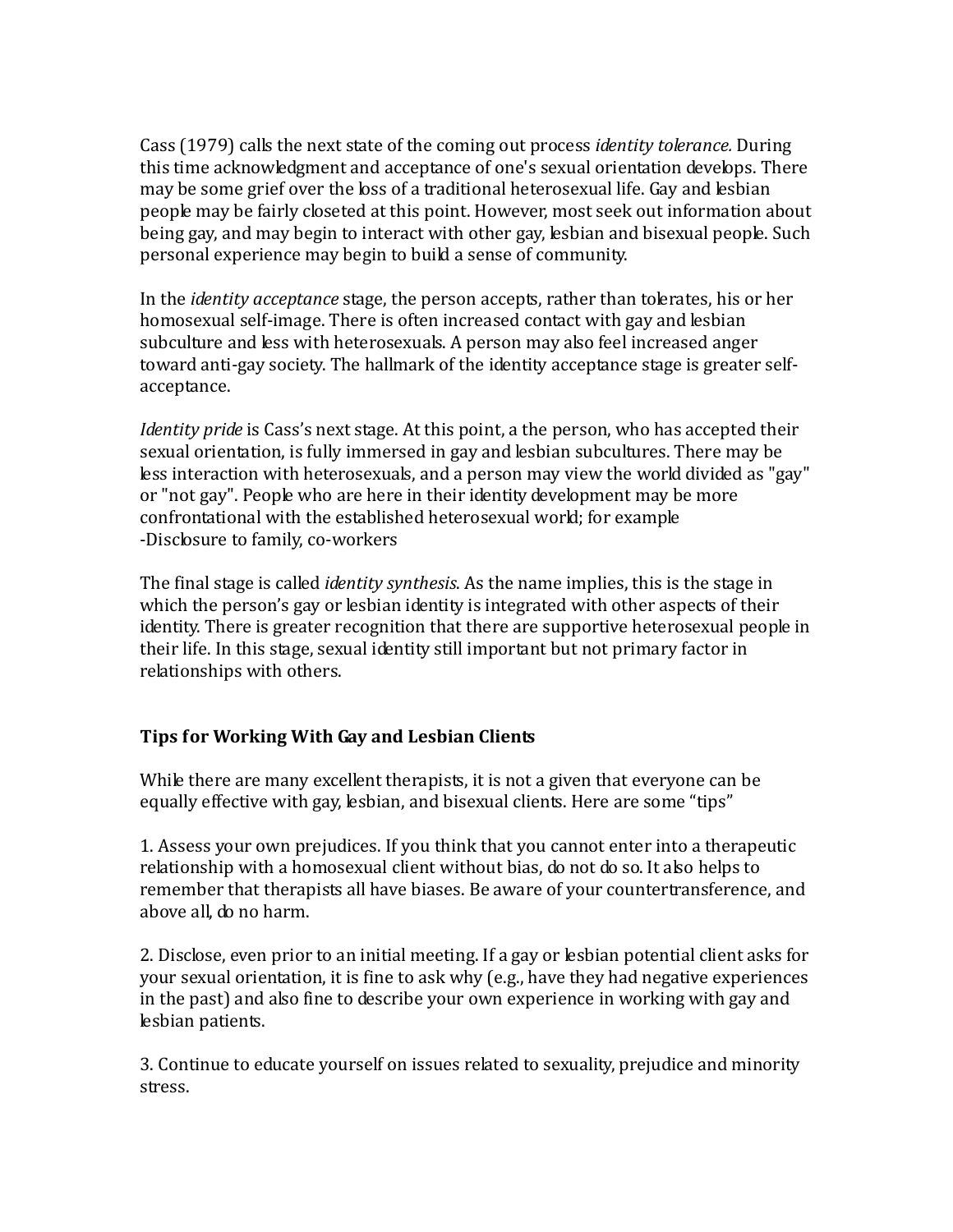Cass (1979) calls the next state of the coming out process *identity tolerance.* During this time acknowledgment and acceptance of one's sexual orientation develops. There may be some grief over the loss of a traditional heterosexual life. Gay and lesbian people may be fairly closeted at this point. However, most seek out information about being gay, and may begin to interact with other gay, lesbian and bisexual people. Such personal experience may begin to build a sense of community.

In the *identity acceptance* stage, the person accepts, rather than tolerates, his or her homosexual self-image. There is often increased contact with gay and lesbian subculture and less with heterosexuals. A person may also feel increased anger toward anti-gay society. The hallmark of the identity acceptance stage is greater self-acceptance.

*Identity pride* is Cass's next stage. At this point, a the person, who has accepted their sexual orientation, is fully immersed in gay and lesbian subcultures. There may be less interaction with heterosexuals, and a person may view the world divided as "gay" or "not gay". People who are here in their identity development may be more confrontational with the established heterosexual world; for example
-Disclosure to family, co-workers

The final stage is called *identity synthesis*. As the name implies, this is the stage in which the person's gay or lesbian identity is integrated with other aspects of their identity. There is greater recognition that there are supportive heterosexual people in their life. In this stage, sexual identity still important but not primary factor in relationships with others.

**Tips for Working With Gay and Lesbian Clients**

While there are many excellent therapists, it is not a given that everyone can be equally effective with gay, lesbian, and bisexual clients. Here are some "tips"

1. Assess your own prejudices. If you think that you cannot enter into a therapeutic relationship with a homosexual client without bias, do not do so. It also helps to remember that therapists all have biases. Be aware of your countertransference, and above all, do no harm.

2. Disclose, even prior to an initial meeting. If a gay or lesbian potential client asks for your sexual orientation, it is fine to ask why (e.g., have they had negative experiences in the past) and also fine to describe your own experience in working with gay and lesbian patients.

3. Continue to educate yourself on issues related to sexuality, prejudice and minority stress.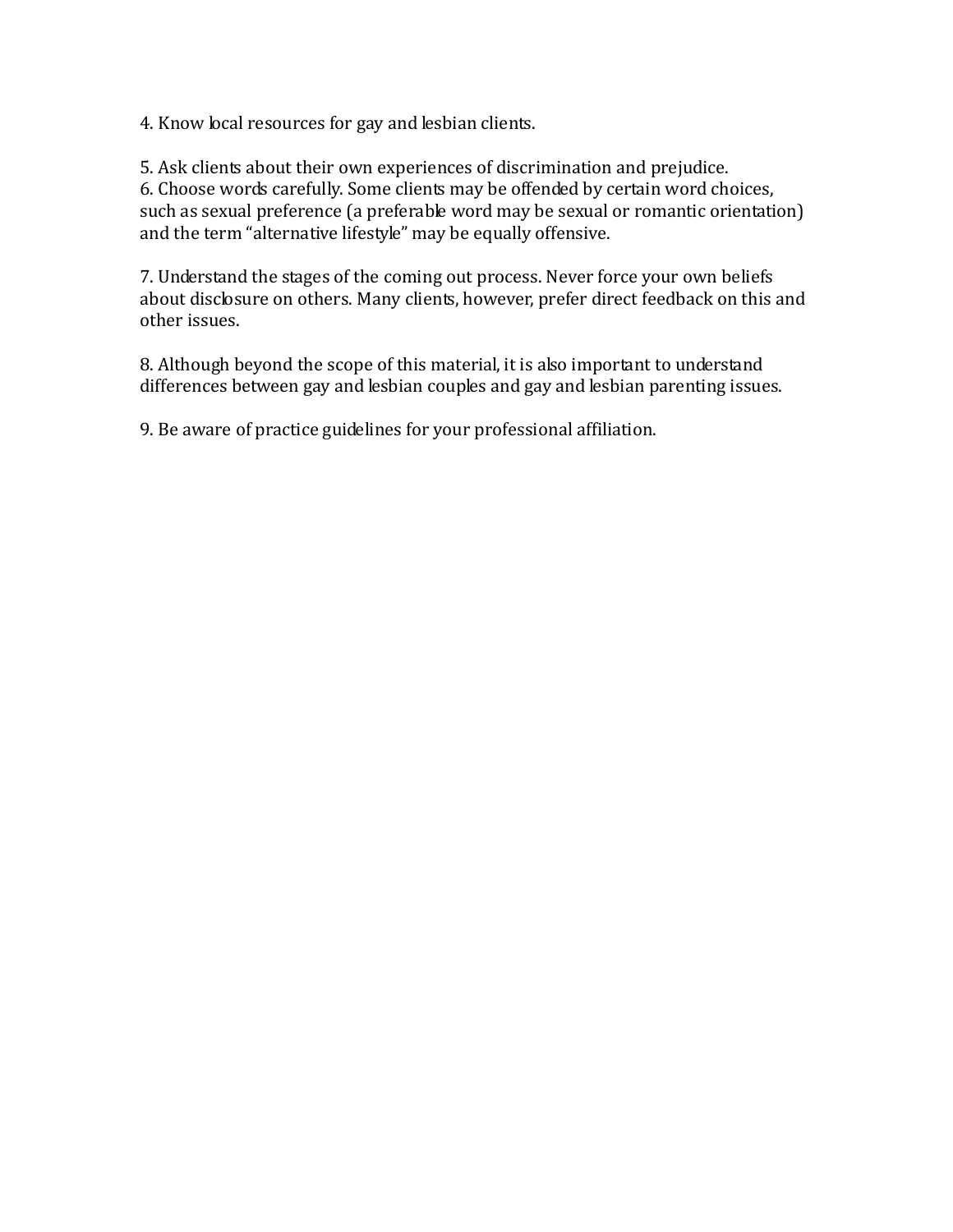4. Know local resources for gay and lesbian clients.

5. Ask clients about their own experiences of discrimination and prejudice.
6. Choose words carefully. Some clients may be offended by certain word choices, such as sexual preference (a preferable word may be sexual or romantic orientation) and the term "alternative lifestyle" may be equally offensive.

7. Understand the stages of the coming out process. Never force your own beliefs about disclosure on others. Many clients, however, prefer direct feedback on this and other issues.

8. Although beyond the scope of this material, it is also important to understand differences between gay and lesbian couples and gay and lesbian parenting issues.

9. Be aware of practice guidelines for your professional affiliation.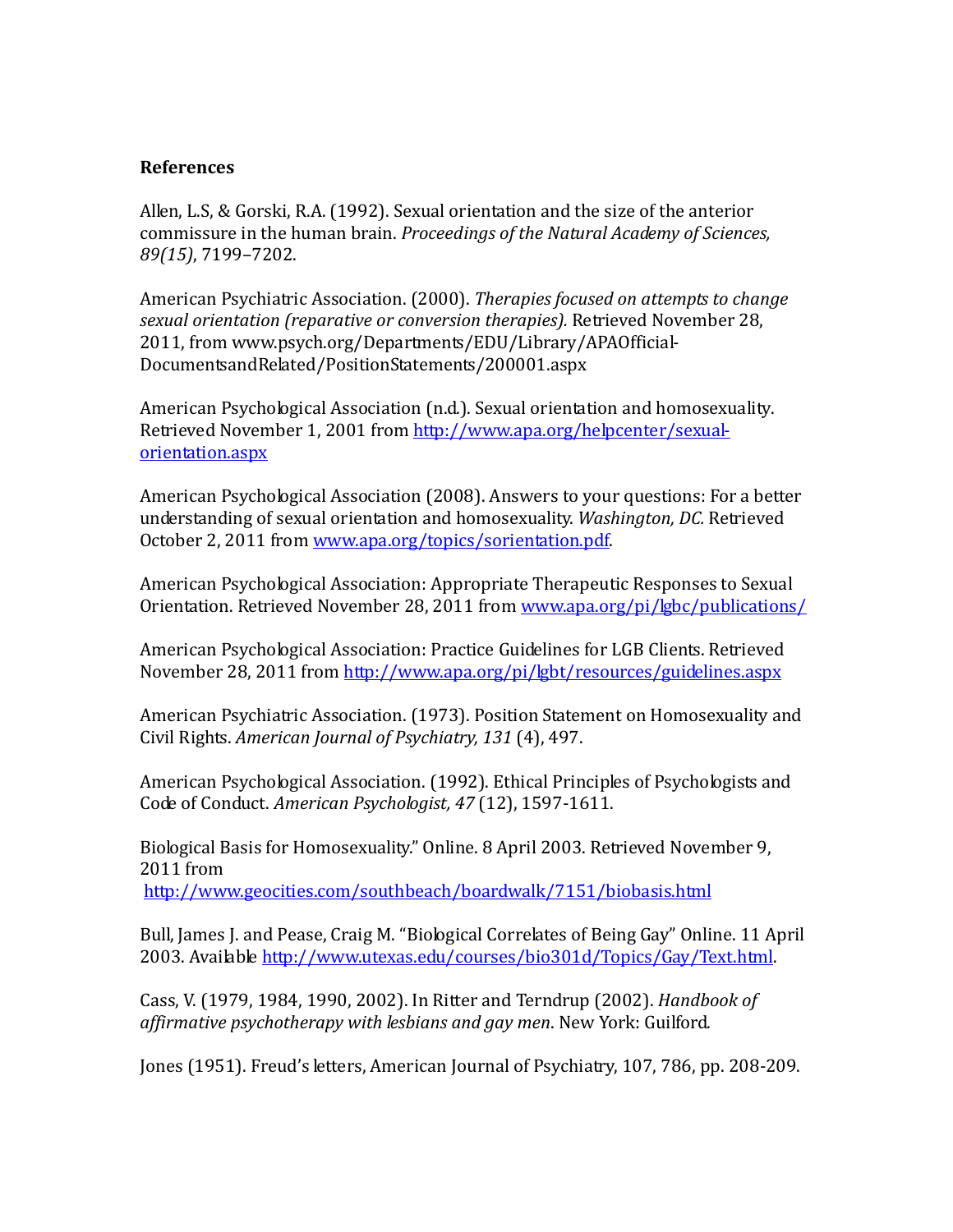**References**

Allen, L.S, & Gorski, R.A. (1992). Sexual orientation and the size of the anterior commissure in the human brain. *Proceedings of the Natural Academy of Sciences, 89(15)*, 7199–7202.

American Psychiatric Association. (2000). *Therapies focused on attempts to change sexual orientation (reparative or conversion therapies).* Retrieved November 28, 2011, from www.psych.org/Departments/EDU/Library/APAOfficial-DocumentsandRelated/PositionStatements/200001.aspx

American Psychological Association (n.d.). Sexual orientation and homosexuality. Retrieved November 1, 2001 from [http://www.apa.org/helpcenter/sexual-orientation.aspx](http://www.apa.org/helpcenter/sexual-orientation.aspx)

American Psychological Association (2008). Answers to your questions: For a better understanding of sexual orientation and homosexuality. *Washington, DC.* Retrieved October 2, 2011 from [www.apa.org/topics/sorientation.pdf](www.apa.org/topics/sorientation.pdf).

American Psychological Association: Appropriate Therapeutic Responses to Sexual Orientation. Retrieved November 28, 2011 from [www.apa.org/pi/lgbc/publications/](www.apa.org/pi/lgbc/publications/)

American Psychological Association: Practice Guidelines for LGB Clients. Retrieved November 28, 2011 from [http://www.apa.org/pi/lgbt/resources/guidelines.aspx](http://www.apa.org/pi/lgbt/resources/guidelines.aspx)

American Psychiatric Association. (1973). Position Statement on Homosexuality and Civil Rights. *American Journal of Psychiatry, 131* (4), 497.

American Psychological Association. (1992). Ethical Principles of Psychologists and Code of Conduct. *American Psychologist, 47* (12), 1597-1611.

Biological Basis for Homosexuality." Online. 8 April 2003. Retrieved November 9, 2011 from
[http://www.geocities.com/southbeach/boardwalk/7151/biobasis.html](http://www.geocities.com/southbeach/boardwalk/7151/biobasis.html)

Bull, James J. and Pease, Craig M. "Biological Correlates of Being Gay" Online. 11 April 2003. Available [http://www.utexas.edu/courses/bio301d/Topics/Gay/Text.html](http://www.utexas.edu/courses/bio301d/Topics/Gay/Text.html).

Cass, V. (1979, 1984, 1990, 2002). In Ritter and Terndrup (2002). *Handbook of affirmative psychotherapy with lesbians and gay men*. New York: Guilford.

Jones (1951). Freud's letters, American Journal of Psychiatry, 107, 786, pp. 208-209.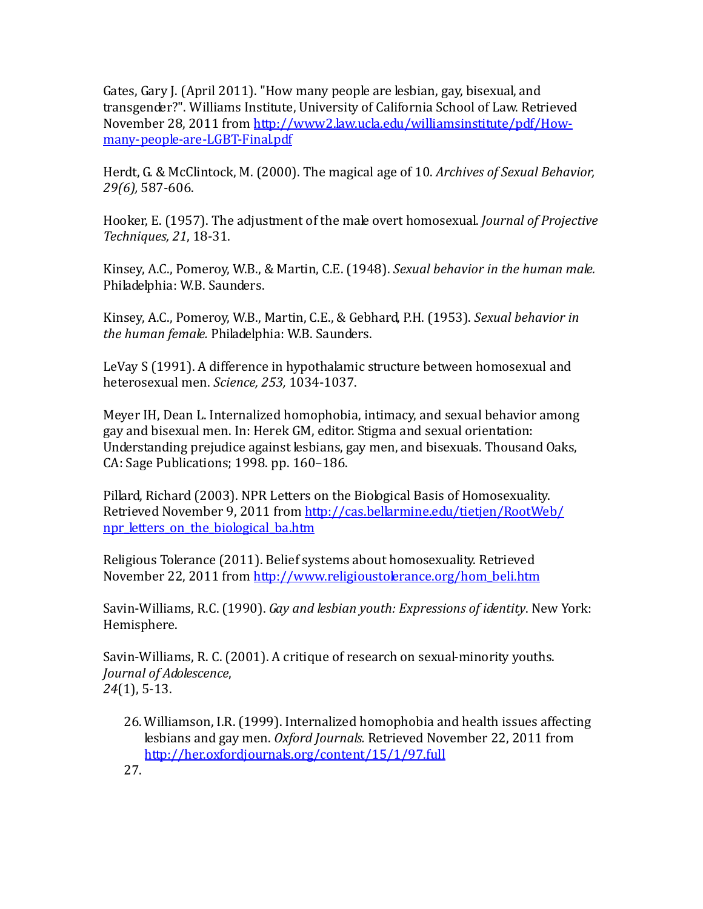Gates, Gary J. (April 2011). "How many people are lesbian, gay, bisexual, and transgender?". Williams Institute, University of California School of Law. Retrieved November 28, 2011 from [http://www2.law.ucla.edu/williamsinstitute/pdf/How-many-people-are-LGBT-Final.pdf](http://www2.law.ucla.edu/williamsinstitute/pdf/How-many-people-are-LGBT-Final.pdf)

Herdt, G. & McClintock, M. (2000). The magical age of 10. *Archives of Sexual Behavior, 29(6),* 587-606.

Hooker, E. (1957). The adjustment of the male overt homosexual. *Journal of Projective Techniques, 21*, 18-31.

Kinsey, A.C., Pomeroy, W.B., & Martin, C.E. (1948). *Sexual behavior in the human male.* Philadelphia: W.B. Saunders.

Kinsey, A.C., Pomeroy, W.B., Martin, C.E., & Gebhard, P.H. (1953). *Sexual behavior in the human female.* Philadelphia: W.B. Saunders.

LeVay S (1991). A difference in hypothalamic structure between homosexual and heterosexual men. *Science, 253,* 1034-1037.

Meyer IH, Dean L. Internalized homophobia, intimacy, and sexual behavior among gay and bisexual men. In: Herek GM, editor. Stigma and sexual orientation: Understanding prejudice against lesbians, gay men, and bisexuals. Thousand Oaks, CA: Sage Publications; 1998. pp. 160–186.

Pillard, Richard (2003). NPR Letters on the Biological Basis of Homosexuality. Retrieved November 9, 2011 from [http://cas.bellarmine.edu/tietjen/RootWeb/npr_letters_on_the_biological_ba.htm](http://cas.bellarmine.edu/tietjen/RootWeb/npr_letters_on_the_biological_ba.htm)

Religious Tolerance (2011). Belief systems about homosexuality. Retrieved November 22, 2011 from [http://www.religioustolerance.org/hom_beli.htm](http://www.religioustolerance.org/hom_beli.htm)

Savin-Williams, R.C. (1990). *Gay and lesbian youth: Expressions of identity*. New York: Hemisphere.

Savin-Williams, R. C. (2001). A critique of research on sexual-minority youths. *Journal of Adolescence*, *24*(1), 5-13.

26. Williamson, I.R. (1999). Internalized homophobia and health issues affecting lesbians and gay men. *Oxford Journals.* Retrieved November 22, 2011 from [http://her.oxfordjournals.org/content/15/1/97.full](http://her.oxfordjournals.org/content/15/1/97.full)
27.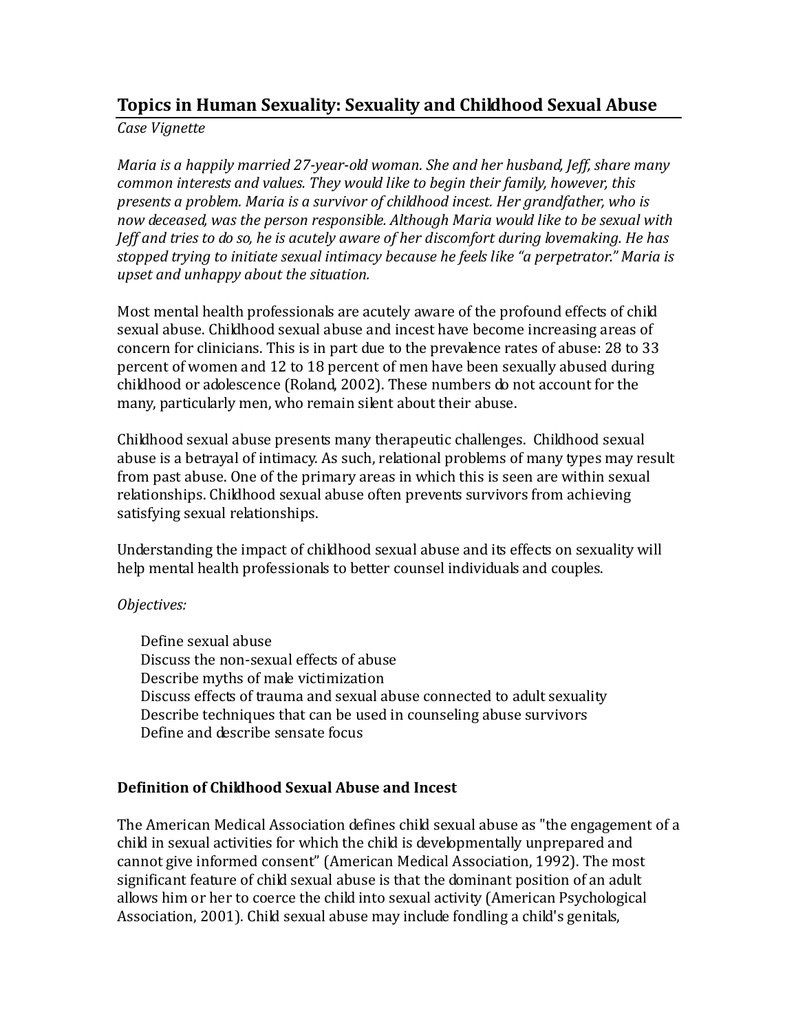## Topics in Human Sexuality: Sexuality and Childhood Sexual Abuse

*Case Vignette*

*Maria is a happily married 27-year-old woman. She and her husband, Jeff, share many common interests and values. They would like to begin their family, however, this presents a problem. Maria is a survivor of childhood incest. Her grandfather, who is now deceased, was the person responsible. Although Maria would like to be sexual with Jeff and tries to do so, he is acutely aware of her discomfort during lovemaking. He has stopped trying to initiate sexual intimacy because he feels like "a perpetrator." Maria is upset and unhappy about the situation.*

Most mental health professionals are acutely aware of the profound effects of child sexual abuse. Childhood sexual abuse and incest have become increasing areas of concern for clinicians. This is in part due to the prevalence rates of abuse: 28 to 33 percent of women and 12 to 18 percent of men have been sexually abused during childhood or adolescence (Roland, 2002). These numbers do not account for the many, particularly men, who remain silent about their abuse.

Childhood sexual abuse presents many therapeutic challenges. Childhood sexual abuse is a betrayal of intimacy. As such, relational problems of many types may result from past abuse. One of the primary areas in which this is seen are within sexual relationships. Childhood sexual abuse often prevents survivors from achieving satisfying sexual relationships.

Understanding the impact of childhood sexual abuse and its effects on sexuality will help mental health professionals to better counsel individuals and couples.

*Objectives:*

- Define sexual abuse
- Discuss the non-sexual effects of abuse
- Describe myths of male victimization
- Discuss effects of trauma and sexual abuse connected to adult sexuality
- Describe techniques that can be used in counseling abuse survivors
- Define and describe sensate focus

### Definition of Childhood Sexual Abuse and Incest

The American Medical Association defines child sexual abuse as "the engagement of a child in sexual activities for which the child is developmentally unprepared and cannot give informed consent" (American Medical Association, 1992). The most significant feature of child sexual abuse is that the dominant position of an adult allows him or her to coerce the child into sexual activity (American Psychological Association, 2001). Child sexual abuse may include fondling a child's genitals,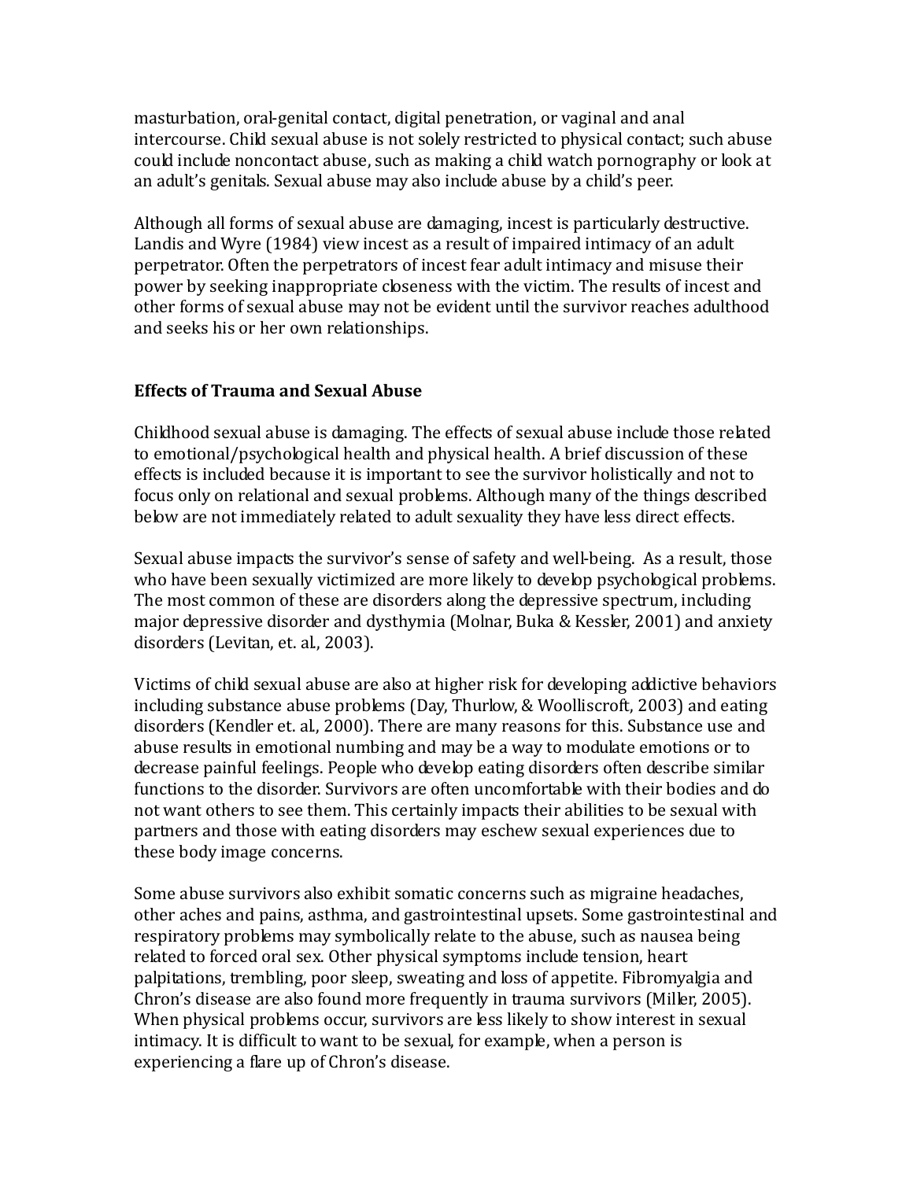masturbation, oral-genital contact, digital penetration, or vaginal and anal intercourse. Child sexual abuse is not solely restricted to physical contact; such abuse could include noncontact abuse, such as making a child watch pornography or look at an adult's genitals. Sexual abuse may also include abuse by a child's peer.

Although all forms of sexual abuse are damaging, incest is particularly destructive. Landis and Wyre (1984) view incest as a result of impaired intimacy of an adult perpetrator. Often the perpetrators of incest fear adult intimacy and misuse their power by seeking inappropriate closeness with the victim. The results of incest and other forms of sexual abuse may not be evident until the survivor reaches adulthood and seeks his or her own relationships.

## Effects of Trauma and Sexual Abuse

Childhood sexual abuse is damaging. The effects of sexual abuse include those related to emotional/psychological health and physical health. A brief discussion of these effects is included because it is important to see the survivor holistically and not to focus only on relational and sexual problems. Although many of the things described below are not immediately related to adult sexuality they have less direct effects.

Sexual abuse impacts the survivor's sense of safety and well-being. As a result, those who have been sexually victimized are more likely to develop psychological problems. The most common of these are disorders along the depressive spectrum, including major depressive disorder and dysthymia (Molnar, Buka & Kessler, 2001) and anxiety disorders (Levitan, et. al., 2003).

Victims of child sexual abuse are also at higher risk for developing addictive behaviors including substance abuse problems (Day, Thurlow, & Woolliscroft, 2003) and eating disorders (Kendler et. al., 2000). There are many reasons for this. Substance use and abuse results in emotional numbing and may be a way to modulate emotions or to decrease painful feelings. People who develop eating disorders often describe similar functions to the disorder. Survivors are often uncomfortable with their bodies and do not want others to see them. This certainly impacts their abilities to be sexual with partners and those with eating disorders may eschew sexual experiences due to these body image concerns.

Some abuse survivors also exhibit somatic concerns such as migraine headaches, other aches and pains, asthma, and gastrointestinal upsets. Some gastrointestinal and respiratory problems may symbolically relate to the abuse, such as nausea being related to forced oral sex. Other physical symptoms include tension, heart palpitations, trembling, poor sleep, sweating and loss of appetite. Fibromyalgia and Chron's disease are also found more frequently in trauma survivors (Miller, 2005). When physical problems occur, survivors are less likely to show interest in sexual intimacy. It is difficult to want to be sexual, for example, when a person is experiencing a flare up of Chron's disease.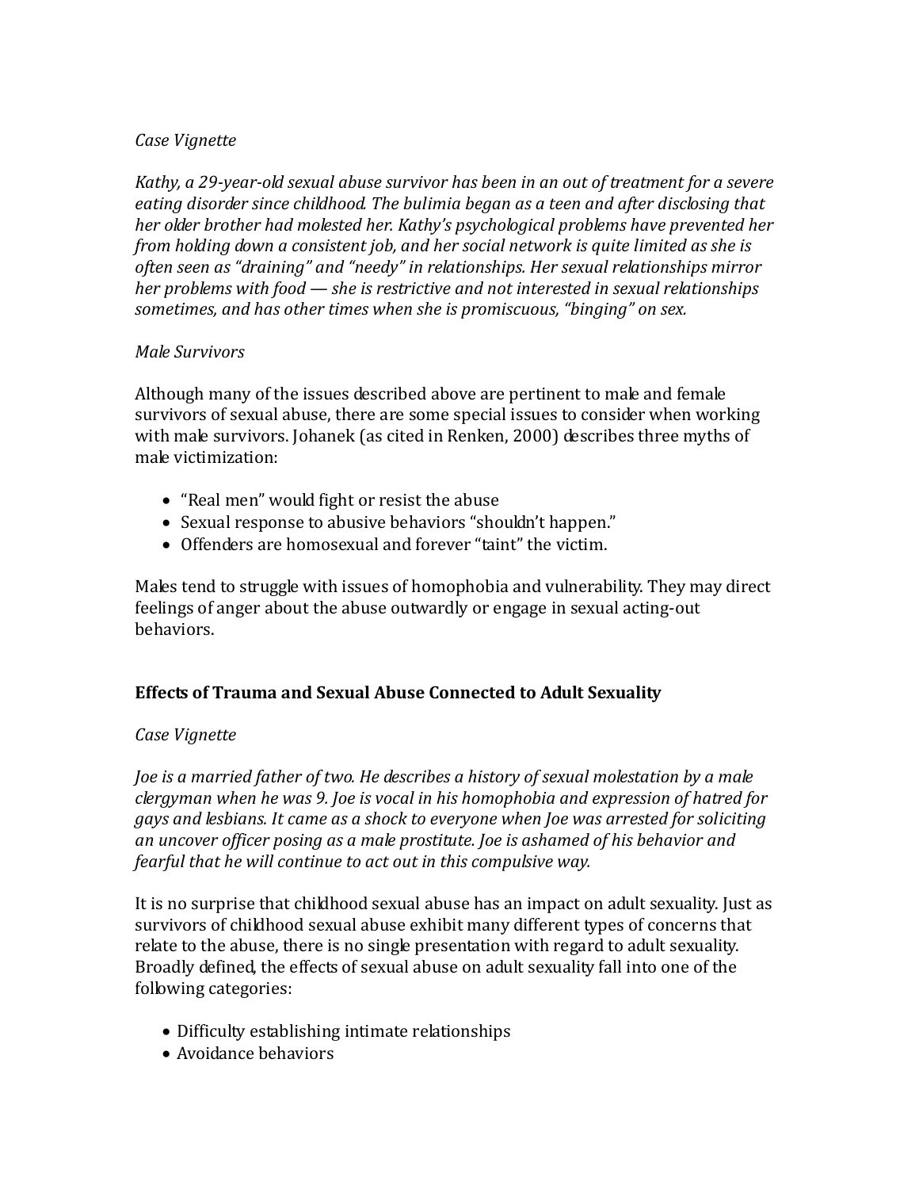*Case Vignette*

*Kathy, a 29-year-old sexual abuse survivor has been in an out of treatment for a severe eating disorder since childhood. The bulimia began as a teen and after disclosing that her older brother had molested her. Kathy's psychological problems have prevented her from holding down a consistent job, and her social network is quite limited as she is often seen as "draining" and "needy" in relationships. Her sexual relationships mirror her problems with food — she is restrictive and not interested in sexual relationships sometimes, and has other times when she is promiscuous, "binging" on sex.*

*Male Survivors*

Although many of the issues described above are pertinent to male and female survivors of sexual abuse, there are some special issues to consider when working with male survivors. Johanek (as cited in Renken, 2000) describes three myths of male victimization:

- "Real men" would fight or resist the abuse
- Sexual response to abusive behaviors "shouldn't happen."
- Offenders are homosexual and forever "taint" the victim.

Males tend to struggle with issues of homophobia and vulnerability. They may direct feelings of anger about the abuse outwardly or engage in sexual acting-out behaviors.

**Effects of Trauma and Sexual Abuse Connected to Adult Sexuality**

*Case Vignette*

*Joe is a married father of two. He describes a history of sexual molestation by a male clergyman when he was 9. Joe is vocal in his homophobia and expression of hatred for gays and lesbians. It came as a shock to everyone when Joe was arrested for soliciting an uncover officer posing as a male prostitute. Joe is ashamed of his behavior and fearful that he will continue to act out in this compulsive way.*

It is no surprise that childhood sexual abuse has an impact on adult sexuality. Just as survivors of childhood sexual abuse exhibit many different types of concerns that relate to the abuse, there is no single presentation with regard to adult sexuality. Broadly defined, the effects of sexual abuse on adult sexuality fall into one of the following categories:

- Difficulty establishing intimate relationships
- Avoidance behaviors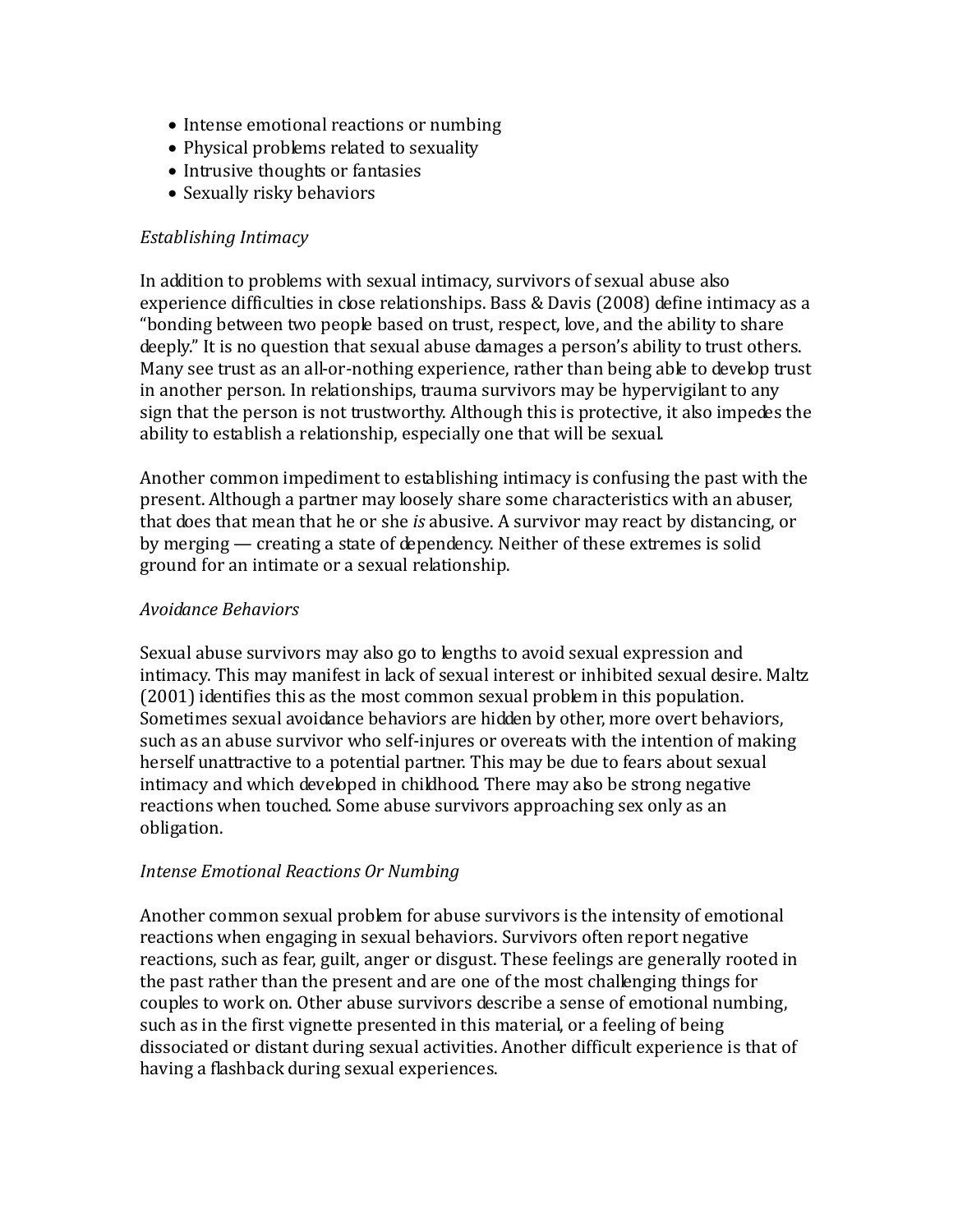- Intense emotional reactions or numbing
- Physical problems related to sexuality
- Intrusive thoughts or fantasies
- Sexually risky behaviors

*Establishing Intimacy*

In addition to problems with sexual intimacy, survivors of sexual abuse also experience difficulties in close relationships. Bass & Davis (2008) define intimacy as a "bonding between two people based on trust, respect, love, and the ability to share deeply." It is no question that sexual abuse damages a person's ability to trust others. Many see trust as an all-or-nothing experience, rather than being able to develop trust in another person. In relationships, trauma survivors may be hypervigilant to any sign that the person is not trustworthy. Although this is protective, it also impedes the ability to establish a relationship, especially one that will be sexual.

Another common impediment to establishing intimacy is confusing the past with the present. Although a partner may loosely share some characteristics with an abuser, that does that mean that he or she *is* abusive. A survivor may react by distancing, or by merging — creating a state of dependency. Neither of these extremes is solid ground for an intimate or a sexual relationship.

*Avoidance Behaviors*

Sexual abuse survivors may also go to lengths to avoid sexual expression and intimacy. This may manifest in lack of sexual interest or inhibited sexual desire. Maltz (2001) identifies this as the most common sexual problem in this population. Sometimes sexual avoidance behaviors are hidden by other, more overt behaviors, such as an abuse survivor who self-injures or overeats with the intention of making herself unattractive to a potential partner. This may be due to fears about sexual intimacy and which developed in childhood. There may also be strong negative reactions when touched. Some abuse survivors approaching sex only as an obligation.

*Intense Emotional Reactions Or Numbing*

Another common sexual problem for abuse survivors is the intensity of emotional reactions when engaging in sexual behaviors. Survivors often report negative reactions, such as fear, guilt, anger or disgust. These feelings are generally rooted in the past rather than the present and are one of the most challenging things for couples to work on. Other abuse survivors describe a sense of emotional numbing, such as in the first vignette presented in this material, or a feeling of being dissociated or distant during sexual activities. Another difficult experience is that of having a flashback during sexual experiences.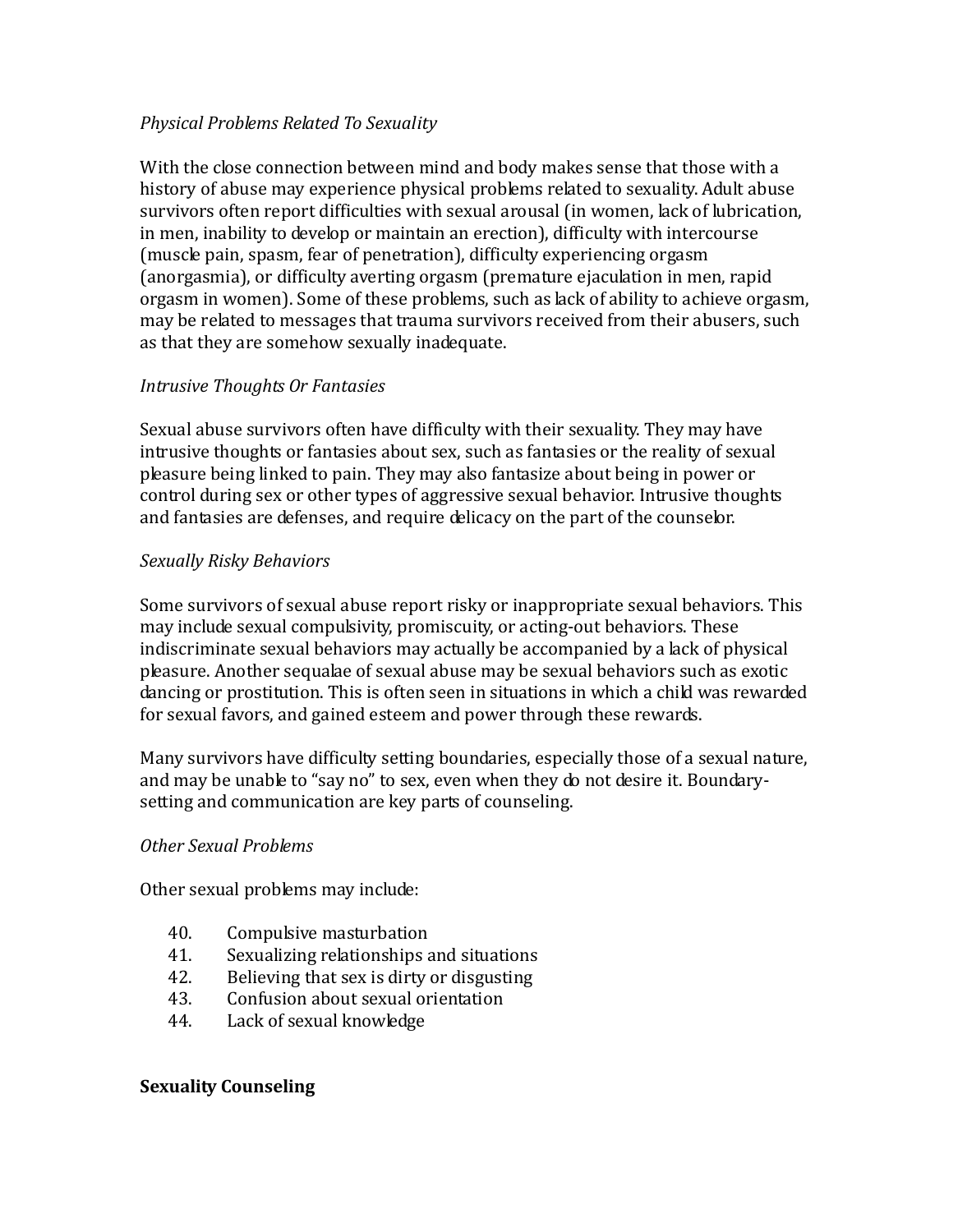*Physical Problems Related To Sexuality*

With the close connection between mind and body makes sense that those with a history of abuse may experience physical problems related to sexuality. Adult abuse survivors often report difficulties with sexual arousal (in women, lack of lubrication, in men, inability to develop or maintain an erection), difficulty with intercourse (muscle pain, spasm, fear of penetration), difficulty experiencing orgasm (anorgasmia), or difficulty averting orgasm (premature ejaculation in men, rapid orgasm in women). Some of these problems, such as lack of ability to achieve orgasm, may be related to messages that trauma survivors received from their abusers, such as that they are somehow sexually inadequate.

*Intrusive Thoughts Or Fantasies*

Sexual abuse survivors often have difficulty with their sexuality. They may have intrusive thoughts or fantasies about sex, such as fantasies or the reality of sexual pleasure being linked to pain. They may also fantasize about being in power or control during sex or other types of aggressive sexual behavior. Intrusive thoughts and fantasies are defenses, and require delicacy on the part of the counselor.

*Sexually Risky Behaviors*

Some survivors of sexual abuse report risky or inappropriate sexual behaviors. This may include sexual compulsivity, promiscuity, or acting-out behaviors. These indiscriminate sexual behaviors may actually be accompanied by a lack of physical pleasure. Another sequalae of sexual abuse may be sexual behaviors such as exotic dancing or prostitution. This is often seen in situations in which a child was rewarded for sexual favors, and gained esteem and power through these rewards.

Many survivors have difficulty setting boundaries, especially those of a sexual nature, and may be unable to "say no" to sex, even when they do not desire it. Boundary-setting and communication are key parts of counseling.

*Other Sexual Problems*

Other sexual problems may include:

40. Compulsive masturbation
41. Sexualizing relationships and situations
42. Believing that sex is dirty or disgusting
43. Confusion about sexual orientation
44. Lack of sexual knowledge

**Sexuality Counseling**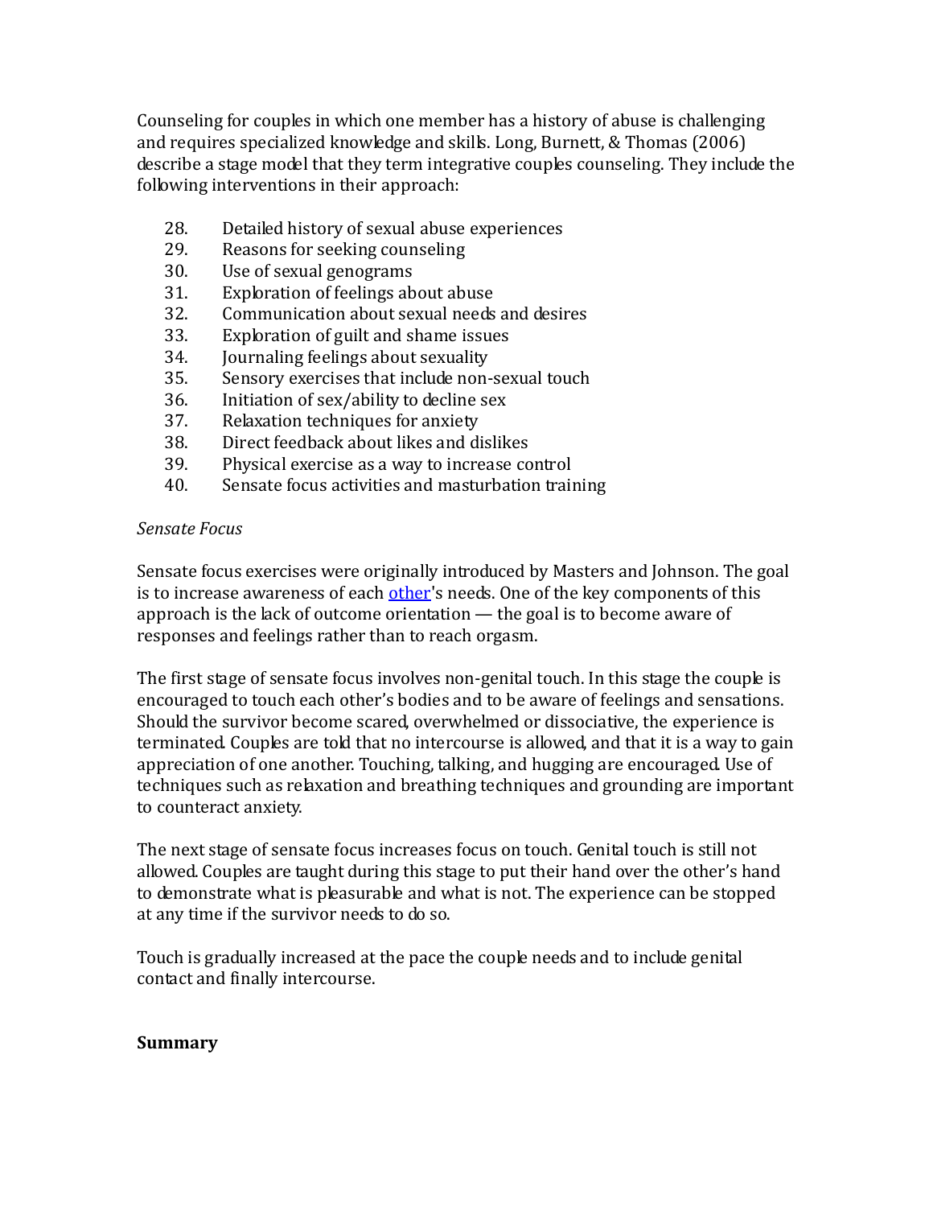Counseling for couples in which one member has a history of abuse is challenging and requires specialized knowledge and skills. Long, Burnett, & Thomas (2006) describe a stage model that they term integrative couples counseling. They include the following interventions in their approach:

28. Detailed history of sexual abuse experiences
29. Reasons for seeking counseling
30. Use of sexual genograms
31. Exploration of feelings about abuse
32. Communication about sexual needs and desires
33. Exploration of guilt and shame issues
34. Journaling feelings about sexuality
35. Sensory exercises that include non-sexual touch
36. Initiation of sex/ability to decline sex
37. Relaxation techniques for anxiety
38. Direct feedback about likes and dislikes
39. Physical exercise as a way to increase control
40. Sensate focus activities and masturbation training

*Sensate Focus*

Sensate focus exercises were originally introduced by Masters and Johnson. The goal is to increase awareness of each other's needs. One of the key components of this approach is the lack of outcome orientation — the goal is to become aware of responses and feelings rather than to reach orgasm.

The first stage of sensate focus involves non-genital touch. In this stage the couple is encouraged to touch each other's bodies and to be aware of feelings and sensations. Should the survivor become scared, overwhelmed or dissociative, the experience is terminated. Couples are told that no intercourse is allowed, and that it is a way to gain appreciation of one another. Touching, talking, and hugging are encouraged. Use of techniques such as relaxation and breathing techniques and grounding are important to counteract anxiety.

The next stage of sensate focus increases focus on touch. Genital touch is still not allowed. Couples are taught during this stage to put their hand over the other's hand to demonstrate what is pleasurable and what is not. The experience can be stopped at any time if the survivor needs to do so.

Touch is gradually increased at the pace the couple needs and to include genital contact and finally intercourse.

**Summary**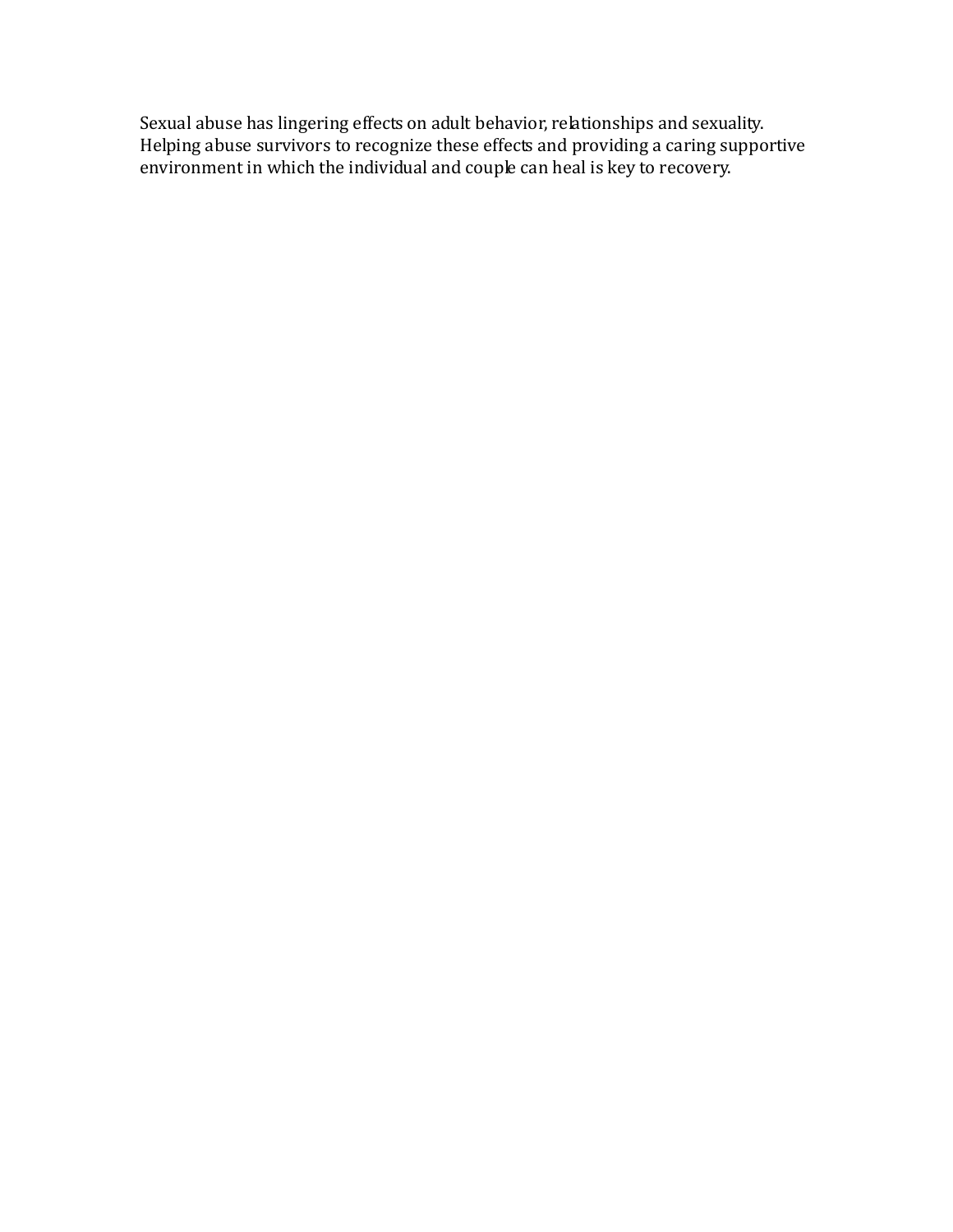Sexual abuse has lingering effects on adult behavior, relationships and sexuality. Helping abuse survivors to recognize these effects and providing a caring supportive environment in which the individual and couple can heal is key to recovery.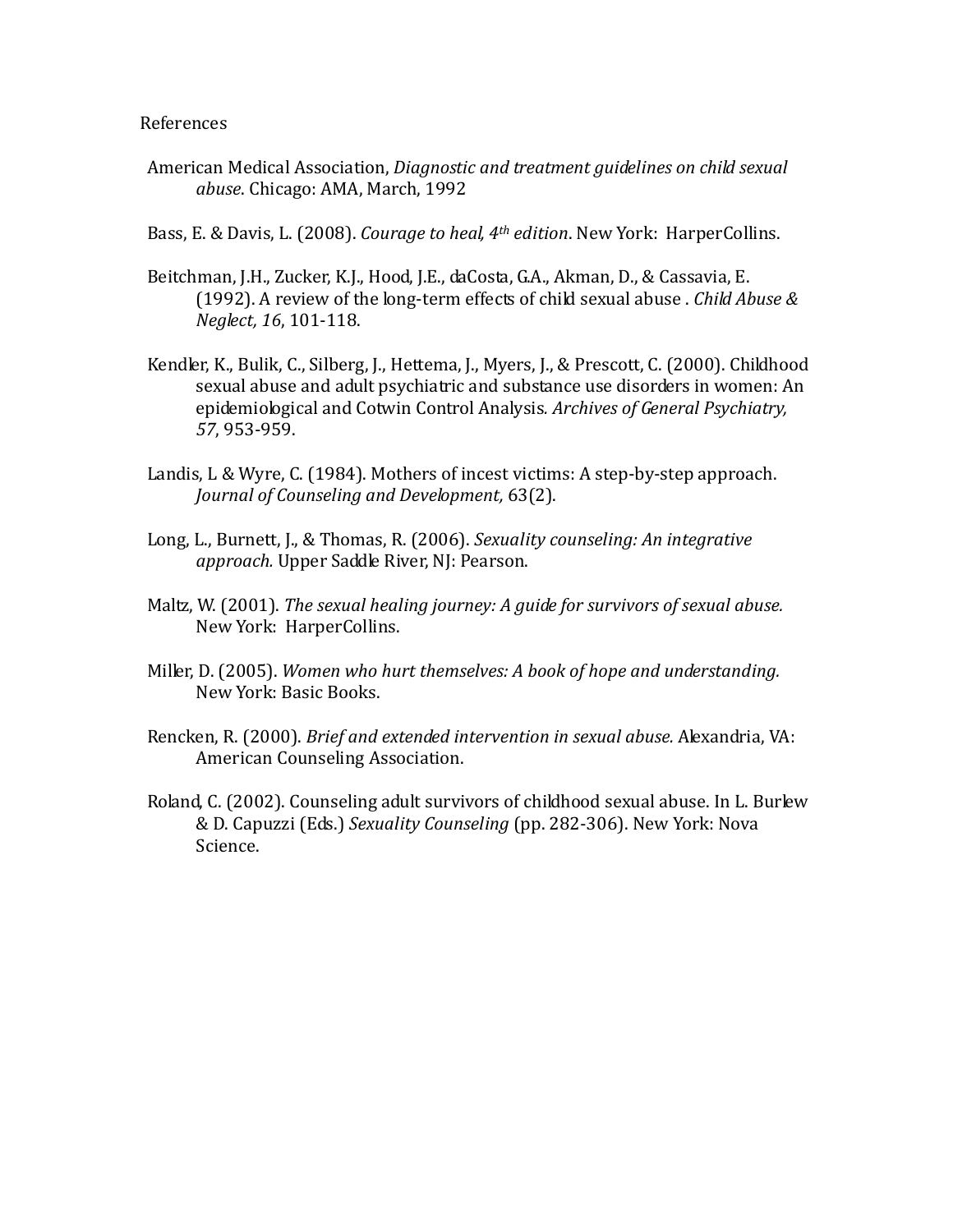References

American Medical Association, *Diagnostic and treatment guidelines on child sexual abuse*. Chicago: AMA, March, 1992

Bass, E. & Davis, L. (2008). *Courage to heal, 4th edition*. New York: HarperCollins.

Beitchman, J.H., Zucker, K.J., Hood, J.E., daCosta, G.A., Akman, D., & Cassavia, E. (1992). A review of the long-term effects of child sexual abuse . *Child Abuse & Neglect, 16*, 101-118.

Kendler, K., Bulik, C., Silberg, J., Hettema, J., Myers, J., & Prescott, C. (2000). Childhood sexual abuse and adult psychiatric and substance use disorders in women: An epidemiological and Cotwin Control Analysis*. Archives of General Psychiatry, 57*, 953-959.

Landis, L & Wyre, C. (1984). Mothers of incest victims: A step-by-step approach. *Journal of Counseling and Development,* 63(2).

Long, L., Burnett, J., & Thomas, R. (2006). *Sexuality counseling: An integrative approach.* Upper Saddle River, NJ: Pearson.

Maltz, W. (2001). *The sexual healing journey: A guide for survivors of sexual abuse.* New York: HarperCollins.

Miller, D. (2005). *Women who hurt themselves: A book of hope and understanding.* New York: Basic Books.

Rencken, R. (2000). *Brief and extended intervention in sexual abuse.* Alexandria, VA: American Counseling Association.

Roland, C. (2002). Counseling adult survivors of childhood sexual abuse. In L. Burlew & D. Capuzzi (Eds.) *Sexuality Counseling* (pp. 282-306). New York: Nova Science.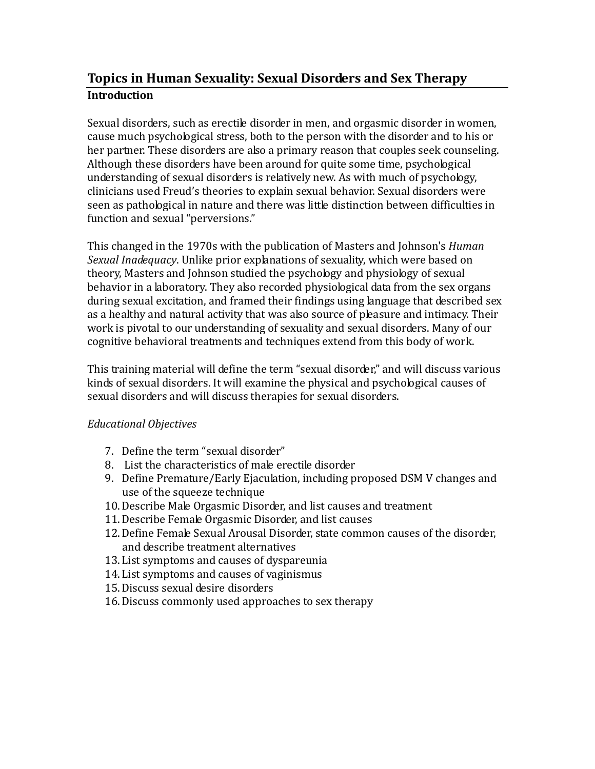## Topics in Human Sexuality: Sexual Disorders and Sex Therapy

### Introduction

Sexual disorders, such as erectile disorder in men, and orgasmic disorder in women, cause much psychological stress, both to the person with the disorder and to his or her partner. These disorders are also a primary reason that couples seek counseling. Although these disorders have been around for quite some time, psychological understanding of sexual disorders is relatively new. As with much of psychology, clinicians used Freud's theories to explain sexual behavior. Sexual disorders were seen as pathological in nature and there was little distinction between difficulties in function and sexual "perversions."

This changed in the 1970s with the publication of Masters and Johnson's *Human Sexual Inadequacy*. Unlike prior explanations of sexuality, which were based on theory, Masters and Johnson studied the psychology and physiology of sexual behavior in a laboratory. They also recorded physiological data from the sex organs during sexual excitation, and framed their findings using language that described sex as a healthy and natural activity that was also source of pleasure and intimacy. Their work is pivotal to our understanding of sexuality and sexual disorders. Many of our cognitive behavioral treatments and techniques extend from this body of work.

This training material will define the term "sexual disorder," and will discuss various kinds of sexual disorders. It will examine the physical and psychological causes of sexual disorders and will discuss therapies for sexual disorders.

*Educational Objectives*

7. Define the term "sexual disorder"
8. List the characteristics of male erectile disorder
9. Define Premature/Early Ejaculation, including proposed DSM V changes and use of the squeeze technique
10. Describe Male Orgasmic Disorder, and list causes and treatment
11. Describe Female Orgasmic Disorder, and list causes
12. Define Female Sexual Arousal Disorder, state common causes of the disorder, and describe treatment alternatives
13. List symptoms and causes of dyspareunia
14. List symptoms and causes of vaginismus
15. Discuss sexual desire disorders
16. Discuss commonly used approaches to sex therapy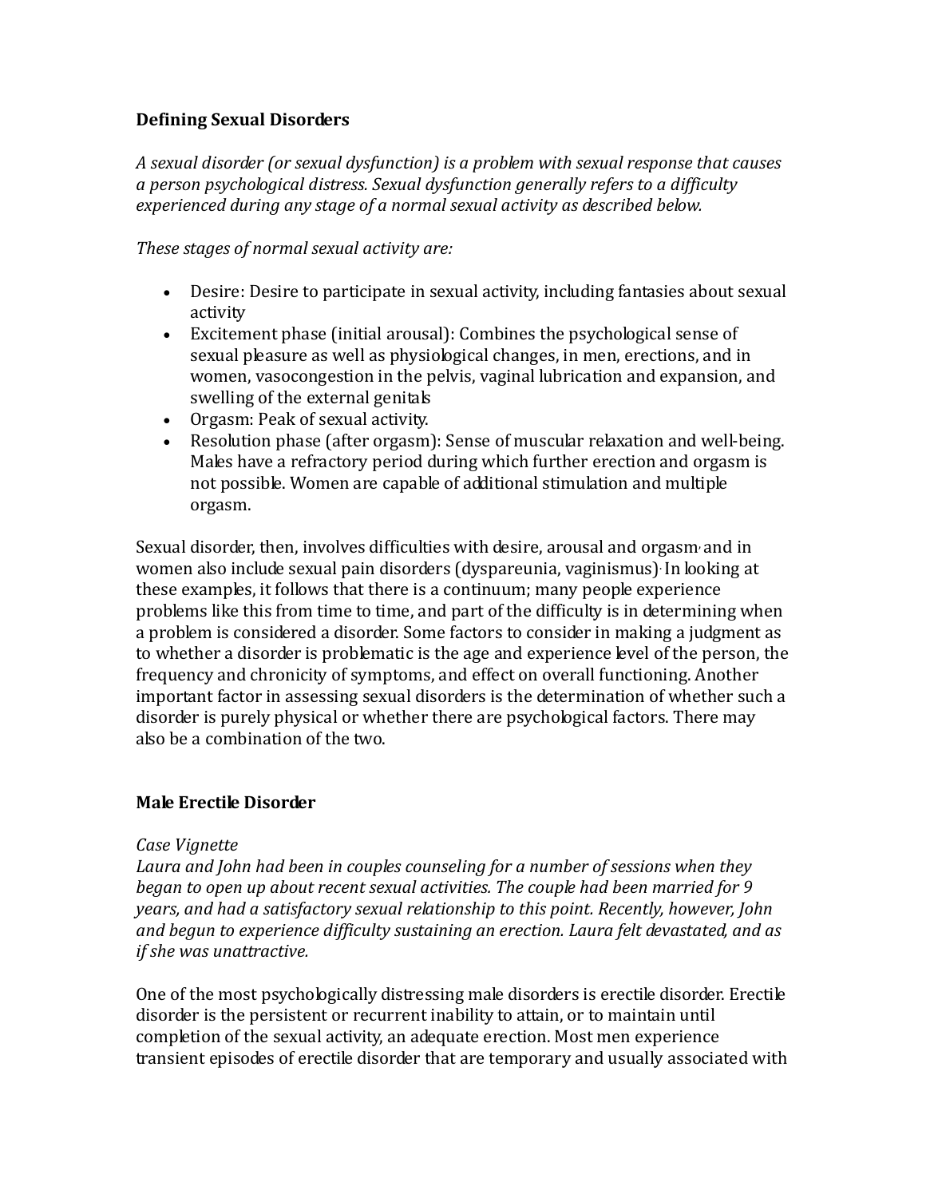**Defining Sexual Disorders**

*A sexual disorder (or sexual dysfunction) is a problem with sexual response that causes a person psychological distress. Sexual dysfunction generally refers to a difficulty experienced during any stage of a normal sexual activity as described below.*

*These stages of normal sexual activity are:*

- Desire: Desire to participate in sexual activity, including fantasies about sexual activity
- Excitement phase (initial arousal): Combines the psychological sense of sexual pleasure as well as physiological changes, in men, erections, and in women, vasocongestion in the pelvis, vaginal lubrication and expansion, and swelling of the external genitals
- Orgasm: Peak of sexual activity.
- Resolution phase (after orgasm): Sense of muscular relaxation and well-being. Males have a refractory period during which further erection and orgasm is not possible. Women are capable of additional stimulation and multiple orgasm.

Sexual disorder, then, involves difficulties with desire, arousal and orgasm, and in women also include sexual pain disorders (dyspareunia, vaginismus). In looking at these examples, it follows that there is a continuum; many people experience problems like this from time to time, and part of the difficulty is in determining when a problem is considered a disorder. Some factors to consider in making a judgment as to whether a disorder is problematic is the age and experience level of the person, the frequency and chronicity of symptoms, and effect on overall functioning. Another important factor in assessing sexual disorders is the determination of whether such a disorder is purely physical or whether there are psychological factors. There may also be a combination of the two.

**Male Erectile Disorder**

*Case Vignette*
*Laura and John had been in couples counseling for a number of sessions when they began to open up about recent sexual activities. The couple had been married for 9 years, and had a satisfactory sexual relationship to this point. Recently, however, John and begun to experience difficulty sustaining an erection. Laura felt devastated, and as if she was unattractive.*

One of the most psychologically distressing male disorders is erectile disorder. Erectile disorder is the persistent or recurrent inability to attain, or to maintain until completion of the sexual activity, an adequate erection. Most men experience transient episodes of erectile disorder that are temporary and usually associated with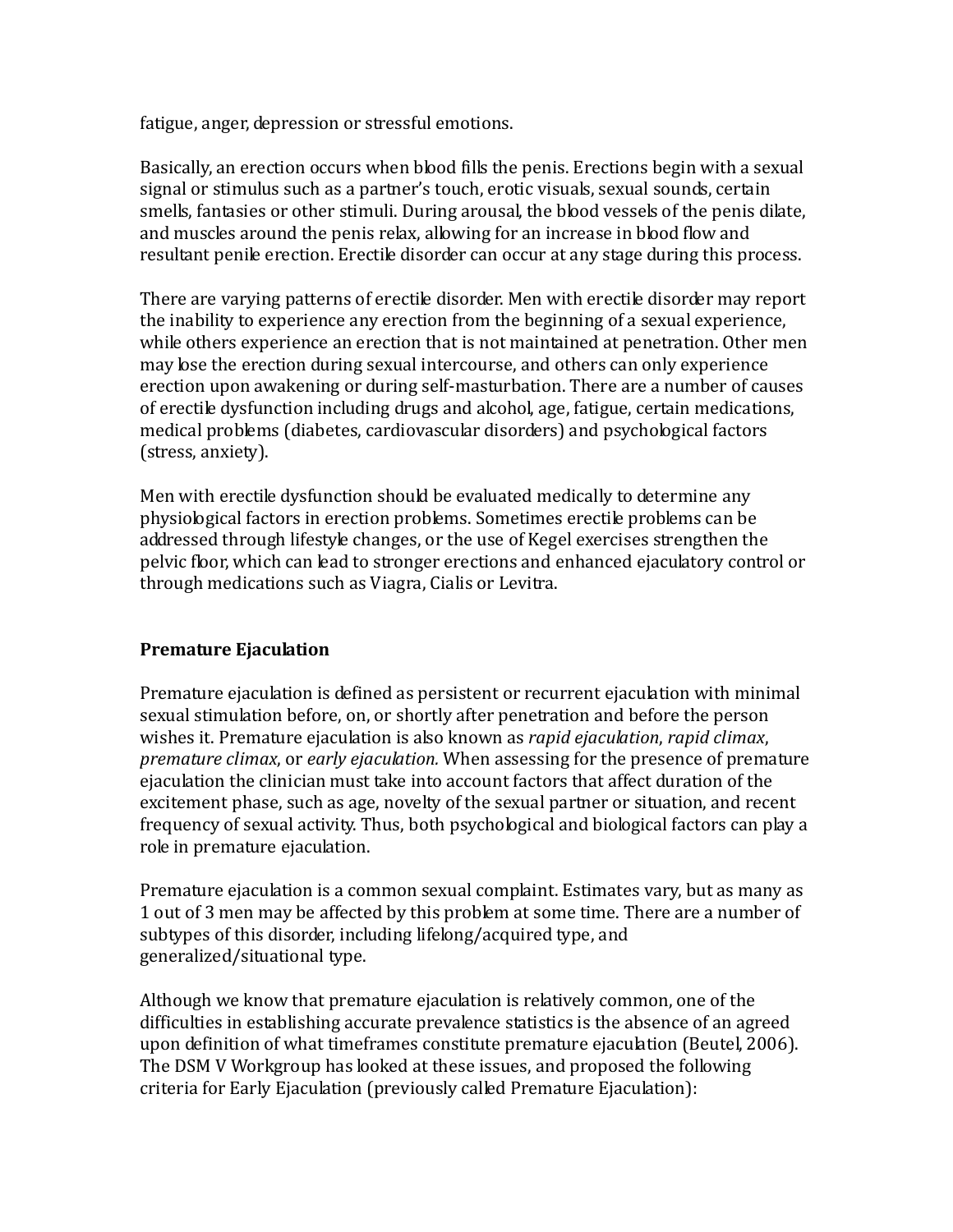fatigue, anger, depression or stressful emotions.

Basically, an erection occurs when blood fills the penis. Erections begin with a sexual signal or stimulus such as a partner's touch, erotic visuals, sexual sounds, certain smells, fantasies or other stimuli. During arousal, the blood vessels of the penis dilate, and muscles around the penis relax, allowing for an increase in blood flow and resultant penile erection. Erectile disorder can occur at any stage during this process.

There are varying patterns of erectile disorder. Men with erectile disorder may report the inability to experience any erection from the beginning of a sexual experience, while others experience an erection that is not maintained at penetration. Other men may lose the erection during sexual intercourse, and others can only experience erection upon awakening or during self-masturbation. There are a number of causes of erectile dysfunction including drugs and alcohol, age, fatigue, certain medications, medical problems (diabetes, cardiovascular disorders) and psychological factors (stress, anxiety).

Men with erectile dysfunction should be evaluated medically to determine any physiological factors in erection problems. Sometimes erectile problems can be addressed through lifestyle changes, or the use of Kegel exercises strengthen the pelvic floor, which can lead to stronger erections and enhanced ejaculatory control or through medications such as Viagra, Cialis or Levitra.

**Premature Ejaculation**

Premature ejaculation is defined as persistent or recurrent ejaculation with minimal sexual stimulation before, on, or shortly after penetration and before the person wishes it. Premature ejaculation is also known as *rapid ejaculation*, *rapid climax*, *premature climax*, or *early ejaculation.* When assessing for the presence of premature ejaculation the clinician must take into account factors that affect duration of the excitement phase, such as age, novelty of the sexual partner or situation, and recent frequency of sexual activity. Thus, both psychological and biological factors can play a role in premature ejaculation.

Premature ejaculation is a common sexual complaint. Estimates vary, but as many as 1 out of 3 men may be affected by this problem at some time. There are a number of subtypes of this disorder, including lifelong/acquired type, and generalized/situational type.

Although we know that premature ejaculation is relatively common, one of the difficulties in establishing accurate prevalence statistics is the absence of an agreed upon definition of what timeframes constitute premature ejaculation (Beutel, 2006). The DSM V Workgroup has looked at these issues, and proposed the following criteria for Early Ejaculation (previously called Premature Ejaculation):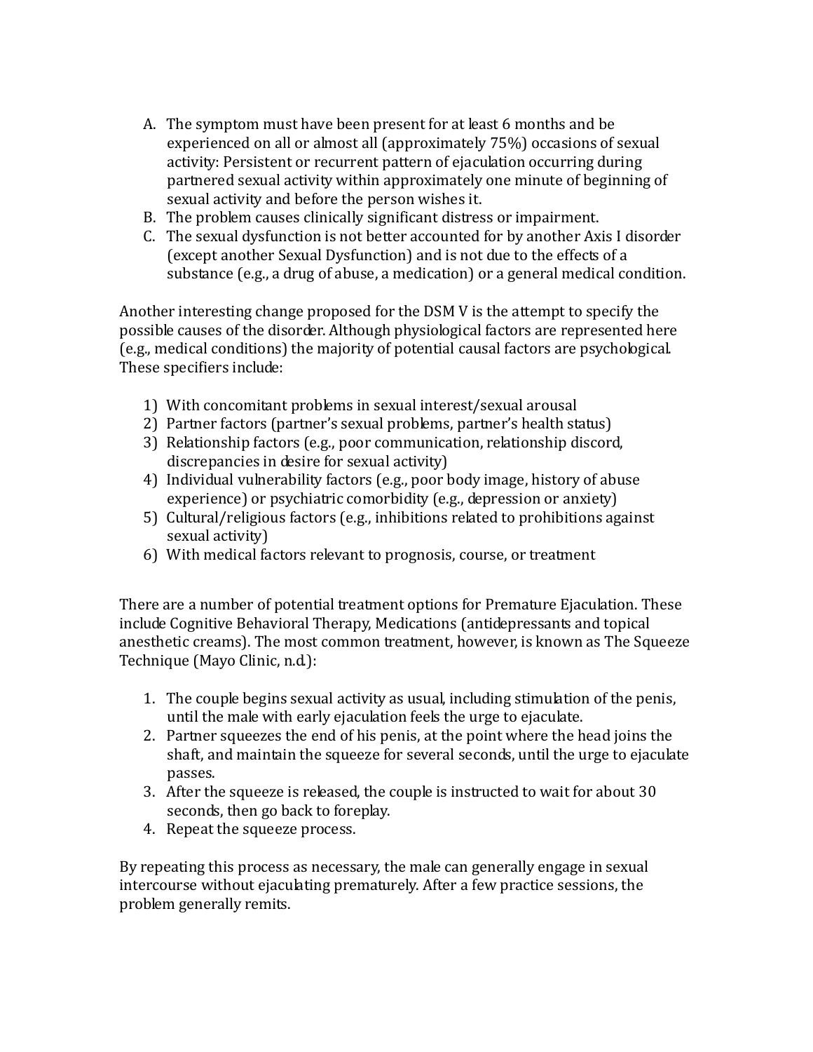A. The symptom must have been present for at least 6 months and be experienced on all or almost all (approximately 75%) occasions of sexual activity: Persistent or recurrent pattern of ejaculation occurring during partnered sexual activity within approximately one minute of beginning of sexual activity and before the person wishes it.
B. The problem causes clinically significant distress or impairment.
C. The sexual dysfunction is not better accounted for by another Axis I disorder (except another Sexual Dysfunction) and is not due to the effects of a substance (e.g., a drug of abuse, a medication) or a general medical condition.

Another interesting change proposed for the DSM V is the attempt to specify the possible causes of the disorder. Although physiological factors are represented here (e.g., medical conditions) the majority of potential causal factors are psychological. These specifiers include:

1) With concomitant problems in sexual interest/sexual arousal
2) Partner factors (partner's sexual problems, partner's health status)
3) Relationship factors (e.g., poor communication, relationship discord, discrepancies in desire for sexual activity)
4) Individual vulnerability factors (e.g., poor body image, history of abuse experience) or psychiatric comorbidity (e.g., depression or anxiety)
5) Cultural/religious factors (e.g., inhibitions related to prohibitions against sexual activity)
6) With medical factors relevant to prognosis, course, or treatment

There are a number of potential treatment options for Premature Ejaculation. These include Cognitive Behavioral Therapy, Medications (antidepressants and topical anesthetic creams). The most common treatment, however, is known as The Squeeze Technique (Mayo Clinic, n.d.):

1. The couple begins sexual activity as usual, including stimulation of the penis, until the male with early ejaculation feels the urge to ejaculate.
2. Partner squeezes the end of his penis, at the point where the head joins the shaft, and maintain the squeeze for several seconds, until the urge to ejaculate passes.
3. After the squeeze is released, the couple is instructed to wait for about 30 seconds, then go back to foreplay.
4. Repeat the squeeze process.

By repeating this process as necessary, the male can generally engage in sexual intercourse without ejaculating prematurely. After a few practice sessions, the problem generally remits.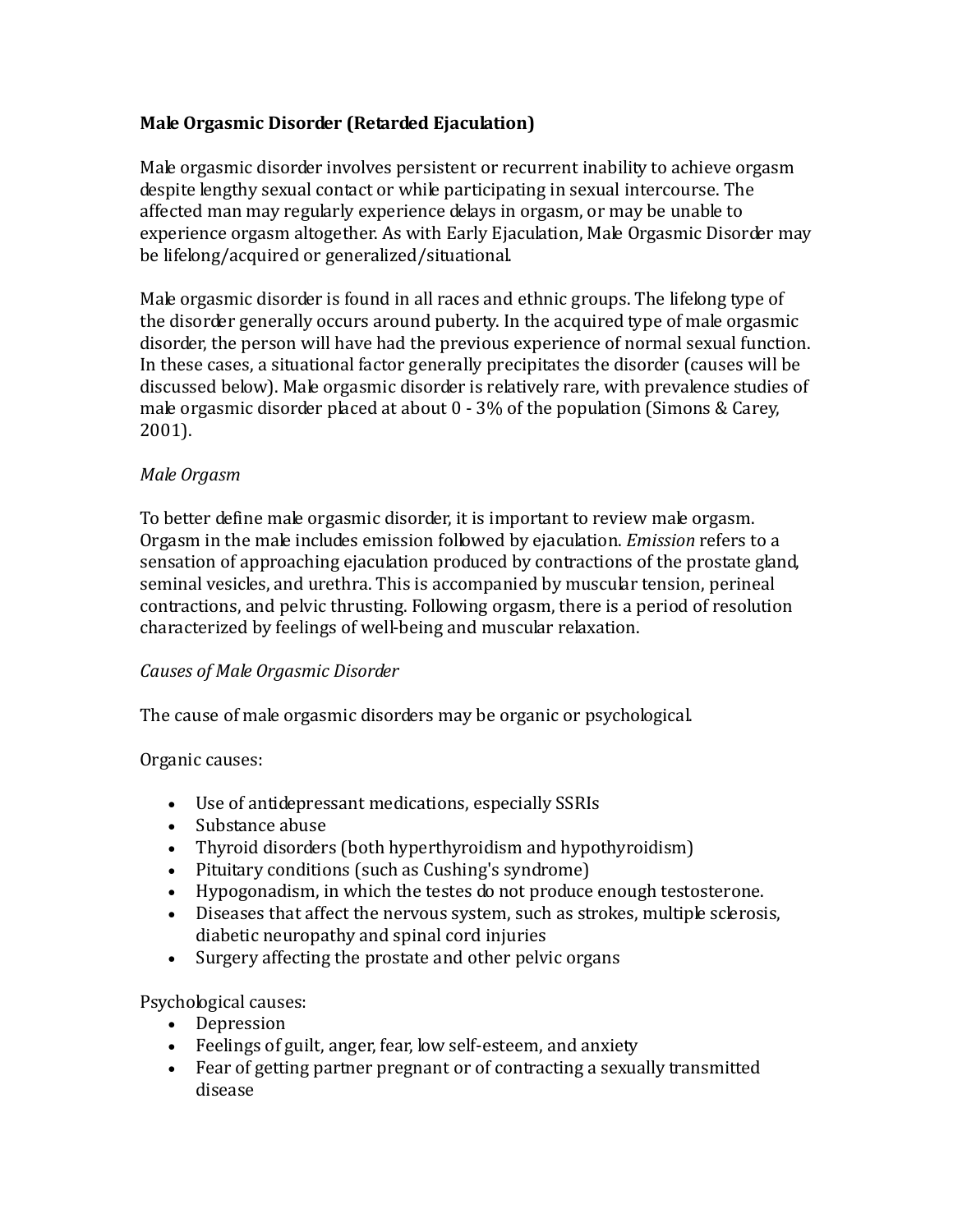**Male Orgasmic Disorder (Retarded Ejaculation)**

Male orgasmic disorder involves persistent or recurrent inability to achieve orgasm despite lengthy sexual contact or while participating in sexual intercourse. The affected man may regularly experience delays in orgasm, or may be unable to experience orgasm altogether. As with Early Ejaculation, Male Orgasmic Disorder may be lifelong/acquired or generalized/situational.

Male orgasmic disorder is found in all races and ethnic groups. The lifelong type of the disorder generally occurs around puberty. In the acquired type of male orgasmic disorder, the person will have had the previous experience of normal sexual function. In these cases, a situational factor generally precipitates the disorder (causes will be discussed below). Male orgasmic disorder is relatively rare, with prevalence studies of male orgasmic disorder placed at about 0 - 3% of the population (Simons & Carey, 2001).

*Male Orgasm*

To better define male orgasmic disorder, it is important to review male orgasm. Orgasm in the male includes emission followed by ejaculation. *Emission* refers to a sensation of approaching ejaculation produced by contractions of the prostate gland, seminal vesicles, and urethra. This is accompanied by muscular tension, perineal contractions, and pelvic thrusting. Following orgasm, there is a period of resolution characterized by feelings of well-being and muscular relaxation.

*Causes of Male Orgasmic Disorder*

The cause of male orgasmic disorders may be organic or psychological.

Organic causes:

- Use of antidepressant medications, especially SSRIs
- Substance abuse
- Thyroid disorders (both hyperthyroidism and hypothyroidism)
- Pituitary conditions (such as Cushing's syndrome)
- Hypogonadism, in which the testes do not produce enough testosterone.
- Diseases that affect the nervous system, such as strokes, multiple sclerosis, diabetic neuropathy and spinal cord injuries
- Surgery affecting the prostate and other pelvic organs

Psychological causes:

- Depression
- Feelings of guilt, anger, fear, low self-esteem, and anxiety
- Fear of getting partner pregnant or of contracting a sexually transmitted disease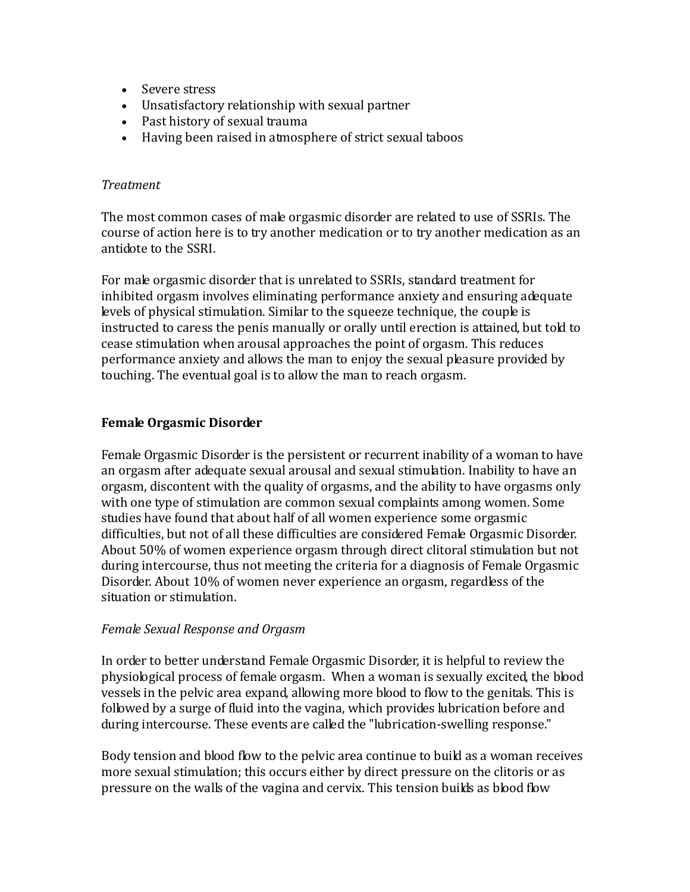- Severe stress
- Unsatisfactory relationship with sexual partner
- Past history of sexual trauma
- Having been raised in atmosphere of strict sexual taboos

*Treatment*

The most common cases of male orgasmic disorder are related to use of SSRIs. The course of action here is to try another medication or to try another medication as an antidote to the SSRI.

For male orgasmic disorder that is unrelated to SSRIs, standard treatment for inhibited orgasm involves eliminating performance anxiety and ensuring adequate levels of physical stimulation. Similar to the squeeze technique, the couple is instructed to caress the penis manually or orally until erection is attained, but told to cease stimulation when arousal approaches the point of orgasm. This reduces performance anxiety and allows the man to enjoy the sexual pleasure provided by touching. The eventual goal is to allow the man to reach orgasm.

**Female Orgasmic Disorder**

Female Orgasmic Disorder is the persistent or recurrent inability of a woman to have an orgasm after adequate sexual arousal and sexual stimulation. Inability to have an orgasm, discontent with the quality of orgasms, and the ability to have orgasms only with one type of stimulation are common sexual complaints among women. Some studies have found that about half of all women experience some orgasmic difficulties, but not of all these difficulties are considered Female Orgasmic Disorder. About 50% of women experience orgasm through direct clitoral stimulation but not during intercourse, thus not meeting the criteria for a diagnosis of Female Orgasmic Disorder. About 10% of women never experience an orgasm, regardless of the situation or stimulation.

*Female Sexual Response and Orgasm*

In order to better understand Female Orgasmic Disorder, it is helpful to review the physiological process of female orgasm. When a woman is sexually excited, the blood vessels in the pelvic area expand, allowing more blood to flow to the genitals. This is followed by a surge of fluid into the vagina, which provides lubrication before and during intercourse. These events are called the "lubrication-swelling response."

Body tension and blood flow to the pelvic area continue to build as a woman receives more sexual stimulation; this occurs either by direct pressure on the clitoris or as pressure on the walls of the vagina and cervix. This tension builds as blood flow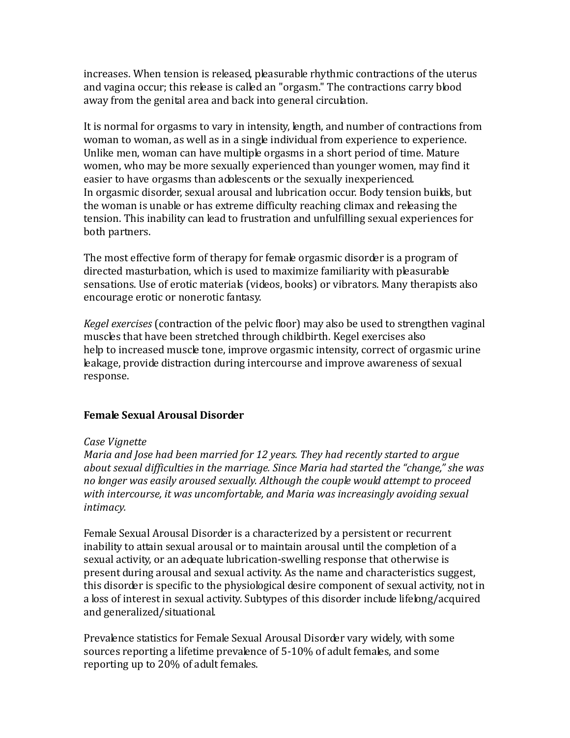increases. When tension is released, pleasurable rhythmic contractions of the uterus and vagina occur; this release is called an "orgasm." The contractions carry blood away from the genital area and back into general circulation.

It is normal for orgasms to vary in intensity, length, and number of contractions from woman to woman, as well as in a single individual from experience to experience. Unlike men, woman can have multiple orgasms in a short period of time. Mature women, who may be more sexually experienced than younger women, may find it easier to have orgasms than adolescents or the sexually inexperienced.
In orgasmic disorder, sexual arousal and lubrication occur. Body tension builds, but the woman is unable or has extreme difficulty reaching climax and releasing the tension. This inability can lead to frustration and unfulfilling sexual experiences for both partners.

The most effective form of therapy for female orgasmic disorder is a program of directed masturbation, which is used to maximize familiarity with pleasurable sensations. Use of erotic materials (videos, books) or vibrators. Many therapists also encourage erotic or nonerotic fantasy.

*Kegel exercises* (contraction of the pelvic floor) may also be used to strengthen vaginal muscles that have been stretched through childbirth. Kegel exercises also help to increased muscle tone, improve orgasmic intensity, correct of orgasmic urine leakage, provide distraction during intercourse and improve awareness of sexual response.

**Female Sexual Arousal Disorder**

*Case Vignette*
*Maria and Jose had been married for 12 years. They had recently started to argue about sexual difficulties in the marriage. Since Maria had started the "change," she was no longer was easily aroused sexually. Although the couple would attempt to proceed with intercourse, it was uncomfortable, and Maria was increasingly avoiding sexual intimacy.*

Female Sexual Arousal Disorder is a characterized by a persistent or recurrent inability to attain sexual arousal or to maintain arousal until the completion of a sexual activity, or an adequate lubrication-swelling response that otherwise is present during arousal and sexual activity. As the name and characteristics suggest, this disorder is specific to the physiological desire component of sexual activity, not in a loss of interest in sexual activity. Subtypes of this disorder include lifelong/acquired and generalized/situational.

Prevalence statistics for Female Sexual Arousal Disorder vary widely, with some sources reporting a lifetime prevalence of 5-10% of adult females, and some reporting up to 20% of adult females.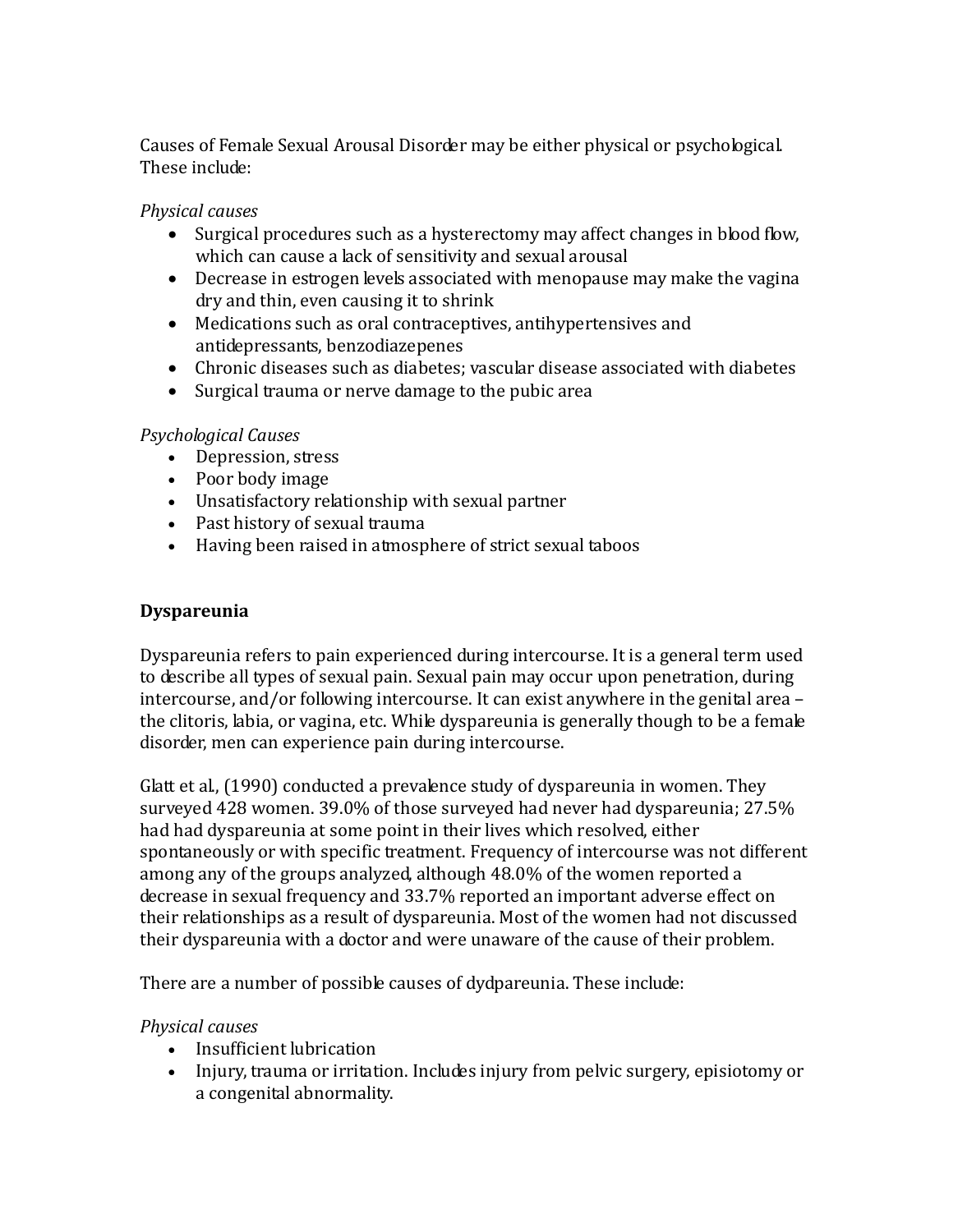Causes of Female Sexual Arousal Disorder may be either physical or psychological. These include:

*Physical causes*

- Surgical procedures such as a hysterectomy may affect changes in blood flow, which can cause a lack of sensitivity and sexual arousal
- Decrease in estrogen levels associated with menopause may make the vagina dry and thin, even causing it to shrink
- Medications such as oral contraceptives, antihypertensives and antidepressants, benzodiazepenes
- Chronic diseases such as diabetes; vascular disease associated with diabetes
- Surgical trauma or nerve damage to the pubic area

*Psychological Causes*

- Depression, stress
- Poor body image
- Unsatisfactory relationship with sexual partner
- Past history of sexual trauma
- Having been raised in atmosphere of strict sexual taboos

## Dyspareunia

Dyspareunia refers to pain experienced during intercourse. It is a general term used to describe all types of sexual pain. Sexual pain may occur upon penetration, during intercourse, and/or following intercourse. It can exist anywhere in the genital area – the clitoris, labia, or vagina, etc. While dyspareunia is generally though to be a female disorder, men can experience pain during intercourse.

Glatt et al., (1990) conducted a prevalence study of dyspareunia in women. They surveyed 428 women. 39.0% of those surveyed had never had dyspareunia; 27.5% had had dyspareunia at some point in their lives which resolved, either spontaneously or with specific treatment. Frequency of intercourse was not different among any of the groups analyzed, although 48.0% of the women reported a decrease in sexual frequency and 33.7% reported an important adverse effect on their relationships as a result of dyspareunia. Most of the women had not discussed their dyspareunia with a doctor and were unaware of the cause of their problem.

There are a number of possible causes of dydpareunia. These include:

*Physical causes*

- Insufficient lubrication
- Injury, trauma or irritation. Includes injury from pelvic surgery, episiotomy or a congenital abnormality.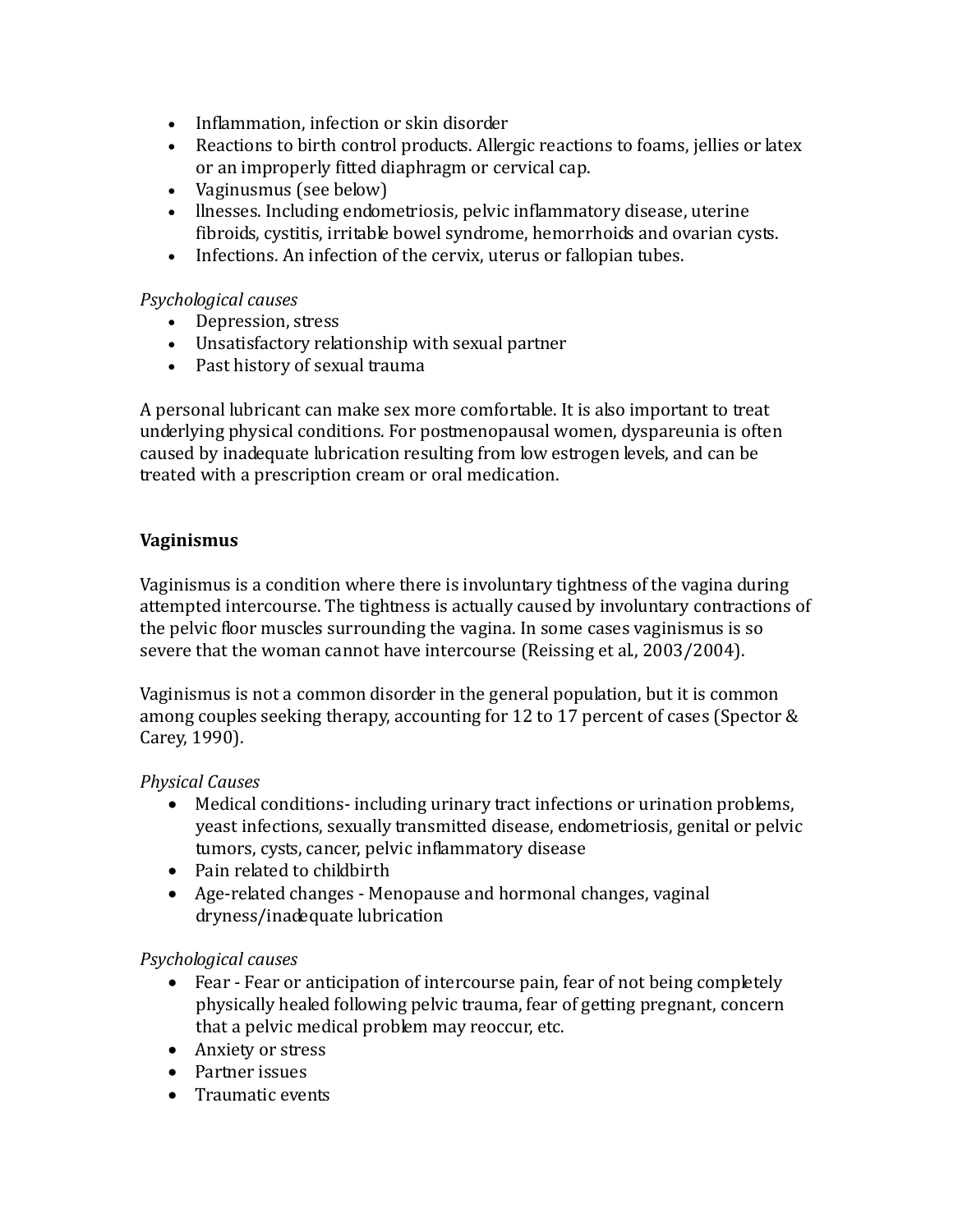- Inflammation, infection or skin disorder
- Reactions to birth control products. Allergic reactions to foams, jellies or latex or an improperly fitted diaphragm or cervical cap.
- Vaginusmus (see below)
- llnesses. Including endometriosis, pelvic inflammatory disease, uterine fibroids, cystitis, irritable bowel syndrome, hemorrhoids and ovarian cysts.
- Infections. An infection of the cervix, uterus or fallopian tubes.

*Psychological causes*

- Depression, stress
- Unsatisfactory relationship with sexual partner
- Past history of sexual trauma

A personal lubricant can make sex more comfortable. It is also important to treat underlying physical conditions. For postmenopausal women, dyspareunia is often caused by inadequate lubrication resulting from low estrogen levels, and can be treated with a prescription cream or oral medication.

**Vaginismus**

Vaginismus is a condition where there is involuntary tightness of the vagina during attempted intercourse. The tightness is actually caused by involuntary contractions of the pelvic floor muscles surrounding the vagina. In some cases vaginismus is so severe that the woman cannot have intercourse (Reissing et al., 2003/2004).

Vaginismus is not a common disorder in the general population, but it is common among couples seeking therapy, accounting for 12 to 17 percent of cases (Spector & Carey, 1990).

*Physical Causes*

- Medical conditions- including urinary tract infections or urination problems, yeast infections, sexually transmitted disease, endometriosis, genital or pelvic tumors, cysts, cancer, pelvic inflammatory disease
- Pain related to childbirth
- Age-related changes - Menopause and hormonal changes, vaginal dryness/inadequate lubrication

*Psychological causes*

- Fear - Fear or anticipation of intercourse pain, fear of not being completely physically healed following pelvic trauma, fear of getting pregnant, concern that a pelvic medical problem may reoccur, etc.
- Anxiety or stress
- Partner issues
- Traumatic events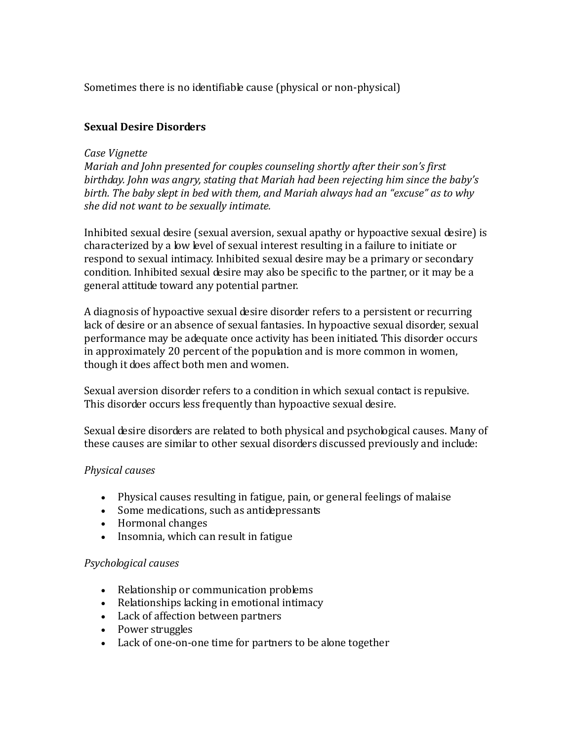Sometimes there is no identifiable cause (physical or non-physical)

**Sexual Desire Disorders**

*Case Vignette*
*Mariah and John presented for couples counseling shortly after their son's first birthday. John was angry, stating that Mariah had been rejecting him since the baby's birth. The baby slept in bed with them, and Mariah always had an "excuse" as to why she did not want to be sexually intimate.*

Inhibited sexual desire (sexual aversion, sexual apathy or hypoactive sexual desire) is characterized by a low level of sexual interest resulting in a failure to initiate or respond to sexual intimacy. Inhibited sexual desire may be a primary or secondary condition. Inhibited sexual desire may also be specific to the partner, or it may be a general attitude toward any potential partner.

A diagnosis of hypoactive sexual desire disorder refers to a persistent or recurring lack of desire or an absence of sexual fantasies. In hypoactive sexual disorder, sexual performance may be adequate once activity has been initiated. This disorder occurs in approximately 20 percent of the population and is more common in women, though it does affect both men and women.

Sexual aversion disorder refers to a condition in which sexual contact is repulsive. This disorder occurs less frequently than hypoactive sexual desire.

Sexual desire disorders are related to both physical and psychological causes. Many of these causes are similar to other sexual disorders discussed previously and include:

*Physical causes*

- Physical causes resulting in fatigue, pain, or general feelings of malaise
- Some medications, such as antidepressants
- Hormonal changes
- Insomnia, which can result in fatigue

*Psychological causes*

- Relationship or communication problems
- Relationships lacking in emotional intimacy
- Lack of affection between partners
- Power struggles
- Lack of one-on-one time for partners to be alone together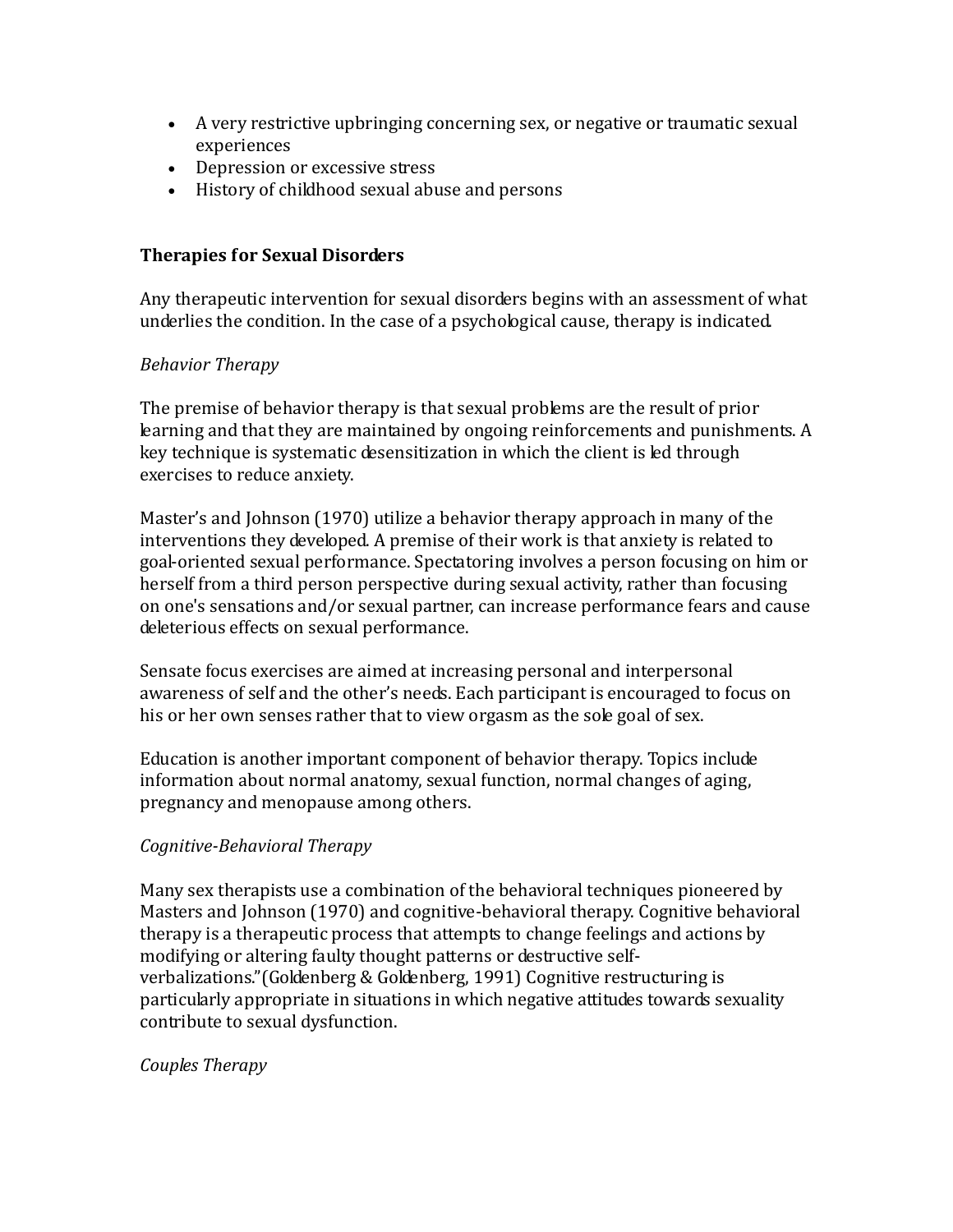- A very restrictive upbringing concerning sex, or negative or traumatic sexual experiences
- Depression or excessive stress
- History of childhood sexual abuse and persons

**Therapies for Sexual Disorders**

Any therapeutic intervention for sexual disorders begins with an assessment of what underlies the condition. In the case of a psychological cause, therapy is indicated.

*Behavior Therapy*

The premise of behavior therapy is that sexual problems are the result of prior learning and that they are maintained by ongoing reinforcements and punishments. A key technique is systematic desensitization in which the client is led through exercises to reduce anxiety.

Master's and Johnson (1970) utilize a behavior therapy approach in many of the interventions they developed. A premise of their work is that anxiety is related to goal-oriented sexual performance. Spectatoring involves a person focusing on him or herself from a third person perspective during sexual activity, rather than focusing on one's sensations and/or sexual partner, can increase performance fears and cause deleterious effects on sexual performance.

Sensate focus exercises are aimed at increasing personal and interpersonal awareness of self and the other's needs. Each participant is encouraged to focus on his or her own senses rather that to view orgasm as the sole goal of sex.

Education is another important component of behavior therapy. Topics include information about normal anatomy, sexual function, normal changes of aging, pregnancy and menopause among others.

*Cognitive-Behavioral Therapy*

Many sex therapists use a combination of the behavioral techniques pioneered by Masters and Johnson (1970) and cognitive-behavioral therapy. Cognitive behavioral therapy is a therapeutic process that attempts to change feelings and actions by modifying or altering faulty thought patterns or destructive self-verbalizations."(Goldenberg & Goldenberg, 1991) Cognitive restructuring is particularly appropriate in situations in which negative attitudes towards sexuality contribute to sexual dysfunction.

*Couples Therapy*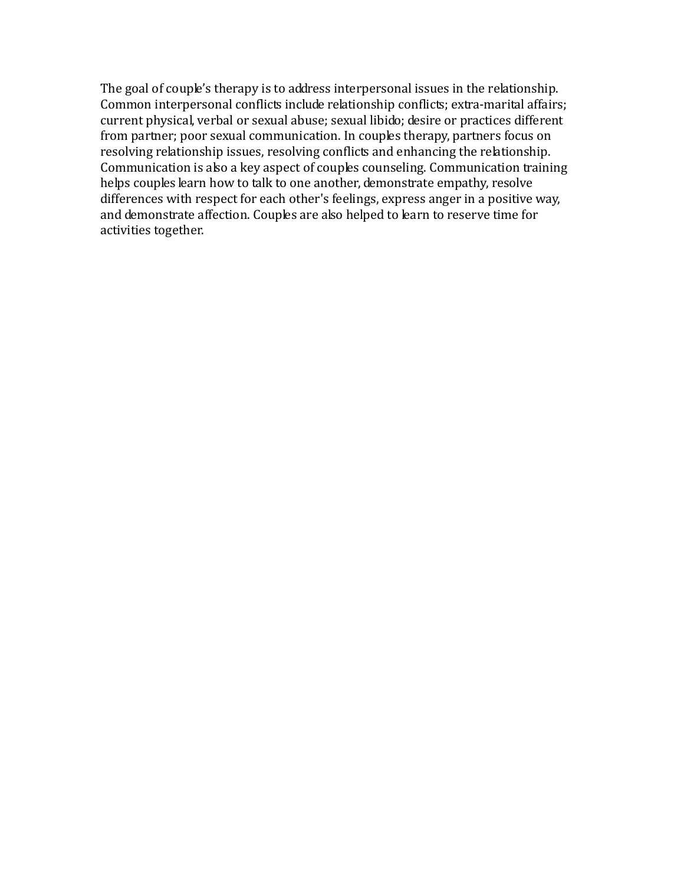The goal of couple's therapy is to address interpersonal issues in the relationship. Common interpersonal conflicts include relationship conflicts; extra-marital affairs; current physical, verbal or sexual abuse; sexual libido; desire or practices different from partner; poor sexual communication. In couples therapy, partners focus on resolving relationship issues, resolving conflicts and enhancing the relationship. Communication is also a key aspect of couples counseling. Communication training helps couples learn how to talk to one another, demonstrate empathy, resolve differences with respect for each other's feelings, express anger in a positive way, and demonstrate affection. Couples are also helped to learn to reserve time for activities together.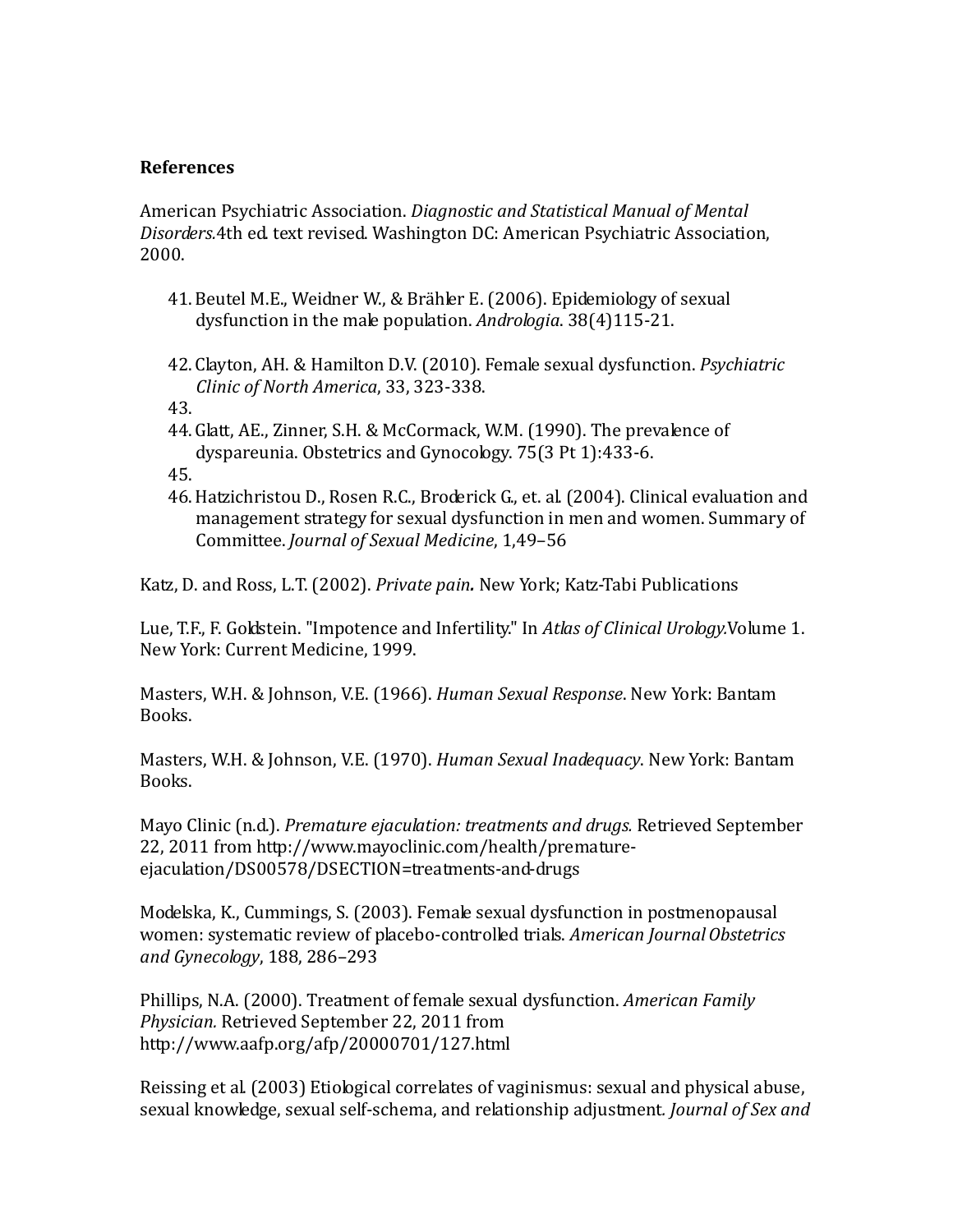**References**

American Psychiatric Association. *Diagnostic and Statistical Manual of Mental Disorders.*4th ed. text revised. Washington DC: American Psychiatric Association, 2000.

41. Beutel M.E., Weidner W., & Brähler E. (2006). Epidemiology of sexual dysfunction in the male population. *Andrologia*. 38(4)115-21.

42. Clayton, AH. & Hamilton D.V. (2010). Female sexual dysfunction. *Psychiatric Clinic of North America*, 33, 323-338.
43. 
44. Glatt, AE., Zinner, S.H. & McCormack, W.M. (1990). The prevalence of dyspareunia. Obstetrics and Gynocology. 75(3 Pt 1):433-6.
45. 
46. Hatzichristou D., Rosen R.C., Broderick G., et. al. (2004). Clinical evaluation and management strategy for sexual dysfunction in men and women. Summary of Committee. *Journal of Sexual Medicine*, 1,49–56

Katz, D. and Ross, L.T. (2002). *Private pain***.** New York; Katz-Tabi Publications

Lue, T.F., F. Goldstein. "Impotence and Infertility." In *Atlas of Clinical Urology.*Volume 1. New York: Current Medicine, 1999.

Masters, W.H. & Johnson, V.E. (1966). *Human Sexual Response*. New York: Bantam Books.

Masters, W.H. & Johnson, V.E. (1970). *Human Sexual Inadequacy*. New York: Bantam Books.

Mayo Clinic (n.d.). *Premature ejaculation: treatments and drugs.* Retrieved September 22, 2011 from http://www.mayoclinic.com/health/premature-ejaculation/DS00578/DSECTION=treatments-and-drugs

Modelska, K., Cummings, S. (2003). Female sexual dysfunction in postmenopausal women: systematic review of placebo-controlled trials*. American Journal Obstetrics and Gynecology*, 188, 286–293

Phillips, N.A. (2000). Treatment of female sexual dysfunction. *American Family Physician.* Retrieved September 22, 2011 from http://www.aafp.org/afp/20000701/127.html

Reissing et al. (2003) Etiological correlates of vaginismus: sexual and physical abuse, sexual knowledge, sexual self-schema, and relationship adjustment*. Journal of Sex and*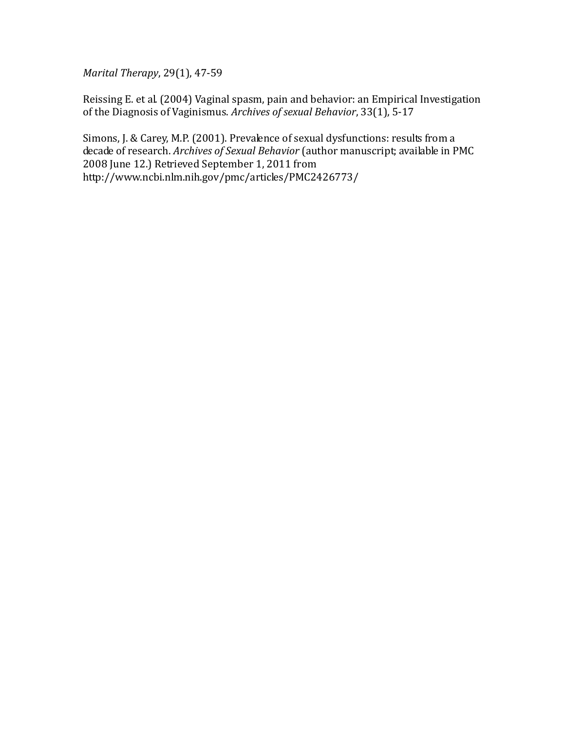*Marital Therapy*, 29(1), 47-59

Reissing E. et al. (2004) Vaginal spasm, pain and behavior: an Empirical Investigation of the Diagnosis of Vaginismus. *Archives of sexual Behavior*, 33(1), 5-17

Simons, J. & Carey, M.P. (2001). Prevalence of sexual dysfunctions: results from a decade of research. *Archives of Sexual Behavior* (author manuscript; available in PMC 2008 June 12.) Retrieved September 1, 2011 from http://www.ncbi.nlm.nih.gov/pmc/articles/PMC2426773/